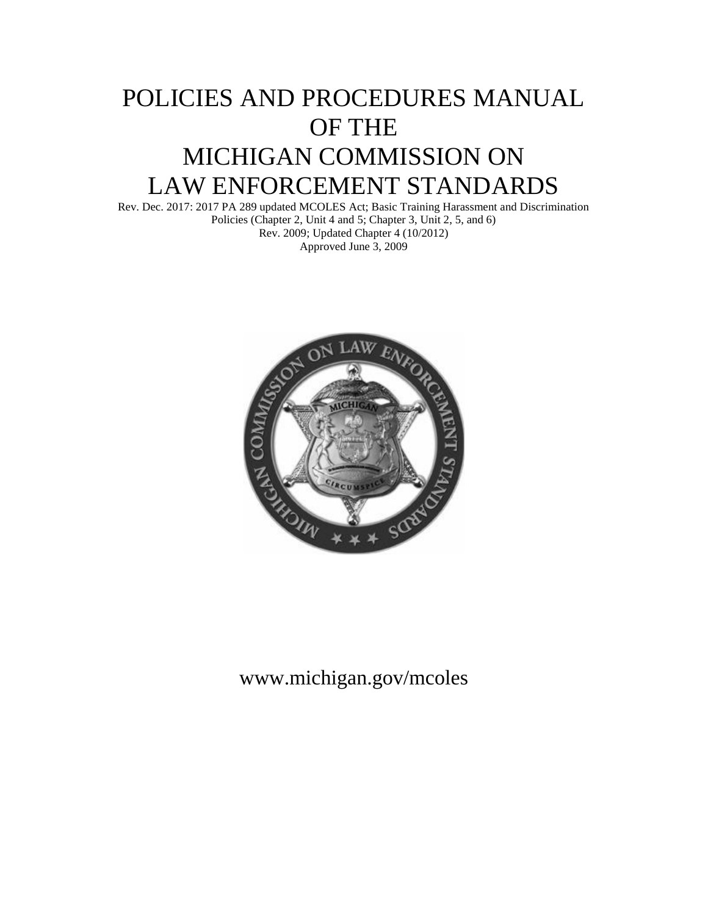# POLICIES AND PROCEDURES MANUAL OF THE MICHIGAN COMMISSION ON LAW ENFORCEMENT STANDARDS

Rev. Dec. 2017: 2017 PA 289 updated MCOLES Act; Basic Training Harassment and Discrimination Policies (Chapter 2, Unit 4 and 5; Chapter 3, Unit 2, 5, and 6)
Rev. 2009; Updated Chapter 4 (10/2012)
Approved June 3, 2009

www.michigan.gov/mcoles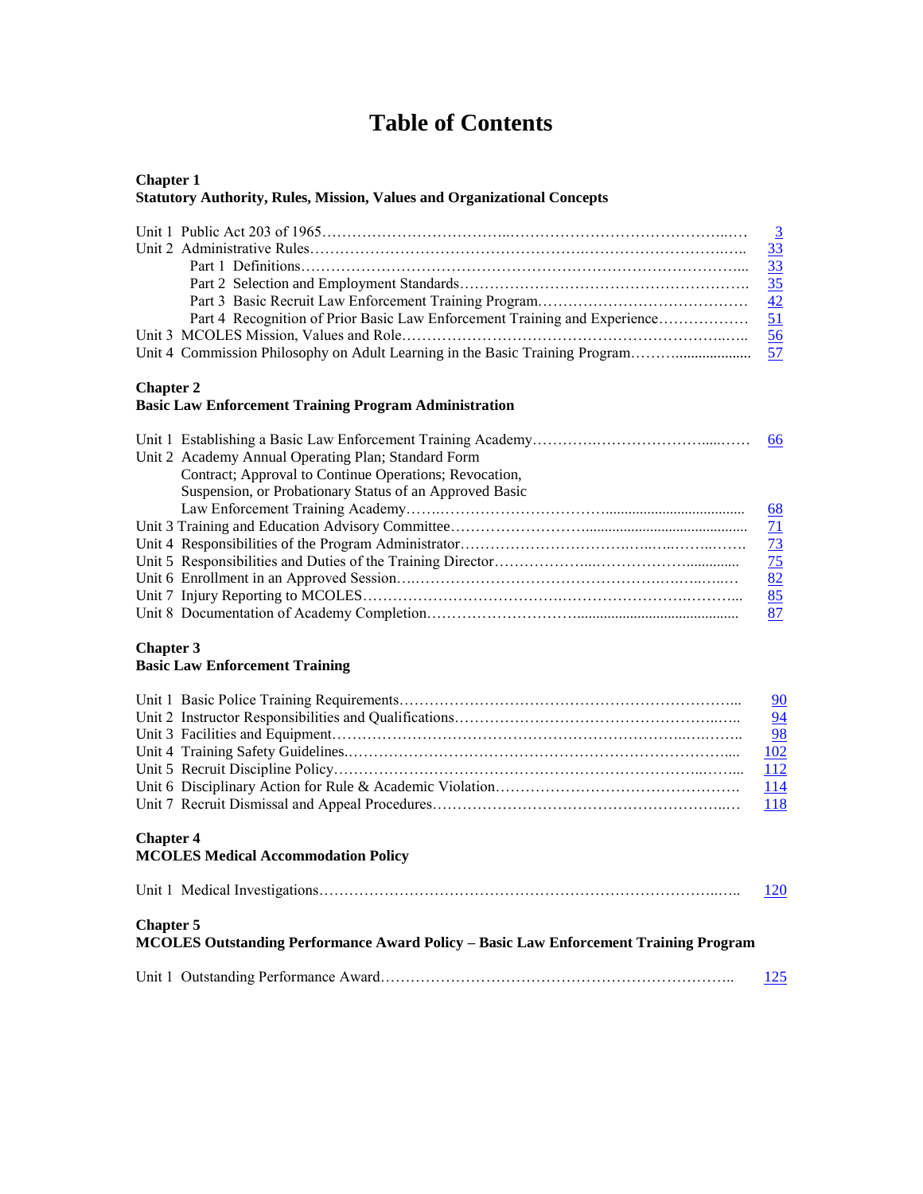# Table of Contents

**Chapter 1**
**Statutory Authority, Rules, Mission, Values and Organizational Concepts**

| | |
|---|---|
| Unit 1 Public Act 203 of 1965 | 3 |
| Unit 2 Administrative Rules | 33 |
| Part 1 Definitions | 33 |
| Part 2 Selection and Employment Standards | 35 |
| Part 3 Basic Recruit Law Enforcement Training Program | 42 |
| Part 4 Recognition of Prior Basic Law Enforcement Training and Experience | 51 |
| Unit 3 MCOLES Mission, Values and Role | 56 |
| Unit 4 Commission Philosophy on Adult Learning in the Basic Training Program | 57 |

**Chapter 2**
**Basic Law Enforcement Training Program Administration**

| | |
|---|---|
| Unit 1 Establishing a Basic Law Enforcement Training Academy | 66 |
| Unit 2 Academy Annual Operating Plan; Standard Form Contract; Approval to Continue Operations; Revocation, Suspension, or Probationary Status of an Approved Basic Law Enforcement Training Academy | 68 |
| Unit 3 Training and Education Advisory Committee | 71 |
| Unit 4 Responsibilities of the Program Administrator | 73 |
| Unit 5 Responsibilities and Duties of the Training Director | 75 |
| Unit 6 Enrollment in an Approved Session | 82 |
| Unit 7 Injury Reporting to MCOLES | 85 |
| Unit 8 Documentation of Academy Completion | 87 |

**Chapter 3**
**Basic Law Enforcement Training**

| | |
|---|---|
| Unit 1 Basic Police Training Requirements | 90 |
| Unit 2 Instructor Responsibilities and Qualifications | 94 |
| Unit 3 Facilities and Equipment | 98 |
| Unit 4 Training Safety Guidelines | 102 |
| Unit 5 Recruit Discipline Policy | 112 |
| Unit 6 Disciplinary Action for Rule & Academic Violation | 114 |
| Unit 7 Recruit Dismissal and Appeal Procedures | 118 |

**Chapter 4**
**MCOLES Medical Accommodation Policy**

| | |
|---|---|
| Unit 1 Medical Investigations | 120 |

**Chapter 5**
**MCOLES Outstanding Performance Award Policy – Basic Law Enforcement Training Program**

| | |
|---|---|
| Unit 1 Outstanding Performance Award | 125 |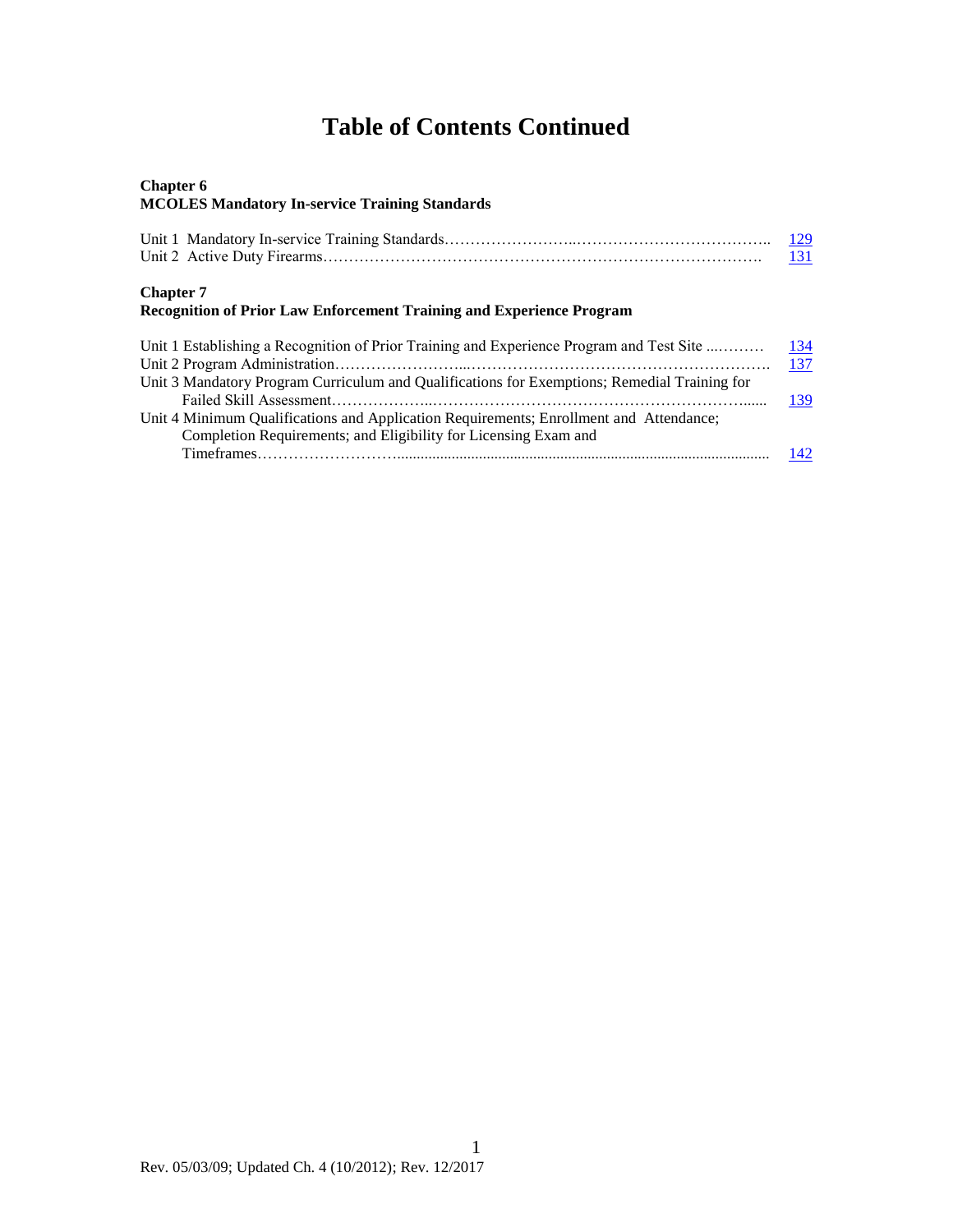# Table of Contents Continued

**Chapter 6**
**MCOLES Mandatory In-service Training Standards**

| | |
|---|---|
| Unit 1 Mandatory In-service Training Standards | 129 |
| Unit 2 Active Duty Firearms | 131 |

**Chapter 7**
**Recognition of Prior Law Enforcement Training and Experience Program**

| | |
|---|---|
| Unit 1 Establishing a Recognition of Prior Training and Experience Program and Test Site | 134 |
| Unit 2 Program Administration | 137 |
| Unit 3 Mandatory Program Curriculum and Qualifications for Exemptions; Remedial Training for Failed Skill Assessment | 139 |
| Unit 4 Minimum Qualifications and Application Requirements; Enrollment and Attendance; Completion Requirements; and Eligibility for Licensing Exam and Timeframes | 142 |

Rev. 05/03/09; Updated Ch. 4 (10/2012); Rev. 12/2017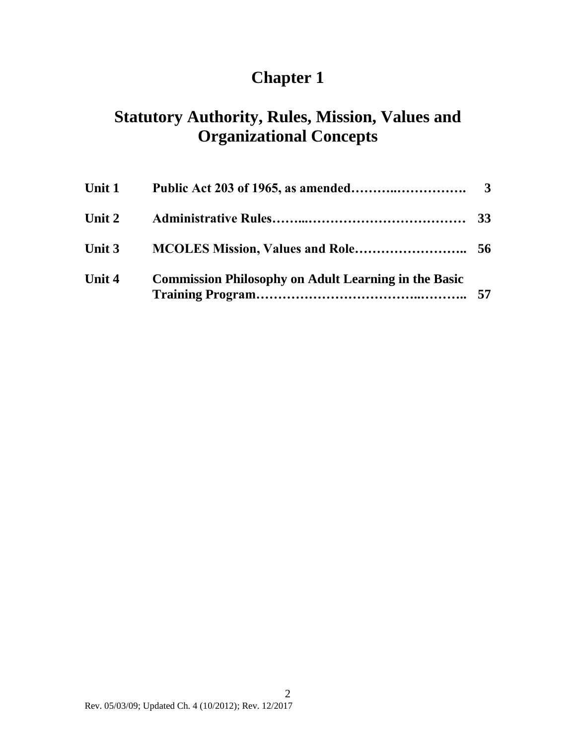# Chapter 1

## Statutory Authority, Rules, Mission, Values and Organizational Concepts

| | | |
|---|---|---|
| **Unit 1** | **Public Act 203 of 1965, as amended………..…………….** | **3** |
| **Unit 2** | **Administrative Rules……...………………………………** | **33** |
| **Unit 3** | **MCOLES Mission, Values and Role……………………..** | **56** |
| **Unit 4** | **Commission Philosophy on Adult Learning in the Basic Training Program……………………………..………..** | **57** |

Rev. 05/03/09; Updated Ch. 4 (10/2012); Rev. 12/2017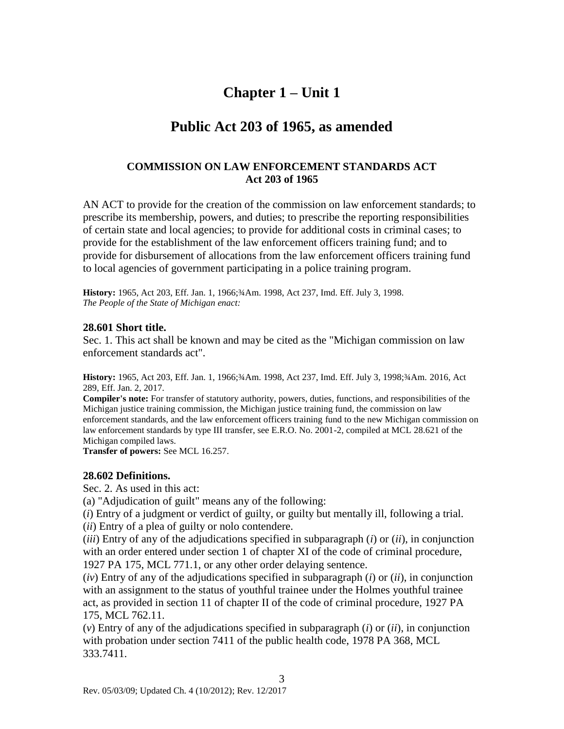# Chapter 1 – Unit 1

# Public Act 203 of 1965, as amended

### COMMISSION ON LAW ENFORCEMENT STANDARDS ACT
### Act 203 of 1965

AN ACT to provide for the creation of the commission on law enforcement standards; to prescribe its membership, powers, and duties; to prescribe the reporting responsibilities of certain state and local agencies; to provide for additional costs in criminal cases; to provide for the establishment of the law enforcement officers training fund; and to provide for disbursement of allocations from the law enforcement officers training fund to local agencies of government participating in a police training program.

**History:** 1965, Act 203, Eff. Jan. 1, 1966;¾Am. 1998, Act 237, Imd. Eff. July 3, 1998.
*The People of the State of Michigan enact:*

#### 28.601 Short title.

Sec. 1. This act shall be known and may be cited as the "Michigan commission on law enforcement standards act".

**History:** 1965, Act 203, Eff. Jan. 1, 1966;¾Am. 1998, Act 237, Imd. Eff. July 3, 1998;¾Am. 2016, Act 289, Eff. Jan. 2, 2017.
**Compiler's note:** For transfer of statutory authority, powers, duties, functions, and responsibilities of the Michigan justice training commission, the Michigan justice training fund, the commission on law enforcement standards, and the law enforcement officers training fund to the new Michigan commission on law enforcement standards by type III transfer, see E.R.O. No. 2001-2, compiled at MCL 28.621 of the Michigan compiled laws.
**Transfer of powers:** See MCL 16.257.

#### 28.602 Definitions.

Sec. 2. As used in this act:

(a) "Adjudication of guilt" means any of the following:

(*i*) Entry of a judgment or verdict of guilty, or guilty but mentally ill, following a trial.

(*ii*) Entry of a plea of guilty or nolo contendere.

(*iii*) Entry of any of the adjudications specified in subparagraph (*i*) or (*ii*), in conjunction with an order entered under section 1 of chapter XI of the code of criminal procedure, 1927 PA 175, MCL 771.1, or any other order delaying sentence.

(*iv*) Entry of any of the adjudications specified in subparagraph (*i*) or (*ii*), in conjunction with an assignment to the status of youthful trainee under the Holmes youthful trainee act, as provided in section 11 of chapter II of the code of criminal procedure, 1927 PA 175, MCL 762.11.

(*v*) Entry of any of the adjudications specified in subparagraph (*i*) or (*ii*), in conjunction with probation under section 7411 of the public health code, 1978 PA 368, MCL 333.7411.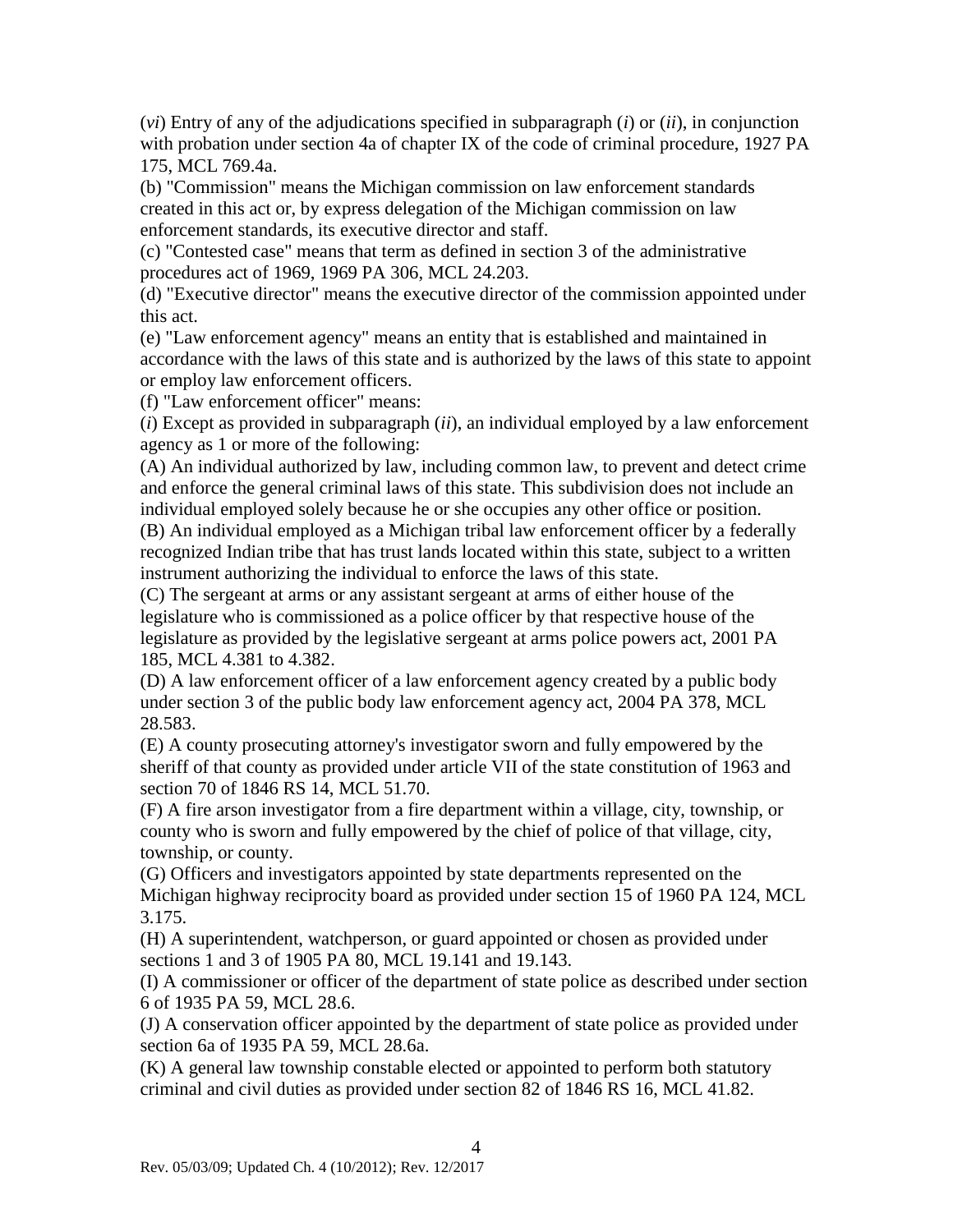(*vi*) Entry of any of the adjudications specified in subparagraph (*i*) or (*ii*), in conjunction with probation under section 4a of chapter IX of the code of criminal procedure, 1927 PA 175, MCL 769.4a.

(b) "Commission" means the Michigan commission on law enforcement standards created in this act or, by express delegation of the Michigan commission on law enforcement standards, its executive director and staff.

(c) "Contested case" means that term as defined in section 3 of the administrative procedures act of 1969, 1969 PA 306, MCL 24.203.

(d) "Executive director" means the executive director of the commission appointed under this act.

(e) "Law enforcement agency" means an entity that is established and maintained in accordance with the laws of this state and is authorized by the laws of this state to appoint or employ law enforcement officers.

(f) "Law enforcement officer" means:

(*i*) Except as provided in subparagraph (*ii*), an individual employed by a law enforcement agency as 1 or more of the following:

(A) An individual authorized by law, including common law, to prevent and detect crime and enforce the general criminal laws of this state. This subdivision does not include an individual employed solely because he or she occupies any other office or position.

(B) An individual employed as a Michigan tribal law enforcement officer by a federally recognized Indian tribe that has trust lands located within this state, subject to a written instrument authorizing the individual to enforce the laws of this state.

(C) The sergeant at arms or any assistant sergeant at arms of either house of the legislature who is commissioned as a police officer by that respective house of the legislature as provided by the legislative sergeant at arms police powers act, 2001 PA 185, MCL 4.381 to 4.382.

(D) A law enforcement officer of a law enforcement agency created by a public body under section 3 of the public body law enforcement agency act, 2004 PA 378, MCL 28.583.

(E) A county prosecuting attorney's investigator sworn and fully empowered by the sheriff of that county as provided under article VII of the state constitution of 1963 and section 70 of 1846 RS 14, MCL 51.70.

(F) A fire arson investigator from a fire department within a village, city, township, or county who is sworn and fully empowered by the chief of police of that village, city, township, or county.

(G) Officers and investigators appointed by state departments represented on the Michigan highway reciprocity board as provided under section 15 of 1960 PA 124, MCL 3.175.

(H) A superintendent, watchperson, or guard appointed or chosen as provided under sections 1 and 3 of 1905 PA 80, MCL 19.141 and 19.143.

(I) A commissioner or officer of the department of state police as described under section 6 of 1935 PA 59, MCL 28.6.

(J) A conservation officer appointed by the department of state police as provided under section 6a of 1935 PA 59, MCL 28.6a.

(K) A general law township constable elected or appointed to perform both statutory criminal and civil duties as provided under section 82 of 1846 RS 16, MCL 41.82.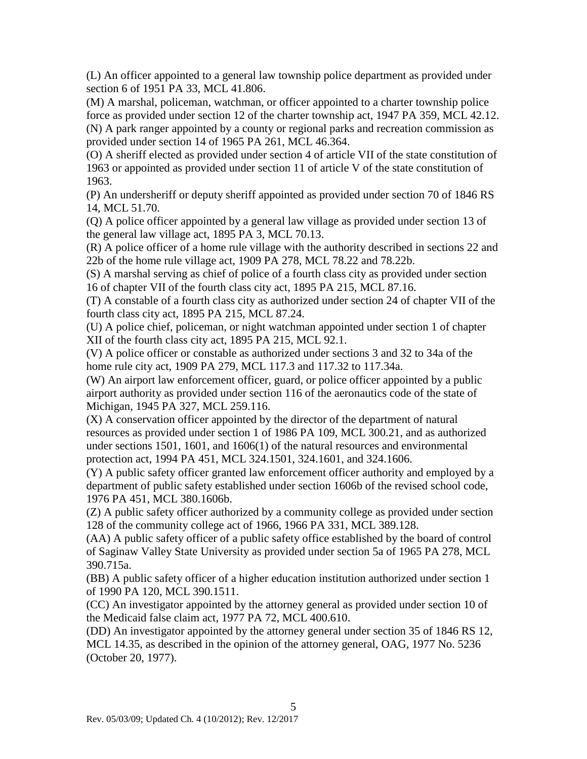(L) An officer appointed to a general law township police department as provided under section 6 of 1951 PA 33, MCL 41.806.

(M) A marshal, policeman, watchman, or officer appointed to a charter township police force as provided under section 12 of the charter township act, 1947 PA 359, MCL 42.12.

(N) A park ranger appointed by a county or regional parks and recreation commission as provided under section 14 of 1965 PA 261, MCL 46.364.

(O) A sheriff elected as provided under section 4 of article VII of the state constitution of 1963 or appointed as provided under section 11 of article V of the state constitution of 1963.

(P) An undersheriff or deputy sheriff appointed as provided under section 70 of 1846 RS 14, MCL 51.70.

(Q) A police officer appointed by a general law village as provided under section 13 of the general law village act, 1895 PA 3, MCL 70.13.

(R) A police officer of a home rule village with the authority described in sections 22 and 22b of the home rule village act, 1909 PA 278, MCL 78.22 and 78.22b.

(S) A marshal serving as chief of police of a fourth class city as provided under section 16 of chapter VII of the fourth class city act, 1895 PA 215, MCL 87.16.

(T) A constable of a fourth class city as authorized under section 24 of chapter VII of the fourth class city act, 1895 PA 215, MCL 87.24.

(U) A police chief, policeman, or night watchman appointed under section 1 of chapter XII of the fourth class city act, 1895 PA 215, MCL 92.1.

(V) A police officer or constable as authorized under sections 3 and 32 to 34a of the home rule city act, 1909 PA 279, MCL 117.3 and 117.32 to 117.34a.

(W) An airport law enforcement officer, guard, or police officer appointed by a public airport authority as provided under section 116 of the aeronautics code of the state of Michigan, 1945 PA 327, MCL 259.116.

(X) A conservation officer appointed by the director of the department of natural resources as provided under section 1 of 1986 PA 109, MCL 300.21, and as authorized under sections 1501, 1601, and 1606(1) of the natural resources and environmental protection act, 1994 PA 451, MCL 324.1501, 324.1601, and 324.1606.

(Y) A public safety officer granted law enforcement officer authority and employed by a department of public safety established under section 1606b of the revised school code, 1976 PA 451, MCL 380.1606b.

(Z) A public safety officer authorized by a community college as provided under section 128 of the community college act of 1966, 1966 PA 331, MCL 389.128.

(AA) A public safety officer of a public safety office established by the board of control of Saginaw Valley State University as provided under section 5a of 1965 PA 278, MCL 390.715a.

(BB) A public safety officer of a higher education institution authorized under section 1 of 1990 PA 120, MCL 390.1511.

(CC) An investigator appointed by the attorney general as provided under section 10 of the Medicaid false claim act, 1977 PA 72, MCL 400.610.

(DD) An investigator appointed by the attorney general under section 35 of 1846 RS 12, MCL 14.35, as described in the opinion of the attorney general, OAG, 1977 No. 5236 (October 20, 1977).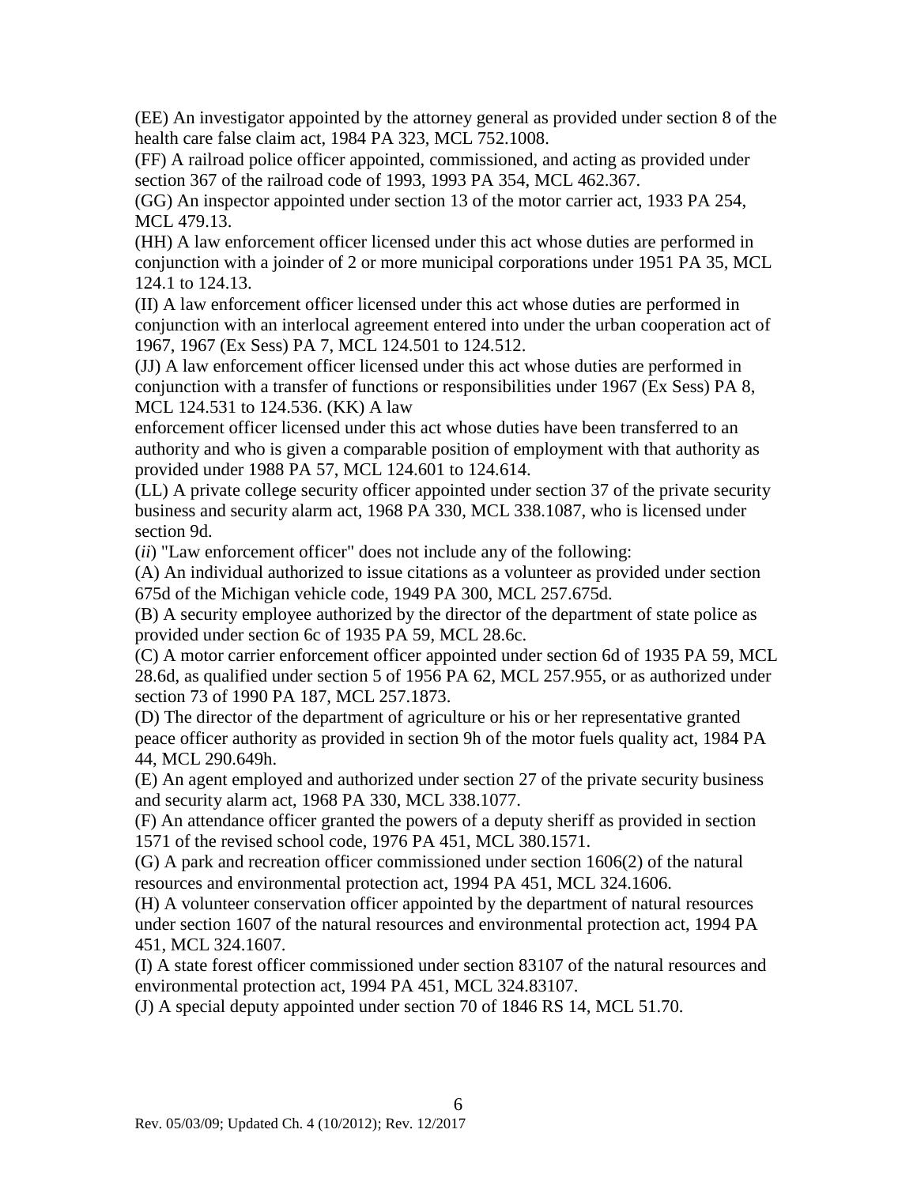(EE) An investigator appointed by the attorney general as provided under section 8 of the health care false claim act, 1984 PA 323, MCL 752.1008.

(FF) A railroad police officer appointed, commissioned, and acting as provided under section 367 of the railroad code of 1993, 1993 PA 354, MCL 462.367.

(GG) An inspector appointed under section 13 of the motor carrier act, 1933 PA 254, MCL 479.13.

(HH) A law enforcement officer licensed under this act whose duties are performed in conjunction with a joinder of 2 or more municipal corporations under 1951 PA 35, MCL 124.1 to 124.13.

(II) A law enforcement officer licensed under this act whose duties are performed in conjunction with an interlocal agreement entered into under the urban cooperation act of 1967, 1967 (Ex Sess) PA 7, MCL 124.501 to 124.512.

(JJ) A law enforcement officer licensed under this act whose duties are performed in conjunction with a transfer of functions or responsibilities under 1967 (Ex Sess) PA 8, MCL 124.531 to 124.536. (KK) A law enforcement officer licensed under this act whose duties have been transferred to an authority and who is given a comparable position of employment with that authority as provided under 1988 PA 57, MCL 124.601 to 124.614.

(LL) A private college security officer appointed under section 37 of the private security business and security alarm act, 1968 PA 330, MCL 338.1087, who is licensed under section 9d.

(*ii*) "Law enforcement officer" does not include any of the following:

(A) An individual authorized to issue citations as a volunteer as provided under section 675d of the Michigan vehicle code, 1949 PA 300, MCL 257.675d.

(B) A security employee authorized by the director of the department of state police as provided under section 6c of 1935 PA 59, MCL 28.6c.

(C) A motor carrier enforcement officer appointed under section 6d of 1935 PA 59, MCL 28.6d, as qualified under section 5 of 1956 PA 62, MCL 257.955, or as authorized under section 73 of 1990 PA 187, MCL 257.1873.

(D) The director of the department of agriculture or his or her representative granted peace officer authority as provided in section 9h of the motor fuels quality act, 1984 PA 44, MCL 290.649h.

(E) An agent employed and authorized under section 27 of the private security business and security alarm act, 1968 PA 330, MCL 338.1077.

(F) An attendance officer granted the powers of a deputy sheriff as provided in section 1571 of the revised school code, 1976 PA 451, MCL 380.1571.

(G) A park and recreation officer commissioned under section 1606(2) of the natural resources and environmental protection act, 1994 PA 451, MCL 324.1606.

(H) A volunteer conservation officer appointed by the department of natural resources under section 1607 of the natural resources and environmental protection act, 1994 PA 451, MCL 324.1607.

(I) A state forest officer commissioned under section 83107 of the natural resources and environmental protection act, 1994 PA 451, MCL 324.83107.

(J) A special deputy appointed under section 70 of 1846 RS 14, MCL 51.70.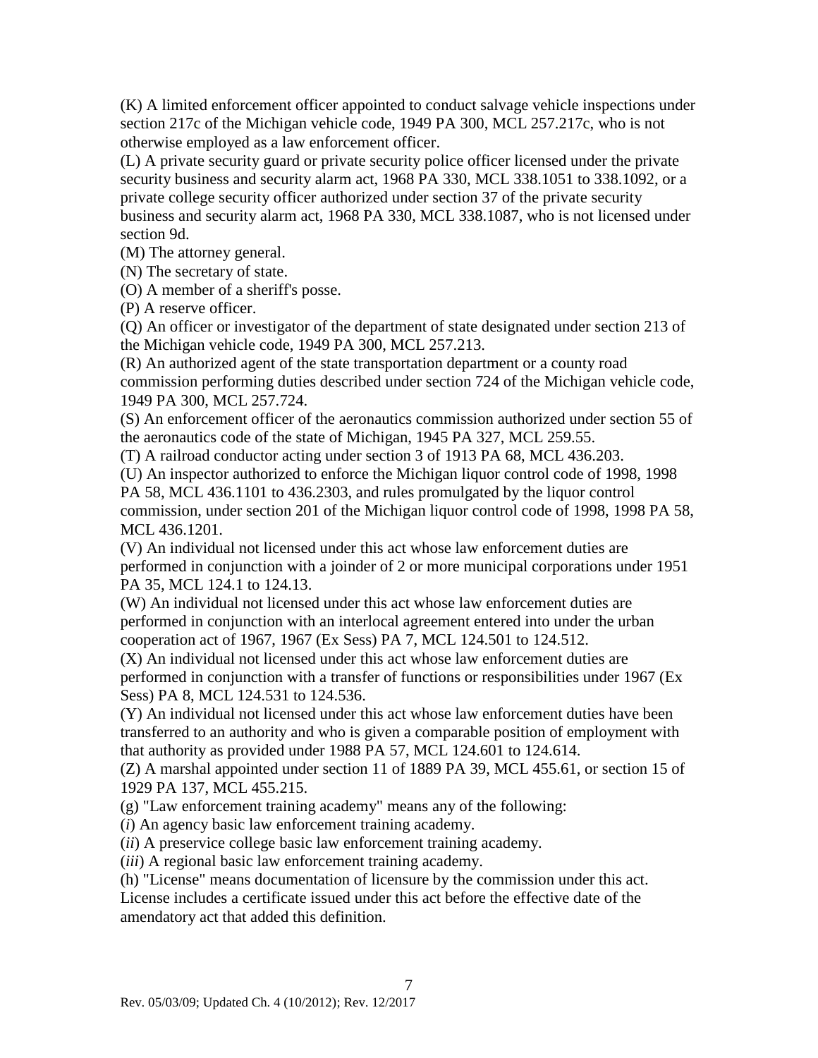(K) A limited enforcement officer appointed to conduct salvage vehicle inspections under section 217c of the Michigan vehicle code, 1949 PA 300, MCL 257.217c, who is not otherwise employed as a law enforcement officer.

(L) A private security guard or private security police officer licensed under the private security business and security alarm act, 1968 PA 330, MCL 338.1051 to 338.1092, or a private college security officer authorized under section 37 of the private security business and security alarm act, 1968 PA 330, MCL 338.1087, who is not licensed under section 9d.

(M) The attorney general.

(N) The secretary of state.

(O) A member of a sheriff's posse.

(P) A reserve officer.

(Q) An officer or investigator of the department of state designated under section 213 of the Michigan vehicle code, 1949 PA 300, MCL 257.213.

(R) An authorized agent of the state transportation department or a county road commission performing duties described under section 724 of the Michigan vehicle code, 1949 PA 300, MCL 257.724.

(S) An enforcement officer of the aeronautics commission authorized under section 55 of the aeronautics code of the state of Michigan, 1945 PA 327, MCL 259.55.

(T) A railroad conductor acting under section 3 of 1913 PA 68, MCL 436.203.

(U) An inspector authorized to enforce the Michigan liquor control code of 1998, 1998 PA 58, MCL 436.1101 to 436.2303, and rules promulgated by the liquor control commission, under section 201 of the Michigan liquor control code of 1998, 1998 PA 58, MCL 436.1201.

(V) An individual not licensed under this act whose law enforcement duties are performed in conjunction with a joinder of 2 or more municipal corporations under 1951 PA 35, MCL 124.1 to 124.13.

(W) An individual not licensed under this act whose law enforcement duties are performed in conjunction with an interlocal agreement entered into under the urban cooperation act of 1967, 1967 (Ex Sess) PA 7, MCL 124.501 to 124.512.

(X) An individual not licensed under this act whose law enforcement duties are performed in conjunction with a transfer of functions or responsibilities under 1967 (Ex Sess) PA 8, MCL 124.531 to 124.536.

(Y) An individual not licensed under this act whose law enforcement duties have been transferred to an authority and who is given a comparable position of employment with that authority as provided under 1988 PA 57, MCL 124.601 to 124.614.

(Z) A marshal appointed under section 11 of 1889 PA 39, MCL 455.61, or section 15 of 1929 PA 137, MCL 455.215.

(g) "Law enforcement training academy" means any of the following:

(*i*) An agency basic law enforcement training academy.

(*ii*) A preservice college basic law enforcement training academy.

(*iii*) A regional basic law enforcement training academy.

(h) "License" means documentation of licensure by the commission under this act. License includes a certificate issued under this act before the effective date of the amendatory act that added this definition.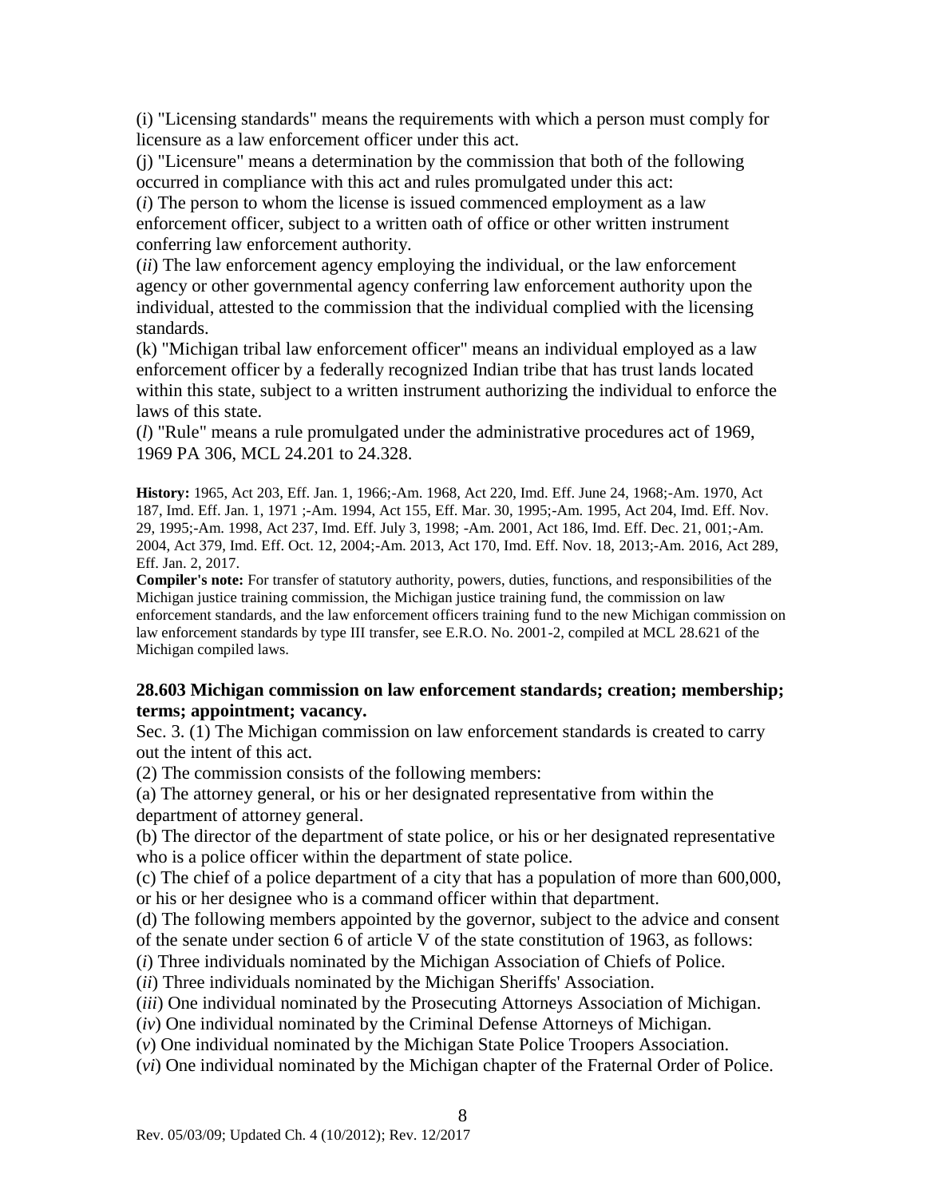(i) "Licensing standards" means the requirements with which a person must comply for licensure as a law enforcement officer under this act.

(j) "Licensure" means a determination by the commission that both of the following occurred in compliance with this act and rules promulgated under this act:

(*i*) The person to whom the license is issued commenced employment as a law enforcement officer, subject to a written oath of office or other written instrument conferring law enforcement authority.

(*ii*) The law enforcement agency employing the individual, or the law enforcement agency or other governmental agency conferring law enforcement authority upon the individual, attested to the commission that the individual complied with the licensing standards.

(k) "Michigan tribal law enforcement officer" means an individual employed as a law enforcement officer by a federally recognized Indian tribe that has trust lands located within this state, subject to a written instrument authorizing the individual to enforce the laws of this state.

(*l*) "Rule" means a rule promulgated under the administrative procedures act of 1969, 1969 PA 306, MCL 24.201 to 24.328.

**History:** 1965, Act 203, Eff. Jan. 1, 1966;-Am. 1968, Act 220, Imd. Eff. June 24, 1968;-Am. 1970, Act 187, Imd. Eff. Jan. 1, 1971 ;-Am. 1994, Act 155, Eff. Mar. 30, 1995;-Am. 1995, Act 204, Imd. Eff. Nov. 29, 1995;-Am. 1998, Act 237, Imd. Eff. July 3, 1998; -Am. 2001, Act 186, Imd. Eff. Dec. 21, 001;-Am. 2004, Act 379, Imd. Eff. Oct. 12, 2004;-Am. 2013, Act 170, Imd. Eff. Nov. 18, 2013;-Am. 2016, Act 289, Eff. Jan. 2, 2017.

**Compiler's note:** For transfer of statutory authority, powers, duties, functions, and responsibilities of the Michigan justice training commission, the Michigan justice training fund, the commission on law enforcement standards, and the law enforcement officers training fund to the new Michigan commission on law enforcement standards by type III transfer, see E.R.O. No. 2001-2, compiled at MCL 28.621 of the Michigan compiled laws.

### 28.603 Michigan commission on law enforcement standards; creation; membership; terms; appointment; vacancy.

Sec. 3. (1) The Michigan commission on law enforcement standards is created to carry out the intent of this act.

(2) The commission consists of the following members:

(a) The attorney general, or his or her designated representative from within the department of attorney general.

(b) The director of the department of state police, or his or her designated representative who is a police officer within the department of state police.

(c) The chief of a police department of a city that has a population of more than 600,000, or his or her designee who is a command officer within that department.

(d) The following members appointed by the governor, subject to the advice and consent of the senate under section 6 of article V of the state constitution of 1963, as follows:

(*i*) Three individuals nominated by the Michigan Association of Chiefs of Police.

(*ii*) Three individuals nominated by the Michigan Sheriffs' Association.

(*iii*) One individual nominated by the Prosecuting Attorneys Association of Michigan.

(*iv*) One individual nominated by the Criminal Defense Attorneys of Michigan.

(*v*) One individual nominated by the Michigan State Police Troopers Association.

(*vi*) One individual nominated by the Michigan chapter of the Fraternal Order of Police.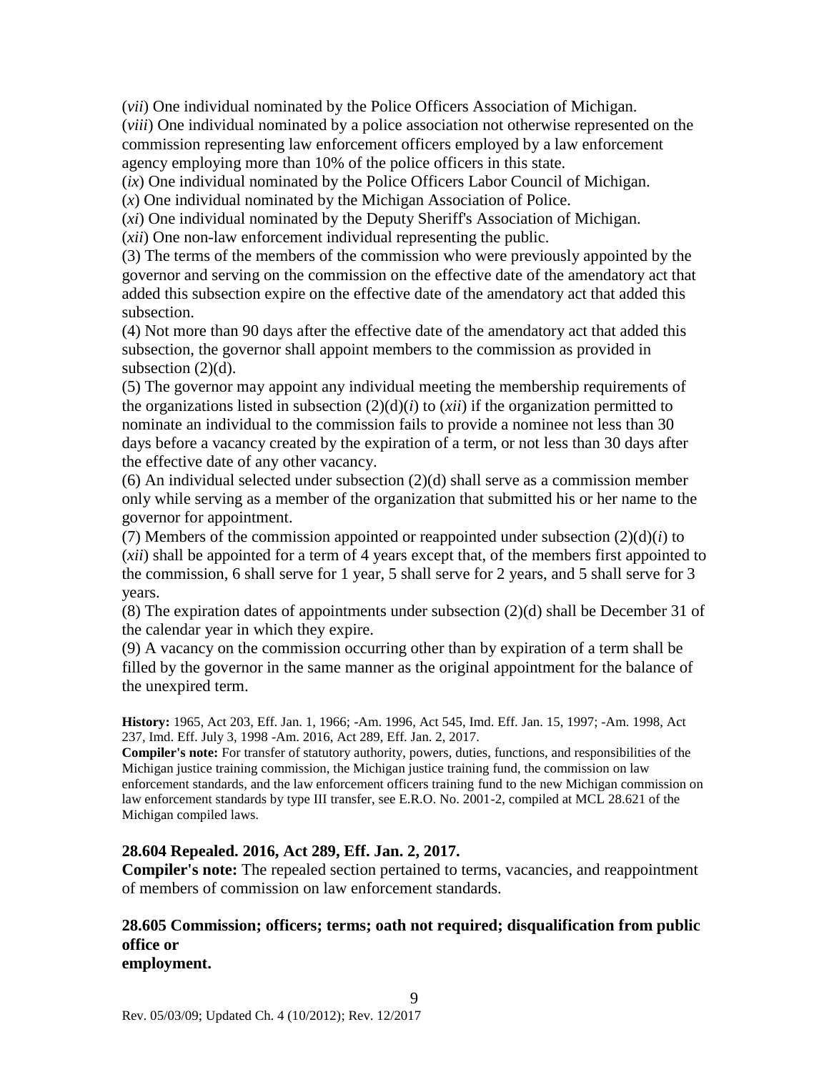(*vii*) One individual nominated by the Police Officers Association of Michigan.
(*viii*) One individual nominated by a police association not otherwise represented on the commission representing law enforcement officers employed by a law enforcement agency employing more than 10% of the police officers in this state.
(*ix*) One individual nominated by the Police Officers Labor Council of Michigan.
(*x*) One individual nominated by the Michigan Association of Police.
(*xi*) One individual nominated by the Deputy Sheriff's Association of Michigan.
(*xii*) One non-law enforcement individual representing the public.

(3) The terms of the members of the commission who were previously appointed by the governor and serving on the commission on the effective date of the amendatory act that added this subsection expire on the effective date of the amendatory act that added this subsection.

(4) Not more than 90 days after the effective date of the amendatory act that added this subsection, the governor shall appoint members to the commission as provided in subsection (2)(d).

(5) The governor may appoint any individual meeting the membership requirements of the organizations listed in subsection (2)(d)(*i*) to (*xii*) if the organization permitted to nominate an individual to the commission fails to provide a nominee not less than 30 days before a vacancy created by the expiration of a term, or not less than 30 days after the effective date of any other vacancy.

(6) An individual selected under subsection (2)(d) shall serve as a commission member only while serving as a member of the organization that submitted his or her name to the governor for appointment.

(7) Members of the commission appointed or reappointed under subsection (2)(d)(*i*) to (*xii*) shall be appointed for a term of 4 years except that, of the members first appointed to the commission, 6 shall serve for 1 year, 5 shall serve for 2 years, and 5 shall serve for 3 years.

(8) The expiration dates of appointments under subsection (2)(d) shall be December 31 of the calendar year in which they expire.

(9) A vacancy on the commission occurring other than by expiration of a term shall be filled by the governor in the same manner as the original appointment for the balance of the unexpired term.

**History:** 1965, Act 203, Eff. Jan. 1, 1966; -Am. 1996, Act 545, Imd. Eff. Jan. 15, 1997; -Am. 1998, Act 237, Imd. Eff. July 3, 1998 -Am. 2016, Act 289, Eff. Jan. 2, 2017.

**Compiler's note:** For transfer of statutory authority, powers, duties, functions, and responsibilities of the Michigan justice training commission, the Michigan justice training fund, the commission on law enforcement standards, and the law enforcement officers training fund to the new Michigan commission on law enforcement standards by type III transfer, see E.R.O. No. 2001-2, compiled at MCL 28.621 of the Michigan compiled laws.

### 28.604 Repealed. 2016, Act 289, Eff. Jan. 2, 2017.

**Compiler's note:** The repealed section pertained to terms, vacancies, and reappointment of members of commission on law enforcement standards.

### 28.605 Commission; officers; terms; oath not required; disqualification from public office or employment.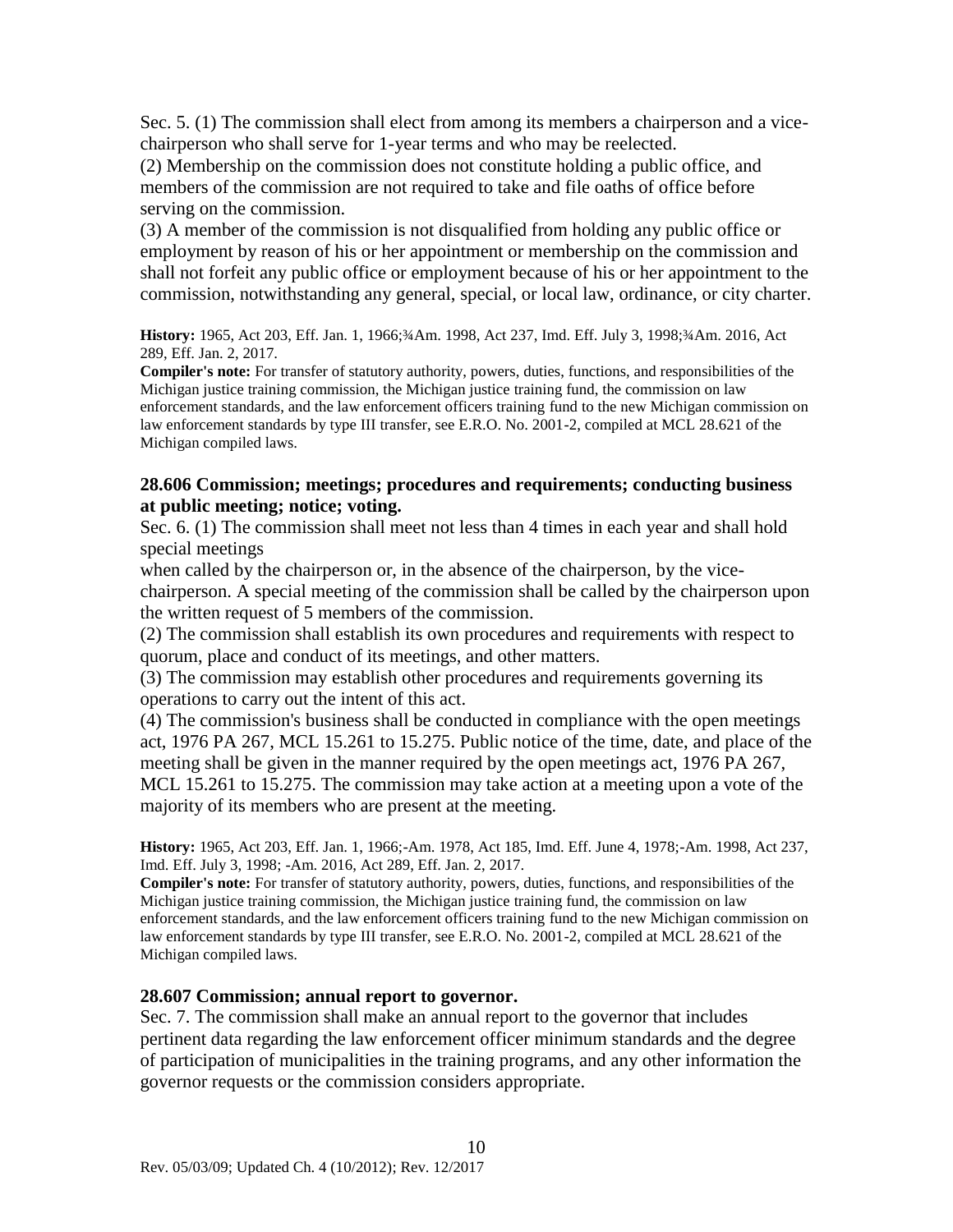Sec. 5. (1) The commission shall elect from among its members a chairperson and a vice-chairperson who shall serve for 1-year terms and who may be reelected.

(2) Membership on the commission does not constitute holding a public office, and members of the commission are not required to take and file oaths of office before serving on the commission.

(3) A member of the commission is not disqualified from holding any public office or employment by reason of his or her appointment or membership on the commission and shall not forfeit any public office or employment because of his or her appointment to the commission, notwithstanding any general, special, or local law, ordinance, or city charter.

**History:** 1965, Act 203, Eff. Jan. 1, 1966;¾Am. 1998, Act 237, Imd. Eff. July 3, 1998;¾Am. 2016, Act 289, Eff. Jan. 2, 2017.

**Compiler's note:** For transfer of statutory authority, powers, duties, functions, and responsibilities of the Michigan justice training commission, the Michigan justice training fund, the commission on law enforcement standards, and the law enforcement officers training fund to the new Michigan commission on law enforcement standards by type III transfer, see E.R.O. No. 2001-2, compiled at MCL 28.621 of the Michigan compiled laws.

### 28.606 Commission; meetings; procedures and requirements; conducting business at public meeting; notice; voting.

Sec. 6. (1) The commission shall meet not less than 4 times in each year and shall hold special meetings when called by the chairperson or, in the absence of the chairperson, by the vice-chairperson. A special meeting of the commission shall be called by the chairperson upon the written request of 5 members of the commission.

(2) The commission shall establish its own procedures and requirements with respect to quorum, place and conduct of its meetings, and other matters.

(3) The commission may establish other procedures and requirements governing its operations to carry out the intent of this act.

(4) The commission's business shall be conducted in compliance with the open meetings act, 1976 PA 267, MCL 15.261 to 15.275. Public notice of the time, date, and place of the meeting shall be given in the manner required by the open meetings act, 1976 PA 267, MCL 15.261 to 15.275. The commission may take action at a meeting upon a vote of the majority of its members who are present at the meeting.

**History:** 1965, Act 203, Eff. Jan. 1, 1966;-Am. 1978, Act 185, Imd. Eff. June 4, 1978;-Am. 1998, Act 237, Imd. Eff. July 3, 1998; -Am. 2016, Act 289, Eff. Jan. 2, 2017.

**Compiler's note:** For transfer of statutory authority, powers, duties, functions, and responsibilities of the Michigan justice training commission, the Michigan justice training fund, the commission on law enforcement standards, and the law enforcement officers training fund to the new Michigan commission on law enforcement standards by type III transfer, see E.R.O. No. 2001-2, compiled at MCL 28.621 of the Michigan compiled laws.

### 28.607 Commission; annual report to governor.

Sec. 7. The commission shall make an annual report to the governor that includes pertinent data regarding the law enforcement officer minimum standards and the degree of participation of municipalities in the training programs, and any other information the governor requests or the commission considers appropriate.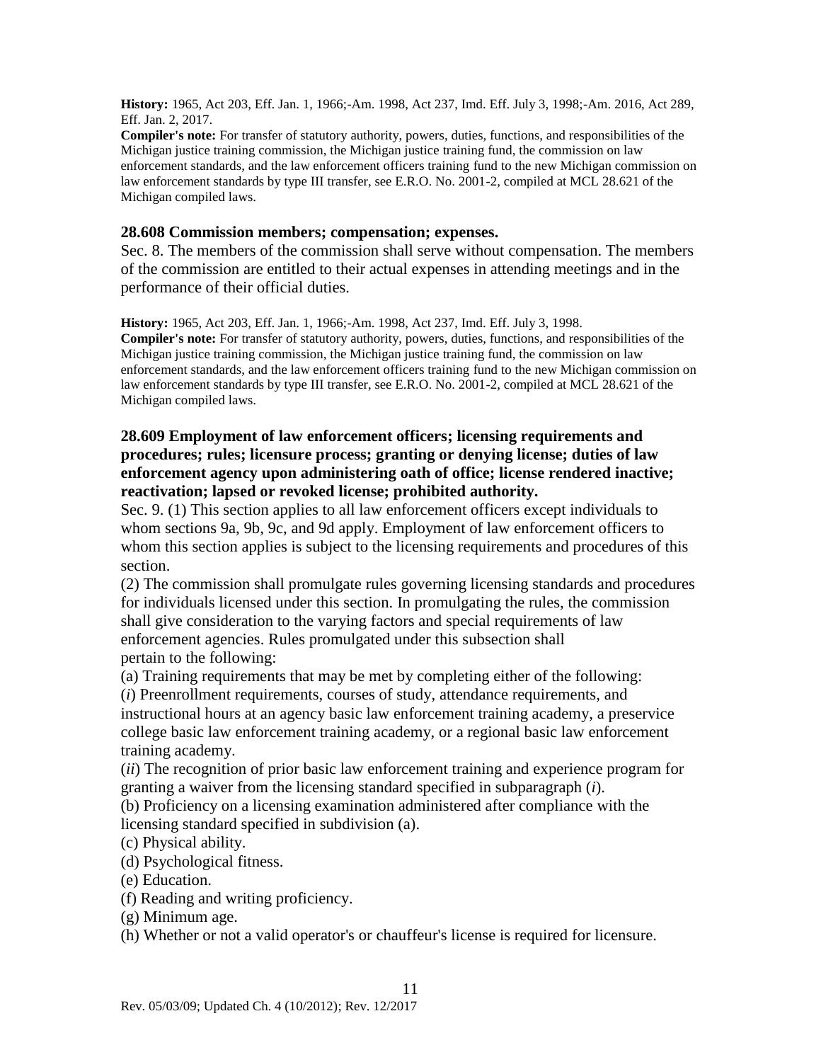**History:** 1965, Act 203, Eff. Jan. 1, 1966;-Am. 1998, Act 237, Imd. Eff. July 3, 1998;-Am. 2016, Act 289, Eff. Jan. 2, 2017.

**Compiler's note:** For transfer of statutory authority, powers, duties, functions, and responsibilities of the Michigan justice training commission, the Michigan justice training fund, the commission on law enforcement standards, and the law enforcement officers training fund to the new Michigan commission on law enforcement standards by type III transfer, see E.R.O. No. 2001-2, compiled at MCL 28.621 of the Michigan compiled laws.

### 28.608 Commission members; compensation; expenses.

Sec. 8. The members of the commission shall serve without compensation. The members of the commission are entitled to their actual expenses in attending meetings and in the performance of their official duties.

**History:** 1965, Act 203, Eff. Jan. 1, 1966;-Am. 1998, Act 237, Imd. Eff. July 3, 1998.

**Compiler's note:** For transfer of statutory authority, powers, duties, functions, and responsibilities of the Michigan justice training commission, the Michigan justice training fund, the commission on law enforcement standards, and the law enforcement officers training fund to the new Michigan commission on law enforcement standards by type III transfer, see E.R.O. No. 2001-2, compiled at MCL 28.621 of the Michigan compiled laws.

### 28.609 Employment of law enforcement officers; licensing requirements and procedures; rules; licensure process; granting or denying license; duties of law enforcement agency upon administering oath of office; license rendered inactive; reactivation; lapsed or revoked license; prohibited authority.

Sec. 9. (1) This section applies to all law enforcement officers except individuals to whom sections 9a, 9b, 9c, and 9d apply. Employment of law enforcement officers to whom this section applies is subject to the licensing requirements and procedures of this section.

(2) The commission shall promulgate rules governing licensing standards and procedures for individuals licensed under this section. In promulgating the rules, the commission shall give consideration to the varying factors and special requirements of law enforcement agencies. Rules promulgated under this subsection shall pertain to the following:

(a) Training requirements that may be met by completing either of the following:

(*i*) Preenrollment requirements, courses of study, attendance requirements, and instructional hours at an agency basic law enforcement training academy, a preservice college basic law enforcement training academy, or a regional basic law enforcement training academy.

(*ii*) The recognition of prior basic law enforcement training and experience program for granting a waiver from the licensing standard specified in subparagraph (*i*).

(b) Proficiency on a licensing examination administered after compliance with the licensing standard specified in subdivision (a).

(c) Physical ability.

(d) Psychological fitness.

(e) Education.

(f) Reading and writing proficiency.

(g) Minimum age.

(h) Whether or not a valid operator's or chauffeur's license is required for licensure.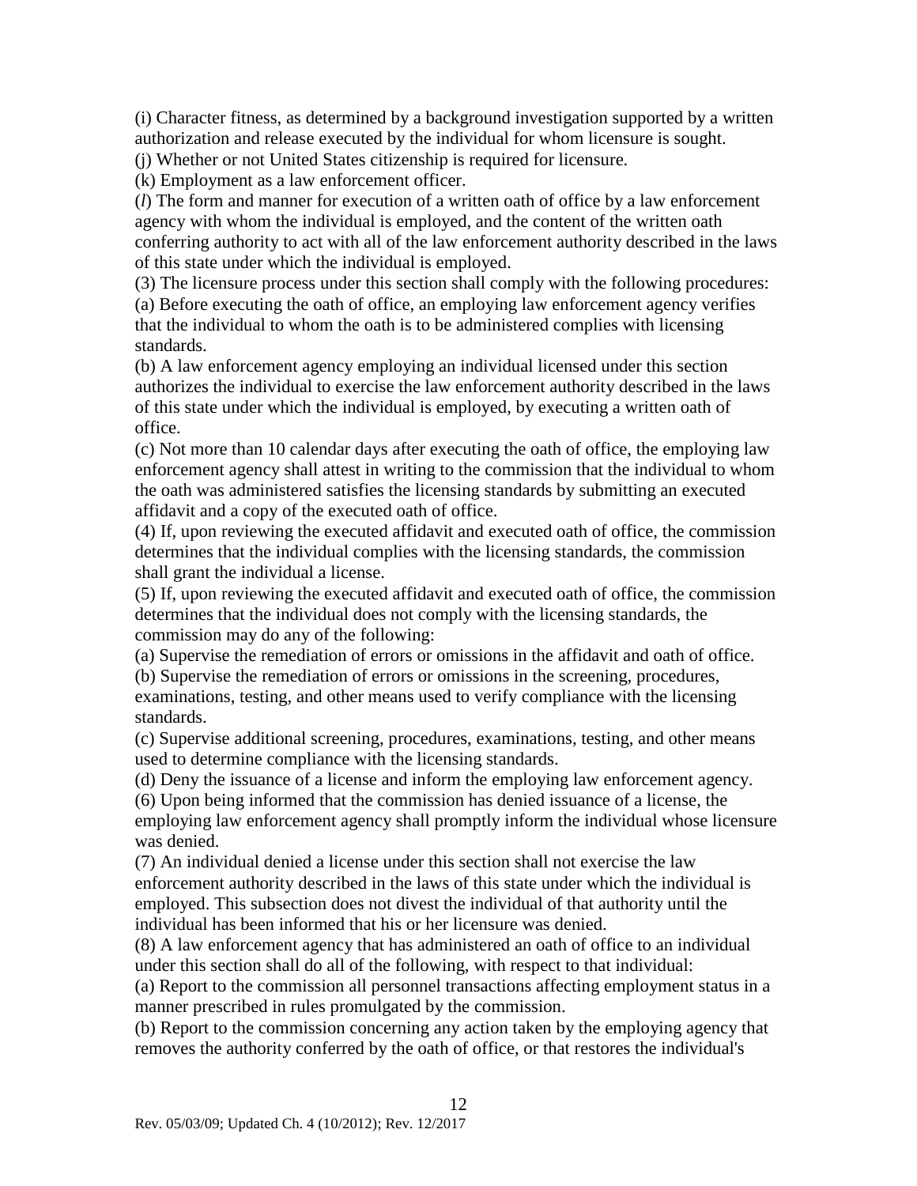(i) Character fitness, as determined by a background investigation supported by a written authorization and release executed by the individual for whom licensure is sought.

(j) Whether or not United States citizenship is required for licensure.

(k) Employment as a law enforcement officer.

(*l*) The form and manner for execution of a written oath of office by a law enforcement agency with whom the individual is employed, and the content of the written oath conferring authority to act with all of the law enforcement authority described in the laws of this state under which the individual is employed.

(3) The licensure process under this section shall comply with the following procedures:

(a) Before executing the oath of office, an employing law enforcement agency verifies that the individual to whom the oath is to be administered complies with licensing standards.

(b) A law enforcement agency employing an individual licensed under this section authorizes the individual to exercise the law enforcement authority described in the laws of this state under which the individual is employed, by executing a written oath of office.

(c) Not more than 10 calendar days after executing the oath of office, the employing law enforcement agency shall attest in writing to the commission that the individual to whom the oath was administered satisfies the licensing standards by submitting an executed affidavit and a copy of the executed oath of office.

(4) If, upon reviewing the executed affidavit and executed oath of office, the commission determines that the individual complies with the licensing standards, the commission shall grant the individual a license.

(5) If, upon reviewing the executed affidavit and executed oath of office, the commission determines that the individual does not comply with the licensing standards, the commission may do any of the following:

(a) Supervise the remediation of errors or omissions in the affidavit and oath of office.

(b) Supervise the remediation of errors or omissions in the screening, procedures, examinations, testing, and other means used to verify compliance with the licensing standards.

(c) Supervise additional screening, procedures, examinations, testing, and other means used to determine compliance with the licensing standards.

(d) Deny the issuance of a license and inform the employing law enforcement agency.

(6) Upon being informed that the commission has denied issuance of a license, the employing law enforcement agency shall promptly inform the individual whose licensure was denied.

(7) An individual denied a license under this section shall not exercise the law enforcement authority described in the laws of this state under which the individual is employed. This subsection does not divest the individual of that authority until the individual has been informed that his or her licensure was denied.

(8) A law enforcement agency that has administered an oath of office to an individual under this section shall do all of the following, with respect to that individual:

(a) Report to the commission all personnel transactions affecting employment status in a manner prescribed in rules promulgated by the commission.

(b) Report to the commission concerning any action taken by the employing agency that removes the authority conferred by the oath of office, or that restores the individual's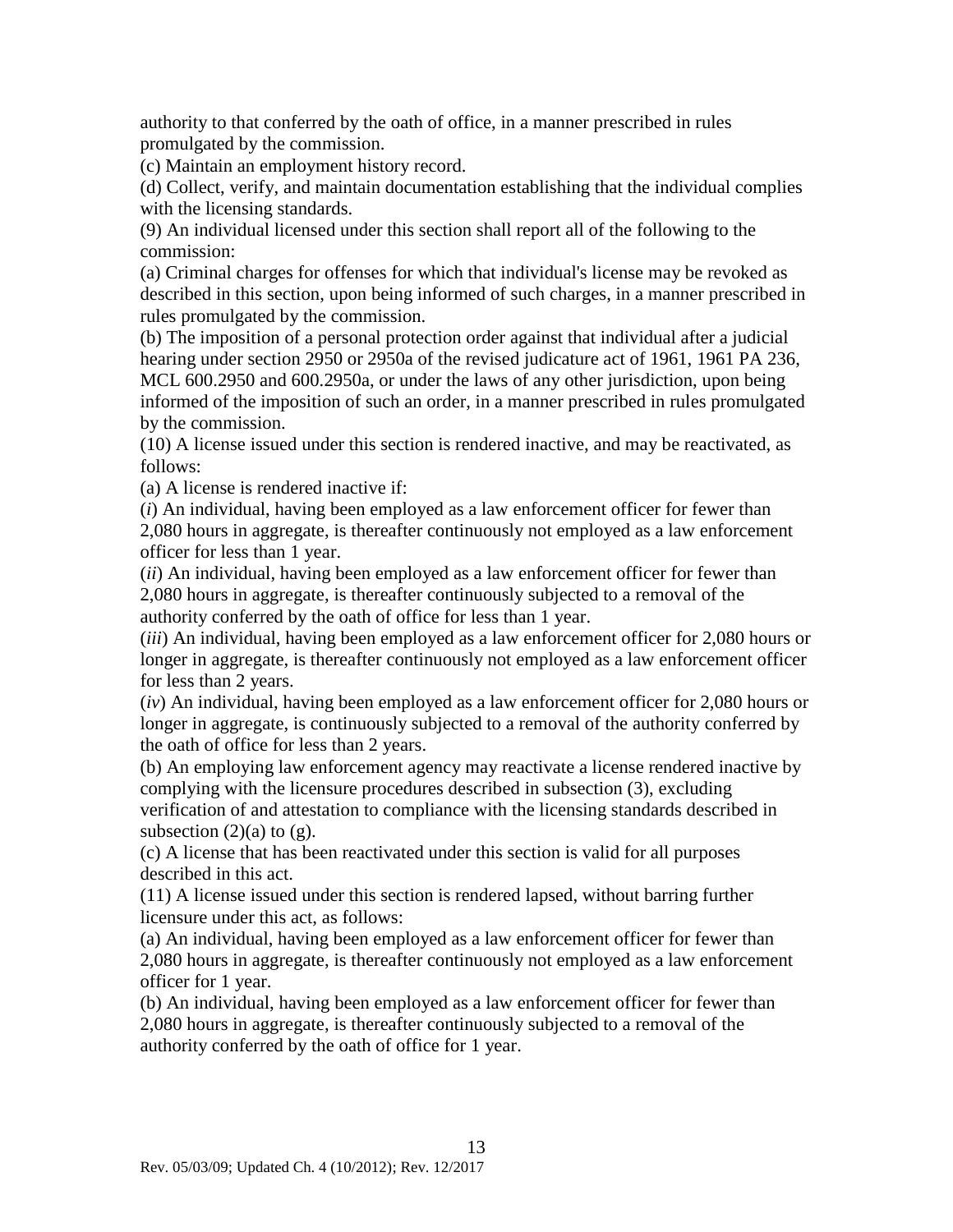authority to that conferred by the oath of office, in a manner prescribed in rules promulgated by the commission.

(c) Maintain an employment history record.

(d) Collect, verify, and maintain documentation establishing that the individual complies with the licensing standards.

(9) An individual licensed under this section shall report all of the following to the commission:

(a) Criminal charges for offenses for which that individual's license may be revoked as described in this section, upon being informed of such charges, in a manner prescribed in rules promulgated by the commission.

(b) The imposition of a personal protection order against that individual after a judicial hearing under section 2950 or 2950a of the revised judicature act of 1961, 1961 PA 236, MCL 600.2950 and 600.2950a, or under the laws of any other jurisdiction, upon being informed of the imposition of such an order, in a manner prescribed in rules promulgated by the commission.

(10) A license issued under this section is rendered inactive, and may be reactivated, as follows:

(a) A license is rendered inactive if:

(*i*) An individual, having been employed as a law enforcement officer for fewer than 2,080 hours in aggregate, is thereafter continuously not employed as a law enforcement officer for less than 1 year.

(*ii*) An individual, having been employed as a law enforcement officer for fewer than 2,080 hours in aggregate, is thereafter continuously subjected to a removal of the authority conferred by the oath of office for less than 1 year.

(*iii*) An individual, having been employed as a law enforcement officer for 2,080 hours or longer in aggregate, is thereafter continuously not employed as a law enforcement officer for less than 2 years.

(*iv*) An individual, having been employed as a law enforcement officer for 2,080 hours or longer in aggregate, is continuously subjected to a removal of the authority conferred by the oath of office for less than 2 years.

(b) An employing law enforcement agency may reactivate a license rendered inactive by complying with the licensure procedures described in subsection (3), excluding verification of and attestation to compliance with the licensing standards described in subsection (2)(a) to (g).

(c) A license that has been reactivated under this section is valid for all purposes described in this act.

(11) A license issued under this section is rendered lapsed, without barring further licensure under this act, as follows:

(a) An individual, having been employed as a law enforcement officer for fewer than 2,080 hours in aggregate, is thereafter continuously not employed as a law enforcement officer for 1 year.

(b) An individual, having been employed as a law enforcement officer for fewer than 2,080 hours in aggregate, is thereafter continuously subjected to a removal of the authority conferred by the oath of office for 1 year.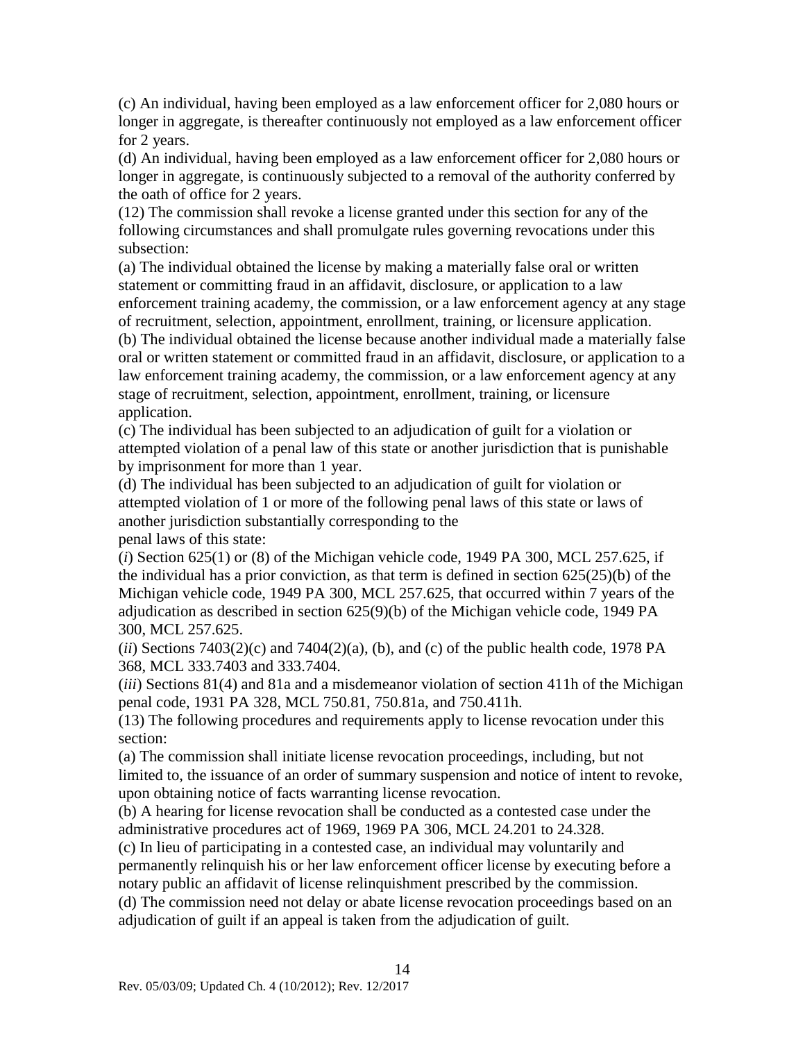(c) An individual, having been employed as a law enforcement officer for 2,080 hours or longer in aggregate, is thereafter continuously not employed as a law enforcement officer for 2 years.

(d) An individual, having been employed as a law enforcement officer for 2,080 hours or longer in aggregate, is continuously subjected to a removal of the authority conferred by the oath of office for 2 years.

(12) The commission shall revoke a license granted under this section for any of the following circumstances and shall promulgate rules governing revocations under this subsection:

(a) The individual obtained the license by making a materially false oral or written statement or committing fraud in an affidavit, disclosure, or application to a law enforcement training academy, the commission, or a law enforcement agency at any stage of recruitment, selection, appointment, enrollment, training, or licensure application.

(b) The individual obtained the license because another individual made a materially false oral or written statement or committed fraud in an affidavit, disclosure, or application to a law enforcement training academy, the commission, or a law enforcement agency at any stage of recruitment, selection, appointment, enrollment, training, or licensure application.

(c) The individual has been subjected to an adjudication of guilt for a violation or attempted violation of a penal law of this state or another jurisdiction that is punishable by imprisonment for more than 1 year.

(d) The individual has been subjected to an adjudication of guilt for violation or attempted violation of 1 or more of the following penal laws of this state or laws of another jurisdiction substantially corresponding to the penal laws of this state:

(*i*) Section 625(1) or (8) of the Michigan vehicle code, 1949 PA 300, MCL 257.625, if the individual has a prior conviction, as that term is defined in section 625(25)(b) of the Michigan vehicle code, 1949 PA 300, MCL 257.625, that occurred within 7 years of the adjudication as described in section 625(9)(b) of the Michigan vehicle code, 1949 PA 300, MCL 257.625.

(*ii*) Sections 7403(2)(c) and 7404(2)(a), (b), and (c) of the public health code, 1978 PA 368, MCL 333.7403 and 333.7404.

(*iii*) Sections 81(4) and 81a and a misdemeanor violation of section 411h of the Michigan penal code, 1931 PA 328, MCL 750.81, 750.81a, and 750.411h.

(13) The following procedures and requirements apply to license revocation under this section:

(a) The commission shall initiate license revocation proceedings, including, but not limited to, the issuance of an order of summary suspension and notice of intent to revoke, upon obtaining notice of facts warranting license revocation.

(b) A hearing for license revocation shall be conducted as a contested case under the administrative procedures act of 1969, 1969 PA 306, MCL 24.201 to 24.328.

(c) In lieu of participating in a contested case, an individual may voluntarily and permanently relinquish his or her law enforcement officer license by executing before a notary public an affidavit of license relinquishment prescribed by the commission.

(d) The commission need not delay or abate license revocation proceedings based on an adjudication of guilt if an appeal is taken from the adjudication of guilt.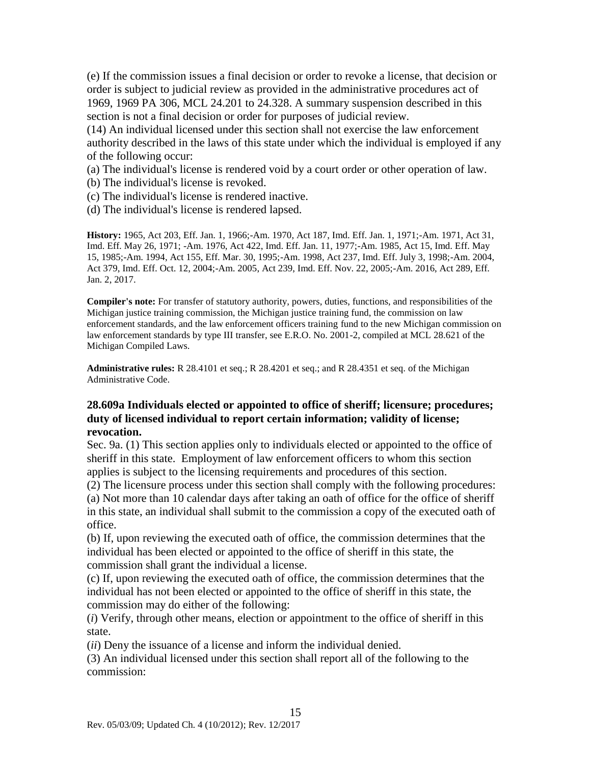(e) If the commission issues a final decision or order to revoke a license, that decision or order is subject to judicial review as provided in the administrative procedures act of 1969, 1969 PA 306, MCL 24.201 to 24.328. A summary suspension described in this section is not a final decision or order for purposes of judicial review.

(14) An individual licensed under this section shall not exercise the law enforcement authority described in the laws of this state under which the individual is employed if any of the following occur:

(a) The individual's license is rendered void by a court order or other operation of law.

(b) The individual's license is revoked.

(c) The individual's license is rendered inactive.

(d) The individual's license is rendered lapsed.

**History:** 1965, Act 203, Eff. Jan. 1, 1966;-Am. 1970, Act 187, Imd. Eff. Jan. 1, 1971;-Am. 1971, Act 31, Imd. Eff. May 26, 1971; -Am. 1976, Act 422, Imd. Eff. Jan. 11, 1977;-Am. 1985, Act 15, Imd. Eff. May 15, 1985;-Am. 1994, Act 155, Eff. Mar. 30, 1995;-Am. 1998, Act 237, Imd. Eff. July 3, 1998;-Am. 2004, Act 379, Imd. Eff. Oct. 12, 2004;-Am. 2005, Act 239, Imd. Eff. Nov. 22, 2005;-Am. 2016, Act 289, Eff. Jan. 2, 2017.

**Compiler's note:** For transfer of statutory authority, powers, duties, functions, and responsibilities of the Michigan justice training commission, the Michigan justice training fund, the commission on law enforcement standards, and the law enforcement officers training fund to the new Michigan commission on law enforcement standards by type III transfer, see E.R.O. No. 2001-2, compiled at MCL 28.621 of the Michigan Compiled Laws.

**Administrative rules:** R 28.4101 et seq.; R 28.4201 et seq.; and R 28.4351 et seq. of the Michigan Administrative Code.

### 28.609a Individuals elected or appointed to office of sheriff; licensure; procedures; duty of licensed individual to report certain information; validity of license; revocation.

Sec. 9a. (1) This section applies only to individuals elected or appointed to the office of sheriff in this state. Employment of law enforcement officers to whom this section applies is subject to the licensing requirements and procedures of this section.

(2) The licensure process under this section shall comply with the following procedures:

(a) Not more than 10 calendar days after taking an oath of office for the office of sheriff in this state, an individual shall submit to the commission a copy of the executed oath of office.

(b) If, upon reviewing the executed oath of office, the commission determines that the individual has been elected or appointed to the office of sheriff in this state, the commission shall grant the individual a license.

(c) If, upon reviewing the executed oath of office, the commission determines that the individual has not been elected or appointed to the office of sheriff in this state, the commission may do either of the following:

(*i*) Verify, through other means, election or appointment to the office of sheriff in this state.

(*ii*) Deny the issuance of a license and inform the individual denied.

(3) An individual licensed under this section shall report all of the following to the commission: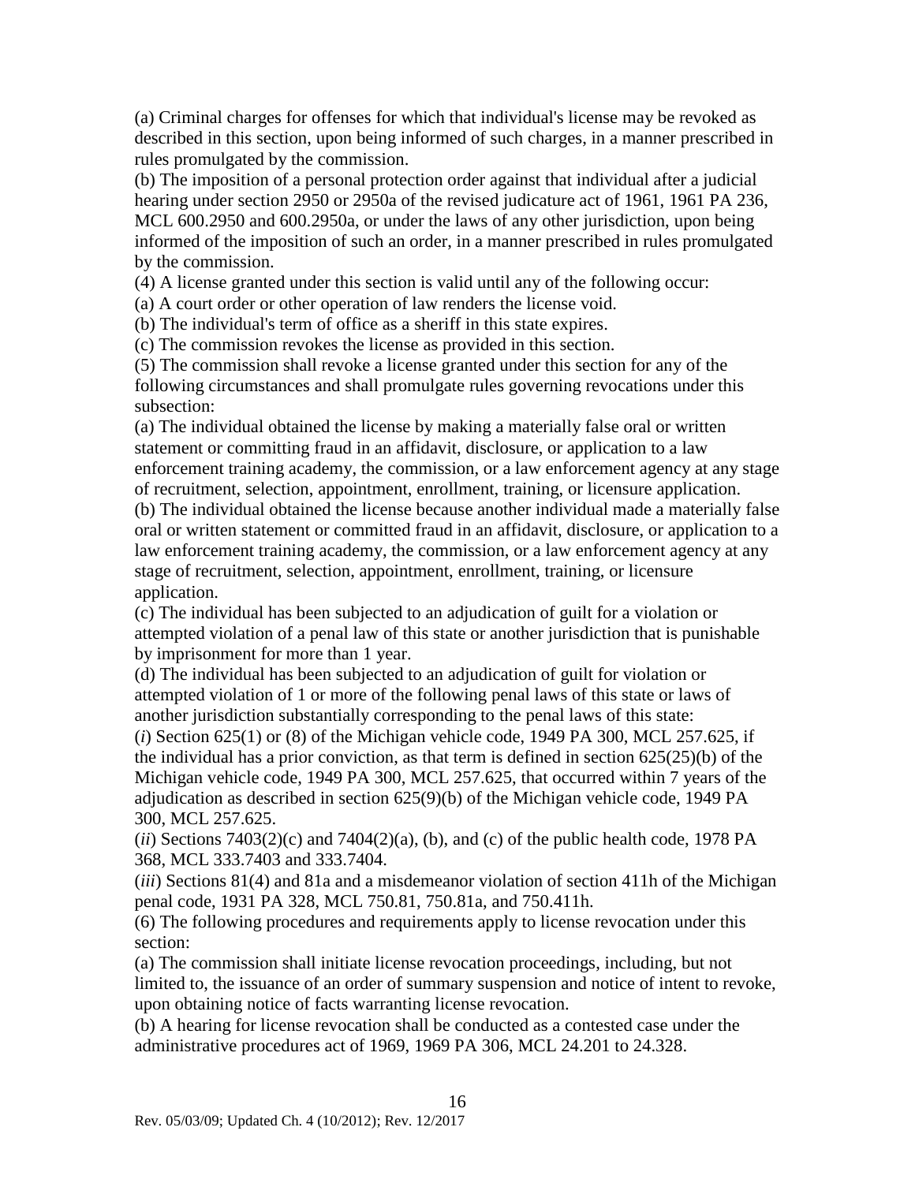(a) Criminal charges for offenses for which that individual's license may be revoked as described in this section, upon being informed of such charges, in a manner prescribed in rules promulgated by the commission.

(b) The imposition of a personal protection order against that individual after a judicial hearing under section 2950 or 2950a of the revised judicature act of 1961, 1961 PA 236, MCL 600.2950 and 600.2950a, or under the laws of any other jurisdiction, upon being informed of the imposition of such an order, in a manner prescribed in rules promulgated by the commission.

(4) A license granted under this section is valid until any of the following occur:

(a) A court order or other operation of law renders the license void.

(b) The individual's term of office as a sheriff in this state expires.

(c) The commission revokes the license as provided in this section.

(5) The commission shall revoke a license granted under this section for any of the following circumstances and shall promulgate rules governing revocations under this subsection:

(a) The individual obtained the license by making a materially false oral or written statement or committing fraud in an affidavit, disclosure, or application to a law enforcement training academy, the commission, or a law enforcement agency at any stage of recruitment, selection, appointment, enrollment, training, or licensure application.

(b) The individual obtained the license because another individual made a materially false oral or written statement or committed fraud in an affidavit, disclosure, or application to a law enforcement training academy, the commission, or a law enforcement agency at any stage of recruitment, selection, appointment, enrollment, training, or licensure application.

(c) The individual has been subjected to an adjudication of guilt for a violation or attempted violation of a penal law of this state or another jurisdiction that is punishable by imprisonment for more than 1 year.

(d) The individual has been subjected to an adjudication of guilt for violation or attempted violation of 1 or more of the following penal laws of this state or laws of another jurisdiction substantially corresponding to the penal laws of this state:

(*i*) Section 625(1) or (8) of the Michigan vehicle code, 1949 PA 300, MCL 257.625, if the individual has a prior conviction, as that term is defined in section 625(25)(b) of the Michigan vehicle code, 1949 PA 300, MCL 257.625, that occurred within 7 years of the adjudication as described in section 625(9)(b) of the Michigan vehicle code, 1949 PA 300, MCL 257.625.

(*ii*) Sections 7403(2)(c) and 7404(2)(a), (b), and (c) of the public health code, 1978 PA 368, MCL 333.7403 and 333.7404.

(*iii*) Sections 81(4) and 81a and a misdemeanor violation of section 411h of the Michigan penal code, 1931 PA 328, MCL 750.81, 750.81a, and 750.411h.

(6) The following procedures and requirements apply to license revocation under this section:

(a) The commission shall initiate license revocation proceedings, including, but not limited to, the issuance of an order of summary suspension and notice of intent to revoke, upon obtaining notice of facts warranting license revocation.

(b) A hearing for license revocation shall be conducted as a contested case under the administrative procedures act of 1969, 1969 PA 306, MCL 24.201 to 24.328.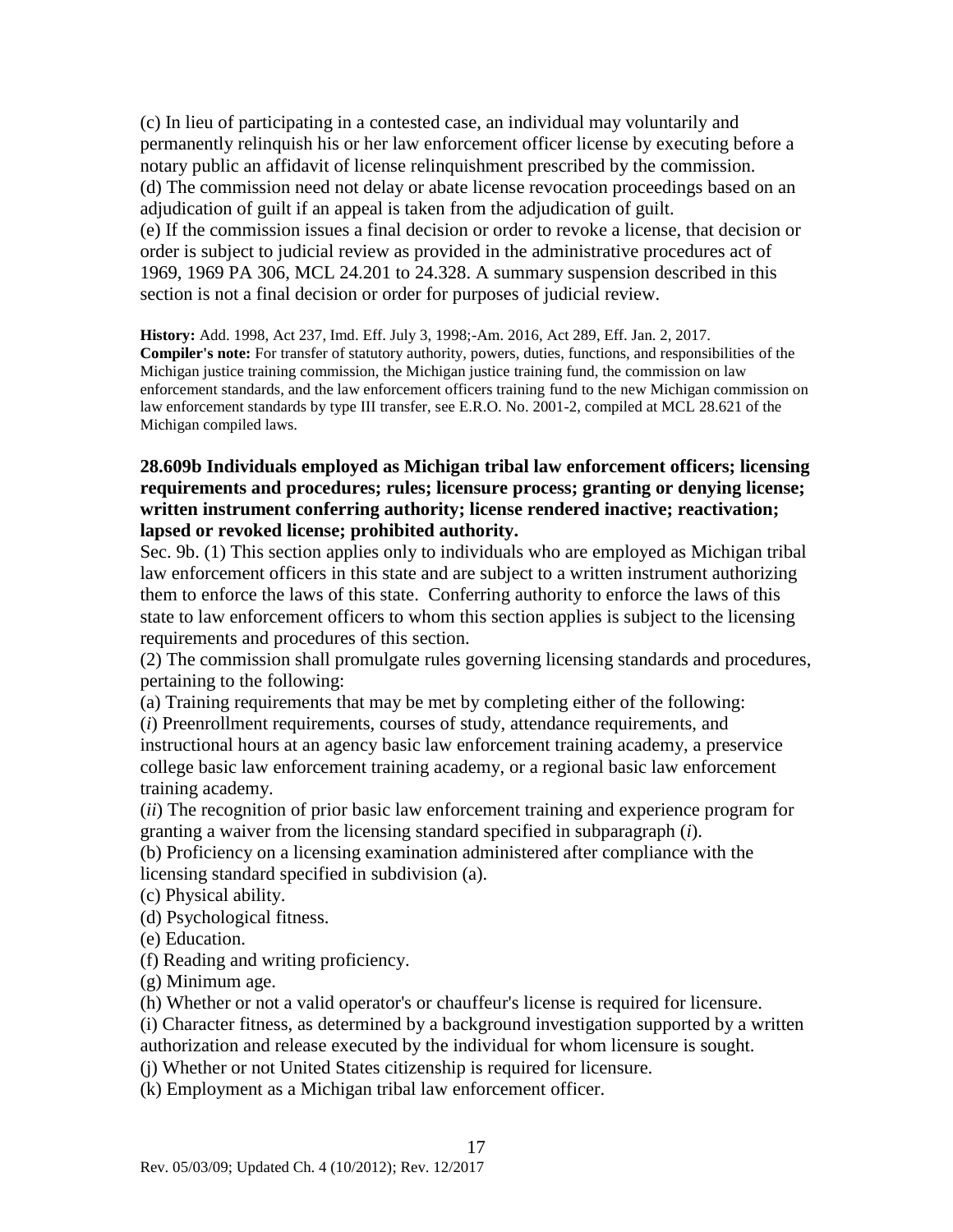(c) In lieu of participating in a contested case, an individual may voluntarily and permanently relinquish his or her law enforcement officer license by executing before a notary public an affidavit of license relinquishment prescribed by the commission.
(d) The commission need not delay or abate license revocation proceedings based on an adjudication of guilt if an appeal is taken from the adjudication of guilt.
(e) If the commission issues a final decision or order to revoke a license, that decision or order is subject to judicial review as provided in the administrative procedures act of 1969, 1969 PA 306, MCL 24.201 to 24.328. A summary suspension described in this section is not a final decision or order for purposes of judicial review.

**History:** Add. 1998, Act 237, Imd. Eff. July 3, 1998;-Am. 2016, Act 289, Eff. Jan. 2, 2017.
**Compiler's note:** For transfer of statutory authority, powers, duties, functions, and responsibilities of the Michigan justice training commission, the Michigan justice training fund, the commission on law enforcement standards, and the law enforcement officers training fund to the new Michigan commission on law enforcement standards by type III transfer, see E.R.O. No. 2001-2, compiled at MCL 28.621 of the Michigan compiled laws.

**28.609b Individuals employed as Michigan tribal law enforcement officers; licensing requirements and procedures; rules; licensure process; granting or denying license; written instrument conferring authority; license rendered inactive; reactivation; lapsed or revoked license; prohibited authority.**

Sec. 9b. (1) This section applies only to individuals who are employed as Michigan tribal law enforcement officers in this state and are subject to a written instrument authorizing them to enforce the laws of this state. Conferring authority to enforce the laws of this state to law enforcement officers to whom this section applies is subject to the licensing requirements and procedures of this section.
(2) The commission shall promulgate rules governing licensing standards and procedures, pertaining to the following:
(a) Training requirements that may be met by completing either of the following:
(*i*) Preenrollment requirements, courses of study, attendance requirements, and instructional hours at an agency basic law enforcement training academy, a preservice college basic law enforcement training academy, or a regional basic law enforcement training academy.
(*ii*) The recognition of prior basic law enforcement training and experience program for granting a waiver from the licensing standard specified in subparagraph (*i*).
(b) Proficiency on a licensing examination administered after compliance with the licensing standard specified in subdivision (a).
(c) Physical ability.
(d) Psychological fitness.
(e) Education.
(f) Reading and writing proficiency.
(g) Minimum age.
(h) Whether or not a valid operator's or chauffeur's license is required for licensure.
(i) Character fitness, as determined by a background investigation supported by a written authorization and release executed by the individual for whom licensure is sought.
(j) Whether or not United States citizenship is required for licensure.
(k) Employment as a Michigan tribal law enforcement officer.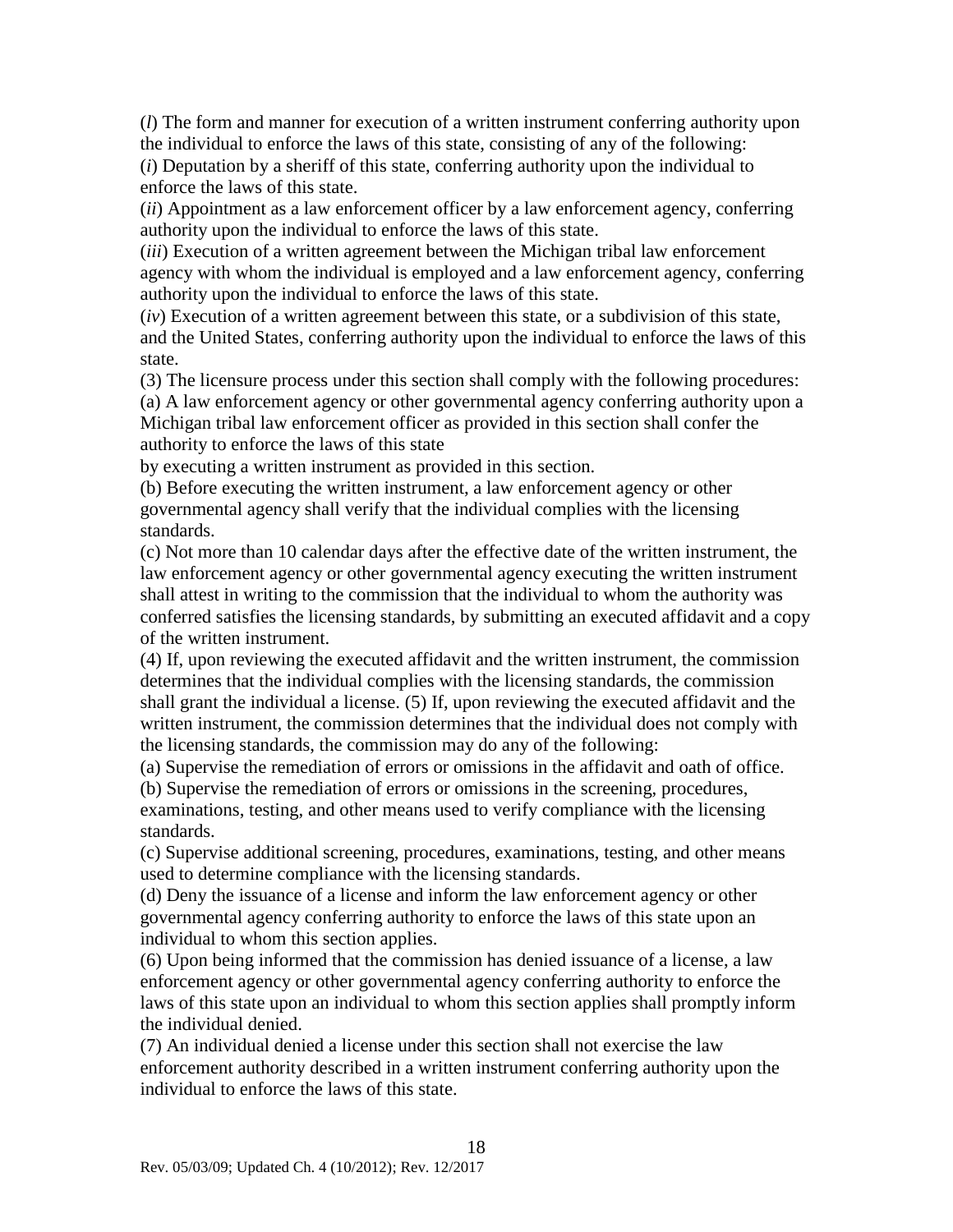(*l*) The form and manner for execution of a written instrument conferring authority upon the individual to enforce the laws of this state, consisting of any of the following:

(*i*) Deputation by a sheriff of this state, conferring authority upon the individual to enforce the laws of this state.

(*ii*) Appointment as a law enforcement officer by a law enforcement agency, conferring authority upon the individual to enforce the laws of this state.

(*iii*) Execution of a written agreement between the Michigan tribal law enforcement agency with whom the individual is employed and a law enforcement agency, conferring authority upon the individual to enforce the laws of this state.

(*iv*) Execution of a written agreement between this state, or a subdivision of this state, and the United States, conferring authority upon the individual to enforce the laws of this state.

(3) The licensure process under this section shall comply with the following procedures:

(a) A law enforcement agency or other governmental agency conferring authority upon a Michigan tribal law enforcement officer as provided in this section shall confer the authority to enforce the laws of this state by executing a written instrument as provided in this section.

(b) Before executing the written instrument, a law enforcement agency or other governmental agency shall verify that the individual complies with the licensing standards.

(c) Not more than 10 calendar days after the effective date of the written instrument, the law enforcement agency or other governmental agency executing the written instrument shall attest in writing to the commission that the individual to whom the authority was conferred satisfies the licensing standards, by submitting an executed affidavit and a copy of the written instrument.

(4) If, upon reviewing the executed affidavit and the written instrument, the commission determines that the individual complies with the licensing standards, the commission shall grant the individual a license. (5) If, upon reviewing the executed affidavit and the written instrument, the commission determines that the individual does not comply with the licensing standards, the commission may do any of the following:

(a) Supervise the remediation of errors or omissions in the affidavit and oath of office.

(b) Supervise the remediation of errors or omissions in the screening, procedures, examinations, testing, and other means used to verify compliance with the licensing standards.

(c) Supervise additional screening, procedures, examinations, testing, and other means used to determine compliance with the licensing standards.

(d) Deny the issuance of a license and inform the law enforcement agency or other governmental agency conferring authority to enforce the laws of this state upon an individual to whom this section applies.

(6) Upon being informed that the commission has denied issuance of a license, a law enforcement agency or other governmental agency conferring authority to enforce the laws of this state upon an individual to whom this section applies shall promptly inform the individual denied.

(7) An individual denied a license under this section shall not exercise the law enforcement authority described in a written instrument conferring authority upon the individual to enforce the laws of this state.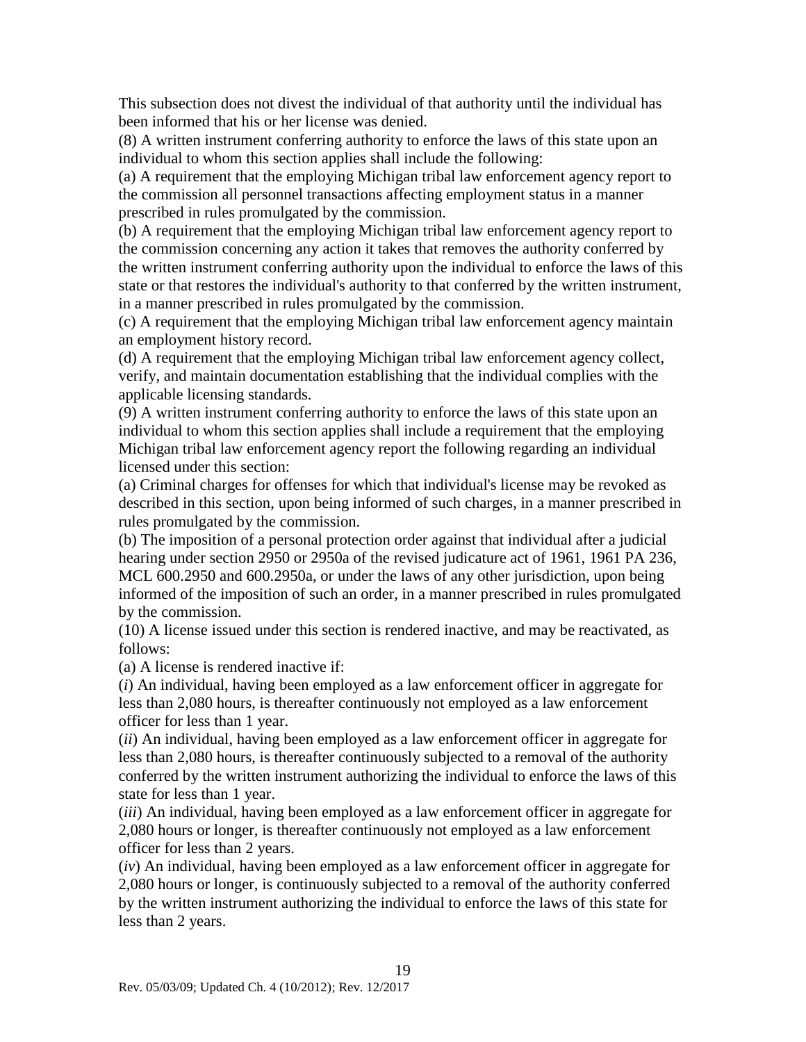This subsection does not divest the individual of that authority until the individual has been informed that his or her license was denied.

(8) A written instrument conferring authority to enforce the laws of this state upon an individual to whom this section applies shall include the following:

(a) A requirement that the employing Michigan tribal law enforcement agency report to the commission all personnel transactions affecting employment status in a manner prescribed in rules promulgated by the commission.

(b) A requirement that the employing Michigan tribal law enforcement agency report to the commission concerning any action it takes that removes the authority conferred by the written instrument conferring authority upon the individual to enforce the laws of this state or that restores the individual's authority to that conferred by the written instrument, in a manner prescribed in rules promulgated by the commission.

(c) A requirement that the employing Michigan tribal law enforcement agency maintain an employment history record.

(d) A requirement that the employing Michigan tribal law enforcement agency collect, verify, and maintain documentation establishing that the individual complies with the applicable licensing standards.

(9) A written instrument conferring authority to enforce the laws of this state upon an individual to whom this section applies shall include a requirement that the employing Michigan tribal law enforcement agency report the following regarding an individual licensed under this section:

(a) Criminal charges for offenses for which that individual's license may be revoked as described in this section, upon being informed of such charges, in a manner prescribed in rules promulgated by the commission.

(b) The imposition of a personal protection order against that individual after a judicial hearing under section 2950 or 2950a of the revised judicature act of 1961, 1961 PA 236, MCL 600.2950 and 600.2950a, or under the laws of any other jurisdiction, upon being informed of the imposition of such an order, in a manner prescribed in rules promulgated by the commission.

(10) A license issued under this section is rendered inactive, and may be reactivated, as follows:

(a) A license is rendered inactive if:

(*i*) An individual, having been employed as a law enforcement officer in aggregate for less than 2,080 hours, is thereafter continuously not employed as a law enforcement officer for less than 1 year.

(*ii*) An individual, having been employed as a law enforcement officer in aggregate for less than 2,080 hours, is thereafter continuously subjected to a removal of the authority conferred by the written instrument authorizing the individual to enforce the laws of this state for less than 1 year.

(*iii*) An individual, having been employed as a law enforcement officer in aggregate for 2,080 hours or longer, is thereafter continuously not employed as a law enforcement officer for less than 2 years.

(*iv*) An individual, having been employed as a law enforcement officer in aggregate for 2,080 hours or longer, is continuously subjected to a removal of the authority conferred by the written instrument authorizing the individual to enforce the laws of this state for less than 2 years.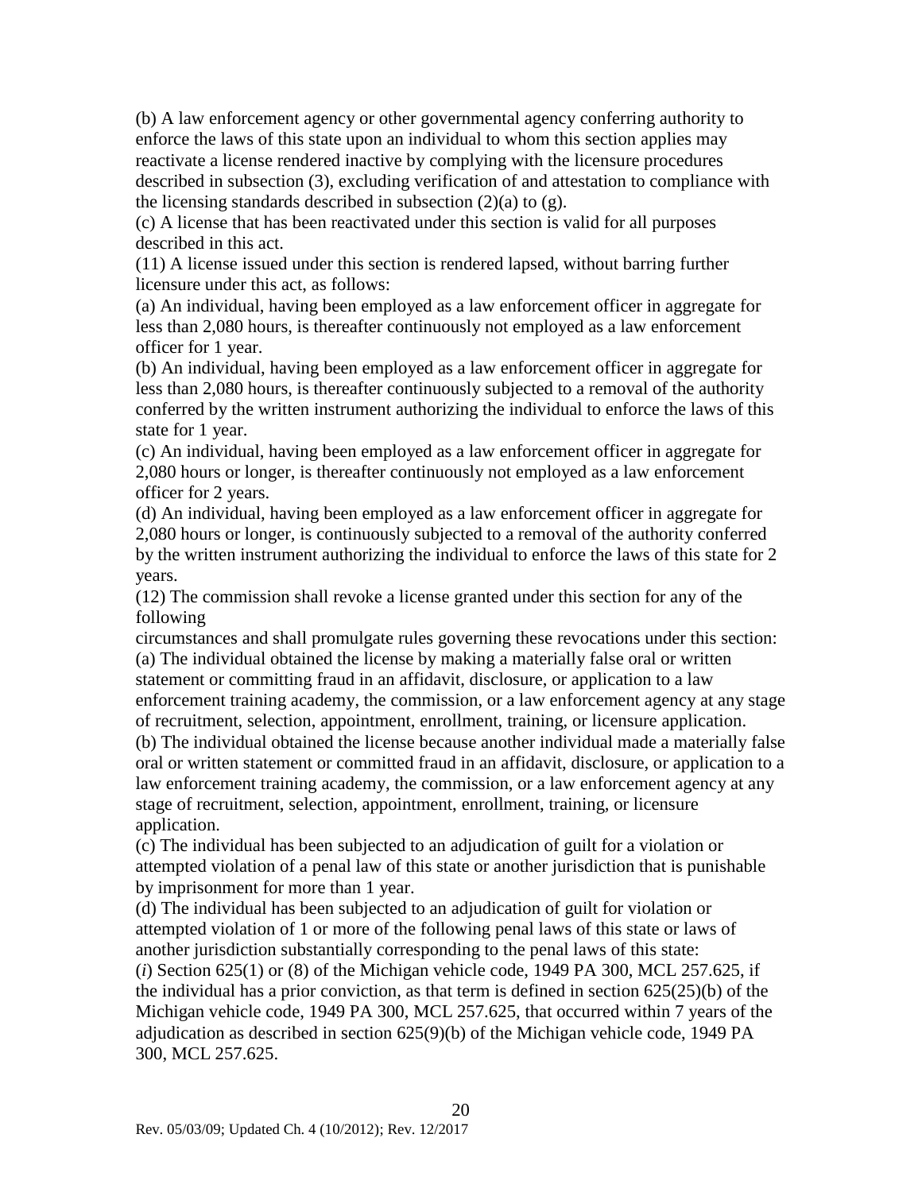(b) A law enforcement agency or other governmental agency conferring authority to enforce the laws of this state upon an individual to whom this section applies may reactivate a license rendered inactive by complying with the licensure procedures described in subsection (3), excluding verification of and attestation to compliance with the licensing standards described in subsection (2)(a) to (g).

(c) A license that has been reactivated under this section is valid for all purposes described in this act.

(11) A license issued under this section is rendered lapsed, without barring further licensure under this act, as follows:

(a) An individual, having been employed as a law enforcement officer in aggregate for less than 2,080 hours, is thereafter continuously not employed as a law enforcement officer for 1 year.

(b) An individual, having been employed as a law enforcement officer in aggregate for less than 2,080 hours, is thereafter continuously subjected to a removal of the authority conferred by the written instrument authorizing the individual to enforce the laws of this state for 1 year.

(c) An individual, having been employed as a law enforcement officer in aggregate for 2,080 hours or longer, is thereafter continuously not employed as a law enforcement officer for 2 years.

(d) An individual, having been employed as a law enforcement officer in aggregate for 2,080 hours or longer, is continuously subjected to a removal of the authority conferred by the written instrument authorizing the individual to enforce the laws of this state for 2 years.

(12) The commission shall revoke a license granted under this section for any of the following circumstances and shall promulgate rules governing these revocations under this section:

(a) The individual obtained the license by making a materially false oral or written statement or committing fraud in an affidavit, disclosure, or application to a law enforcement training academy, the commission, or a law enforcement agency at any stage of recruitment, selection, appointment, enrollment, training, or licensure application.

(b) The individual obtained the license because another individual made a materially false oral or written statement or committed fraud in an affidavit, disclosure, or application to a law enforcement training academy, the commission, or a law enforcement agency at any stage of recruitment, selection, appointment, enrollment, training, or licensure application.

(c) The individual has been subjected to an adjudication of guilt for a violation or attempted violation of a penal law of this state or another jurisdiction that is punishable by imprisonment for more than 1 year.

(d) The individual has been subjected to an adjudication of guilt for violation or attempted violation of 1 or more of the following penal laws of this state or laws of another jurisdiction substantially corresponding to the penal laws of this state:

(*i*) Section 625(1) or (8) of the Michigan vehicle code, 1949 PA 300, MCL 257.625, if the individual has a prior conviction, as that term is defined in section 625(25)(b) of the Michigan vehicle code, 1949 PA 300, MCL 257.625, that occurred within 7 years of the adjudication as described in section 625(9)(b) of the Michigan vehicle code, 1949 PA 300, MCL 257.625.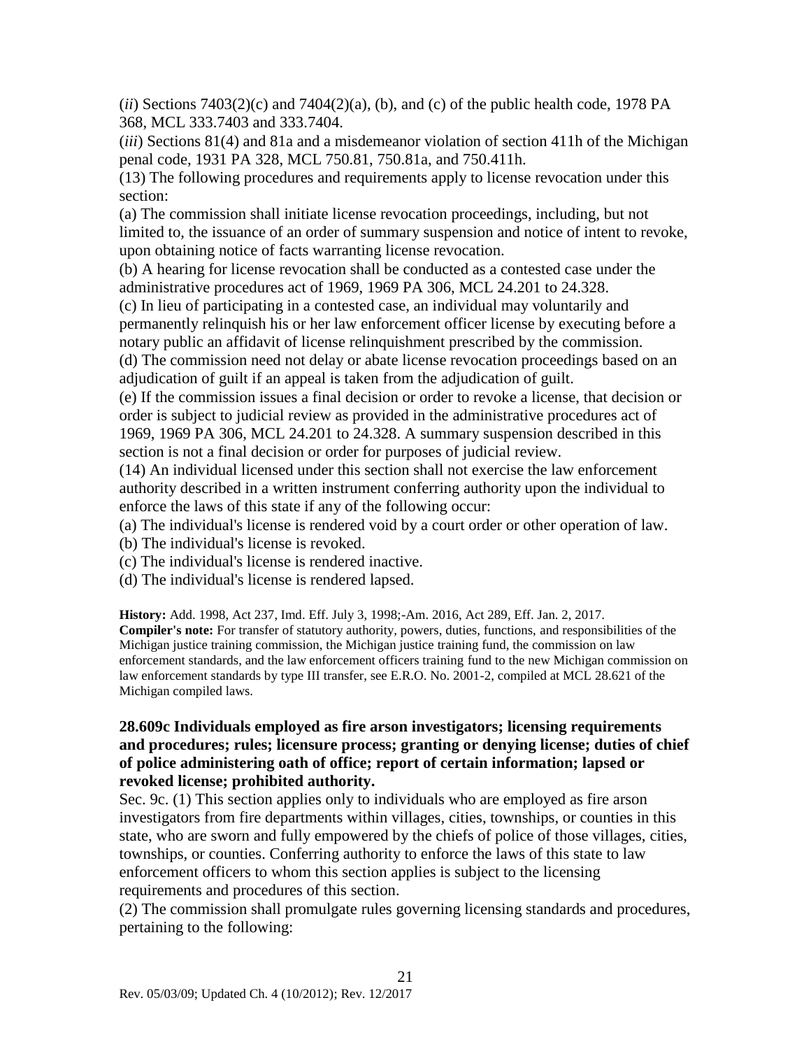(*ii*) Sections 7403(2)(c) and 7404(2)(a), (b), and (c) of the public health code, 1978 PA 368, MCL 333.7403 and 333.7404.

(*iii*) Sections 81(4) and 81a and a misdemeanor violation of section 411h of the Michigan penal code, 1931 PA 328, MCL 750.81, 750.81a, and 750.411h.

(13) The following procedures and requirements apply to license revocation under this section:

(a) The commission shall initiate license revocation proceedings, including, but not limited to, the issuance of an order of summary suspension and notice of intent to revoke, upon obtaining notice of facts warranting license revocation.

(b) A hearing for license revocation shall be conducted as a contested case under the administrative procedures act of 1969, 1969 PA 306, MCL 24.201 to 24.328.

(c) In lieu of participating in a contested case, an individual may voluntarily and permanently relinquish his or her law enforcement officer license by executing before a notary public an affidavit of license relinquishment prescribed by the commission.

(d) The commission need not delay or abate license revocation proceedings based on an adjudication of guilt if an appeal is taken from the adjudication of guilt.

(e) If the commission issues a final decision or order to revoke a license, that decision or order is subject to judicial review as provided in the administrative procedures act of 1969, 1969 PA 306, MCL 24.201 to 24.328. A summary suspension described in this section is not a final decision or order for purposes of judicial review.

(14) An individual licensed under this section shall not exercise the law enforcement authority described in a written instrument conferring authority upon the individual to enforce the laws of this state if any of the following occur:

(a) The individual's license is rendered void by a court order or other operation of law.

(b) The individual's license is revoked.

(c) The individual's license is rendered inactive.

(d) The individual's license is rendered lapsed.

**History:** Add. 1998, Act 237, Imd. Eff. July 3, 1998;-Am. 2016, Act 289, Eff. Jan. 2, 2017.

**Compiler's note:** For transfer of statutory authority, powers, duties, functions, and responsibilities of the Michigan justice training commission, the Michigan justice training fund, the commission on law enforcement standards, and the law enforcement officers training fund to the new Michigan commission on law enforcement standards by type III transfer, see E.R.O. No. 2001-2, compiled at MCL 28.621 of the Michigan compiled laws.

**28.609c Individuals employed as fire arson investigators; licensing requirements and procedures; rules; licensure process; granting or denying license; duties of chief of police administering oath of office; report of certain information; lapsed or revoked license; prohibited authority.**

Sec. 9c. (1) This section applies only to individuals who are employed as fire arson investigators from fire departments within villages, cities, townships, or counties in this state, who are sworn and fully empowered by the chiefs of police of those villages, cities, townships, or counties. Conferring authority to enforce the laws of this state to law enforcement officers to whom this section applies is subject to the licensing requirements and procedures of this section.

(2) The commission shall promulgate rules governing licensing standards and procedures, pertaining to the following: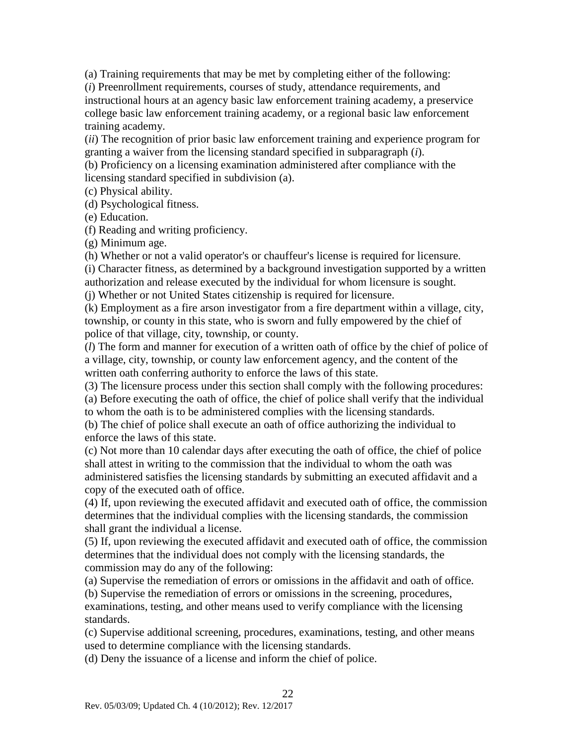(a) Training requirements that may be met by completing either of the following:

(*i*) Preenrollment requirements, courses of study, attendance requirements, and instructional hours at an agency basic law enforcement training academy, a preservice college basic law enforcement training academy, or a regional basic law enforcement training academy.

(*ii*) The recognition of prior basic law enforcement training and experience program for granting a waiver from the licensing standard specified in subparagraph (*i*).

(b) Proficiency on a licensing examination administered after compliance with the licensing standard specified in subdivision (a).

(c) Physical ability.

(d) Psychological fitness.

(e) Education.

(f) Reading and writing proficiency.

(g) Minimum age.

(h) Whether or not a valid operator's or chauffeur's license is required for licensure.

(i) Character fitness, as determined by a background investigation supported by a written authorization and release executed by the individual for whom licensure is sought.

(j) Whether or not United States citizenship is required for licensure.

(k) Employment as a fire arson investigator from a fire department within a village, city, township, or county in this state, who is sworn and fully empowered by the chief of police of that village, city, township, or county.

(*l*) The form and manner for execution of a written oath of office by the chief of police of a village, city, township, or county law enforcement agency, and the content of the written oath conferring authority to enforce the laws of this state.

(3) The licensure process under this section shall comply with the following procedures:

(a) Before executing the oath of office, the chief of police shall verify that the individual to whom the oath is to be administered complies with the licensing standards.

(b) The chief of police shall execute an oath of office authorizing the individual to enforce the laws of this state.

(c) Not more than 10 calendar days after executing the oath of office, the chief of police shall attest in writing to the commission that the individual to whom the oath was administered satisfies the licensing standards by submitting an executed affidavit and a copy of the executed oath of office.

(4) If, upon reviewing the executed affidavit and executed oath of office, the commission determines that the individual complies with the licensing standards, the commission shall grant the individual a license.

(5) If, upon reviewing the executed affidavit and executed oath of office, the commission determines that the individual does not comply with the licensing standards, the commission may do any of the following:

(a) Supervise the remediation of errors or omissions in the affidavit and oath of office.

(b) Supervise the remediation of errors or omissions in the screening, procedures, examinations, testing, and other means used to verify compliance with the licensing standards.

(c) Supervise additional screening, procedures, examinations, testing, and other means used to determine compliance with the licensing standards.

(d) Deny the issuance of a license and inform the chief of police.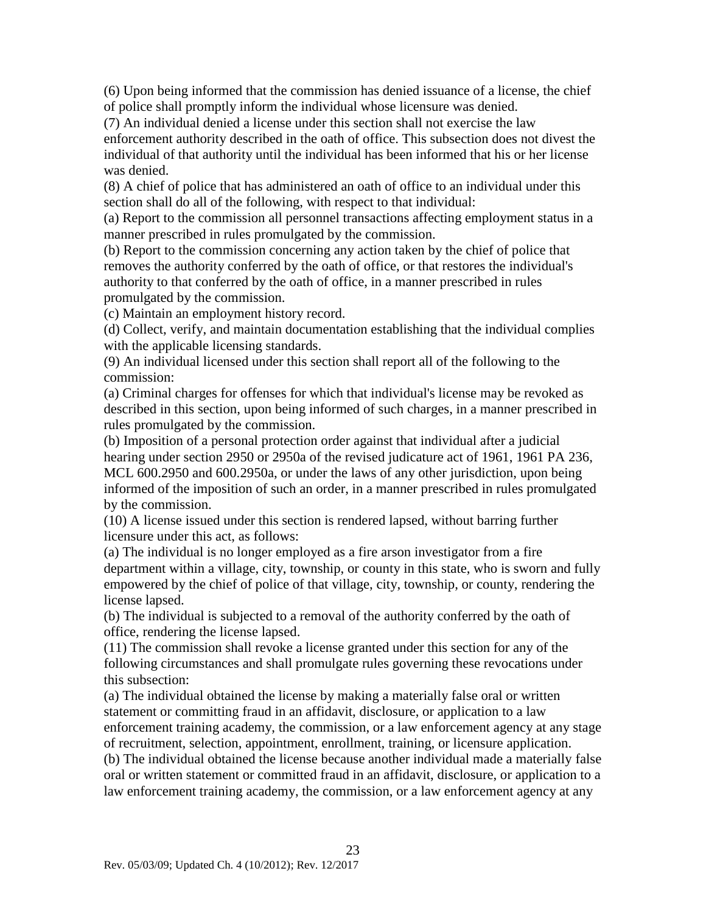(6) Upon being informed that the commission has denied issuance of a license, the chief of police shall promptly inform the individual whose licensure was denied.

(7) An individual denied a license under this section shall not exercise the law enforcement authority described in the oath of office. This subsection does not divest the individual of that authority until the individual has been informed that his or her license was denied.

(8) A chief of police that has administered an oath of office to an individual under this section shall do all of the following, with respect to that individual:

(a) Report to the commission all personnel transactions affecting employment status in a manner prescribed in rules promulgated by the commission.

(b) Report to the commission concerning any action taken by the chief of police that removes the authority conferred by the oath of office, or that restores the individual's authority to that conferred by the oath of office, in a manner prescribed in rules promulgated by the commission.

(c) Maintain an employment history record.

(d) Collect, verify, and maintain documentation establishing that the individual complies with the applicable licensing standards.

(9) An individual licensed under this section shall report all of the following to the commission:

(a) Criminal charges for offenses for which that individual's license may be revoked as described in this section, upon being informed of such charges, in a manner prescribed in rules promulgated by the commission.

(b) Imposition of a personal protection order against that individual after a judicial hearing under section 2950 or 2950a of the revised judicature act of 1961, 1961 PA 236, MCL 600.2950 and 600.2950a, or under the laws of any other jurisdiction, upon being informed of the imposition of such an order, in a manner prescribed in rules promulgated by the commission.

(10) A license issued under this section is rendered lapsed, without barring further licensure under this act, as follows:

(a) The individual is no longer employed as a fire arson investigator from a fire department within a village, city, township, or county in this state, who is sworn and fully empowered by the chief of police of that village, city, township, or county, rendering the license lapsed.

(b) The individual is subjected to a removal of the authority conferred by the oath of office, rendering the license lapsed.

(11) The commission shall revoke a license granted under this section for any of the following circumstances and shall promulgate rules governing these revocations under this subsection:

(a) The individual obtained the license by making a materially false oral or written statement or committing fraud in an affidavit, disclosure, or application to a law enforcement training academy, the commission, or a law enforcement agency at any stage of recruitment, selection, appointment, enrollment, training, or licensure application.

(b) The individual obtained the license because another individual made a materially false oral or written statement or committed fraud in an affidavit, disclosure, or application to a law enforcement training academy, the commission, or a law enforcement agency at any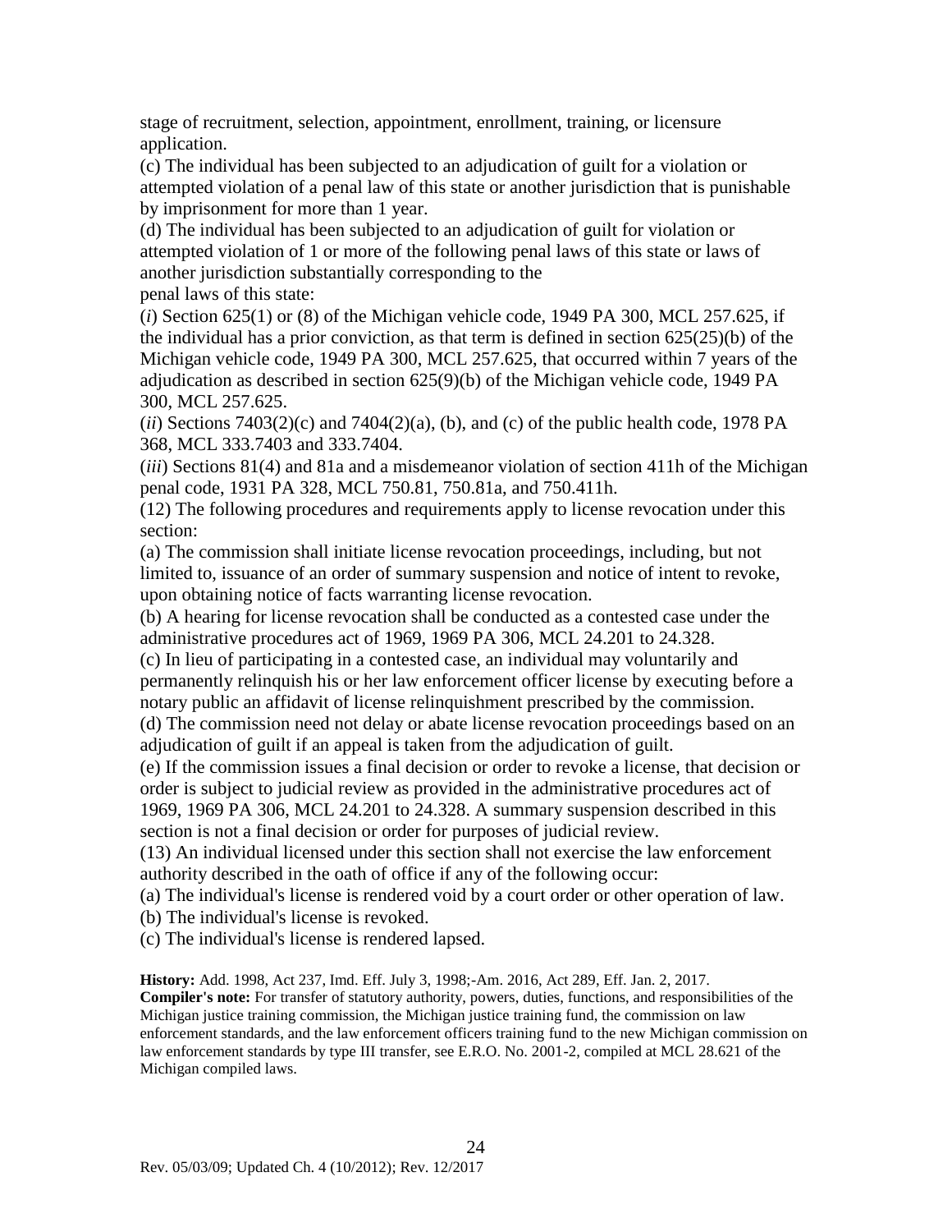stage of recruitment, selection, appointment, enrollment, training, or licensure application.

(c) The individual has been subjected to an adjudication of guilt for a violation or attempted violation of a penal law of this state or another jurisdiction that is punishable by imprisonment for more than 1 year.

(d) The individual has been subjected to an adjudication of guilt for violation or attempted violation of 1 or more of the following penal laws of this state or laws of another jurisdiction substantially corresponding to the penal laws of this state:

(*i*) Section 625(1) or (8) of the Michigan vehicle code, 1949 PA 300, MCL 257.625, if the individual has a prior conviction, as that term is defined in section 625(25)(b) of the Michigan vehicle code, 1949 PA 300, MCL 257.625, that occurred within 7 years of the adjudication as described in section 625(9)(b) of the Michigan vehicle code, 1949 PA 300, MCL 257.625.

(*ii*) Sections 7403(2)(c) and 7404(2)(a), (b), and (c) of the public health code, 1978 PA 368, MCL 333.7403 and 333.7404.

(*iii*) Sections 81(4) and 81a and a misdemeanor violation of section 411h of the Michigan penal code, 1931 PA 328, MCL 750.81, 750.81a, and 750.411h.

(12) The following procedures and requirements apply to license revocation under this section:

(a) The commission shall initiate license revocation proceedings, including, but not limited to, issuance of an order of summary suspension and notice of intent to revoke, upon obtaining notice of facts warranting license revocation.

(b) A hearing for license revocation shall be conducted as a contested case under the administrative procedures act of 1969, 1969 PA 306, MCL 24.201 to 24.328.

(c) In lieu of participating in a contested case, an individual may voluntarily and permanently relinquish his or her law enforcement officer license by executing before a notary public an affidavit of license relinquishment prescribed by the commission.

(d) The commission need not delay or abate license revocation proceedings based on an adjudication of guilt if an appeal is taken from the adjudication of guilt.

(e) If the commission issues a final decision or order to revoke a license, that decision or order is subject to judicial review as provided in the administrative procedures act of 1969, 1969 PA 306, MCL 24.201 to 24.328. A summary suspension described in this section is not a final decision or order for purposes of judicial review.

(13) An individual licensed under this section shall not exercise the law enforcement authority described in the oath of office if any of the following occur:

(a) The individual's license is rendered void by a court order or other operation of law.

(b) The individual's license is revoked.

(c) The individual's license is rendered lapsed.

**History:** Add. 1998, Act 237, Imd. Eff. July 3, 1998;-Am. 2016, Act 289, Eff. Jan. 2, 2017.

**Compiler's note:** For transfer of statutory authority, powers, duties, functions, and responsibilities of the Michigan justice training commission, the Michigan justice training fund, the commission on law enforcement standards, and the law enforcement officers training fund to the new Michigan commission on law enforcement standards by type III transfer, see E.R.O. No. 2001-2, compiled at MCL 28.621 of the Michigan compiled laws.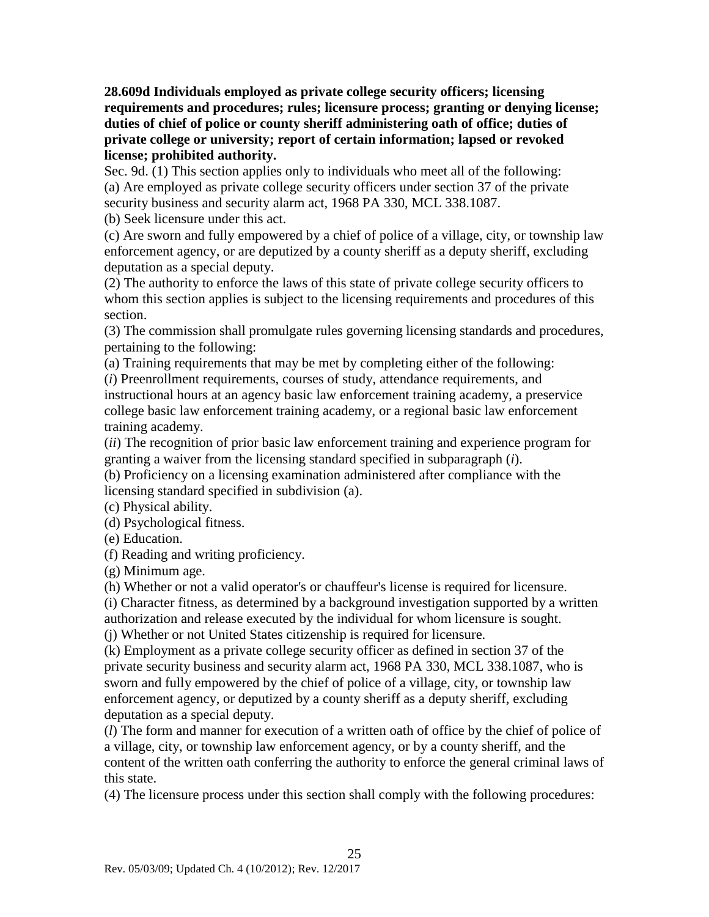**28.609d Individuals employed as private college security officers; licensing requirements and procedures; rules; licensure process; granting or denying license; duties of chief of police or county sheriff administering oath of office; duties of private college or university; report of certain information; lapsed or revoked license; prohibited authority.**

Sec. 9d. (1) This section applies only to individuals who meet all of the following:

(a) Are employed as private college security officers under section 37 of the private security business and security alarm act, 1968 PA 330, MCL 338.1087.

(b) Seek licensure under this act.

(c) Are sworn and fully empowered by a chief of police of a village, city, or township law enforcement agency, or are deputized by a county sheriff as a deputy sheriff, excluding deputation as a special deputy.

(2) The authority to enforce the laws of this state of private college security officers to whom this section applies is subject to the licensing requirements and procedures of this section.

(3) The commission shall promulgate rules governing licensing standards and procedures, pertaining to the following:

(a) Training requirements that may be met by completing either of the following:

(*i*) Preenrollment requirements, courses of study, attendance requirements, and instructional hours at an agency basic law enforcement training academy, a preservice college basic law enforcement training academy, or a regional basic law enforcement training academy.

(*ii*) The recognition of prior basic law enforcement training and experience program for granting a waiver from the licensing standard specified in subparagraph (*i*).

(b) Proficiency on a licensing examination administered after compliance with the licensing standard specified in subdivision (a).

(c) Physical ability.

(d) Psychological fitness.

(e) Education.

(f) Reading and writing proficiency.

(g) Minimum age.

(h) Whether or not a valid operator's or chauffeur's license is required for licensure.

(i) Character fitness, as determined by a background investigation supported by a written authorization and release executed by the individual for whom licensure is sought.

(j) Whether or not United States citizenship is required for licensure.

(k) Employment as a private college security officer as defined in section 37 of the private security business and security alarm act, 1968 PA 330, MCL 338.1087, who is sworn and fully empowered by the chief of police of a village, city, or township law enforcement agency, or deputized by a county sheriff as a deputy sheriff, excluding deputation as a special deputy.

(*l*) The form and manner for execution of a written oath of office by the chief of police of a village, city, or township law enforcement agency, or by a county sheriff, and the content of the written oath conferring the authority to enforce the general criminal laws of this state.

(4) The licensure process under this section shall comply with the following procedures: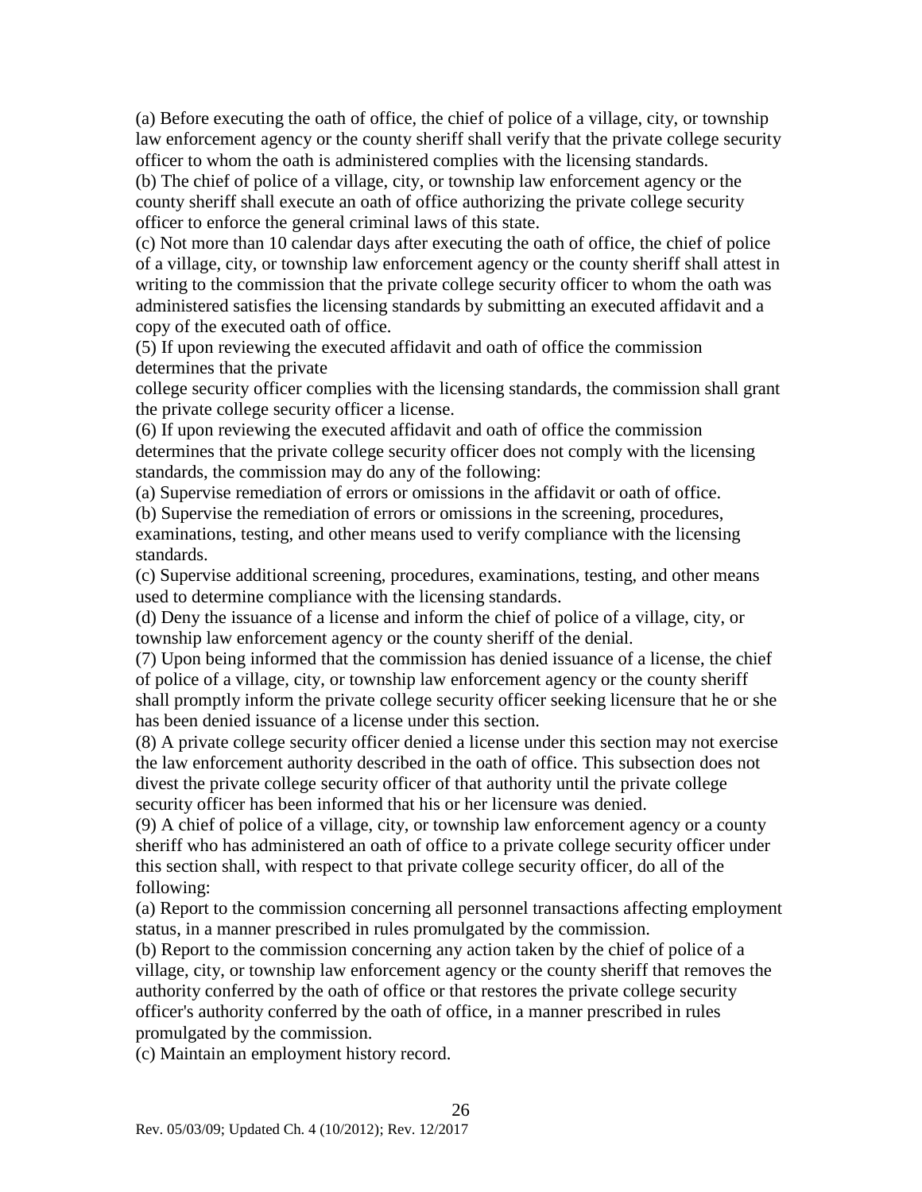(a) Before executing the oath of office, the chief of police of a village, city, or township law enforcement agency or the county sheriff shall verify that the private college security officer to whom the oath is administered complies with the licensing standards.

(b) The chief of police of a village, city, or township law enforcement agency or the county sheriff shall execute an oath of office authorizing the private college security officer to enforce the general criminal laws of this state.

(c) Not more than 10 calendar days after executing the oath of office, the chief of police of a village, city, or township law enforcement agency or the county sheriff shall attest in writing to the commission that the private college security officer to whom the oath was administered satisfies the licensing standards by submitting an executed affidavit and a copy of the executed oath of office.

(5) If upon reviewing the executed affidavit and oath of office the commission determines that the private college security officer complies with the licensing standards, the commission shall grant the private college security officer a license.

(6) If upon reviewing the executed affidavit and oath of office the commission determines that the private college security officer does not comply with the licensing standards, the commission may do any of the following:

(a) Supervise remediation of errors or omissions in the affidavit or oath of office.

(b) Supervise the remediation of errors or omissions in the screening, procedures, examinations, testing, and other means used to verify compliance with the licensing standards.

(c) Supervise additional screening, procedures, examinations, testing, and other means used to determine compliance with the licensing standards.

(d) Deny the issuance of a license and inform the chief of police of a village, city, or township law enforcement agency or the county sheriff of the denial.

(7) Upon being informed that the commission has denied issuance of a license, the chief of police of a village, city, or township law enforcement agency or the county sheriff shall promptly inform the private college security officer seeking licensure that he or she has been denied issuance of a license under this section.

(8) A private college security officer denied a license under this section may not exercise the law enforcement authority described in the oath of office. This subsection does not divest the private college security officer of that authority until the private college security officer has been informed that his or her licensure was denied.

(9) A chief of police of a village, city, or township law enforcement agency or a county sheriff who has administered an oath of office to a private college security officer under this section shall, with respect to that private college security officer, do all of the following:

(a) Report to the commission concerning all personnel transactions affecting employment status, in a manner prescribed in rules promulgated by the commission.

(b) Report to the commission concerning any action taken by the chief of police of a village, city, or township law enforcement agency or the county sheriff that removes the authority conferred by the oath of office or that restores the private college security officer's authority conferred by the oath of office, in a manner prescribed in rules promulgated by the commission.

(c) Maintain an employment history record.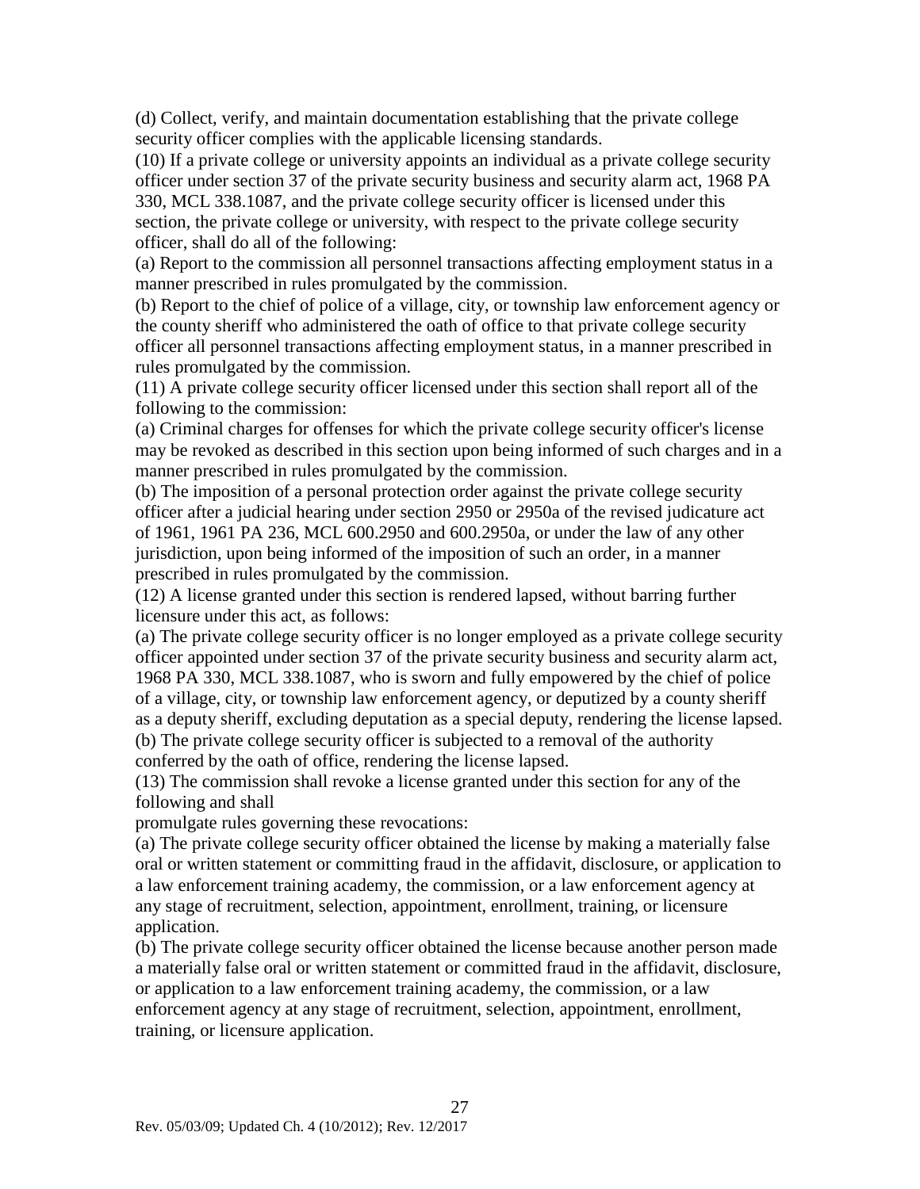(d) Collect, verify, and maintain documentation establishing that the private college security officer complies with the applicable licensing standards.

(10) If a private college or university appoints an individual as a private college security officer under section 37 of the private security business and security alarm act, 1968 PA 330, MCL 338.1087, and the private college security officer is licensed under this section, the private college or university, with respect to the private college security officer, shall do all of the following:

(a) Report to the commission all personnel transactions affecting employment status in a manner prescribed in rules promulgated by the commission.

(b) Report to the chief of police of a village, city, or township law enforcement agency or the county sheriff who administered the oath of office to that private college security officer all personnel transactions affecting employment status, in a manner prescribed in rules promulgated by the commission.

(11) A private college security officer licensed under this section shall report all of the following to the commission:

(a) Criminal charges for offenses for which the private college security officer's license may be revoked as described in this section upon being informed of such charges and in a manner prescribed in rules promulgated by the commission.

(b) The imposition of a personal protection order against the private college security officer after a judicial hearing under section 2950 or 2950a of the revised judicature act of 1961, 1961 PA 236, MCL 600.2950 and 600.2950a, or under the law of any other jurisdiction, upon being informed of the imposition of such an order, in a manner prescribed in rules promulgated by the commission.

(12) A license granted under this section is rendered lapsed, without barring further licensure under this act, as follows:

(a) The private college security officer is no longer employed as a private college security officer appointed under section 37 of the private security business and security alarm act, 1968 PA 330, MCL 338.1087, who is sworn and fully empowered by the chief of police of a village, city, or township law enforcement agency, or deputized by a county sheriff as a deputy sheriff, excluding deputation as a special deputy, rendering the license lapsed.

(b) The private college security officer is subjected to a removal of the authority conferred by the oath of office, rendering the license lapsed.

(13) The commission shall revoke a license granted under this section for any of the following and shall promulgate rules governing these revocations:

(a) The private college security officer obtained the license by making a materially false oral or written statement or committing fraud in the affidavit, disclosure, or application to a law enforcement training academy, the commission, or a law enforcement agency at any stage of recruitment, selection, appointment, enrollment, training, or licensure application.

(b) The private college security officer obtained the license because another person made a materially false oral or written statement or committed fraud in the affidavit, disclosure, or application to a law enforcement training academy, the commission, or a law enforcement agency at any stage of recruitment, selection, appointment, enrollment, training, or licensure application.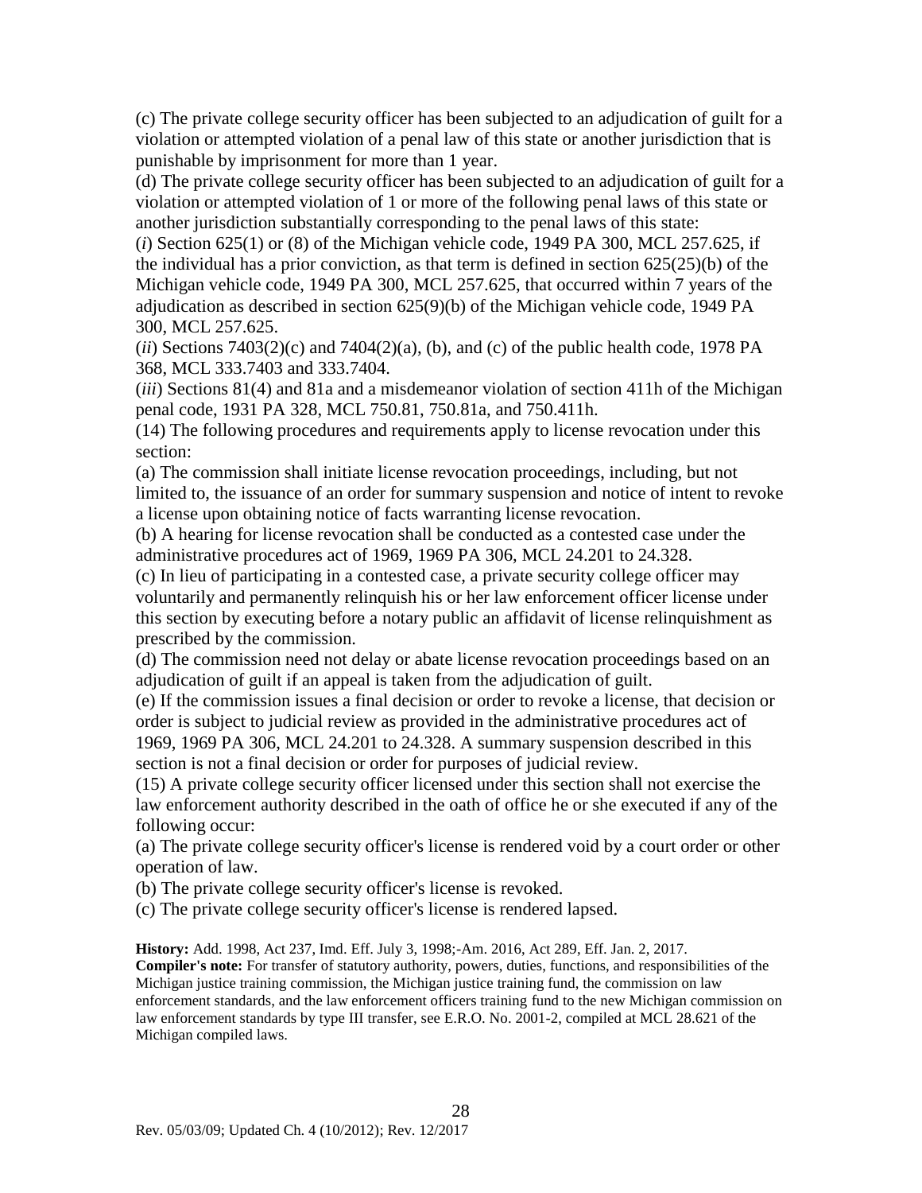(c) The private college security officer has been subjected to an adjudication of guilt for a violation or attempted violation of a penal law of this state or another jurisdiction that is punishable by imprisonment for more than 1 year.

(d) The private college security officer has been subjected to an adjudication of guilt for a violation or attempted violation of 1 or more of the following penal laws of this state or another jurisdiction substantially corresponding to the penal laws of this state:

(*i*) Section 625(1) or (8) of the Michigan vehicle code, 1949 PA 300, MCL 257.625, if the individual has a prior conviction, as that term is defined in section 625(25)(b) of the Michigan vehicle code, 1949 PA 300, MCL 257.625, that occurred within 7 years of the adjudication as described in section 625(9)(b) of the Michigan vehicle code, 1949 PA 300, MCL 257.625.

(*ii*) Sections 7403(2)(c) and 7404(2)(a), (b), and (c) of the public health code, 1978 PA 368, MCL 333.7403 and 333.7404.

(*iii*) Sections 81(4) and 81a and a misdemeanor violation of section 411h of the Michigan penal code, 1931 PA 328, MCL 750.81, 750.81a, and 750.411h.

(14) The following procedures and requirements apply to license revocation under this section:

(a) The commission shall initiate license revocation proceedings, including, but not limited to, the issuance of an order for summary suspension and notice of intent to revoke a license upon obtaining notice of facts warranting license revocation.

(b) A hearing for license revocation shall be conducted as a contested case under the administrative procedures act of 1969, 1969 PA 306, MCL 24.201 to 24.328.

(c) In lieu of participating in a contested case, a private security college officer may voluntarily and permanently relinquish his or her law enforcement officer license under this section by executing before a notary public an affidavit of license relinquishment as prescribed by the commission.

(d) The commission need not delay or abate license revocation proceedings based on an adjudication of guilt if an appeal is taken from the adjudication of guilt.

(e) If the commission issues a final decision or order to revoke a license, that decision or order is subject to judicial review as provided in the administrative procedures act of 1969, 1969 PA 306, MCL 24.201 to 24.328. A summary suspension described in this section is not a final decision or order for purposes of judicial review.

(15) A private college security officer licensed under this section shall not exercise the law enforcement authority described in the oath of office he or she executed if any of the following occur:

(a) The private college security officer's license is rendered void by a court order or other operation of law.

(b) The private college security officer's license is revoked.

(c) The private college security officer's license is rendered lapsed.

**History:** Add. 1998, Act 237, Imd. Eff. July 3, 1998;-Am. 2016, Act 289, Eff. Jan. 2, 2017.

**Compiler's note:** For transfer of statutory authority, powers, duties, functions, and responsibilities of the Michigan justice training commission, the Michigan justice training fund, the commission on law enforcement standards, and the law enforcement officers training fund to the new Michigan commission on law enforcement standards by type III transfer, see E.R.O. No. 2001-2, compiled at MCL 28.621 of the Michigan compiled laws.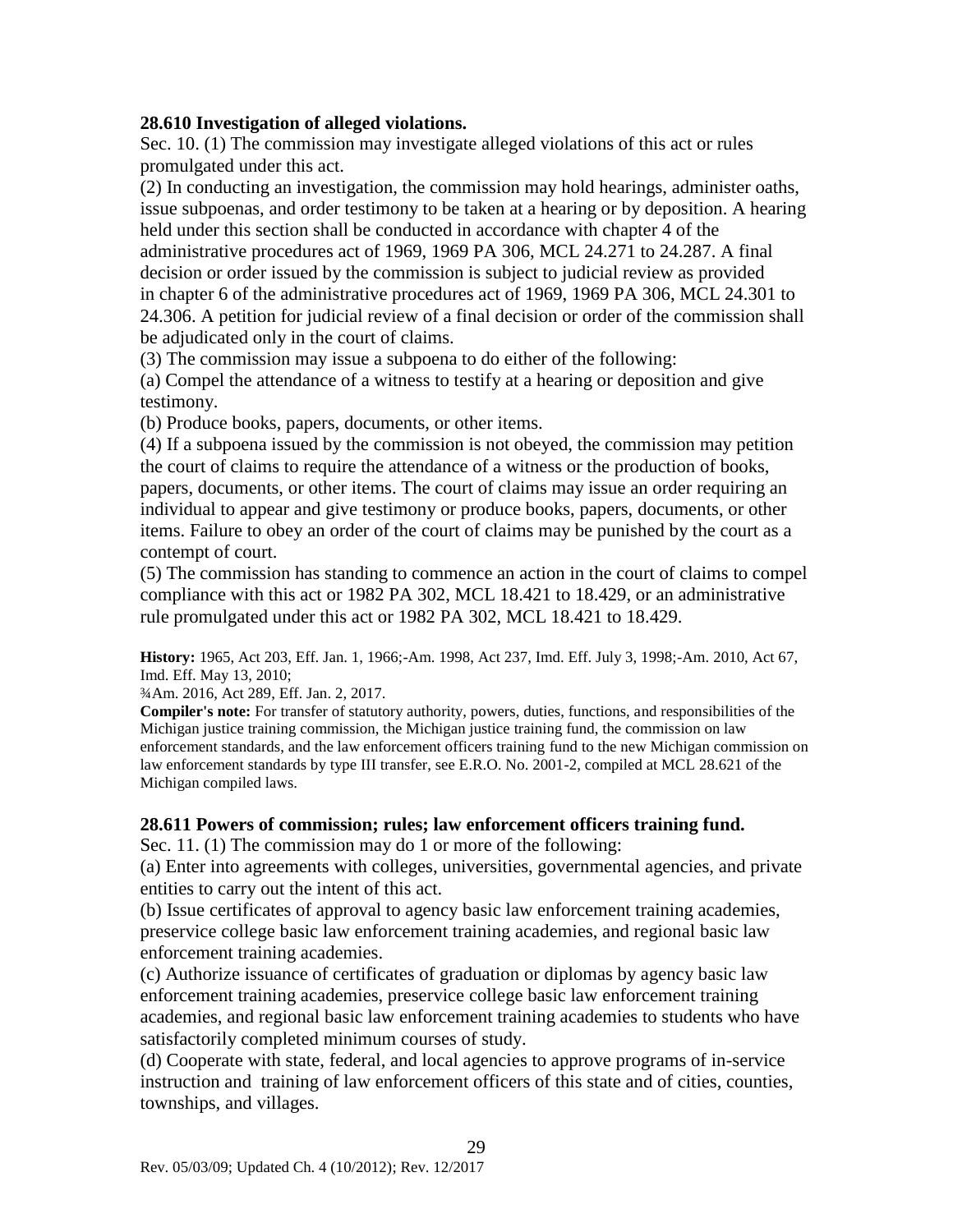**28.610 Investigation of alleged violations.**

Sec. 10. (1) The commission may investigate alleged violations of this act or rules promulgated under this act.

(2) In conducting an investigation, the commission may hold hearings, administer oaths, issue subpoenas, and order testimony to be taken at a hearing or by deposition. A hearing held under this section shall be conducted in accordance with chapter 4 of the administrative procedures act of 1969, 1969 PA 306, MCL 24.271 to 24.287. A final decision or order issued by the commission is subject to judicial review as provided in chapter 6 of the administrative procedures act of 1969, 1969 PA 306, MCL 24.301 to 24.306. A petition for judicial review of a final decision or order of the commission shall be adjudicated only in the court of claims.

(3) The commission may issue a subpoena to do either of the following:

(a) Compel the attendance of a witness to testify at a hearing or deposition and give testimony.

(b) Produce books, papers, documents, or other items.

(4) If a subpoena issued by the commission is not obeyed, the commission may petition the court of claims to require the attendance of a witness or the production of books, papers, documents, or other items. The court of claims may issue an order requiring an individual to appear and give testimony or produce books, papers, documents, or other items. Failure to obey an order of the court of claims may be punished by the court as a contempt of court.

(5) The commission has standing to commence an action in the court of claims to compel compliance with this act or 1982 PA 302, MCL 18.421 to 18.429, or an administrative rule promulgated under this act or 1982 PA 302, MCL 18.421 to 18.429.

**History:** 1965, Act 203, Eff. Jan. 1, 1966;-Am. 1998, Act 237, Imd. Eff. July 3, 1998;-Am. 2010, Act 67, Imd. Eff. May 13, 2010;
¾Am. 2016, Act 289, Eff. Jan. 2, 2017.

**Compiler's note:** For transfer of statutory authority, powers, duties, functions, and responsibilities of the Michigan justice training commission, the Michigan justice training fund, the commission on law enforcement standards, and the law enforcement officers training fund to the new Michigan commission on law enforcement standards by type III transfer, see E.R.O. No. 2001-2, compiled at MCL 28.621 of the Michigan compiled laws.

**28.611 Powers of commission; rules; law enforcement officers training fund.**

Sec. 11. (1) The commission may do 1 or more of the following:

(a) Enter into agreements with colleges, universities, governmental agencies, and private entities to carry out the intent of this act.

(b) Issue certificates of approval to agency basic law enforcement training academies, preservice college basic law enforcement training academies, and regional basic law enforcement training academies.

(c) Authorize issuance of certificates of graduation or diplomas by agency basic law enforcement training academies, preservice college basic law enforcement training academies, and regional basic law enforcement training academies to students who have satisfactorily completed minimum courses of study.

(d) Cooperate with state, federal, and local agencies to approve programs of in-service instruction and training of law enforcement officers of this state and of cities, counties, townships, and villages.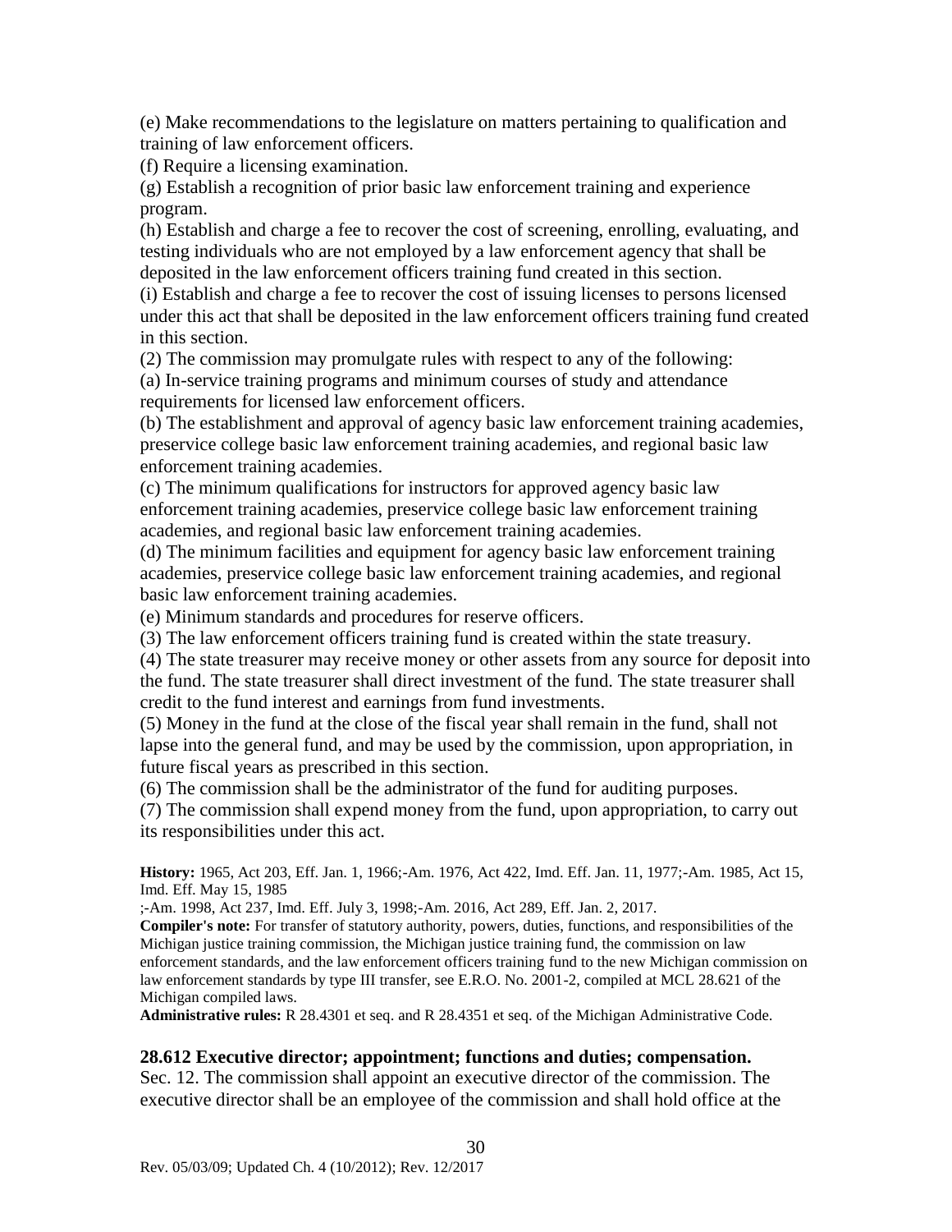(e) Make recommendations to the legislature on matters pertaining to qualification and training of law enforcement officers.

(f) Require a licensing examination.

(g) Establish a recognition of prior basic law enforcement training and experience program.

(h) Establish and charge a fee to recover the cost of screening, enrolling, evaluating, and testing individuals who are not employed by a law enforcement agency that shall be deposited in the law enforcement officers training fund created in this section.

(i) Establish and charge a fee to recover the cost of issuing licenses to persons licensed under this act that shall be deposited in the law enforcement officers training fund created in this section.

(2) The commission may promulgate rules with respect to any of the following:

(a) In-service training programs and minimum courses of study and attendance requirements for licensed law enforcement officers.

(b) The establishment and approval of agency basic law enforcement training academies, preservice college basic law enforcement training academies, and regional basic law enforcement training academies.

(c) The minimum qualifications for instructors for approved agency basic law enforcement training academies, preservice college basic law enforcement training academies, and regional basic law enforcement training academies.

(d) The minimum facilities and equipment for agency basic law enforcement training academies, preservice college basic law enforcement training academies, and regional basic law enforcement training academies.

(e) Minimum standards and procedures for reserve officers.

(3) The law enforcement officers training fund is created within the state treasury.

(4) The state treasurer may receive money or other assets from any source for deposit into the fund. The state treasurer shall direct investment of the fund. The state treasurer shall credit to the fund interest and earnings from fund investments.

(5) Money in the fund at the close of the fiscal year shall remain in the fund, shall not lapse into the general fund, and may be used by the commission, upon appropriation, in future fiscal years as prescribed in this section.

(6) The commission shall be the administrator of the fund for auditing purposes.

(7) The commission shall expend money from the fund, upon appropriation, to carry out its responsibilities under this act.

**History:** 1965, Act 203, Eff. Jan. 1, 1966;-Am. 1976, Act 422, Imd. Eff. Jan. 11, 1977;-Am. 1985, Act 15, Imd. Eff. May 15, 1985
;-Am. 1998, Act 237, Imd. Eff. July 3, 1998;-Am. 2016, Act 289, Eff. Jan. 2, 2017.

**Compiler's note:** For transfer of statutory authority, powers, duties, functions, and responsibilities of the Michigan justice training commission, the Michigan justice training fund, the commission on law enforcement standards, and the law enforcement officers training fund to the new Michigan commission on law enforcement standards by type III transfer, see E.R.O. No. 2001-2, compiled at MCL 28.621 of the Michigan compiled laws.

**Administrative rules:** R 28.4301 et seq. and R 28.4351 et seq. of the Michigan Administrative Code.

### 28.612 Executive director; appointment; functions and duties; compensation.

Sec. 12. The commission shall appoint an executive director of the commission. The executive director shall be an employee of the commission and shall hold office at the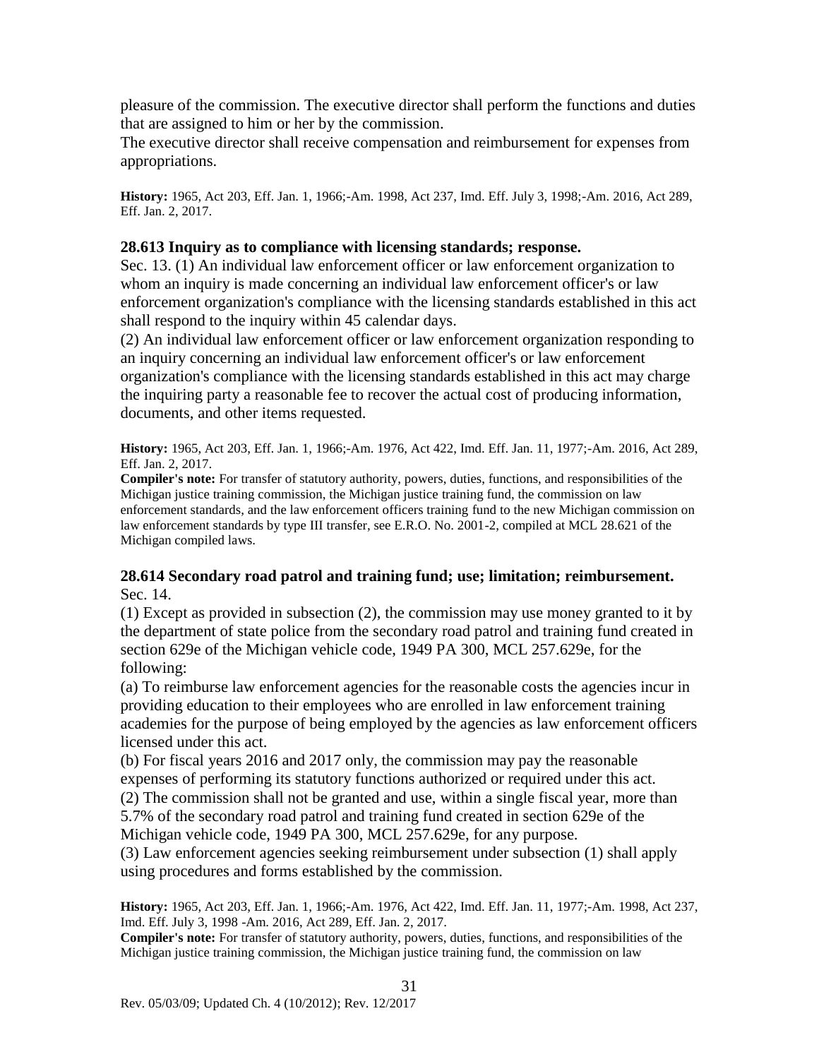pleasure of the commission. The executive director shall perform the functions and duties that are assigned to him or her by the commission.
The executive director shall receive compensation and reimbursement for expenses from appropriations.

**History:** 1965, Act 203, Eff. Jan. 1, 1966;-Am. 1998, Act 237, Imd. Eff. July 3, 1998;-Am. 2016, Act 289, Eff. Jan. 2, 2017.

### 28.613 Inquiry as to compliance with licensing standards; response.

Sec. 13. (1) An individual law enforcement officer or law enforcement organization to whom an inquiry is made concerning an individual law enforcement officer's or law enforcement organization's compliance with the licensing standards established in this act shall respond to the inquiry within 45 calendar days.
(2) An individual law enforcement officer or law enforcement organization responding to an inquiry concerning an individual law enforcement officer's or law enforcement organization's compliance with the licensing standards established in this act may charge the inquiring party a reasonable fee to recover the actual cost of producing information, documents, and other items requested.

**History:** 1965, Act 203, Eff. Jan. 1, 1966;-Am. 1976, Act 422, Imd. Eff. Jan. 11, 1977;-Am. 2016, Act 289, Eff. Jan. 2, 2017.
**Compiler's note:** For transfer of statutory authority, powers, duties, functions, and responsibilities of the Michigan justice training commission, the Michigan justice training fund, the commission on law enforcement standards, and the law enforcement officers training fund to the new Michigan commission on law enforcement standards by type III transfer, see E.R.O. No. 2001-2, compiled at MCL 28.621 of the Michigan compiled laws.

### 28.614 Secondary road patrol and training fund; use; limitation; reimbursement.

Sec. 14.
(1) Except as provided in subsection (2), the commission may use money granted to it by the department of state police from the secondary road patrol and training fund created in section 629e of the Michigan vehicle code, 1949 PA 300, MCL 257.629e, for the following:
(a) To reimburse law enforcement agencies for the reasonable costs the agencies incur in providing education to their employees who are enrolled in law enforcement training academies for the purpose of being employed by the agencies as law enforcement officers licensed under this act.
(b) For fiscal years 2016 and 2017 only, the commission may pay the reasonable expenses of performing its statutory functions authorized or required under this act.
(2) The commission shall not be granted and use, within a single fiscal year, more than 5.7% of the secondary road patrol and training fund created in section 629e of the Michigan vehicle code, 1949 PA 300, MCL 257.629e, for any purpose.
(3) Law enforcement agencies seeking reimbursement under subsection (1) shall apply using procedures and forms established by the commission.

**History:** 1965, Act 203, Eff. Jan. 1, 1966;-Am. 1976, Act 422, Imd. Eff. Jan. 11, 1977;-Am. 1998, Act 237, Imd. Eff. July 3, 1998 -Am. 2016, Act 289, Eff. Jan. 2, 2017.
**Compiler's note:** For transfer of statutory authority, powers, duties, functions, and responsibilities of the Michigan justice training commission, the Michigan justice training fund, the commission on law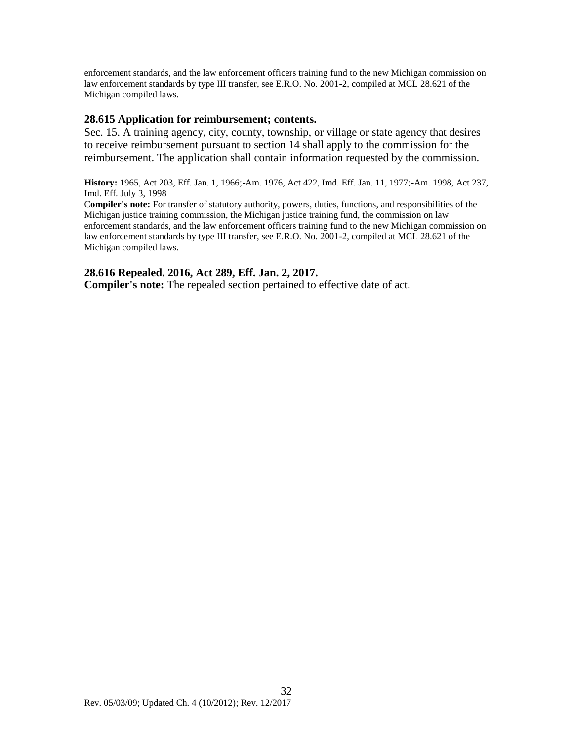enforcement standards, and the law enforcement officers training fund to the new Michigan commission on law enforcement standards by type III transfer, see E.R.O. No. 2001-2, compiled at MCL 28.621 of the Michigan compiled laws.

### 28.615 Application for reimbursement; contents.

Sec. 15. A training agency, city, county, township, or village or state agency that desires to receive reimbursement pursuant to section 14 shall apply to the commission for the reimbursement. The application shall contain information requested by the commission.

**History:** 1965, Act 203, Eff. Jan. 1, 1966;-Am. 1976, Act 422, Imd. Eff. Jan. 11, 1977;-Am. 1998, Act 237, Imd. Eff. July 3, 1998

**Compiler's note:** For transfer of statutory authority, powers, duties, functions, and responsibilities of the Michigan justice training commission, the Michigan justice training fund, the commission on law enforcement standards, and the law enforcement officers training fund to the new Michigan commission on law enforcement standards by type III transfer, see E.R.O. No. 2001-2, compiled at MCL 28.621 of the Michigan compiled laws.

### 28.616 Repealed. 2016, Act 289, Eff. Jan. 2, 2017.

**Compiler's note:** The repealed section pertained to effective date of act.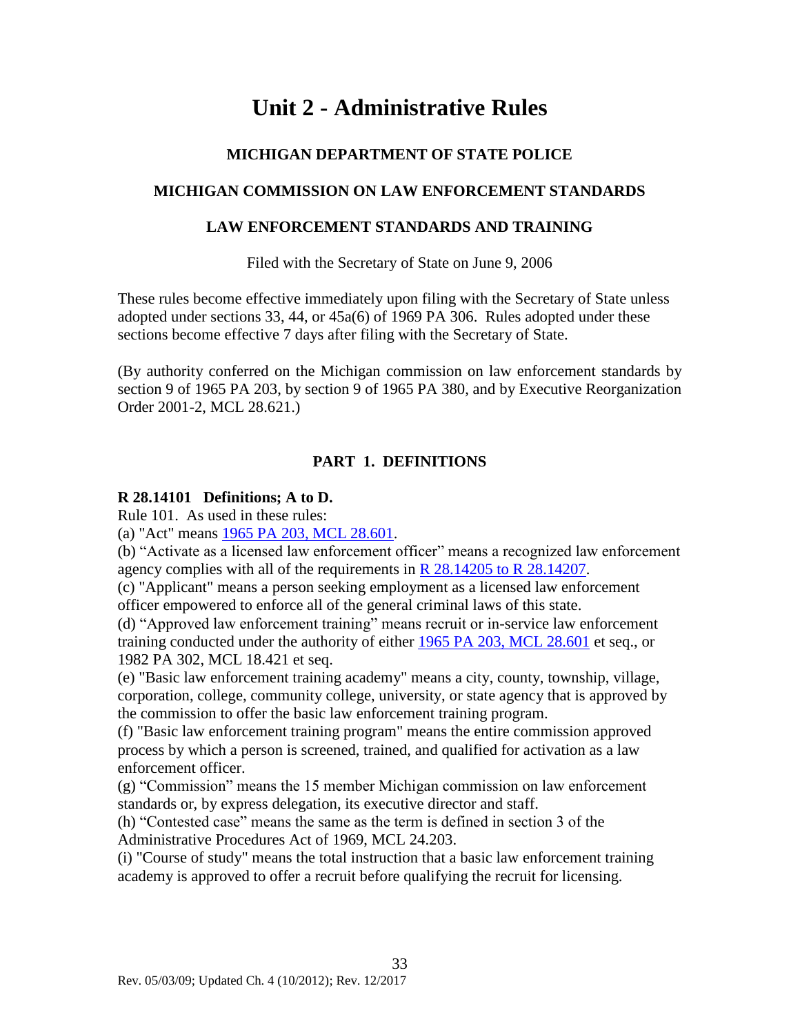# Unit 2 - Administrative Rules

### MICHIGAN DEPARTMENT OF STATE POLICE

### MICHIGAN COMMISSION ON LAW ENFORCEMENT STANDARDS

### LAW ENFORCEMENT STANDARDS AND TRAINING

Filed with the Secretary of State on June 9, 2006

These rules become effective immediately upon filing with the Secretary of State unless adopted under sections 33, 44, or 45a(6) of 1969 PA 306. Rules adopted under these sections become effective 7 days after filing with the Secretary of State.

(By authority conferred on the Michigan commission on law enforcement standards by section 9 of 1965 PA 203, by section 9 of 1965 PA 380, and by Executive Reorganization Order 2001-2, MCL 28.621.)

### PART 1. DEFINITIONS

**R 28.14101 Definitions; A to D.**

Rule 101. As used in these rules:

(a) "Act" means 1965 PA 203, MCL 28.601.

(b) "Activate as a licensed law enforcement officer" means a recognized law enforcement agency complies with all of the requirements in R 28.14205 to R 28.14207.

(c) "Applicant" means a person seeking employment as a licensed law enforcement officer empowered to enforce all of the general criminal laws of this state.

(d) "Approved law enforcement training" means recruit or in-service law enforcement training conducted under the authority of either 1965 PA 203, MCL 28.601 et seq., or 1982 PA 302, MCL 18.421 et seq.

(e) "Basic law enforcement training academy" means a city, county, township, village, corporation, college, community college, university, or state agency that is approved by the commission to offer the basic law enforcement training program.

(f) "Basic law enforcement training program" means the entire commission approved process by which a person is screened, trained, and qualified for activation as a law enforcement officer.

(g) "Commission" means the 15 member Michigan commission on law enforcement standards or, by express delegation, its executive director and staff.

(h) "Contested case" means the same as the term is defined in section 3 of the Administrative Procedures Act of 1969, MCL 24.203.

(i) "Course of study" means the total instruction that a basic law enforcement training academy is approved to offer a recruit before qualifying the recruit for licensing.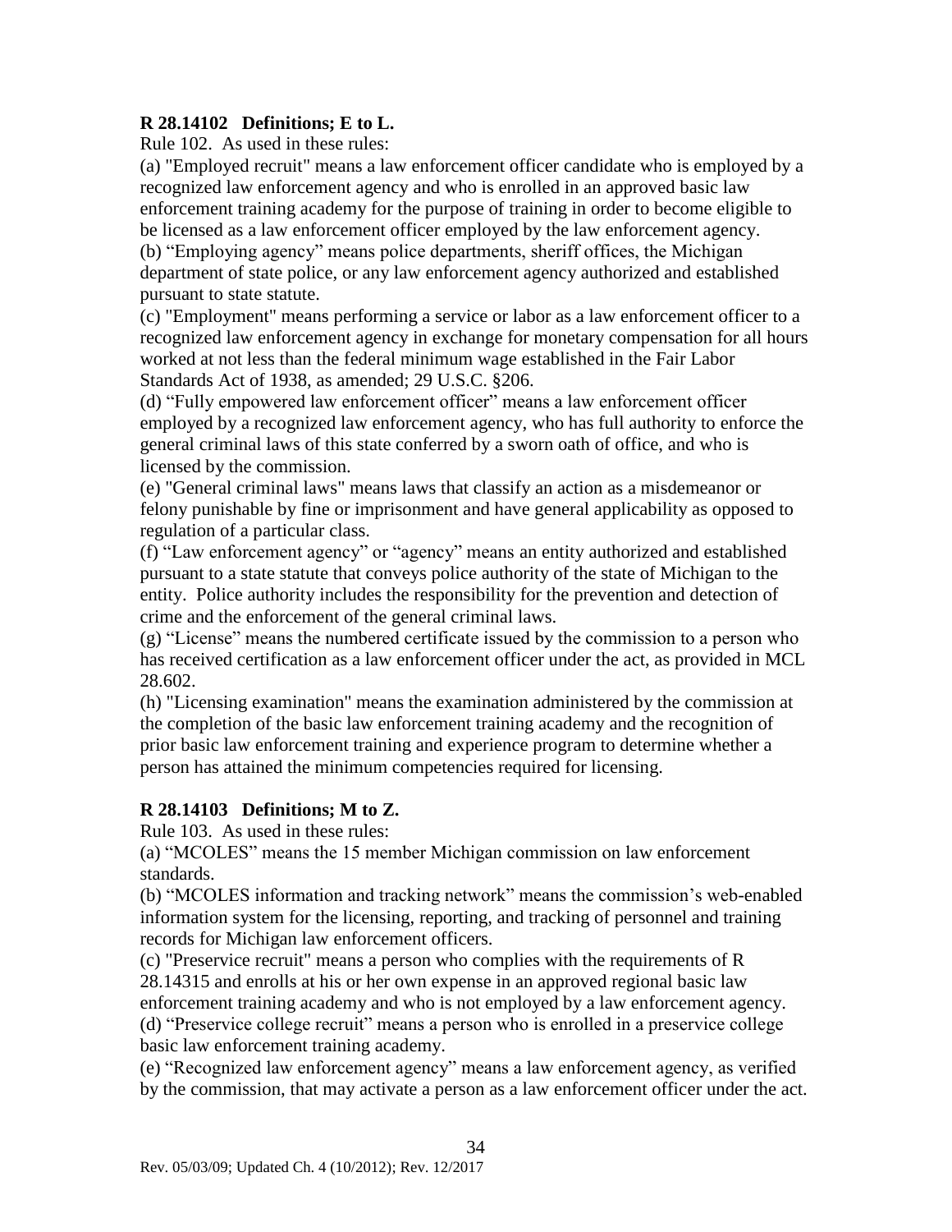**R 28.14102 Definitions; E to L.**

Rule 102. As used in these rules:

(a) "Employed recruit" means a law enforcement officer candidate who is employed by a recognized law enforcement agency and who is enrolled in an approved basic law enforcement training academy for the purpose of training in order to become eligible to be licensed as a law enforcement officer employed by the law enforcement agency.

(b) "Employing agency" means police departments, sheriff offices, the Michigan department of state police, or any law enforcement agency authorized and established pursuant to state statute.

(c) "Employment" means performing a service or labor as a law enforcement officer to a recognized law enforcement agency in exchange for monetary compensation for all hours worked at not less than the federal minimum wage established in the Fair Labor Standards Act of 1938, as amended; 29 U.S.C. §206.

(d) "Fully empowered law enforcement officer" means a law enforcement officer employed by a recognized law enforcement agency, who has full authority to enforce the general criminal laws of this state conferred by a sworn oath of office, and who is licensed by the commission.

(e) "General criminal laws" means laws that classify an action as a misdemeanor or felony punishable by fine or imprisonment and have general applicability as opposed to regulation of a particular class.

(f) "Law enforcement agency" or "agency" means an entity authorized and established pursuant to a state statute that conveys police authority of the state of Michigan to the entity. Police authority includes the responsibility for the prevention and detection of crime and the enforcement of the general criminal laws.

(g) "License" means the numbered certificate issued by the commission to a person who has received certification as a law enforcement officer under the act, as provided in MCL 28.602.

(h) "Licensing examination" means the examination administered by the commission at the completion of the basic law enforcement training academy and the recognition of prior basic law enforcement training and experience program to determine whether a person has attained the minimum competencies required for licensing.

**R 28.14103 Definitions; M to Z.**

Rule 103. As used in these rules:

(a) "MCOLES" means the 15 member Michigan commission on law enforcement standards.

(b) "MCOLES information and tracking network" means the commission's web-enabled information system for the licensing, reporting, and tracking of personnel and training records for Michigan law enforcement officers.

(c) "Preservice recruit" means a person who complies with the requirements of R 28.14315 and enrolls at his or her own expense in an approved regional basic law enforcement training academy and who is not employed by a law enforcement agency.

(d) "Preservice college recruit" means a person who is enrolled in a preservice college basic law enforcement training academy.

(e) "Recognized law enforcement agency" means a law enforcement agency, as verified by the commission, that may activate a person as a law enforcement officer under the act.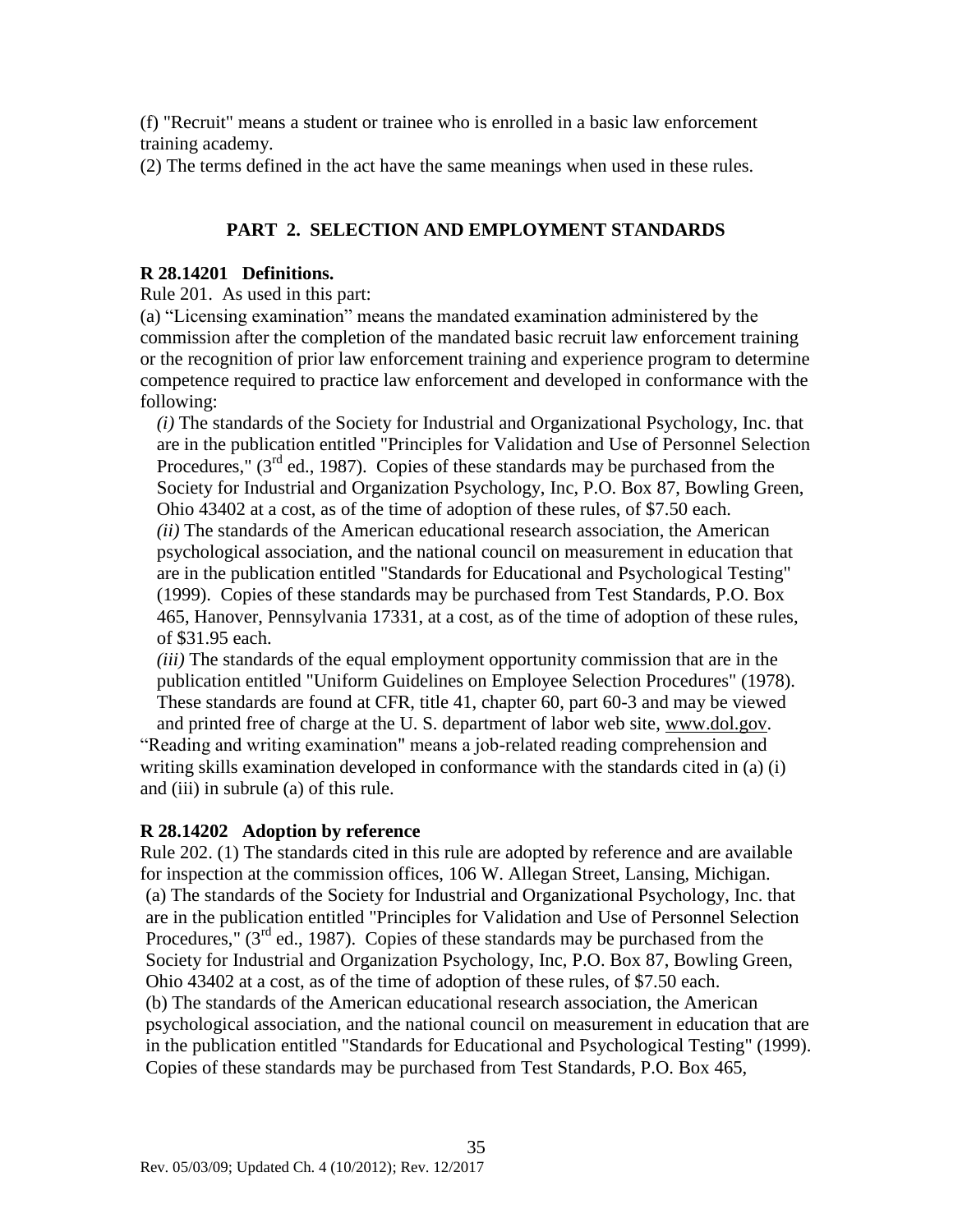(f) "Recruit" means a student or trainee who is enrolled in a basic law enforcement training academy.

(2) The terms defined in the act have the same meanings when used in these rules.

## PART 2. SELECTION AND EMPLOYMENT STANDARDS

**R 28.14201 Definitions.**

Rule 201. As used in this part:

(a) "Licensing examination" means the mandated examination administered by the commission after the completion of the mandated basic recruit law enforcement training or the recognition of prior law enforcement training and experience program to determine competence required to practice law enforcement and developed in conformance with the following:

*(i)* The standards of the Society for Industrial and Organizational Psychology, Inc. that are in the publication entitled "Principles for Validation and Use of Personnel Selection Procedures," (3rd ed., 1987). Copies of these standards may be purchased from the Society for Industrial and Organization Psychology, Inc, P.O. Box 87, Bowling Green, Ohio 43402 at a cost, as of the time of adoption of these rules, of $7.50 each.

*(ii)* The standards of the American educational research association, the American psychological association, and the national council on measurement in education that are in the publication entitled "Standards for Educational and Psychological Testing" (1999). Copies of these standards may be purchased from Test Standards, P.O. Box 465, Hanover, Pennsylvania 17331, at a cost, as of the time of adoption of these rules, of $31.95 each.

*(iii)* The standards of the equal employment opportunity commission that are in the publication entitled "Uniform Guidelines on Employee Selection Procedures" (1978). These standards are found at CFR, title 41, chapter 60, part 60-3 and may be viewed and printed free of charge at the U. S. department of labor web site, www.dol.gov.

"Reading and writing examination" means a job-related reading comprehension and writing skills examination developed in conformance with the standards cited in (a) (i) and (iii) in subrule (a) of this rule.

**R 28.14202 Adoption by reference**

Rule 202. (1) The standards cited in this rule are adopted by reference and are available for inspection at the commission offices, 106 W. Allegan Street, Lansing, Michigan.

(a) The standards of the Society for Industrial and Organizational Psychology, Inc. that are in the publication entitled "Principles for Validation and Use of Personnel Selection Procedures," (3rd ed., 1987). Copies of these standards may be purchased from the Society for Industrial and Organization Psychology, Inc, P.O. Box 87, Bowling Green, Ohio 43402 at a cost, as of the time of adoption of these rules, of $7.50 each.

(b) The standards of the American educational research association, the American psychological association, and the national council on measurement in education that are in the publication entitled "Standards for Educational and Psychological Testing" (1999). Copies of these standards may be purchased from Test Standards, P.O. Box 465,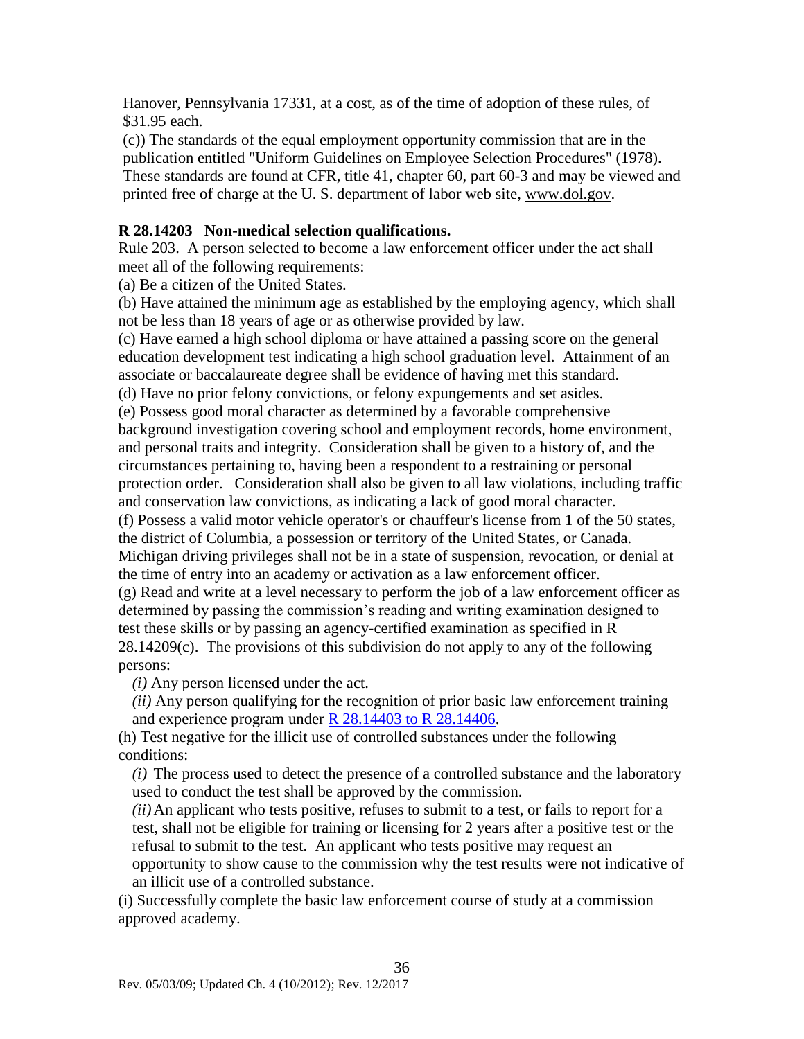Hanover, Pennsylvania 17331, at a cost, as of the time of adoption of these rules, of $31.95 each.

(c)) The standards of the equal employment opportunity commission that are in the publication entitled "Uniform Guidelines on Employee Selection Procedures" (1978). These standards are found at CFR, title 41, chapter 60, part 60-3 and may be viewed and printed free of charge at the U. S. department of labor web site, www.dol.gov.

**R 28.14203 Non-medical selection qualifications.**

Rule 203. A person selected to become a law enforcement officer under the act shall meet all of the following requirements:

(a) Be a citizen of the United States.

(b) Have attained the minimum age as established by the employing agency, which shall not be less than 18 years of age or as otherwise provided by law.

(c) Have earned a high school diploma or have attained a passing score on the general education development test indicating a high school graduation level. Attainment of an associate or baccalaureate degree shall be evidence of having met this standard.

(d) Have no prior felony convictions, or felony expungements and set asides.

(e) Possess good moral character as determined by a favorable comprehensive background investigation covering school and employment records, home environment, and personal traits and integrity. Consideration shall be given to a history of, and the circumstances pertaining to, having been a respondent to a restraining or personal protection order. Consideration shall also be given to all law violations, including traffic and conservation law convictions, as indicating a lack of good moral character.

(f) Possess a valid motor vehicle operator's or chauffeur's license from 1 of the 50 states, the district of Columbia, a possession or territory of the United States, or Canada. Michigan driving privileges shall not be in a state of suspension, revocation, or denial at the time of entry into an academy or activation as a law enforcement officer.

(g) Read and write at a level necessary to perform the job of a law enforcement officer as determined by passing the commission's reading and writing examination designed to test these skills or by passing an agency-certified examination as specified in R 28.14209(c). The provisions of this subdivision do not apply to any of the following persons:

*(i)* Any person licensed under the act.

*(ii)* Any person qualifying for the recognition of prior basic law enforcement training and experience program under R 28.14403 to R 28.14406.

(h) Test negative for the illicit use of controlled substances under the following conditions:

*(i)* The process used to detect the presence of a controlled substance and the laboratory used to conduct the test shall be approved by the commission.

*(ii)* An applicant who tests positive, refuses to submit to a test, or fails to report for a test, shall not be eligible for training or licensing for 2 years after a positive test or the refusal to submit to the test. An applicant who tests positive may request an opportunity to show cause to the commission why the test results were not indicative of an illicit use of a controlled substance.

(i) Successfully complete the basic law enforcement course of study at a commission approved academy.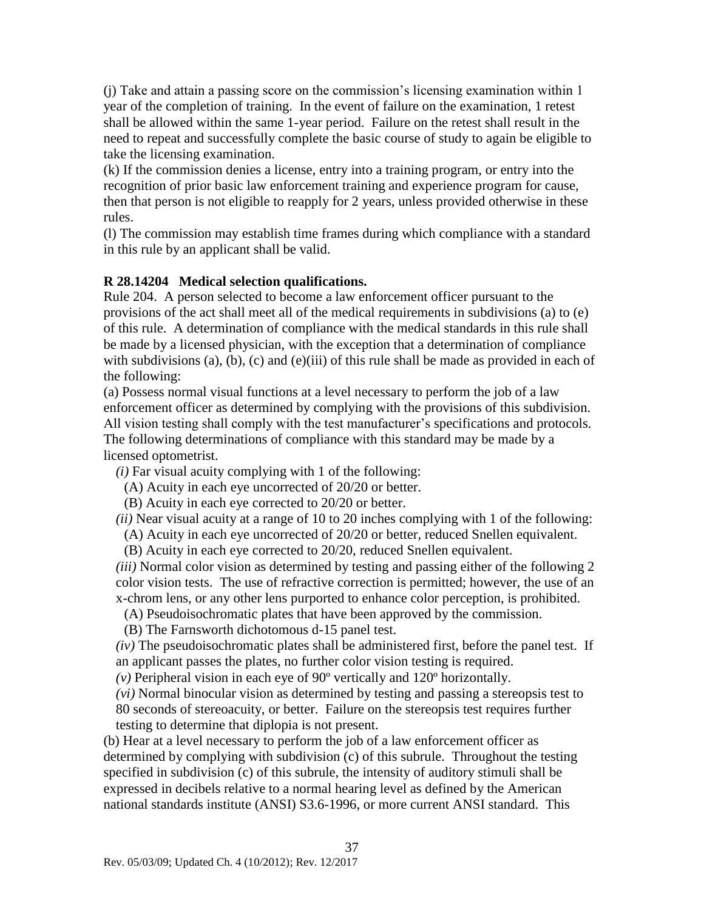(j) Take and attain a passing score on the commission's licensing examination within 1 year of the completion of training. In the event of failure on the examination, 1 retest shall be allowed within the same 1-year period. Failure on the retest shall result in the need to repeat and successfully complete the basic course of study to again be eligible to take the licensing examination.
(k) If the commission denies a license, entry into a training program, or entry into the recognition of prior basic law enforcement training and experience program for cause, then that person is not eligible to reapply for 2 years, unless provided otherwise in these rules.
(l) The commission may establish time frames during which compliance with a standard in this rule by an applicant shall be valid.

**R 28.14204 Medical selection qualifications.**

Rule 204. A person selected to become a law enforcement officer pursuant to the provisions of the act shall meet all of the medical requirements in subdivisions (a) to (e) of this rule. A determination of compliance with the medical standards in this rule shall be made by a licensed physician, with the exception that a determination of compliance with subdivisions (a), (b), (c) and (e)(iii) of this rule shall be made as provided in each of the following:

(a) Possess normal visual functions at a level necessary to perform the job of a law enforcement officer as determined by complying with the provisions of this subdivision. All vision testing shall comply with the test manufacturer's specifications and protocols. The following determinations of compliance with this standard may be made by a licensed optometrist.

*(i)* Far visual acuity complying with 1 of the following:
  (A) Acuity in each eye uncorrected of 20/20 or better.
  (B) Acuity in each eye corrected to 20/20 or better.

*(ii)* Near visual acuity at a range of 10 to 20 inches complying with 1 of the following:
  (A) Acuity in each eye uncorrected of 20/20 or better, reduced Snellen equivalent.
  (B) Acuity in each eye corrected to 20/20, reduced Snellen equivalent.

*(iii)* Normal color vision as determined by testing and passing either of the following 2 color vision tests. The use of refractive correction is permitted; however, the use of an x-chrom lens, or any other lens purported to enhance color perception, is prohibited.
  (A) Pseudoisochromatic plates that have been approved by the commission.
  (B) The Farnsworth dichotomous d-15 panel test.

*(iv)* The pseudoisochromatic plates shall be administered first, before the panel test. If an applicant passes the plates, no further color vision testing is required.

*(v)* Peripheral vision in each eye of 90º vertically and 120º horizontally.

*(vi)* Normal binocular vision as determined by testing and passing a stereopsis test to 80 seconds of stereoacuity, or better. Failure on the stereopsis test requires further testing to determine that diplopia is not present.

(b) Hear at a level necessary to perform the job of a law enforcement officer as determined by complying with subdivision (c) of this subrule. Throughout the testing specified in subdivision (c) of this subrule, the intensity of auditory stimuli shall be expressed in decibels relative to a normal hearing level as defined by the American national standards institute (ANSI) S3.6-1996, or more current ANSI standard. This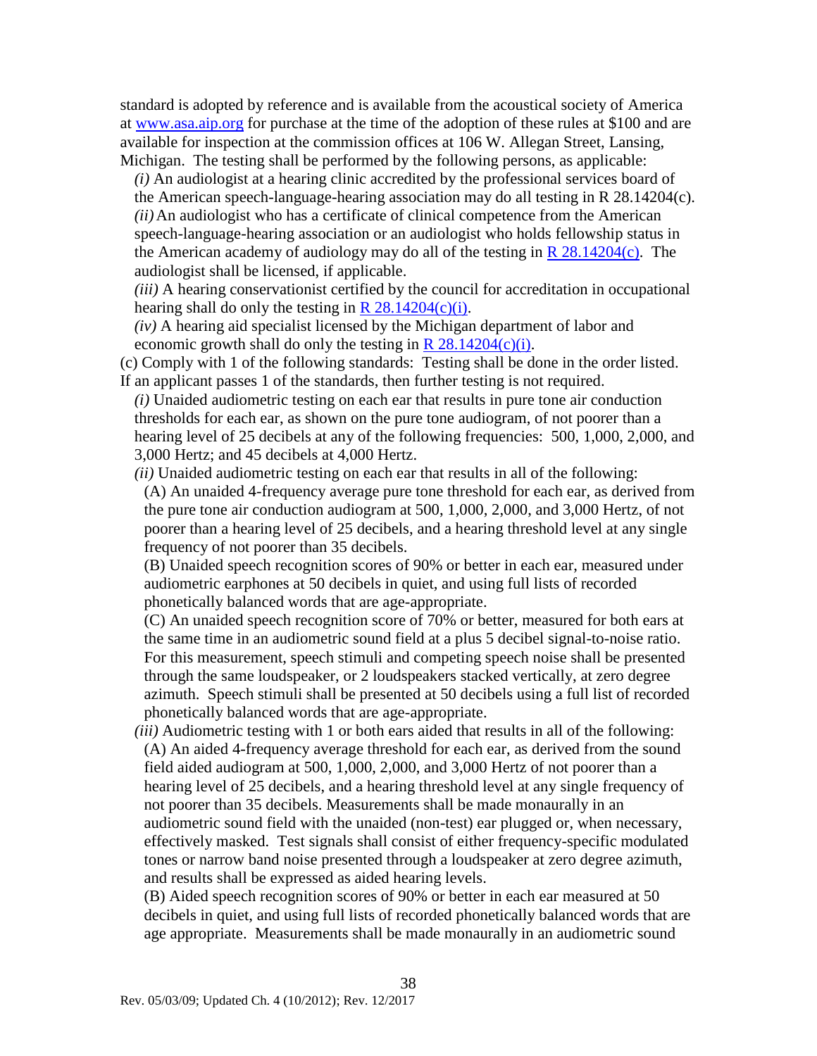standard is adopted by reference and is available from the acoustical society of America at www.asa.aip.org for purchase at the time of the adoption of these rules at $100 and are available for inspection at the commission offices at 106 W. Allegan Street, Lansing, Michigan. The testing shall be performed by the following persons, as applicable:

*(i)* An audiologist at a hearing clinic accredited by the professional services board of the American speech-language-hearing association may do all testing in R 28.14204(c).

*(ii)* An audiologist who has a certificate of clinical competence from the American speech-language-hearing association or an audiologist who holds fellowship status in the American academy of audiology may do all of the testing in R 28.14204(c). The audiologist shall be licensed, if applicable.

*(iii)* A hearing conservationist certified by the council for accreditation in occupational hearing shall do only the testing in R 28.14204(c)(i).

*(iv)* A hearing aid specialist licensed by the Michigan department of labor and economic growth shall do only the testing in R 28.14204(c)(i).

(c) Comply with 1 of the following standards: Testing shall be done in the order listed. If an applicant passes 1 of the standards, then further testing is not required.

*(i)* Unaided audiometric testing on each ear that results in pure tone air conduction thresholds for each ear, as shown on the pure tone audiogram, of not poorer than a hearing level of 25 decibels at any of the following frequencies: 500, 1,000, 2,000, and 3,000 Hertz; and 45 decibels at 4,000 Hertz.

*(ii)* Unaided audiometric testing on each ear that results in all of the following:

(A) An unaided 4-frequency average pure tone threshold for each ear, as derived from the pure tone air conduction audiogram at 500, 1,000, 2,000, and 3,000 Hertz, of not poorer than a hearing level of 25 decibels, and a hearing threshold level at any single frequency of not poorer than 35 decibels.

(B) Unaided speech recognition scores of 90% or better in each ear, measured under audiometric earphones at 50 decibels in quiet, and using full lists of recorded phonetically balanced words that are age-appropriate.

(C) An unaided speech recognition score of 70% or better, measured for both ears at the same time in an audiometric sound field at a plus 5 decibel signal-to-noise ratio. For this measurement, speech stimuli and competing speech noise shall be presented through the same loudspeaker, or 2 loudspeakers stacked vertically, at zero degree azimuth. Speech stimuli shall be presented at 50 decibels using a full list of recorded phonetically balanced words that are age-appropriate.

*(iii)* Audiometric testing with 1 or both ears aided that results in all of the following:

(A) An aided 4-frequency average threshold for each ear, as derived from the sound field aided audiogram at 500, 1,000, 2,000, and 3,000 Hertz of not poorer than a hearing level of 25 decibels, and a hearing threshold level at any single frequency of not poorer than 35 decibels. Measurements shall be made monaurally in an audiometric sound field with the unaided (non-test) ear plugged or, when necessary, effectively masked. Test signals shall consist of either frequency-specific modulated tones or narrow band noise presented through a loudspeaker at zero degree azimuth, and results shall be expressed as aided hearing levels.

(B) Aided speech recognition scores of 90% or better in each ear measured at 50 decibels in quiet, and using full lists of recorded phonetically balanced words that are age appropriate. Measurements shall be made monaurally in an audiometric sound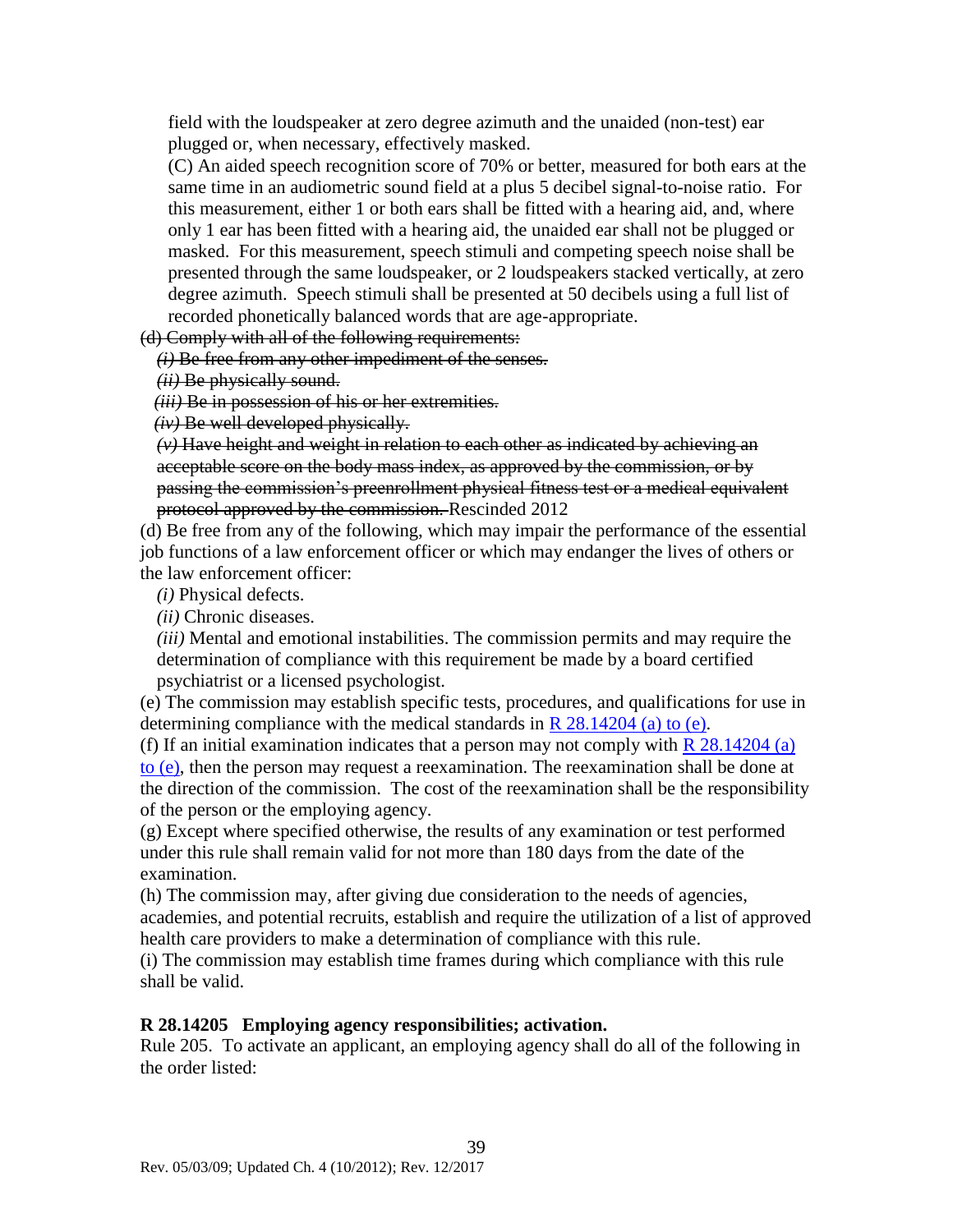field with the loudspeaker at zero degree azimuth and the unaided (non-test) ear plugged or, when necessary, effectively masked.

(C) An aided speech recognition score of 70% or better, measured for both ears at the same time in an audiometric sound field at a plus 5 decibel signal-to-noise ratio. For this measurement, either 1 or both ears shall be fitted with a hearing aid, and, where only 1 ear has been fitted with a hearing aid, the unaided ear shall not be plugged or masked. For this measurement, speech stimuli and competing speech noise shall be presented through the same loudspeaker, or 2 loudspeakers stacked vertically, at zero degree azimuth. Speech stimuli shall be presented at 50 decibels using a full list of recorded phonetically balanced words that are age-appropriate.

~~(d) Comply with all of the following requirements:~~

~~*(i)* Be free from any other impediment of the senses.~~

~~*(ii)* Be physically sound.~~

~~*(iii)* Be in possession of his or her extremities.~~

~~*(iv)* Be well developed physically.~~

~~*(v)* Have height and weight in relation to each other as indicated by achieving an acceptable score on the body mass index, as approved by the commission, or by passing the commission's preenrollment physical fitness test or a medical equivalent protocol approved by the commission.~~ Rescinded 2012

(d) Be free from any of the following, which may impair the performance of the essential job functions of a law enforcement officer or which may endanger the lives of others or the law enforcement officer:

*(i)* Physical defects.

*(ii)* Chronic diseases.

*(iii)* Mental and emotional instabilities. The commission permits and may require the determination of compliance with this requirement be made by a board certified psychiatrist or a licensed psychologist.

(e) The commission may establish specific tests, procedures, and qualifications for use in determining compliance with the medical standards in R 28.14204 (a) to (e).

(f) If an initial examination indicates that a person may not comply with R 28.14204 (a) to (e), then the person may request a reexamination. The reexamination shall be done at the direction of the commission. The cost of the reexamination shall be the responsibility of the person or the employing agency.

(g) Except where specified otherwise, the results of any examination or test performed under this rule shall remain valid for not more than 180 days from the date of the examination.

(h) The commission may, after giving due consideration to the needs of agencies, academies, and potential recruits, establish and require the utilization of a list of approved health care providers to make a determination of compliance with this rule.

(i) The commission may establish time frames during which compliance with this rule shall be valid.

**R 28.14205 Employing agency responsibilities; activation.**

Rule 205. To activate an applicant, an employing agency shall do all of the following in the order listed: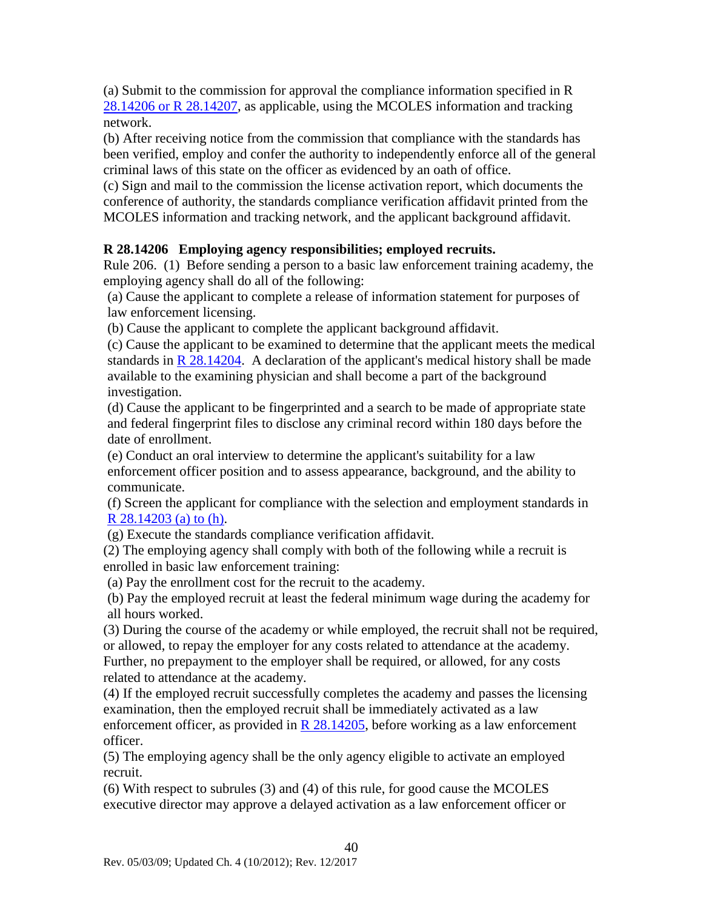(a) Submit to the commission for approval the compliance information specified in R 28.14206 or R 28.14207, as applicable, using the MCOLES information and tracking network.

(b) After receiving notice from the commission that compliance with the standards has been verified, employ and confer the authority to independently enforce all of the general criminal laws of this state on the officer as evidenced by an oath of office.

(c) Sign and mail to the commission the license activation report, which documents the conference of authority, the standards compliance verification affidavit printed from the MCOLES information and tracking network, and the applicant background affidavit.

**R 28.14206 Employing agency responsibilities; employed recruits.**

Rule 206. (1) Before sending a person to a basic law enforcement training academy, the employing agency shall do all of the following:

(a) Cause the applicant to complete a release of information statement for purposes of law enforcement licensing.

(b) Cause the applicant to complete the applicant background affidavit.

(c) Cause the applicant to be examined to determine that the applicant meets the medical standards in R 28.14204. A declaration of the applicant's medical history shall be made available to the examining physician and shall become a part of the background investigation.

(d) Cause the applicant to be fingerprinted and a search to be made of appropriate state and federal fingerprint files to disclose any criminal record within 180 days before the date of enrollment.

(e) Conduct an oral interview to determine the applicant's suitability for a law enforcement officer position and to assess appearance, background, and the ability to communicate.

(f) Screen the applicant for compliance with the selection and employment standards in R 28.14203 (a) to (h).

(g) Execute the standards compliance verification affidavit.

(2) The employing agency shall comply with both of the following while a recruit is enrolled in basic law enforcement training:

(a) Pay the enrollment cost for the recruit to the academy.

(b) Pay the employed recruit at least the federal minimum wage during the academy for all hours worked.

(3) During the course of the academy or while employed, the recruit shall not be required, or allowed, to repay the employer for any costs related to attendance at the academy. Further, no prepayment to the employer shall be required, or allowed, for any costs related to attendance at the academy.

(4) If the employed recruit successfully completes the academy and passes the licensing examination, then the employed recruit shall be immediately activated as a law enforcement officer, as provided in R 28.14205, before working as a law enforcement officer.

(5) The employing agency shall be the only agency eligible to activate an employed recruit.

(6) With respect to subrules (3) and (4) of this rule, for good cause the MCOLES executive director may approve a delayed activation as a law enforcement officer or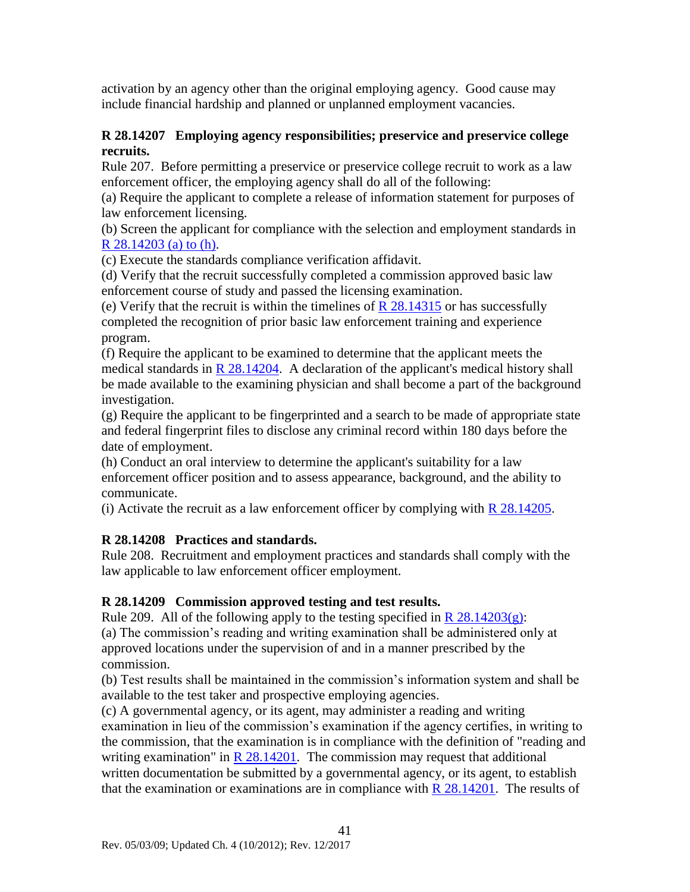activation by an agency other than the original employing agency. Good cause may include financial hardship and planned or unplanned employment vacancies.

### R 28.14207 Employing agency responsibilities; preservice and preservice college recruits.

Rule 207. Before permitting a preservice or preservice college recruit to work as a law enforcement officer, the employing agency shall do all of the following:

(a) Require the applicant to complete a release of information statement for purposes of law enforcement licensing.

(b) Screen the applicant for compliance with the selection and employment standards in R 28.14203 (a) to (h).

(c) Execute the standards compliance verification affidavit.

(d) Verify that the recruit successfully completed a commission approved basic law enforcement course of study and passed the licensing examination.

(e) Verify that the recruit is within the timelines of R 28.14315 or has successfully completed the recognition of prior basic law enforcement training and experience program.

(f) Require the applicant to be examined to determine that the applicant meets the medical standards in R 28.14204. A declaration of the applicant's medical history shall be made available to the examining physician and shall become a part of the background investigation.

(g) Require the applicant to be fingerprinted and a search to be made of appropriate state and federal fingerprint files to disclose any criminal record within 180 days before the date of employment.

(h) Conduct an oral interview to determine the applicant's suitability for a law enforcement officer position and to assess appearance, background, and the ability to communicate.

(i) Activate the recruit as a law enforcement officer by complying with R 28.14205.

### R 28.14208 Practices and standards.

Rule 208. Recruitment and employment practices and standards shall comply with the law applicable to law enforcement officer employment.

### R 28.14209 Commission approved testing and test results.

Rule 209. All of the following apply to the testing specified in R 28.14203(g):

(a) The commission's reading and writing examination shall be administered only at approved locations under the supervision of and in a manner prescribed by the commission.

(b) Test results shall be maintained in the commission's information system and shall be available to the test taker and prospective employing agencies.

(c) A governmental agency, or its agent, may administer a reading and writing examination in lieu of the commission's examination if the agency certifies, in writing to the commission, that the examination is in compliance with the definition of "reading and writing examination" in R 28.14201. The commission may request that additional written documentation be submitted by a governmental agency, or its agent, to establish that the examination or examinations are in compliance with R 28.14201. The results of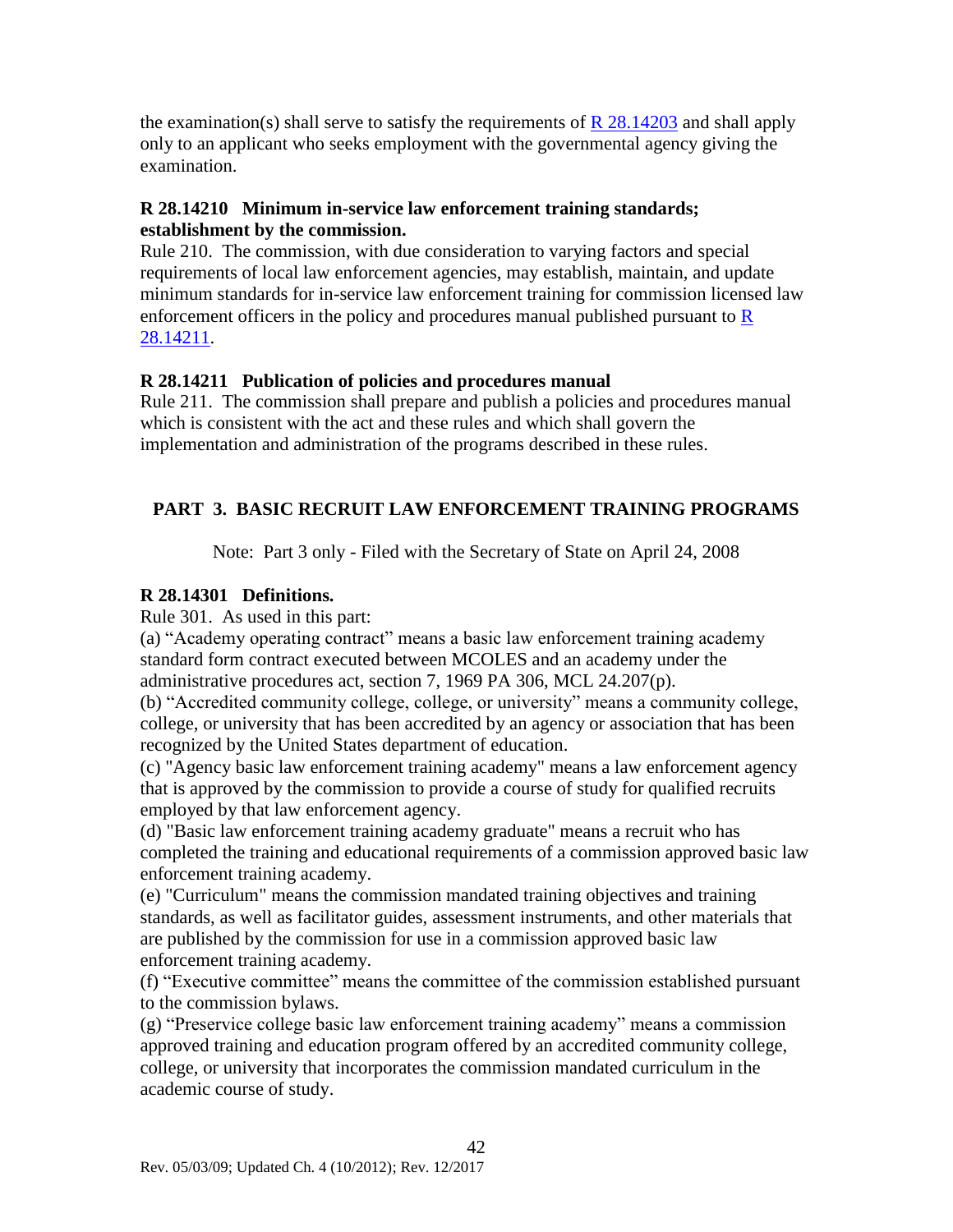the examination(s) shall serve to satisfy the requirements of [R 28.14203] and shall apply only to an applicant who seeks employment with the governmental agency giving the examination.

**R 28.14210 Minimum in-service law enforcement training standards; establishment by the commission.**

Rule 210. The commission, with due consideration to varying factors and special requirements of local law enforcement agencies, may establish, maintain, and update minimum standards for in-service law enforcement training for commission licensed law enforcement officers in the policy and procedures manual published pursuant to [R 28.14211].

**R 28.14211 Publication of policies and procedures manual**

Rule 211. The commission shall prepare and publish a policies and procedures manual which is consistent with the act and these rules and which shall govern the implementation and administration of the programs described in these rules.

## PART 3. BASIC RECRUIT LAW ENFORCEMENT TRAINING PROGRAMS

Note: Part 3 only - Filed with the Secretary of State on April 24, 2008

**R 28.14301 Definitions.**

Rule 301. As used in this part:

(a) "Academy operating contract" means a basic law enforcement training academy standard form contract executed between MCOLES and an academy under the administrative procedures act, section 7, 1969 PA 306, MCL 24.207(p).

(b) "Accredited community college, college, or university" means a community college, college, or university that has been accredited by an agency or association that has been recognized by the United States department of education.

(c) "Agency basic law enforcement training academy" means a law enforcement agency that is approved by the commission to provide a course of study for qualified recruits employed by that law enforcement agency.

(d) "Basic law enforcement training academy graduate" means a recruit who has completed the training and educational requirements of a commission approved basic law enforcement training academy.

(e) "Curriculum" means the commission mandated training objectives and training standards, as well as facilitator guides, assessment instruments, and other materials that are published by the commission for use in a commission approved basic law enforcement training academy.

(f) "Executive committee" means the committee of the commission established pursuant to the commission bylaws.

(g) "Preservice college basic law enforcement training academy" means a commission approved training and education program offered by an accredited community college, college, or university that incorporates the commission mandated curriculum in the academic course of study.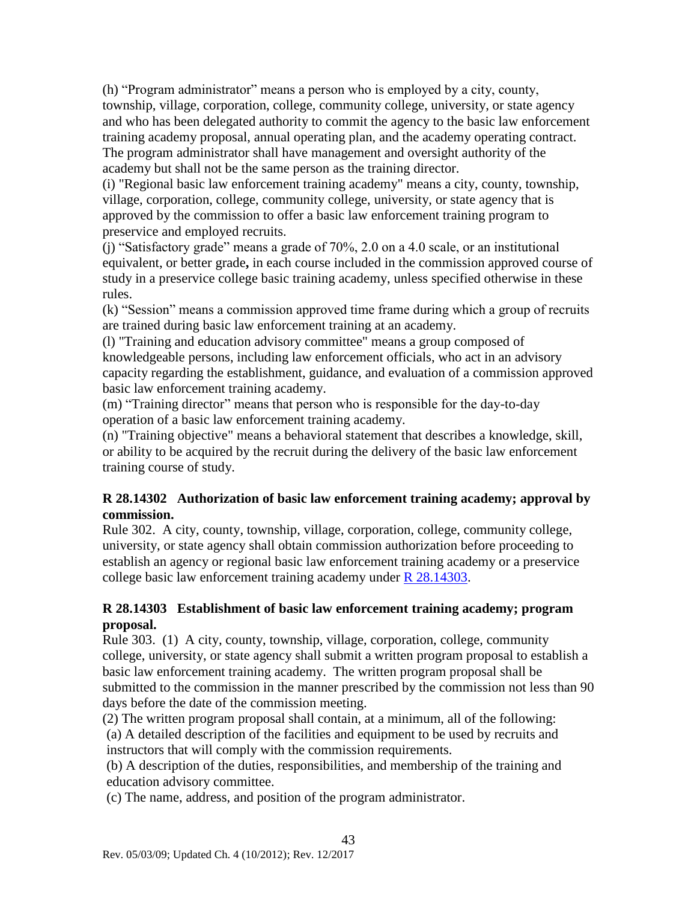(h) "Program administrator" means a person who is employed by a city, county, township, village, corporation, college, community college, university, or state agency and who has been delegated authority to commit the agency to the basic law enforcement training academy proposal, annual operating plan, and the academy operating contract. The program administrator shall have management and oversight authority of the academy but shall not be the same person as the training director.

(i) "Regional basic law enforcement training academy" means a city, county, township, village, corporation, college, community college, university, or state agency that is approved by the commission to offer a basic law enforcement training program to preservice and employed recruits.

(j) "Satisfactory grade" means a grade of 70%, 2.0 on a 4.0 scale, or an institutional equivalent, or better grade**,** in each course included in the commission approved course of study in a preservice college basic training academy, unless specified otherwise in these rules.

(k) "Session" means a commission approved time frame during which a group of recruits are trained during basic law enforcement training at an academy.

(l) "Training and education advisory committee" means a group composed of knowledgeable persons, including law enforcement officials, who act in an advisory capacity regarding the establishment, guidance, and evaluation of a commission approved basic law enforcement training academy.

(m) "Training director" means that person who is responsible for the day-to-day operation of a basic law enforcement training academy.

(n) "Training objective" means a behavioral statement that describes a knowledge, skill, or ability to be acquired by the recruit during the delivery of the basic law enforcement training course of study.

### R 28.14302 Authorization of basic law enforcement training academy; approval by commission.

Rule 302. A city, county, township, village, corporation, college, community college, university, or state agency shall obtain commission authorization before proceeding to establish an agency or regional basic law enforcement training academy or a preservice college basic law enforcement training academy under R 28.14303.

### R 28.14303 Establishment of basic law enforcement training academy; program proposal.

Rule 303. (1) A city, county, township, village, corporation, college, community college, university, or state agency shall submit a written program proposal to establish a basic law enforcement training academy. The written program proposal shall be submitted to the commission in the manner prescribed by the commission not less than 90 days before the date of the commission meeting.

(2) The written program proposal shall contain, at a minimum, all of the following:

(a) A detailed description of the facilities and equipment to be used by recruits and instructors that will comply with the commission requirements.

(b) A description of the duties, responsibilities, and membership of the training and education advisory committee.

(c) The name, address, and position of the program administrator.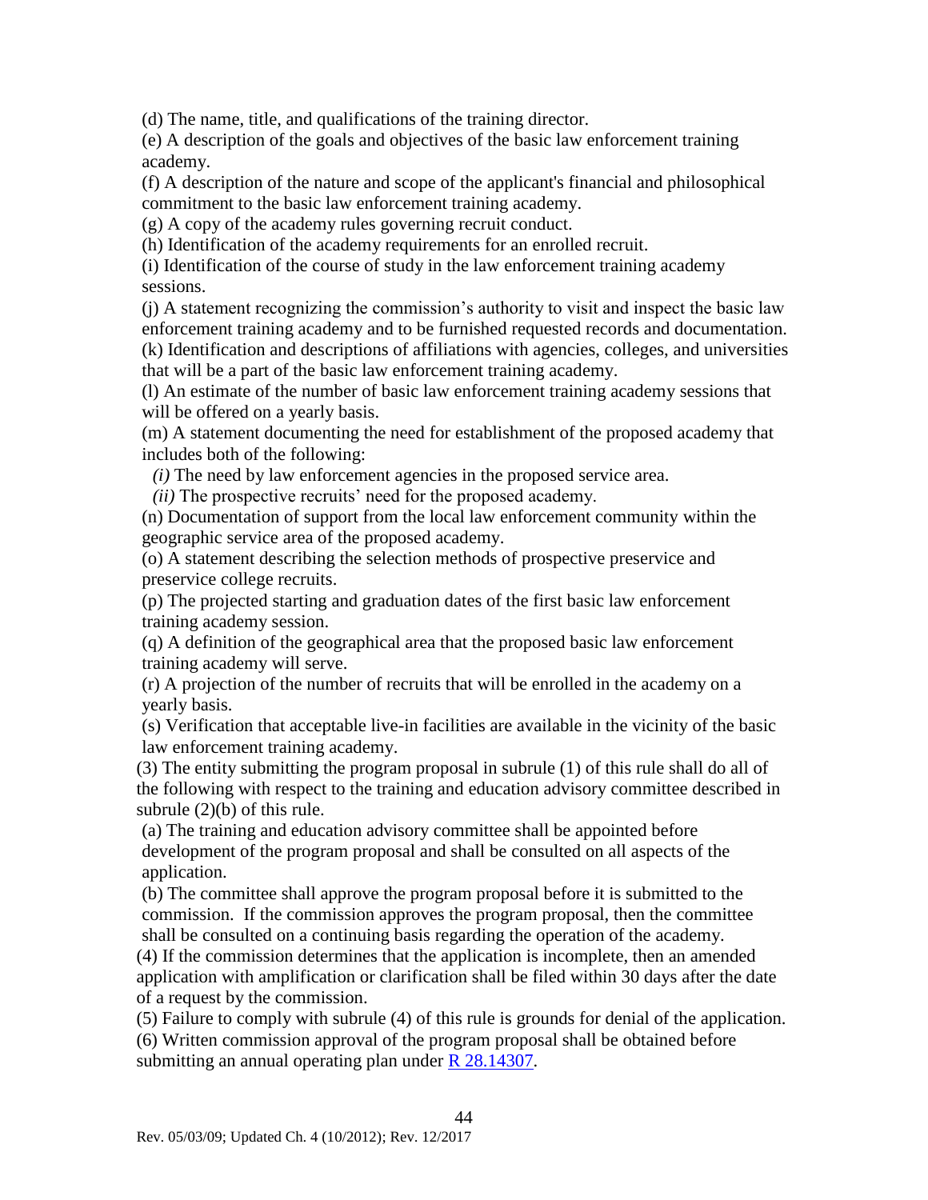(d) The name, title, and qualifications of the training director.

(e) A description of the goals and objectives of the basic law enforcement training academy.

(f) A description of the nature and scope of the applicant's financial and philosophical commitment to the basic law enforcement training academy.

(g) A copy of the academy rules governing recruit conduct.

(h) Identification of the academy requirements for an enrolled recruit.

(i) Identification of the course of study in the law enforcement training academy sessions.

(j) A statement recognizing the commission's authority to visit and inspect the basic law enforcement training academy and to be furnished requested records and documentation.

(k) Identification and descriptions of affiliations with agencies, colleges, and universities that will be a part of the basic law enforcement training academy.

(l) An estimate of the number of basic law enforcement training academy sessions that will be offered on a yearly basis.

(m) A statement documenting the need for establishment of the proposed academy that includes both of the following:

*(i)* The need by law enforcement agencies in the proposed service area.

*(ii)* The prospective recruits' need for the proposed academy.

(n) Documentation of support from the local law enforcement community within the geographic service area of the proposed academy.

(o) A statement describing the selection methods of prospective preservice and preservice college recruits.

(p) The projected starting and graduation dates of the first basic law enforcement training academy session.

(q) A definition of the geographical area that the proposed basic law enforcement training academy will serve.

(r) A projection of the number of recruits that will be enrolled in the academy on a yearly basis.

(s) Verification that acceptable live-in facilities are available in the vicinity of the basic law enforcement training academy.

(3) The entity submitting the program proposal in subrule (1) of this rule shall do all of the following with respect to the training and education advisory committee described in subrule (2)(b) of this rule.

(a) The training and education advisory committee shall be appointed before development of the program proposal and shall be consulted on all aspects of the application.

(b) The committee shall approve the program proposal before it is submitted to the commission. If the commission approves the program proposal, then the committee shall be consulted on a continuing basis regarding the operation of the academy.

(4) If the commission determines that the application is incomplete, then an amended application with amplification or clarification shall be filed within 30 days after the date of a request by the commission.

(5) Failure to comply with subrule (4) of this rule is grounds for denial of the application.

(6) Written commission approval of the program proposal shall be obtained before submitting an annual operating plan under R 28.14307.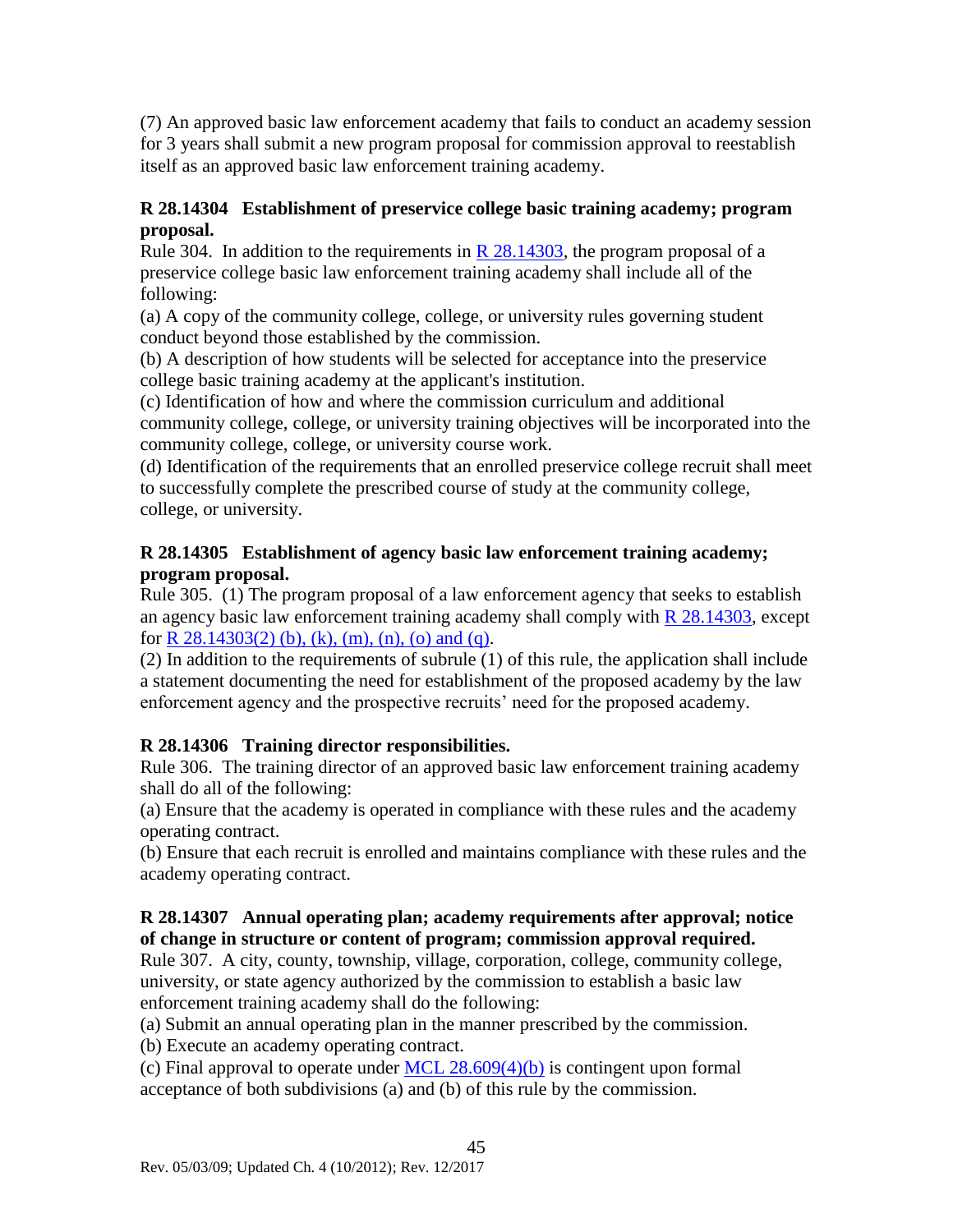(7) An approved basic law enforcement academy that fails to conduct an academy session for 3 years shall submit a new program proposal for commission approval to reestablish itself as an approved basic law enforcement training academy.

### R 28.14304 Establishment of preservice college basic training academy; program proposal.

Rule 304. In addition to the requirements in R 28.14303, the program proposal of a preservice college basic law enforcement training academy shall include all of the following:

(a) A copy of the community college, college, or university rules governing student conduct beyond those established by the commission.

(b) A description of how students will be selected for acceptance into the preservice college basic training academy at the applicant's institution.

(c) Identification of how and where the commission curriculum and additional community college, college, or university training objectives will be incorporated into the community college, college, or university course work.

(d) Identification of the requirements that an enrolled preservice college recruit shall meet to successfully complete the prescribed course of study at the community college, college, or university.

### R 28.14305 Establishment of agency basic law enforcement training academy; program proposal.

Rule 305. (1) The program proposal of a law enforcement agency that seeks to establish an agency basic law enforcement training academy shall comply with R 28.14303, except for R 28.14303(2) (b), (k), (m), (n), (o) and (q).

(2) In addition to the requirements of subrule (1) of this rule, the application shall include a statement documenting the need for establishment of the proposed academy by the law enforcement agency and the prospective recruits' need for the proposed academy.

### R 28.14306 Training director responsibilities.

Rule 306. The training director of an approved basic law enforcement training academy shall do all of the following:

(a) Ensure that the academy is operated in compliance with these rules and the academy operating contract.

(b) Ensure that each recruit is enrolled and maintains compliance with these rules and the academy operating contract.

### R 28.14307 Annual operating plan; academy requirements after approval; notice of change in structure or content of program; commission approval required.

Rule 307. A city, county, township, village, corporation, college, community college, university, or state agency authorized by the commission to establish a basic law enforcement training academy shall do the following:

(a) Submit an annual operating plan in the manner prescribed by the commission.

(b) Execute an academy operating contract.

(c) Final approval to operate under MCL 28.609(4)(b) is contingent upon formal acceptance of both subdivisions (a) and (b) of this rule by the commission.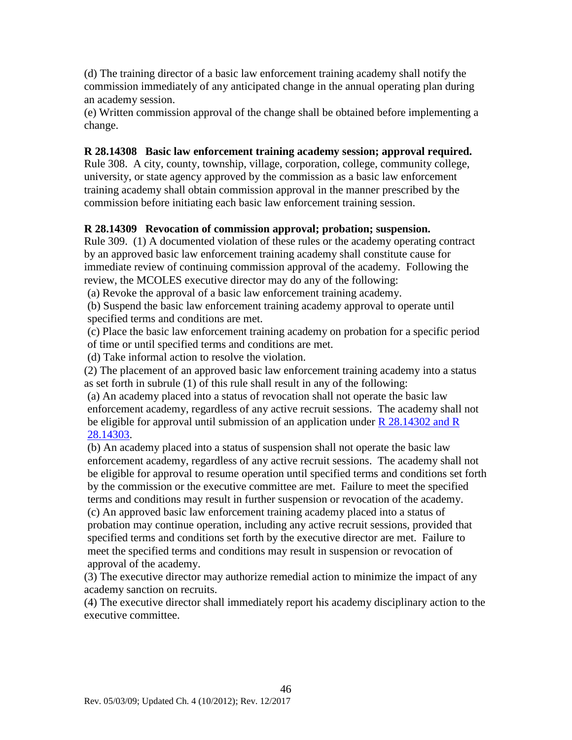(d) The training director of a basic law enforcement training academy shall notify the commission immediately of any anticipated change in the annual operating plan during an academy session.

(e) Written commission approval of the change shall be obtained before implementing a change.

**R 28.14308 Basic law enforcement training academy session; approval required.**

Rule 308. A city, county, township, village, corporation, college, community college, university, or state agency approved by the commission as a basic law enforcement training academy shall obtain commission approval in the manner prescribed by the commission before initiating each basic law enforcement training session.

**R 28.14309 Revocation of commission approval; probation; suspension.**

Rule 309. (1) A documented violation of these rules or the academy operating contract by an approved basic law enforcement training academy shall constitute cause for immediate review of continuing commission approval of the academy. Following the review, the MCOLES executive director may do any of the following:

(a) Revoke the approval of a basic law enforcement training academy.

(b) Suspend the basic law enforcement training academy approval to operate until specified terms and conditions are met.

(c) Place the basic law enforcement training academy on probation for a specific period of time or until specified terms and conditions are met.

(d) Take informal action to resolve the violation.

(2) The placement of an approved basic law enforcement training academy into a status as set forth in subrule (1) of this rule shall result in any of the following:

(a) An academy placed into a status of revocation shall not operate the basic law enforcement academy, regardless of any active recruit sessions. The academy shall not be eligible for approval until submission of an application under R 28.14302 and R 28.14303.

(b) An academy placed into a status of suspension shall not operate the basic law enforcement academy, regardless of any active recruit sessions. The academy shall not be eligible for approval to resume operation until specified terms and conditions set forth by the commission or the executive committee are met. Failure to meet the specified terms and conditions may result in further suspension or revocation of the academy.

(c) An approved basic law enforcement training academy placed into a status of probation may continue operation, including any active recruit sessions, provided that specified terms and conditions set forth by the executive director are met. Failure to meet the specified terms and conditions may result in suspension or revocation of approval of the academy.

(3) The executive director may authorize remedial action to minimize the impact of any academy sanction on recruits.

(4) The executive director shall immediately report his academy disciplinary action to the executive committee.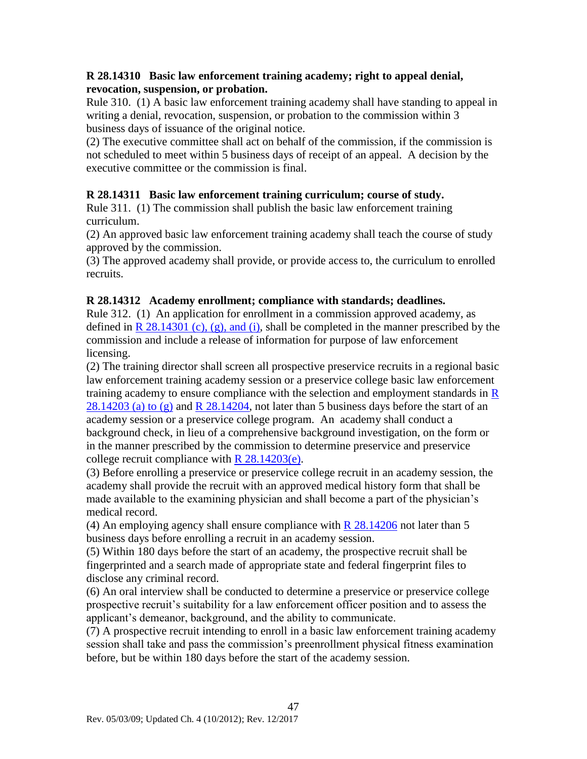**R 28.14310 Basic law enforcement training academy; right to appeal denial, revocation, suspension, or probation.**

Rule 310. (1) A basic law enforcement training academy shall have standing to appeal in writing a denial, revocation, suspension, or probation to the commission within 3 business days of issuance of the original notice.

(2) The executive committee shall act on behalf of the commission, if the commission is not scheduled to meet within 5 business days of receipt of an appeal. A decision by the executive committee or the commission is final.

**R 28.14311 Basic law enforcement training curriculum; course of study.**

Rule 311. (1) The commission shall publish the basic law enforcement training curriculum.

(2) An approved basic law enforcement training academy shall teach the course of study approved by the commission.

(3) The approved academy shall provide, or provide access to, the curriculum to enrolled recruits.

**R 28.14312 Academy enrollment; compliance with standards; deadlines.**

Rule 312. (1) An application for enrollment in a commission approved academy, as defined in R 28.14301 (c), (g), and (i), shall be completed in the manner prescribed by the commission and include a release of information for purpose of law enforcement licensing.

(2) The training director shall screen all prospective preservice recruits in a regional basic law enforcement training academy session or a preservice college basic law enforcement training academy to ensure compliance with the selection and employment standards in R 28.14203 (a) to (g) and R 28.14204, not later than 5 business days before the start of an academy session or a preservice college program. An academy shall conduct a background check, in lieu of a comprehensive background investigation, on the form or in the manner prescribed by the commission to determine preservice and preservice college recruit compliance with R 28.14203(e).

(3) Before enrolling a preservice or preservice college recruit in an academy session, the academy shall provide the recruit with an approved medical history form that shall be made available to the examining physician and shall become a part of the physician's medical record.

(4) An employing agency shall ensure compliance with R 28.14206 not later than 5 business days before enrolling a recruit in an academy session.

(5) Within 180 days before the start of an academy, the prospective recruit shall be fingerprinted and a search made of appropriate state and federal fingerprint files to disclose any criminal record.

(6) An oral interview shall be conducted to determine a preservice or preservice college prospective recruit's suitability for a law enforcement officer position and to assess the applicant's demeanor, background, and the ability to communicate.

(7) A prospective recruit intending to enroll in a basic law enforcement training academy session shall take and pass the commission's preenrollment physical fitness examination before, but be within 180 days before the start of the academy session.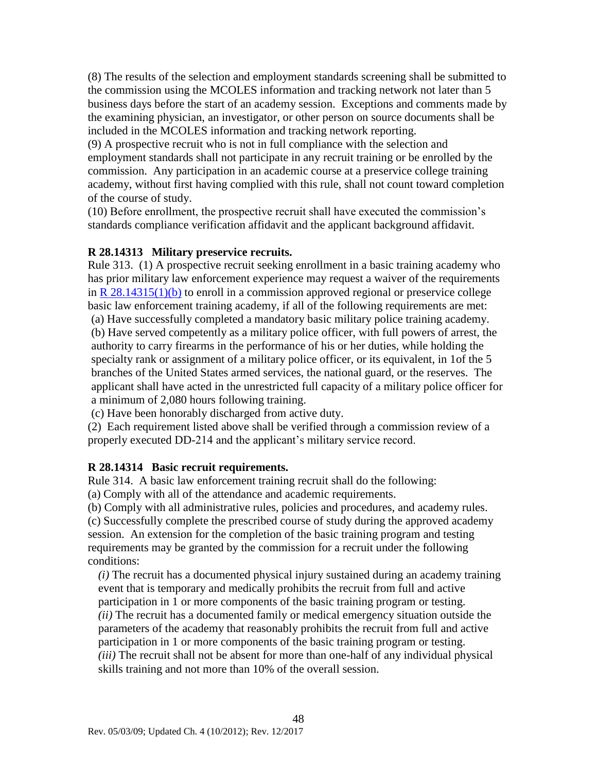(8) The results of the selection and employment standards screening shall be submitted to the commission using the MCOLES information and tracking network not later than 5 business days before the start of an academy session. Exceptions and comments made by the examining physician, an investigator, or other person on source documents shall be included in the MCOLES information and tracking network reporting.

(9) A prospective recruit who is not in full compliance with the selection and employment standards shall not participate in any recruit training or be enrolled by the commission. Any participation in an academic course at a preservice college training academy, without first having complied with this rule, shall not count toward completion of the course of study.

(10) Before enrollment, the prospective recruit shall have executed the commission's standards compliance verification affidavit and the applicant background affidavit.

**R 28.14313 Military preservice recruits.**

Rule 313. (1) A prospective recruit seeking enrollment in a basic training academy who has prior military law enforcement experience may request a waiver of the requirements in R 28.14315(1)(b) to enroll in a commission approved regional or preservice college basic law enforcement training academy, if all of the following requirements are met:

(a) Have successfully completed a mandatory basic military police training academy.

(b) Have served competently as a military police officer, with full powers of arrest, the authority to carry firearms in the performance of his or her duties, while holding the specialty rank or assignment of a military police officer, or its equivalent, in 1of the 5 branches of the United States armed services, the national guard, or the reserves. The applicant shall have acted in the unrestricted full capacity of a military police officer for a minimum of 2,080 hours following training.

(c) Have been honorably discharged from active duty.

(2) Each requirement listed above shall be verified through a commission review of a properly executed DD-214 and the applicant's military service record.

**R 28.14314 Basic recruit requirements.**

Rule 314. A basic law enforcement training recruit shall do the following:

(a) Comply with all of the attendance and academic requirements.

(b) Comply with all administrative rules, policies and procedures, and academy rules.

(c) Successfully complete the prescribed course of study during the approved academy session. An extension for the completion of the basic training program and testing requirements may be granted by the commission for a recruit under the following conditions:

*(i)* The recruit has a documented physical injury sustained during an academy training event that is temporary and medically prohibits the recruit from full and active participation in 1 or more components of the basic training program or testing.

*(ii)* The recruit has a documented family or medical emergency situation outside the parameters of the academy that reasonably prohibits the recruit from full and active participation in 1 or more components of the basic training program or testing.

*(iii)* The recruit shall not be absent for more than one-half of any individual physical skills training and not more than 10% of the overall session.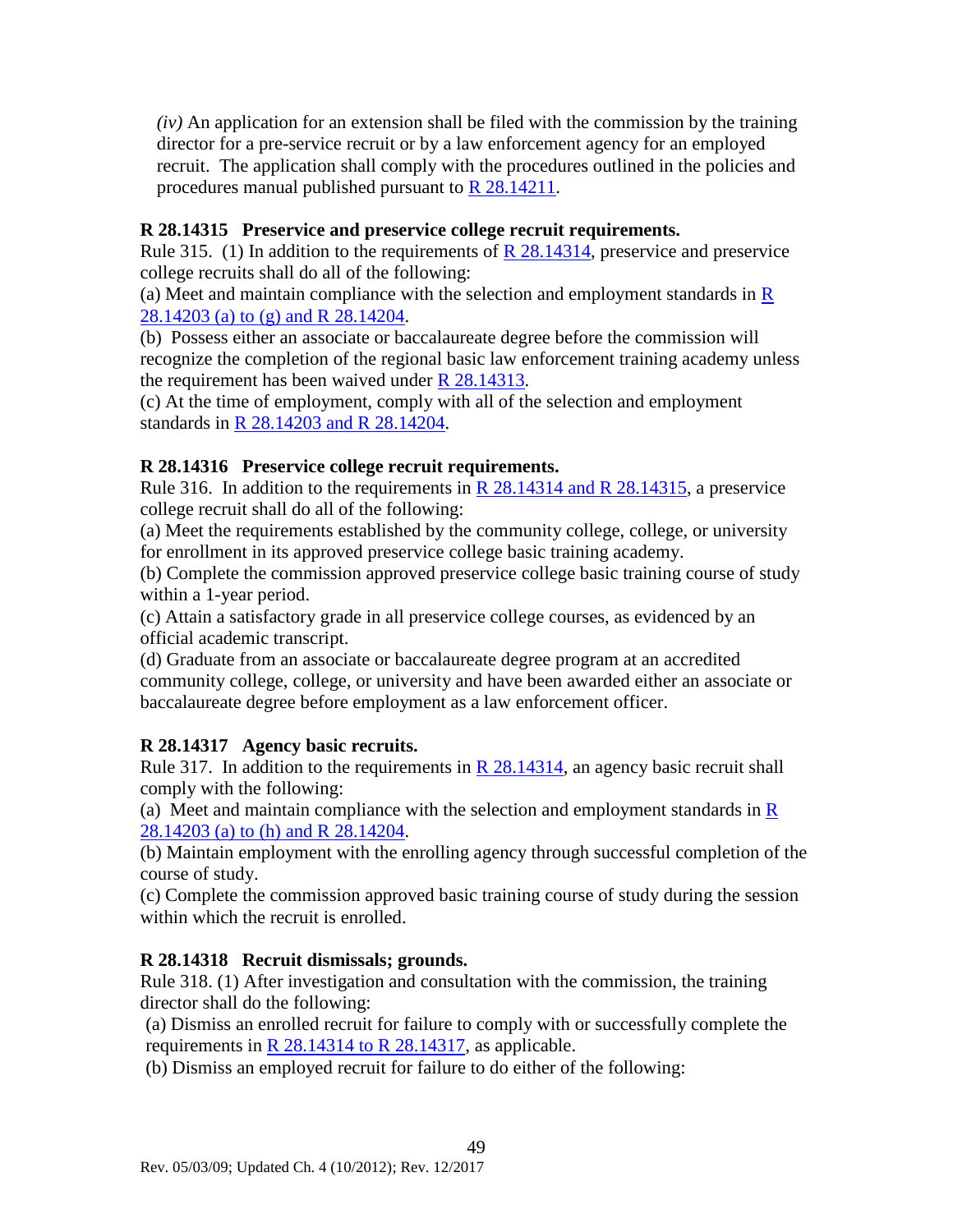*(iv)* An application for an extension shall be filed with the commission by the training director for a pre-service recruit or by a law enforcement agency for an employed recruit. The application shall comply with the procedures outlined in the policies and procedures manual published pursuant to R 28.14211.

**R 28.14315 Preservice and preservice college recruit requirements.**

Rule 315. (1) In addition to the requirements of R 28.14314, preservice and preservice college recruits shall do all of the following:

(a) Meet and maintain compliance with the selection and employment standards in R 28.14203 (a) to (g) and R 28.14204.

(b) Possess either an associate or baccalaureate degree before the commission will recognize the completion of the regional basic law enforcement training academy unless the requirement has been waived under R 28.14313.

(c) At the time of employment, comply with all of the selection and employment standards in R 28.14203 and R 28.14204.

**R 28.14316 Preservice college recruit requirements.**

Rule 316. In addition to the requirements in R 28.14314 and R 28.14315, a preservice college recruit shall do all of the following:

(a) Meet the requirements established by the community college, college, or university for enrollment in its approved preservice college basic training academy.

(b) Complete the commission approved preservice college basic training course of study within a 1-year period.

(c) Attain a satisfactory grade in all preservice college courses, as evidenced by an official academic transcript.

(d) Graduate from an associate or baccalaureate degree program at an accredited community college, college, or university and have been awarded either an associate or baccalaureate degree before employment as a law enforcement officer.

**R 28.14317 Agency basic recruits.**

Rule 317. In addition to the requirements in R 28.14314, an agency basic recruit shall comply with the following:

(a) Meet and maintain compliance with the selection and employment standards in R 28.14203 (a) to (h) and R 28.14204.

(b) Maintain employment with the enrolling agency through successful completion of the course of study.

(c) Complete the commission approved basic training course of study during the session within which the recruit is enrolled.

**R 28.14318 Recruit dismissals; grounds.**

Rule 318. (1) After investigation and consultation with the commission, the training director shall do the following:

(a) Dismiss an enrolled recruit for failure to comply with or successfully complete the requirements in R 28.14314 to R 28.14317, as applicable.

(b) Dismiss an employed recruit for failure to do either of the following: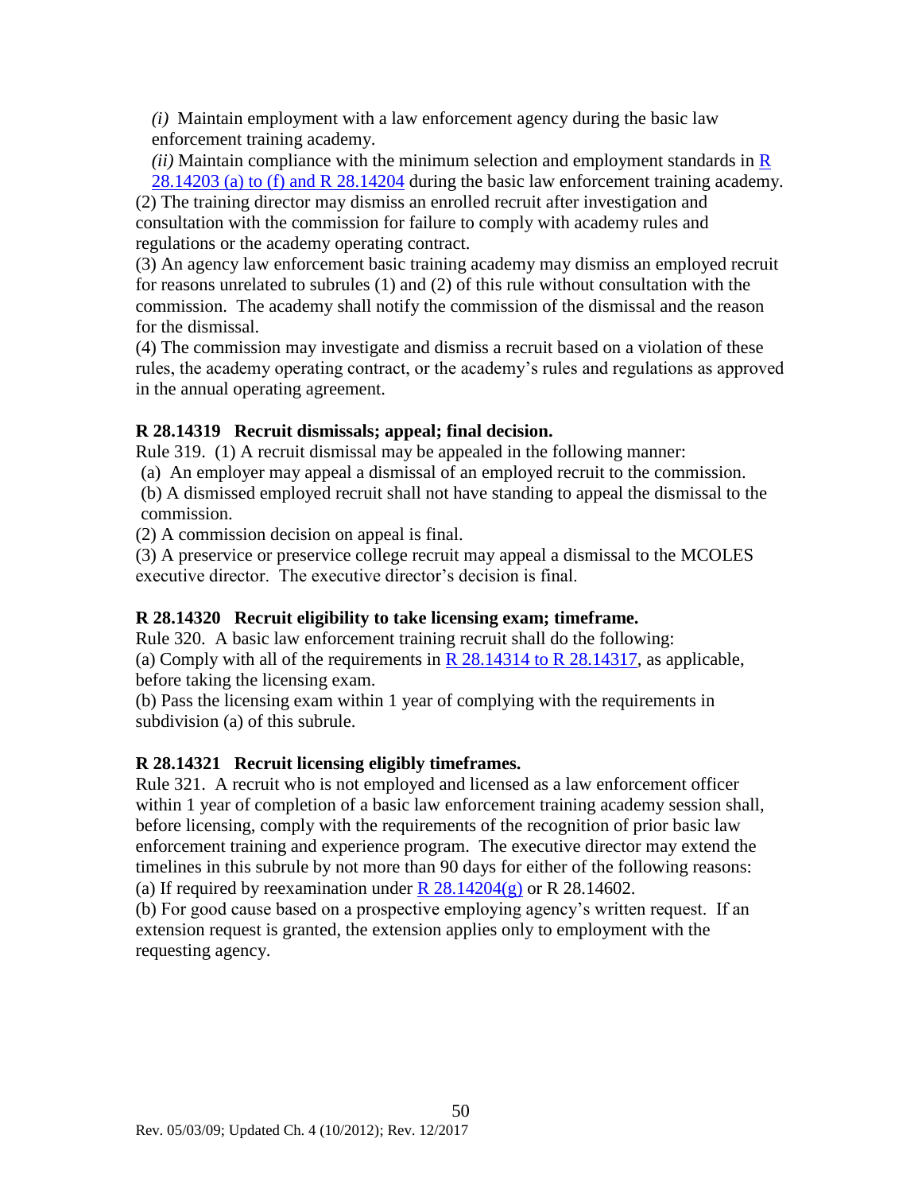*(i)* Maintain employment with a law enforcement agency during the basic law enforcement training academy.

*(ii)* Maintain compliance with the minimum selection and employment standards in R 28.14203 (a) to (f) and R 28.14204 during the basic law enforcement training academy.

(2) The training director may dismiss an enrolled recruit after investigation and consultation with the commission for failure to comply with academy rules and regulations or the academy operating contract.

(3) An agency law enforcement basic training academy may dismiss an employed recruit for reasons unrelated to subrules (1) and (2) of this rule without consultation with the commission. The academy shall notify the commission of the dismissal and the reason for the dismissal.

(4) The commission may investigate and dismiss a recruit based on a violation of these rules, the academy operating contract, or the academy's rules and regulations as approved in the annual operating agreement.

**R 28.14319 Recruit dismissals; appeal; final decision.**

Rule 319. (1) A recruit dismissal may be appealed in the following manner:

(a) An employer may appeal a dismissal of an employed recruit to the commission.

(b) A dismissed employed recruit shall not have standing to appeal the dismissal to the commission.

(2) A commission decision on appeal is final.

(3) A preservice or preservice college recruit may appeal a dismissal to the MCOLES executive director. The executive director's decision is final.

**R 28.14320 Recruit eligibility to take licensing exam; timeframe.**

Rule 320. A basic law enforcement training recruit shall do the following:

(a) Comply with all of the requirements in R 28.14314 to R 28.14317, as applicable, before taking the licensing exam.

(b) Pass the licensing exam within 1 year of complying with the requirements in subdivision (a) of this subrule.

**R 28.14321 Recruit licensing eligibly timeframes.**

Rule 321. A recruit who is not employed and licensed as a law enforcement officer within 1 year of completion of a basic law enforcement training academy session shall, before licensing, comply with the requirements of the recognition of prior basic law enforcement training and experience program. The executive director may extend the timelines in this subrule by not more than 90 days for either of the following reasons:

(a) If required by reexamination under R 28.14204(g) or R 28.14602.

(b) For good cause based on a prospective employing agency's written request. If an extension request is granted, the extension applies only to employment with the requesting agency.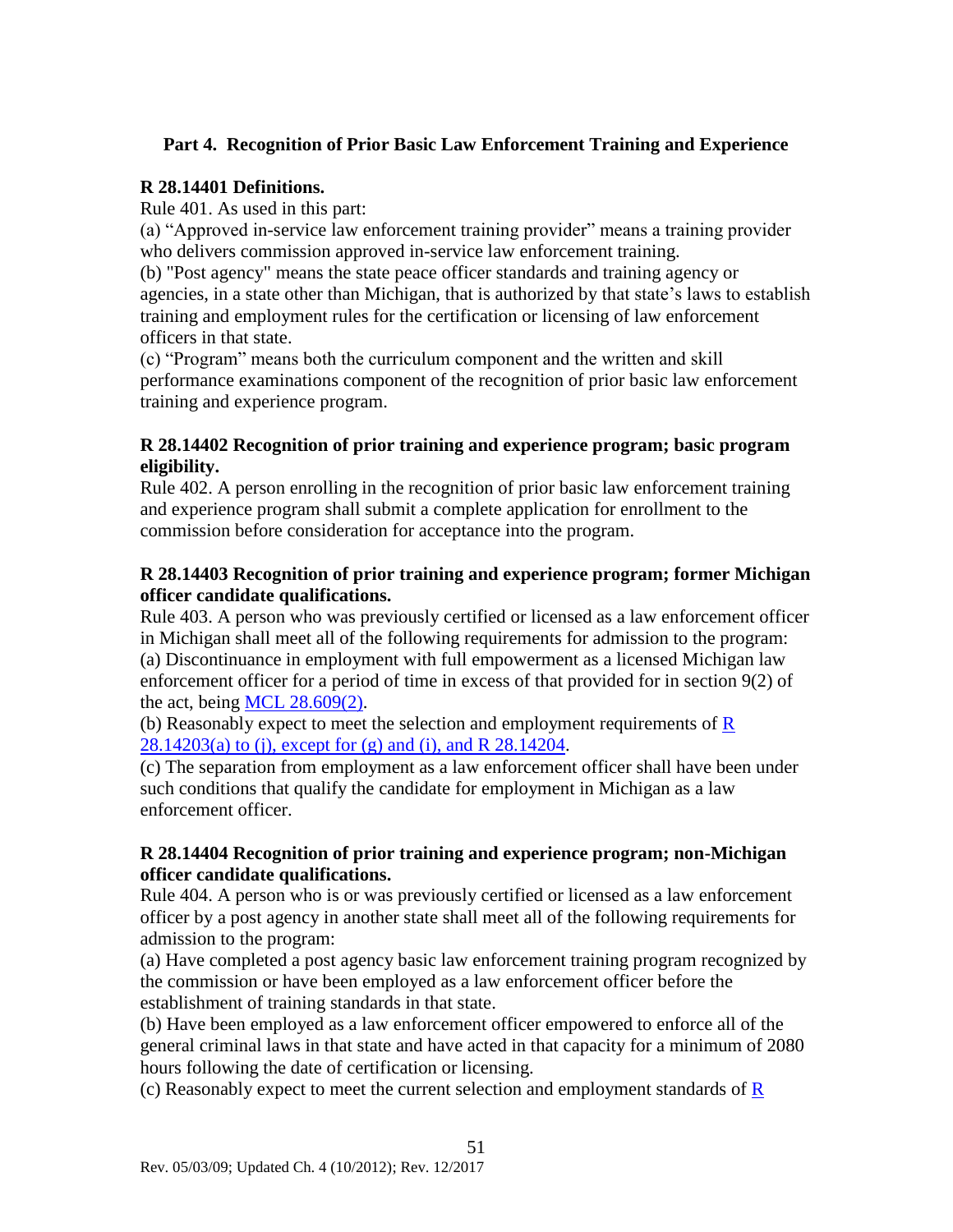## Part 4. Recognition of Prior Basic Law Enforcement Training and Experience

### R 28.14401 Definitions.

Rule 401. As used in this part:

(a) "Approved in-service law enforcement training provider" means a training provider who delivers commission approved in-service law enforcement training.

(b) "Post agency" means the state peace officer standards and training agency or agencies, in a state other than Michigan, that is authorized by that state's laws to establish training and employment rules for the certification or licensing of law enforcement officers in that state.

(c) "Program" means both the curriculum component and the written and skill performance examinations component of the recognition of prior basic law enforcement training and experience program.

### R 28.14402 Recognition of prior training and experience program; basic program eligibility.

Rule 402. A person enrolling in the recognition of prior basic law enforcement training and experience program shall submit a complete application for enrollment to the commission before consideration for acceptance into the program.

### R 28.14403 Recognition of prior training and experience program; former Michigan officer candidate qualifications.

Rule 403. A person who was previously certified or licensed as a law enforcement officer in Michigan shall meet all of the following requirements for admission to the program:

(a) Discontinuance in employment with full empowerment as a licensed Michigan law enforcement officer for a period of time in excess of that provided for in section 9(2) of the act, being MCL 28.609(2).

(b) Reasonably expect to meet the selection and employment requirements of R 28.14203(a) to (j), except for (g) and (i), and R 28.14204.

(c) The separation from employment as a law enforcement officer shall have been under such conditions that qualify the candidate for employment in Michigan as a law enforcement officer.

### R 28.14404 Recognition of prior training and experience program; non-Michigan officer candidate qualifications.

Rule 404. A person who is or was previously certified or licensed as a law enforcement officer by a post agency in another state shall meet all of the following requirements for admission to the program:

(a) Have completed a post agency basic law enforcement training program recognized by the commission or have been employed as a law enforcement officer before the establishment of training standards in that state.

(b) Have been employed as a law enforcement officer empowered to enforce all of the general criminal laws in that state and have acted in that capacity for a minimum of 2080 hours following the date of certification or licensing.

(c) Reasonably expect to meet the current selection and employment standards of R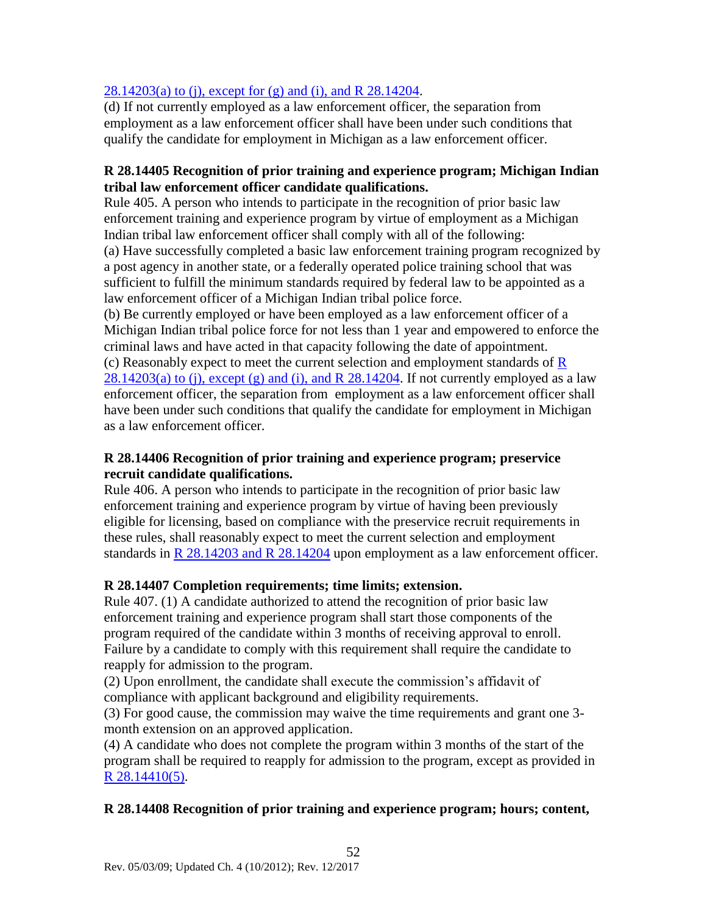28.14203(a) to (j), except for (g) and (i), and R 28.14204.

(d) If not currently employed as a law enforcement officer, the separation from employment as a law enforcement officer shall have been under such conditions that qualify the candidate for employment in Michigan as a law enforcement officer.

**R 28.14405 Recognition of prior training and experience program; Michigan Indian tribal law enforcement officer candidate qualifications.**

Rule 405. A person who intends to participate in the recognition of prior basic law enforcement training and experience program by virtue of employment as a Michigan Indian tribal law enforcement officer shall comply with all of the following:

(a) Have successfully completed a basic law enforcement training program recognized by a post agency in another state, or a federally operated police training school that was sufficient to fulfill the minimum standards required by federal law to be appointed as a law enforcement officer of a Michigan Indian tribal police force.

(b) Be currently employed or have been employed as a law enforcement officer of a Michigan Indian tribal police force for not less than 1 year and empowered to enforce the criminal laws and have acted in that capacity following the date of appointment.

(c) Reasonably expect to meet the current selection and employment standards of R 28.14203(a) to (j), except (g) and (i), and R 28.14204. If not currently employed as a law enforcement officer, the separation from employment as a law enforcement officer shall have been under such conditions that qualify the candidate for employment in Michigan as a law enforcement officer.

**R 28.14406 Recognition of prior training and experience program; preservice recruit candidate qualifications.**

Rule 406. A person who intends to participate in the recognition of prior basic law enforcement training and experience program by virtue of having been previously eligible for licensing, based on compliance with the preservice recruit requirements in these rules, shall reasonably expect to meet the current selection and employment standards in R 28.14203 and R 28.14204 upon employment as a law enforcement officer.

**R 28.14407 Completion requirements; time limits; extension.**

Rule 407. (1) A candidate authorized to attend the recognition of prior basic law enforcement training and experience program shall start those components of the program required of the candidate within 3 months of receiving approval to enroll. Failure by a candidate to comply with this requirement shall require the candidate to reapply for admission to the program.

(2) Upon enrollment, the candidate shall execute the commission's affidavit of compliance with applicant background and eligibility requirements.

(3) For good cause, the commission may waive the time requirements and grant one 3-month extension on an approved application.

(4) A candidate who does not complete the program within 3 months of the start of the program shall be required to reapply for admission to the program, except as provided in R 28.14410(5).

**R 28.14408 Recognition of prior training and experience program; hours; content,**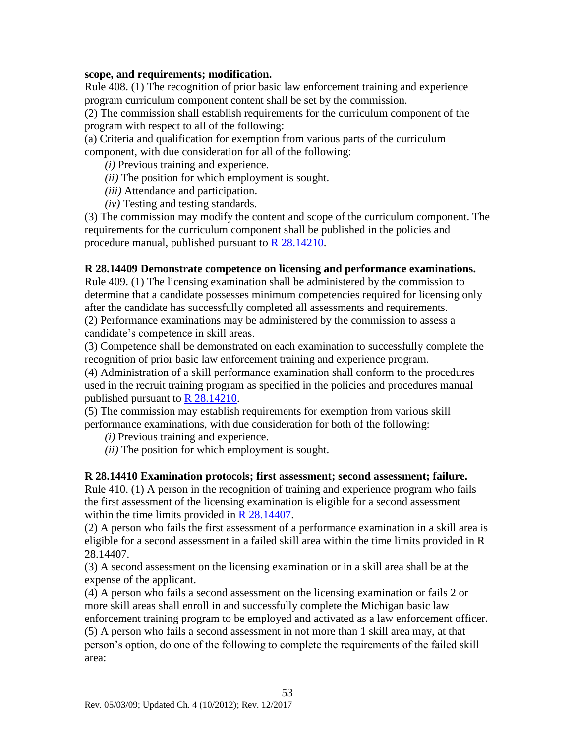**scope, and requirements; modification.**

Rule 408. (1) The recognition of prior basic law enforcement training and experience program curriculum component content shall be set by the commission.

(2) The commission shall establish requirements for the curriculum component of the program with respect to all of the following:

(a) Criteria and qualification for exemption from various parts of the curriculum component, with due consideration for all of the following:

*(i)* Previous training and experience.

*(ii)* The position for which employment is sought.

*(iii)* Attendance and participation.

*(iv)* Testing and testing standards.

(3) The commission may modify the content and scope of the curriculum component. The requirements for the curriculum component shall be published in the policies and procedure manual, published pursuant to R 28.14210.

**R 28.14409 Demonstrate competence on licensing and performance examinations.**

Rule 409. (1) The licensing examination shall be administered by the commission to determine that a candidate possesses minimum competencies required for licensing only after the candidate has successfully completed all assessments and requirements.

(2) Performance examinations may be administered by the commission to assess a candidate's competence in skill areas.

(3) Competence shall be demonstrated on each examination to successfully complete the recognition of prior basic law enforcement training and experience program.

(4) Administration of a skill performance examination shall conform to the procedures used in the recruit training program as specified in the policies and procedures manual published pursuant to R 28.14210.

(5) The commission may establish requirements for exemption from various skill performance examinations, with due consideration for both of the following:

*(i)* Previous training and experience.

*(ii)* The position for which employment is sought.

**R 28.14410 Examination protocols; first assessment; second assessment; failure.**

Rule 410. (1) A person in the recognition of training and experience program who fails the first assessment of the licensing examination is eligible for a second assessment within the time limits provided in R 28.14407.

(2) A person who fails the first assessment of a performance examination in a skill area is eligible for a second assessment in a failed skill area within the time limits provided in R 28.14407.

(3) A second assessment on the licensing examination or in a skill area shall be at the expense of the applicant.

(4) A person who fails a second assessment on the licensing examination or fails 2 or more skill areas shall enroll in and successfully complete the Michigan basic law enforcement training program to be employed and activated as a law enforcement officer.

(5) A person who fails a second assessment in not more than 1 skill area may, at that person's option, do one of the following to complete the requirements of the failed skill area: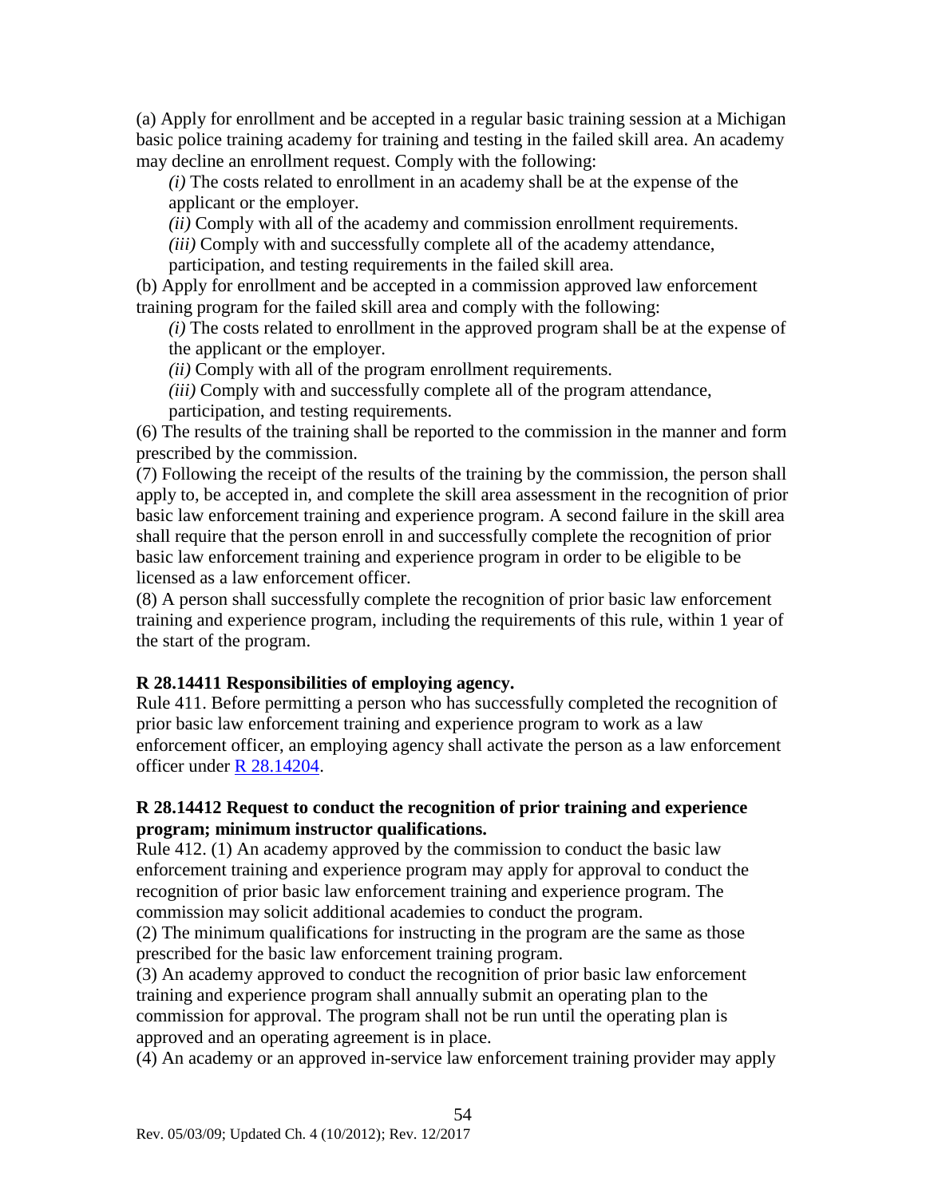(a) Apply for enrollment and be accepted in a regular basic training session at a Michigan basic police training academy for training and testing in the failed skill area. An academy may decline an enrollment request. Comply with the following:

*(i)* The costs related to enrollment in an academy shall be at the expense of the applicant or the employer.

*(ii)* Comply with all of the academy and commission enrollment requirements.

*(iii)* Comply with and successfully complete all of the academy attendance, participation, and testing requirements in the failed skill area.

(b) Apply for enrollment and be accepted in a commission approved law enforcement training program for the failed skill area and comply with the following:

*(i)* The costs related to enrollment in the approved program shall be at the expense of the applicant or the employer.

*(ii)* Comply with all of the program enrollment requirements.

*(iii)* Comply with and successfully complete all of the program attendance, participation, and testing requirements.

(6) The results of the training shall be reported to the commission in the manner and form prescribed by the commission.

(7) Following the receipt of the results of the training by the commission, the person shall apply to, be accepted in, and complete the skill area assessment in the recognition of prior basic law enforcement training and experience program. A second failure in the skill area shall require that the person enroll in and successfully complete the recognition of prior basic law enforcement training and experience program in order to be eligible to be licensed as a law enforcement officer.

(8) A person shall successfully complete the recognition of prior basic law enforcement training and experience program, including the requirements of this rule, within 1 year of the start of the program.

### R 28.14411 Responsibilities of employing agency.

Rule 411. Before permitting a person who has successfully completed the recognition of prior basic law enforcement training and experience program to work as a law enforcement officer, an employing agency shall activate the person as a law enforcement officer under R 28.14204.

### R 28.14412 Request to conduct the recognition of prior training and experience program; minimum instructor qualifications.

Rule 412. (1) An academy approved by the commission to conduct the basic law enforcement training and experience program may apply for approval to conduct the recognition of prior basic law enforcement training and experience program. The commission may solicit additional academies to conduct the program.

(2) The minimum qualifications for instructing in the program are the same as those prescribed for the basic law enforcement training program.

(3) An academy approved to conduct the recognition of prior basic law enforcement training and experience program shall annually submit an operating plan to the commission for approval. The program shall not be run until the operating plan is approved and an operating agreement is in place.

(4) An academy or an approved in-service law enforcement training provider may apply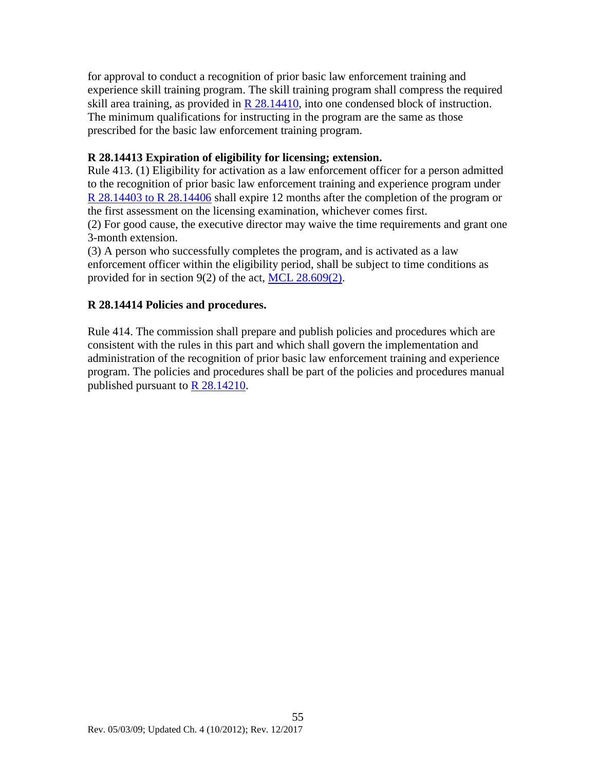for approval to conduct a recognition of prior basic law enforcement training and experience skill training program. The skill training program shall compress the required skill area training, as provided in R 28.14410, into one condensed block of instruction. The minimum qualifications for instructing in the program are the same as those prescribed for the basic law enforcement training program.

**R 28.14413 Expiration of eligibility for licensing; extension.**

Rule 413. (1) Eligibility for activation as a law enforcement officer for a person admitted to the recognition of prior basic law enforcement training and experience program under R 28.14403 to R 28.14406 shall expire 12 months after the completion of the program or the first assessment on the licensing examination, whichever comes first.

(2) For good cause, the executive director may waive the time requirements and grant one 3-month extension.

(3) A person who successfully completes the program, and is activated as a law enforcement officer within the eligibility period, shall be subject to time conditions as provided for in section 9(2) of the act, MCL 28.609(2).

**R 28.14414 Policies and procedures.**

Rule 414. The commission shall prepare and publish policies and procedures which are consistent with the rules in this part and which shall govern the implementation and administration of the recognition of prior basic law enforcement training and experience program. The policies and procedures shall be part of the policies and procedures manual published pursuant to R 28.14210.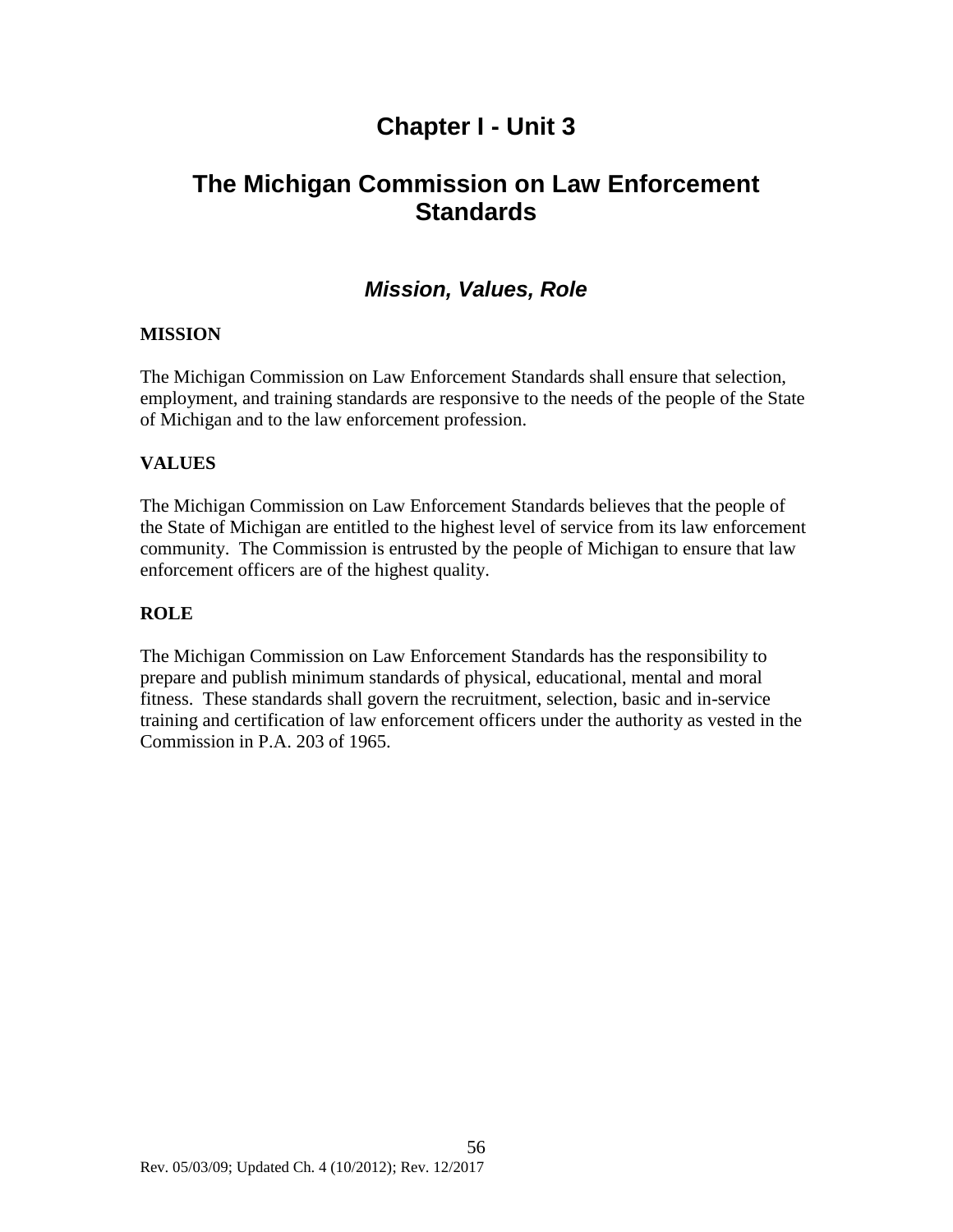# Chapter I - Unit 3

# The Michigan Commission on Law Enforcement Standards

## *Mission, Values, Role*

**MISSION**

The Michigan Commission on Law Enforcement Standards shall ensure that selection, employment, and training standards are responsive to the needs of the people of the State of Michigan and to the law enforcement profession.

**VALUES**

The Michigan Commission on Law Enforcement Standards believes that the people of the State of Michigan are entitled to the highest level of service from its law enforcement community. The Commission is entrusted by the people of Michigan to ensure that law enforcement officers are of the highest quality.

**ROLE**

The Michigan Commission on Law Enforcement Standards has the responsibility to prepare and publish minimum standards of physical, educational, mental and moral fitness. These standards shall govern the recruitment, selection, basic and in-service training and certification of law enforcement officers under the authority as vested in the Commission in P.A. 203 of 1965.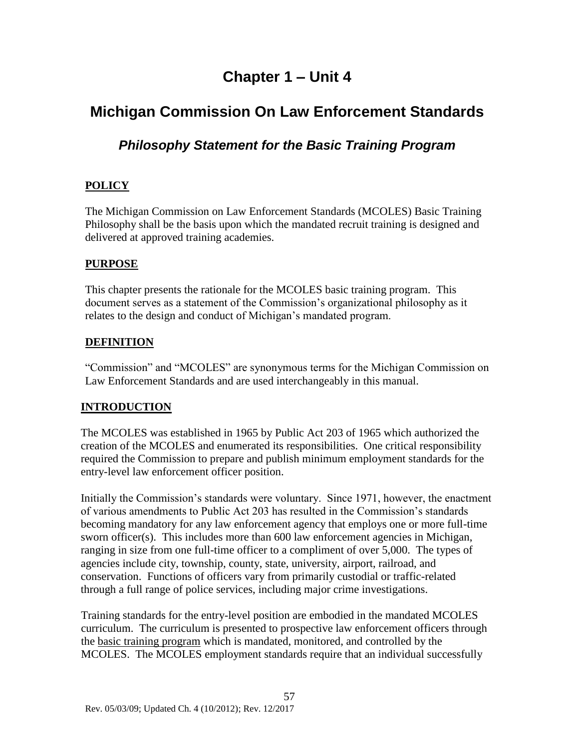# Chapter 1 – Unit 4

## Michigan Commission On Law Enforcement Standards

### *Philosophy Statement for the Basic Training Program*

**POLICY**

The Michigan Commission on Law Enforcement Standards (MCOLES) Basic Training Philosophy shall be the basis upon which the mandated recruit training is designed and delivered at approved training academies.

**PURPOSE**

This chapter presents the rationale for the MCOLES basic training program. This document serves as a statement of the Commission's organizational philosophy as it relates to the design and conduct of Michigan's mandated program.

**DEFINITION**

"Commission" and "MCOLES" are synonymous terms for the Michigan Commission on Law Enforcement Standards and are used interchangeably in this manual.

**INTRODUCTION**

The MCOLES was established in 1965 by Public Act 203 of 1965 which authorized the creation of the MCOLES and enumerated its responsibilities. One critical responsibility required the Commission to prepare and publish minimum employment standards for the entry-level law enforcement officer position.

Initially the Commission's standards were voluntary. Since 1971, however, the enactment of various amendments to Public Act 203 has resulted in the Commission's standards becoming mandatory for any law enforcement agency that employs one or more full-time sworn officer(s). This includes more than 600 law enforcement agencies in Michigan, ranging in size from one full-time officer to a compliment of over 5,000. The types of agencies include city, township, county, state, university, airport, railroad, and conservation. Functions of officers vary from primarily custodial or traffic-related through a full range of police services, including major crime investigations.

Training standards for the entry-level position are embodied in the mandated MCOLES curriculum. The curriculum is presented to prospective law enforcement officers through the basic training program which is mandated, monitored, and controlled by the MCOLES. The MCOLES employment standards require that an individual successfully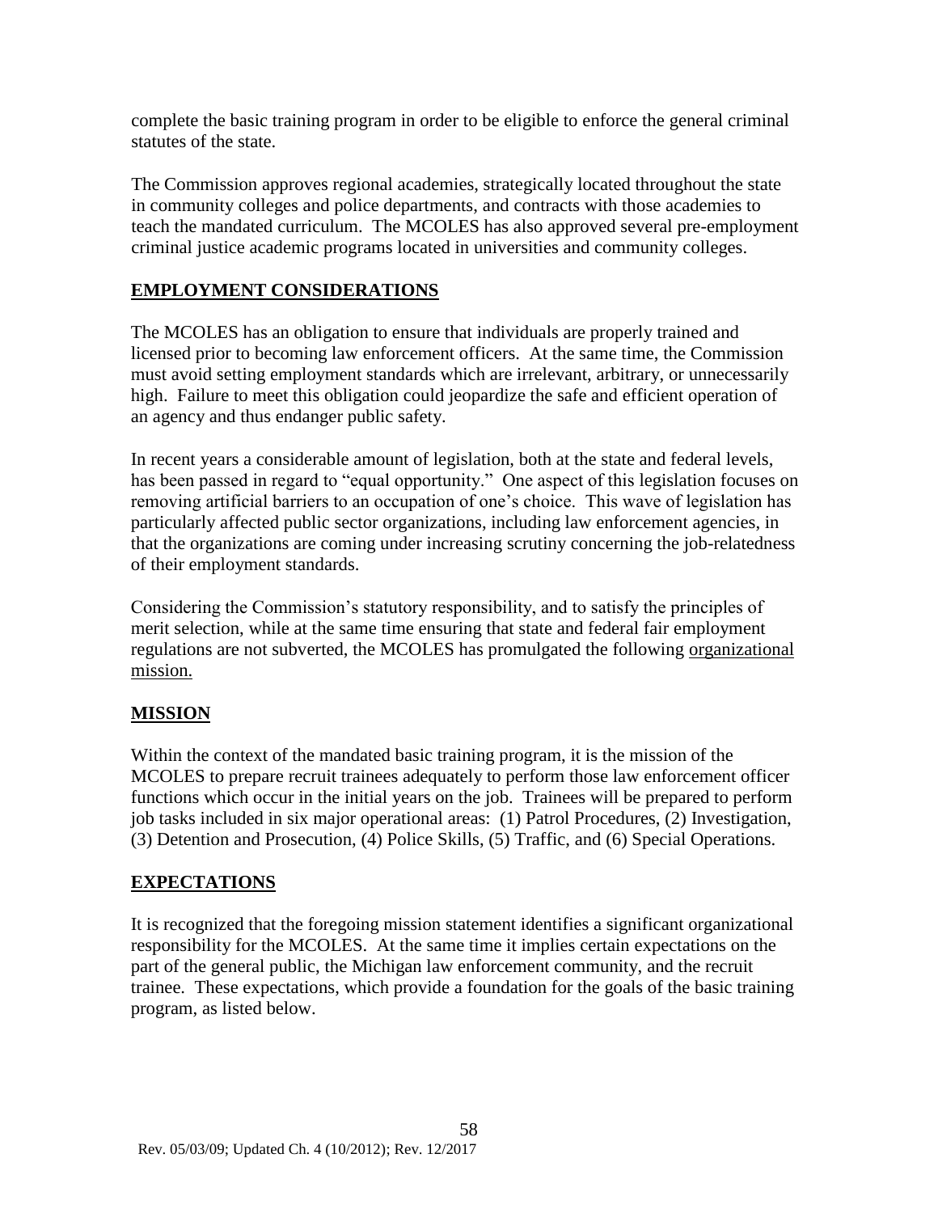complete the basic training program in order to be eligible to enforce the general criminal statutes of the state.

The Commission approves regional academies, strategically located throughout the state in community colleges and police departments, and contracts with those academies to teach the mandated curriculum. The MCOLES has also approved several pre-employment criminal justice academic programs located in universities and community colleges.

## EMPLOYMENT CONSIDERATIONS

The MCOLES has an obligation to ensure that individuals are properly trained and licensed prior to becoming law enforcement officers. At the same time, the Commission must avoid setting employment standards which are irrelevant, arbitrary, or unnecessarily high. Failure to meet this obligation could jeopardize the safe and efficient operation of an agency and thus endanger public safety.

In recent years a considerable amount of legislation, both at the state and federal levels, has been passed in regard to "equal opportunity." One aspect of this legislation focuses on removing artificial barriers to an occupation of one's choice. This wave of legislation has particularly affected public sector organizations, including law enforcement agencies, in that the organizations are coming under increasing scrutiny concerning the job-relatedness of their employment standards.

Considering the Commission's statutory responsibility, and to satisfy the principles of merit selection, while at the same time ensuring that state and federal fair employment regulations are not subverted, the MCOLES has promulgated the following organizational mission.

## MISSION

Within the context of the mandated basic training program, it is the mission of the MCOLES to prepare recruit trainees adequately to perform those law enforcement officer functions which occur in the initial years on the job. Trainees will be prepared to perform job tasks included in six major operational areas: (1) Patrol Procedures, (2) Investigation, (3) Detention and Prosecution, (4) Police Skills, (5) Traffic, and (6) Special Operations.

## EXPECTATIONS

It is recognized that the foregoing mission statement identifies a significant organizational responsibility for the MCOLES. At the same time it implies certain expectations on the part of the general public, the Michigan law enforcement community, and the recruit trainee. These expectations, which provide a foundation for the goals of the basic training program, as listed below.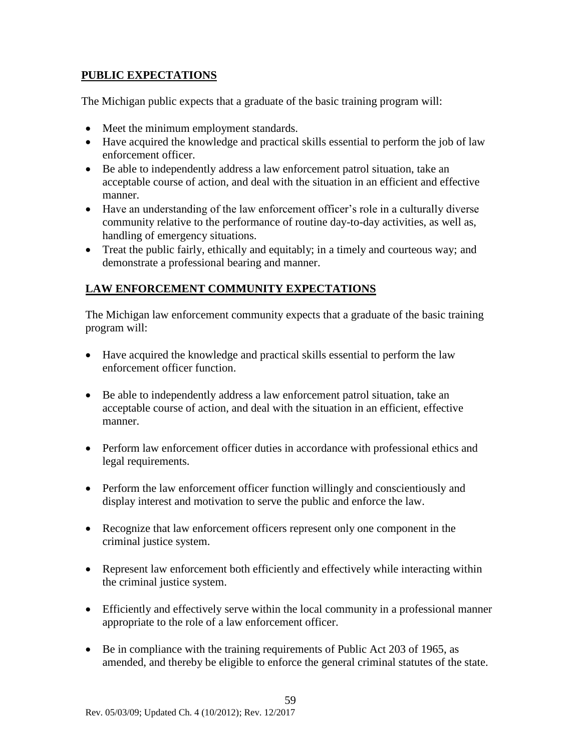## PUBLIC EXPECTATIONS

The Michigan public expects that a graduate of the basic training program will:

- Meet the minimum employment standards.
- Have acquired the knowledge and practical skills essential to perform the job of law enforcement officer.
- Be able to independently address a law enforcement patrol situation, take an acceptable course of action, and deal with the situation in an efficient and effective manner.
- Have an understanding of the law enforcement officer's role in a culturally diverse community relative to the performance of routine day-to-day activities, as well as, handling of emergency situations.
- Treat the public fairly, ethically and equitably; in a timely and courteous way; and demonstrate a professional bearing and manner.

## LAW ENFORCEMENT COMMUNITY EXPECTATIONS

The Michigan law enforcement community expects that a graduate of the basic training program will:

- Have acquired the knowledge and practical skills essential to perform the law enforcement officer function.
- Be able to independently address a law enforcement patrol situation, take an acceptable course of action, and deal with the situation in an efficient, effective manner.
- Perform law enforcement officer duties in accordance with professional ethics and legal requirements.
- Perform the law enforcement officer function willingly and conscientiously and display interest and motivation to serve the public and enforce the law.
- Recognize that law enforcement officers represent only one component in the criminal justice system.
- Represent law enforcement both efficiently and effectively while interacting within the criminal justice system.
- Efficiently and effectively serve within the local community in a professional manner appropriate to the role of a law enforcement officer.
- Be in compliance with the training requirements of Public Act 203 of 1965, as amended, and thereby be eligible to enforce the general criminal statutes of the state.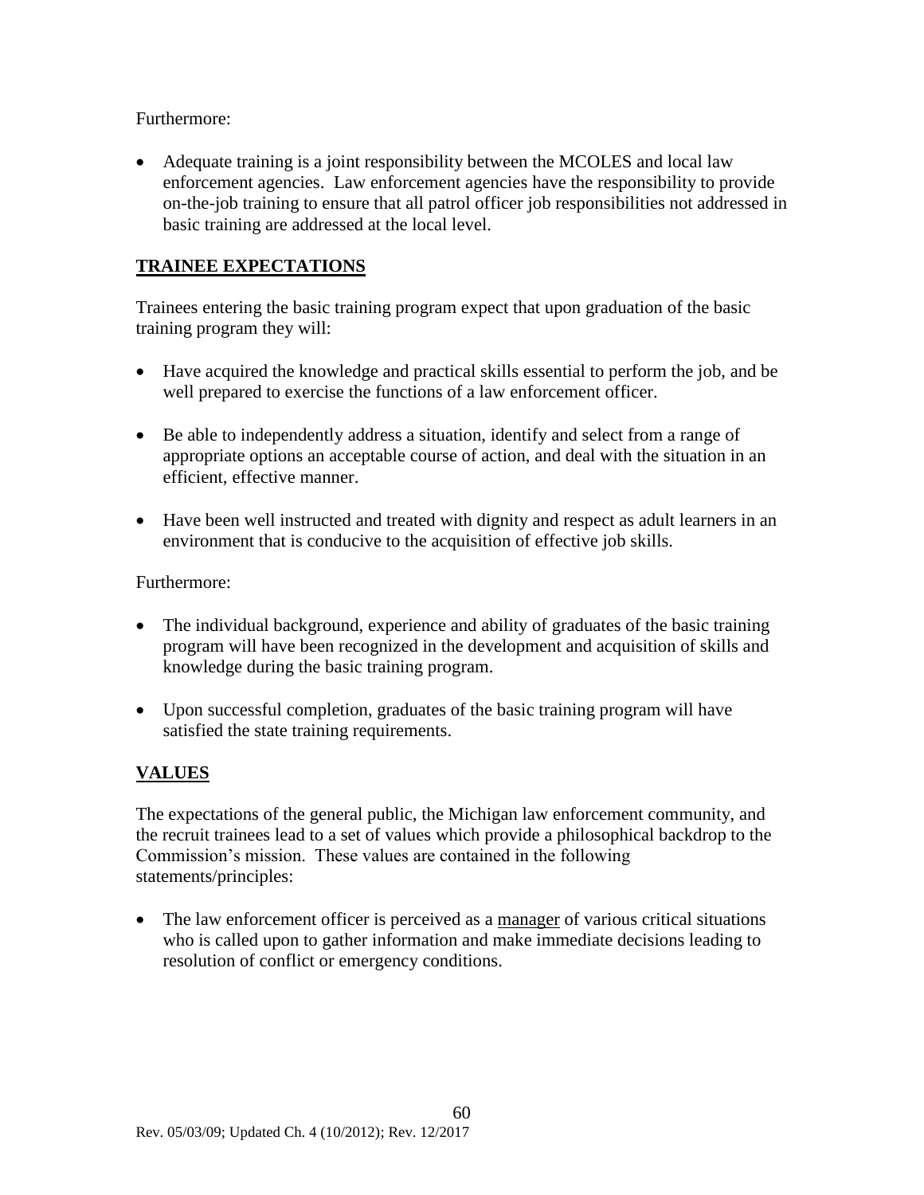Furthermore:

- Adequate training is a joint responsibility between the MCOLES and local law enforcement agencies. Law enforcement agencies have the responsibility to provide on-the-job training to ensure that all patrol officer job responsibilities not addressed in basic training are addressed at the local level.

## TRAINEE EXPECTATIONS

Trainees entering the basic training program expect that upon graduation of the basic training program they will:

- Have acquired the knowledge and practical skills essential to perform the job, and be well prepared to exercise the functions of a law enforcement officer.

- Be able to independently address a situation, identify and select from a range of appropriate options an acceptable course of action, and deal with the situation in an efficient, effective manner.

- Have been well instructed and treated with dignity and respect as adult learners in an environment that is conducive to the acquisition of effective job skills.

Furthermore:

- The individual background, experience and ability of graduates of the basic training program will have been recognized in the development and acquisition of skills and knowledge during the basic training program.

- Upon successful completion, graduates of the basic training program will have satisfied the state training requirements.

## VALUES

The expectations of the general public, the Michigan law enforcement community, and the recruit trainees lead to a set of values which provide a philosophical backdrop to the Commission's mission. These values are contained in the following statements/principles:

- The law enforcement officer is perceived as a manager of various critical situations who is called upon to gather information and make immediate decisions leading to resolution of conflict or emergency conditions.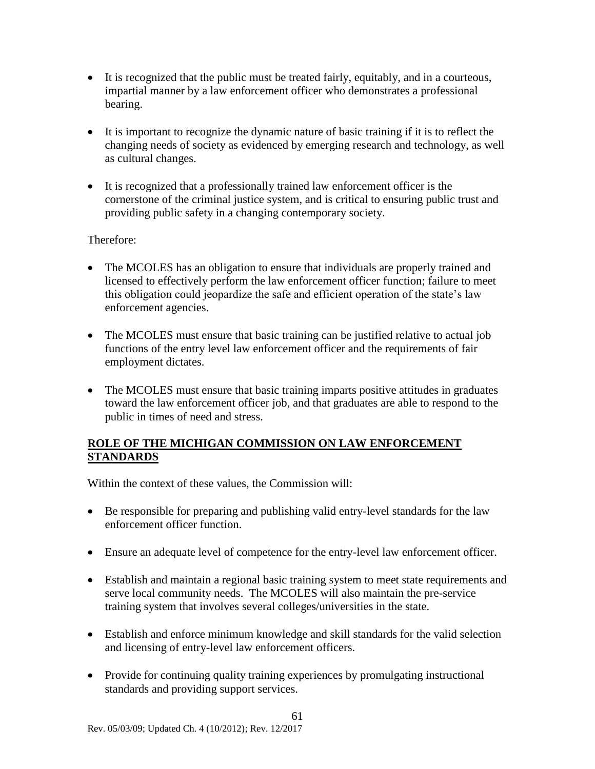- It is recognized that the public must be treated fairly, equitably, and in a courteous, impartial manner by a law enforcement officer who demonstrates a professional bearing.

- It is important to recognize the dynamic nature of basic training if it is to reflect the changing needs of society as evidenced by emerging research and technology, as well as cultural changes.

- It is recognized that a professionally trained law enforcement officer is the cornerstone of the criminal justice system, and is critical to ensuring public trust and providing public safety in a changing contemporary society.

Therefore:

- The MCOLES has an obligation to ensure that individuals are properly trained and licensed to effectively perform the law enforcement officer function; failure to meet this obligation could jeopardize the safe and efficient operation of the state's law enforcement agencies.

- The MCOLES must ensure that basic training can be justified relative to actual job functions of the entry level law enforcement officer and the requirements of fair employment dictates.

- The MCOLES must ensure that basic training imparts positive attitudes in graduates toward the law enforcement officer job, and that graduates are able to respond to the public in times of need and stress.

## ROLE OF THE MICHIGAN COMMISSION ON LAW ENFORCEMENT STANDARDS

Within the context of these values, the Commission will:

- Be responsible for preparing and publishing valid entry-level standards for the law enforcement officer function.

- Ensure an adequate level of competence for the entry-level law enforcement officer.

- Establish and maintain a regional basic training system to meet state requirements and serve local community needs. The MCOLES will also maintain the pre-service training system that involves several colleges/universities in the state.

- Establish and enforce minimum knowledge and skill standards for the valid selection and licensing of entry-level law enforcement officers.

- Provide for continuing quality training experiences by promulgating instructional standards and providing support services.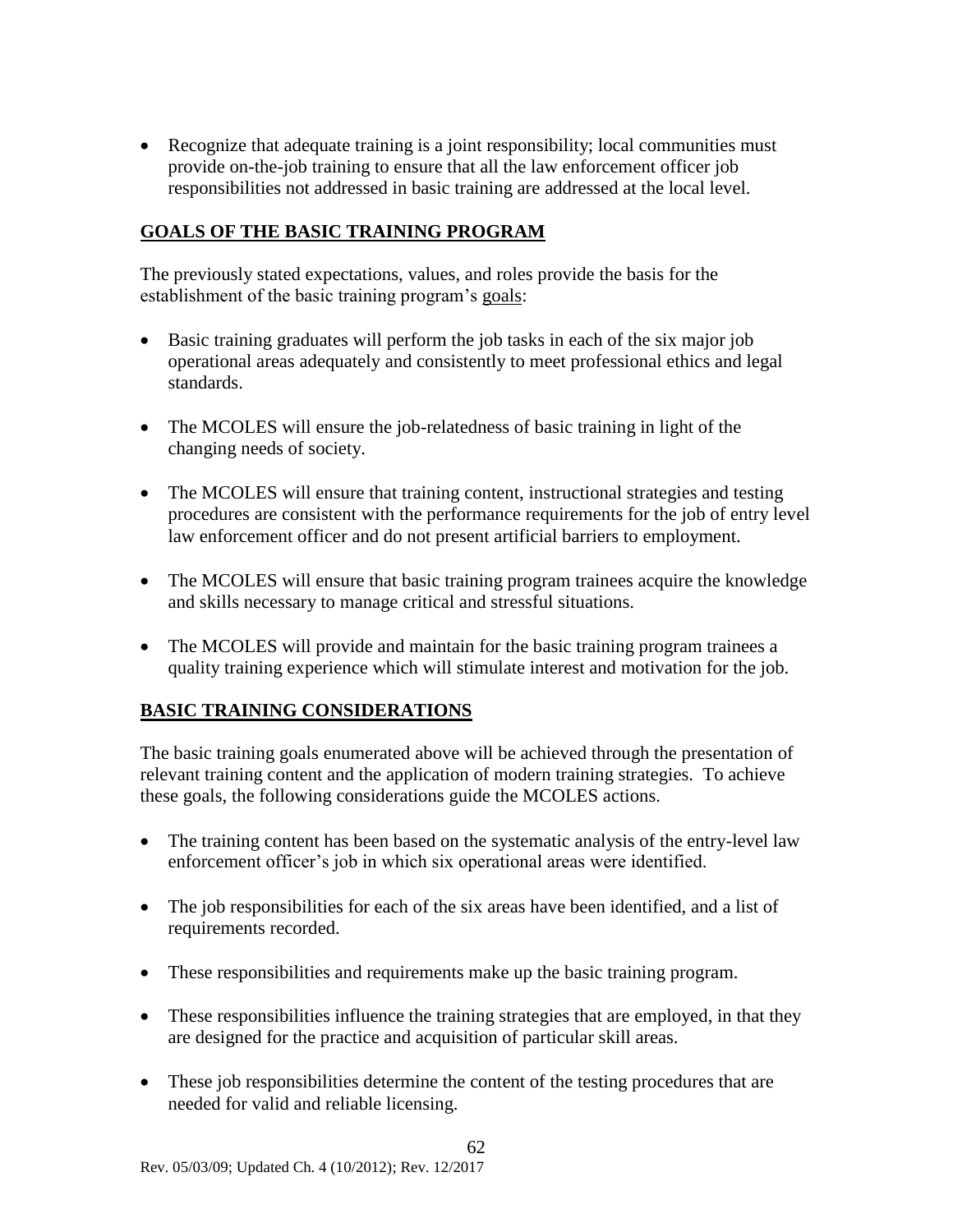- Recognize that adequate training is a joint responsibility; local communities must provide on-the-job training to ensure that all the law enforcement officer job responsibilities not addressed in basic training are addressed at the local level.

## GOALS OF THE BASIC TRAINING PROGRAM

The previously stated expectations, values, and roles provide the basis for the establishment of the basic training program's goals:

- Basic training graduates will perform the job tasks in each of the six major job operational areas adequately and consistently to meet professional ethics and legal standards.
- The MCOLES will ensure the job-relatedness of basic training in light of the changing needs of society.
- The MCOLES will ensure that training content, instructional strategies and testing procedures are consistent with the performance requirements for the job of entry level law enforcement officer and do not present artificial barriers to employment.
- The MCOLES will ensure that basic training program trainees acquire the knowledge and skills necessary to manage critical and stressful situations.
- The MCOLES will provide and maintain for the basic training program trainees a quality training experience which will stimulate interest and motivation for the job.

## BASIC TRAINING CONSIDERATIONS

The basic training goals enumerated above will be achieved through the presentation of relevant training content and the application of modern training strategies. To achieve these goals, the following considerations guide the MCOLES actions.

- The training content has been based on the systematic analysis of the entry-level law enforcement officer's job in which six operational areas were identified.
- The job responsibilities for each of the six areas have been identified, and a list of requirements recorded.
- These responsibilities and requirements make up the basic training program.
- These responsibilities influence the training strategies that are employed, in that they are designed for the practice and acquisition of particular skill areas.
- These job responsibilities determine the content of the testing procedures that are needed for valid and reliable licensing.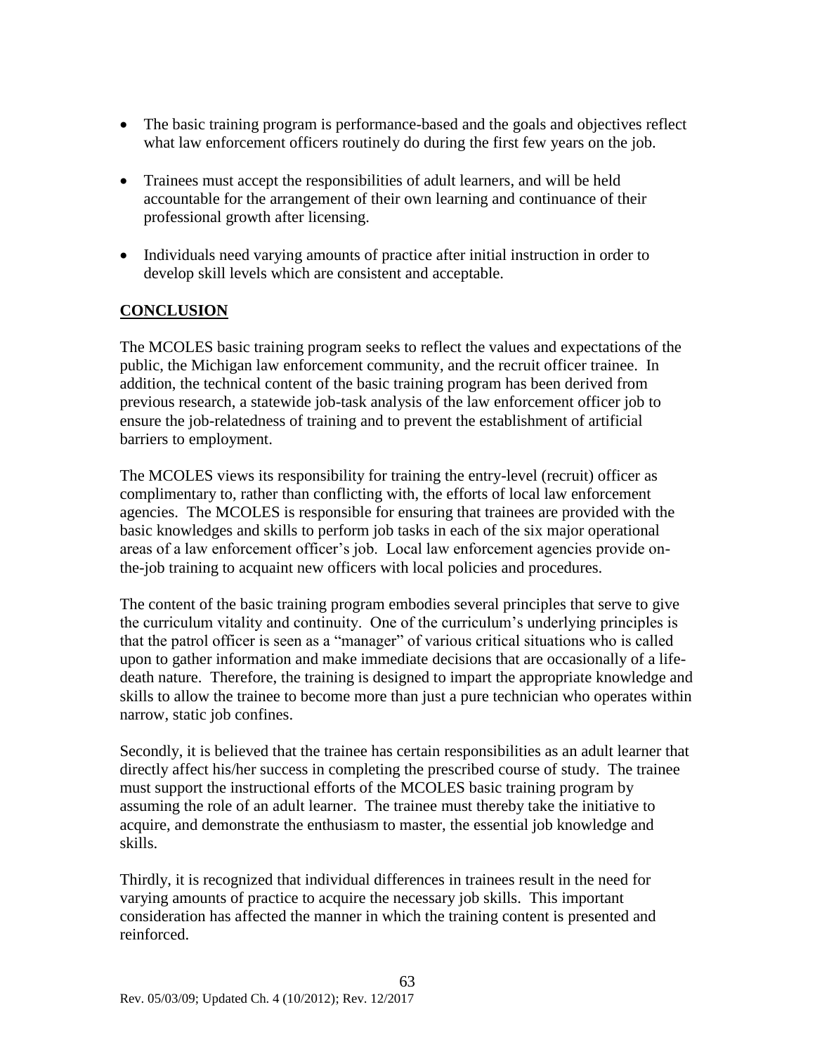- The basic training program is performance-based and the goals and objectives reflect what law enforcement officers routinely do during the first few years on the job.
- Trainees must accept the responsibilities of adult learners, and will be held accountable for the arrangement of their own learning and continuance of their professional growth after licensing.
- Individuals need varying amounts of practice after initial instruction in order to develop skill levels which are consistent and acceptable.

## **CONCLUSION**

The MCOLES basic training program seeks to reflect the values and expectations of the public, the Michigan law enforcement community, and the recruit officer trainee. In addition, the technical content of the basic training program has been derived from previous research, a statewide job-task analysis of the law enforcement officer job to ensure the job-relatedness of training and to prevent the establishment of artificial barriers to employment.

The MCOLES views its responsibility for training the entry-level (recruit) officer as complimentary to, rather than conflicting with, the efforts of local law enforcement agencies. The MCOLES is responsible for ensuring that trainees are provided with the basic knowledges and skills to perform job tasks in each of the six major operational areas of a law enforcement officer's job. Local law enforcement agencies provide on-the-job training to acquaint new officers with local policies and procedures.

The content of the basic training program embodies several principles that serve to give the curriculum vitality and continuity. One of the curriculum's underlying principles is that the patrol officer is seen as a "manager" of various critical situations who is called upon to gather information and make immediate decisions that are occasionally of a life-death nature. Therefore, the training is designed to impart the appropriate knowledge and skills to allow the trainee to become more than just a pure technician who operates within narrow, static job confines.

Secondly, it is believed that the trainee has certain responsibilities as an adult learner that directly affect his/her success in completing the prescribed course of study. The trainee must support the instructional efforts of the MCOLES basic training program by assuming the role of an adult learner. The trainee must thereby take the initiative to acquire, and demonstrate the enthusiasm to master, the essential job knowledge and skills.

Thirdly, it is recognized that individual differences in trainees result in the need for varying amounts of practice to acquire the necessary job skills. This important consideration has affected the manner in which the training content is presented and reinforced.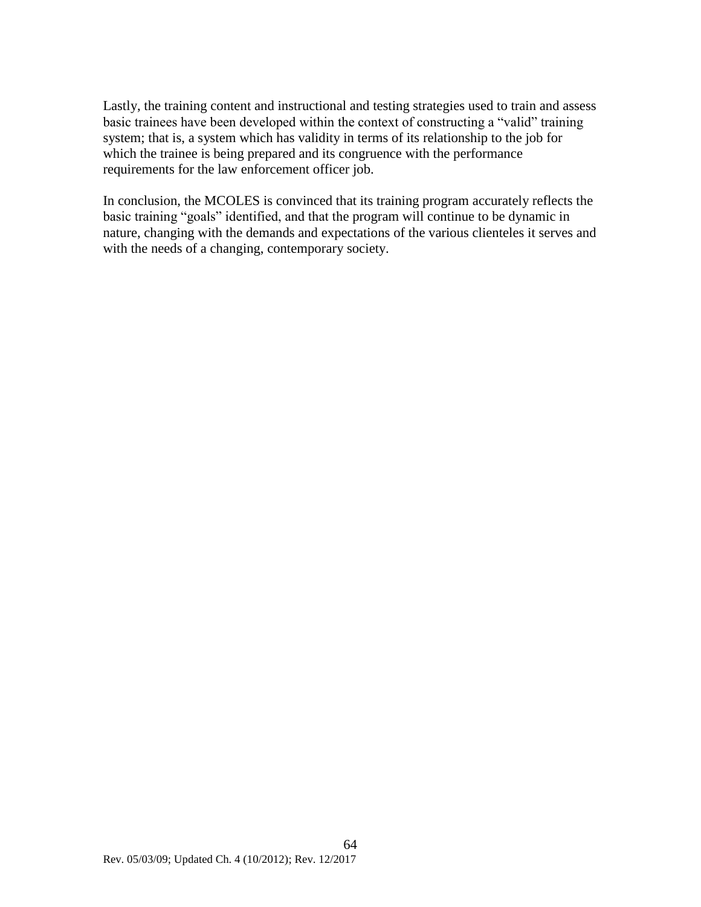Lastly, the training content and instructional and testing strategies used to train and assess basic trainees have been developed within the context of constructing a "valid" training system; that is, a system which has validity in terms of its relationship to the job for which the trainee is being prepared and its congruence with the performance requirements for the law enforcement officer job.

In conclusion, the MCOLES is convinced that its training program accurately reflects the basic training "goals" identified, and that the program will continue to be dynamic in nature, changing with the demands and expectations of the various clienteles it serves and with the needs of a changing, contemporary society.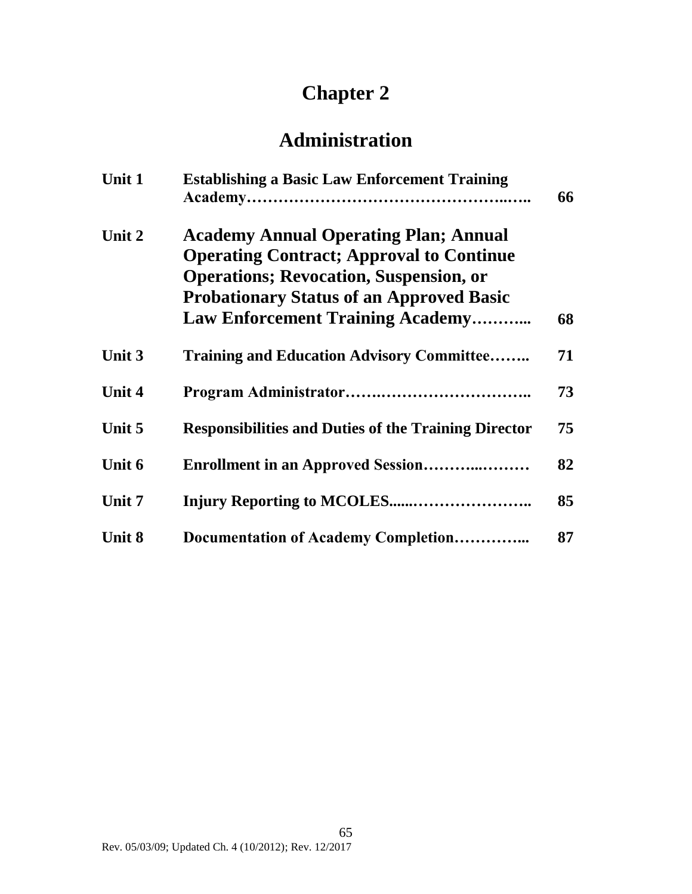# Chapter 2

# Administration

| | | |
|---|---|---|
| **Unit 1** | **Establishing a Basic Law Enforcement Training Academy…………………………………………..….** | **66** |
| **Unit 2** | **Academy Annual Operating Plan; Annual Operating Contract; Approval to Continue Operations; Revocation, Suspension, or Probationary Status of an Approved Basic Law Enforcement Training Academy………..** | **68** |
| **Unit 3** | **Training and Education Advisory Committee……..** | **71** |
| **Unit 4** | **Program Administrator…….………………………..** | **73** |
| **Unit 5** | **Responsibilities and Duties of the Training Director** | **75** |
| **Unit 6** | **Enrollment in an Approved Session………..………** | **82** |
| **Unit 7** | **Injury Reporting to MCOLES......…………………..** | **85** |
| **Unit 8** | **Documentation of Academy Completion…………...** | **87** |

Rev. 05/03/09; Updated Ch. 4 (10/2012); Rev. 12/2017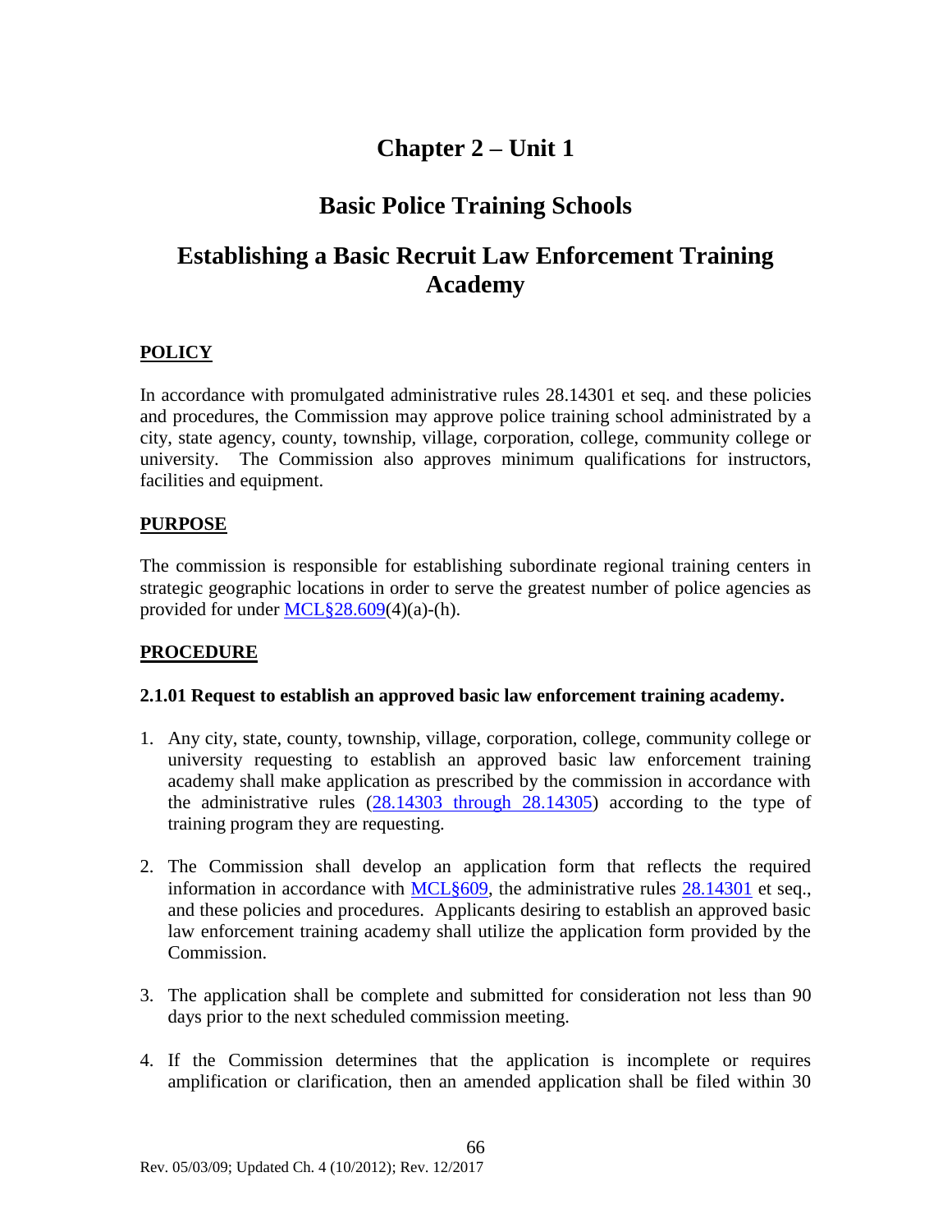# Chapter 2 – Unit 1

## Basic Police Training Schools

## Establishing a Basic Recruit Law Enforcement Training Academy

**POLICY**

In accordance with promulgated administrative rules 28.14301 et seq. and these policies and procedures, the Commission may approve police training school administrated by a city, state agency, county, township, village, corporation, college, community college or university. The Commission also approves minimum qualifications for instructors, facilities and equipment.

**PURPOSE**

The commission is responsible for establishing subordinate regional training centers in strategic geographic locations in order to serve the greatest number of police agencies as provided for under MCL§28.609(4)(a)-(h).

**PROCEDURE**

**2.1.01 Request to establish an approved basic law enforcement training academy.**

1. Any city, state, county, township, village, corporation, college, community college or university requesting to establish an approved basic law enforcement training academy shall make application as prescribed by the commission in accordance with the administrative rules (28.14303 through 28.14305) according to the type of training program they are requesting.

2. The Commission shall develop an application form that reflects the required information in accordance with MCL§609, the administrative rules 28.14301 et seq., and these policies and procedures. Applicants desiring to establish an approved basic law enforcement training academy shall utilize the application form provided by the Commission.

3. The application shall be complete and submitted for consideration not less than 90 days prior to the next scheduled commission meeting.

4. If the Commission determines that the application is incomplete or requires amplification or clarification, then an amended application shall be filed within 30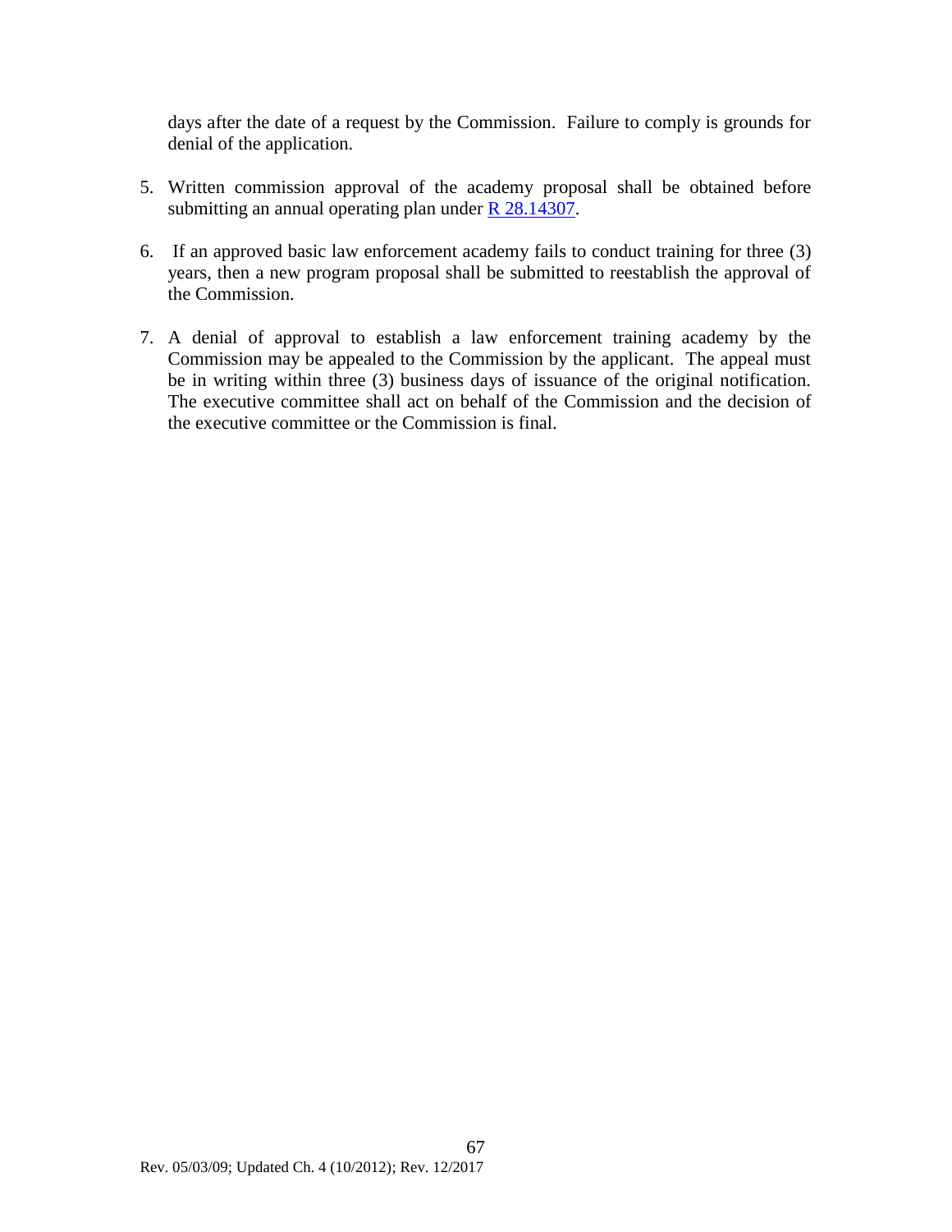days after the date of a request by the Commission. Failure to comply is grounds for denial of the application.

5. Written commission approval of the academy proposal shall be obtained before submitting an annual operating plan under [R 28.14307](R 28.14307).

6. If an approved basic law enforcement academy fails to conduct training for three (3) years, then a new program proposal shall be submitted to reestablish the approval of the Commission.

7. A denial of approval to establish a law enforcement training academy by the Commission may be appealed to the Commission by the applicant. The appeal must be in writing within three (3) business days of issuance of the original notification. The executive committee shall act on behalf of the Commission and the decision of the executive committee or the Commission is final.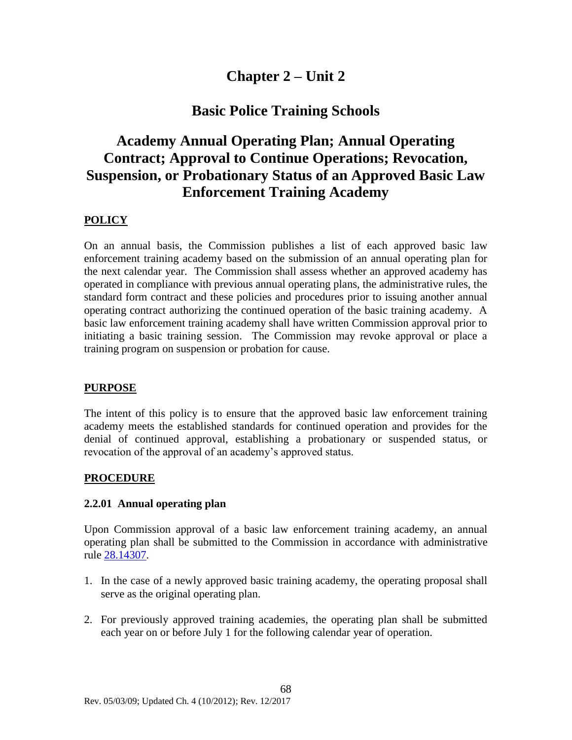# Chapter 2 – Unit 2

## Basic Police Training Schools

## Academy Annual Operating Plan; Annual Operating Contract; Approval to Continue Operations; Revocation, Suspension, or Probationary Status of an Approved Basic Law Enforcement Training Academy

### POLICY

On an annual basis, the Commission publishes a list of each approved basic law enforcement training academy based on the submission of an annual operating plan for the next calendar year. The Commission shall assess whether an approved academy has operated in compliance with previous annual operating plans, the administrative rules, the standard form contract and these policies and procedures prior to issuing another annual operating contract authorizing the continued operation of the basic training academy. A basic law enforcement training academy shall have written Commission approval prior to initiating a basic training session. The Commission may revoke approval or place a training program on suspension or probation for cause.

### PURPOSE

The intent of this policy is to ensure that the approved basic law enforcement training academy meets the established standards for continued operation and provides for the denial of continued approval, establishing a probationary or suspended status, or revocation of the approval of an academy's approved status.

### PROCEDURE

#### 2.2.01 Annual operating plan

Upon Commission approval of a basic law enforcement training academy, an annual operating plan shall be submitted to the Commission in accordance with administrative rule 28.14307.

1. In the case of a newly approved basic training academy, the operating proposal shall serve as the original operating plan.
2. For previously approved training academies, the operating plan shall be submitted each year on or before July 1 for the following calendar year of operation.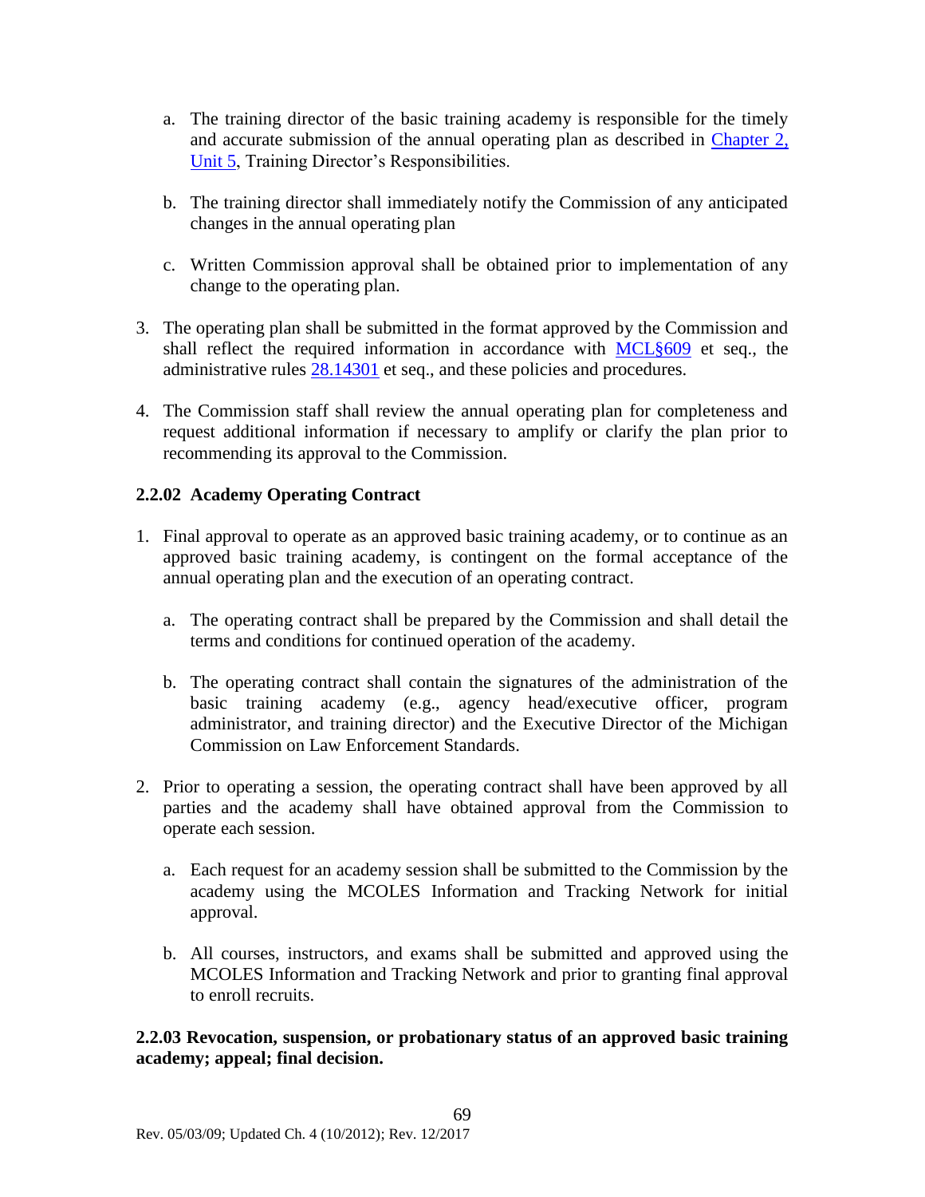a. The training director of the basic training academy is responsible for the timely and accurate submission of the annual operating plan as described in Chapter 2, Unit 5, Training Director's Responsibilities.

b. The training director shall immediately notify the Commission of any anticipated changes in the annual operating plan

c. Written Commission approval shall be obtained prior to implementation of any change to the operating plan.

3. The operating plan shall be submitted in the format approved by the Commission and shall reflect the required information in accordance with MCL§609 et seq., the administrative rules 28.14301 et seq., and these policies and procedures.

4. The Commission staff shall review the annual operating plan for completeness and request additional information if necessary to amplify or clarify the plan prior to recommending its approval to the Commission.

### 2.2.02 Academy Operating Contract

1. Final approval to operate as an approved basic training academy, or to continue as an approved basic training academy, is contingent on the formal acceptance of the annual operating plan and the execution of an operating contract.

   a. The operating contract shall be prepared by the Commission and shall detail the terms and conditions for continued operation of the academy.

   b. The operating contract shall contain the signatures of the administration of the basic training academy (e.g., agency head/executive officer, program administrator, and training director) and the Executive Director of the Michigan Commission on Law Enforcement Standards.

2. Prior to operating a session, the operating contract shall have been approved by all parties and the academy shall have obtained approval from the Commission to operate each session.

   a. Each request for an academy session shall be submitted to the Commission by the academy using the MCOLES Information and Tracking Network for initial approval.

   b. All courses, instructors, and exams shall be submitted and approved using the MCOLES Information and Tracking Network and prior to granting final approval to enroll recruits.

### 2.2.03 Revocation, suspension, or probationary status of an approved basic training academy; appeal; final decision.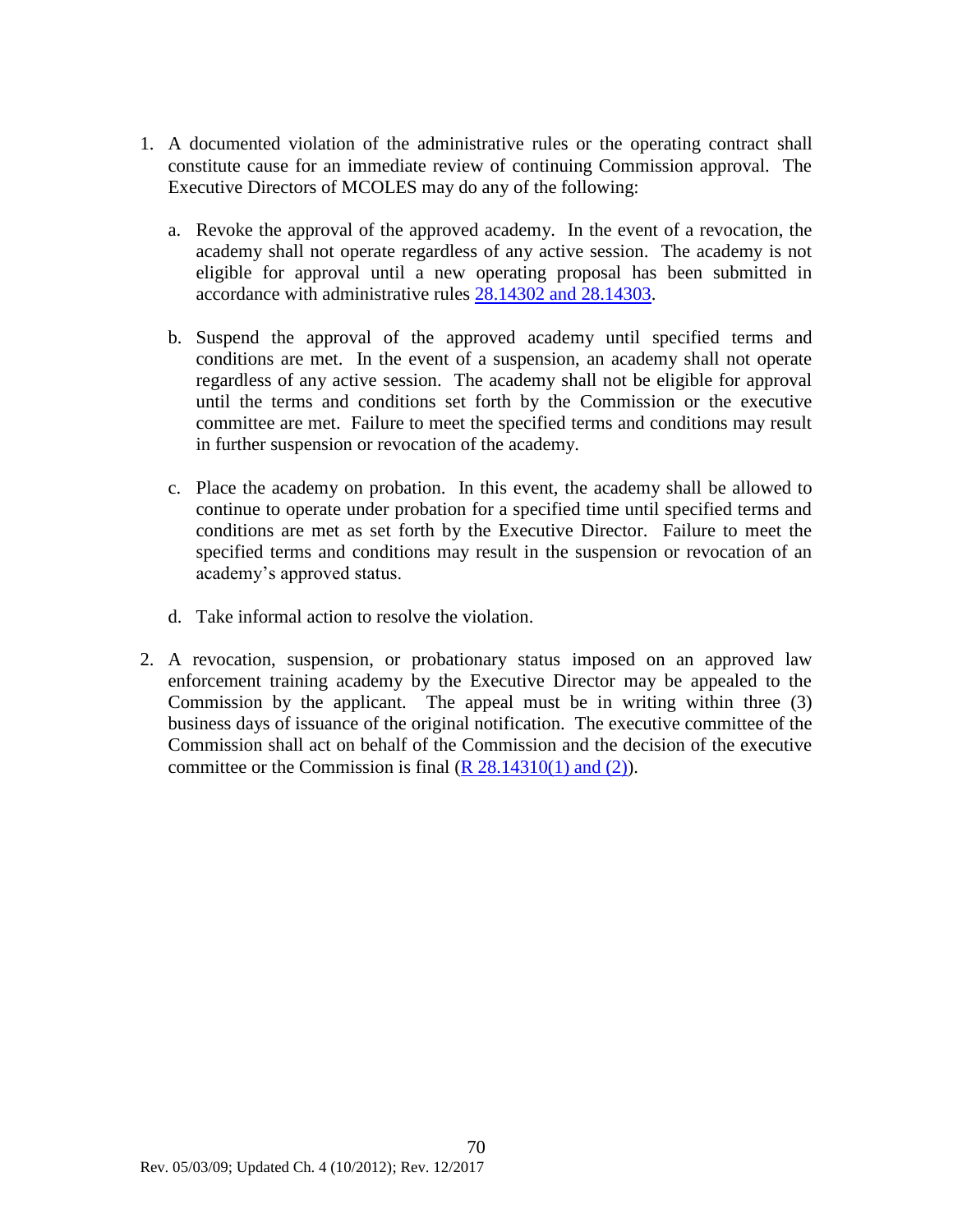1. A documented violation of the administrative rules or the operating contract shall constitute cause for an immediate review of continuing Commission approval. The Executive Directors of MCOLES may do any of the following:

   a. Revoke the approval of the approved academy. In the event of a revocation, the academy shall not operate regardless of any active session. The academy is not eligible for approval until a new operating proposal has been submitted in accordance with administrative rules [28.14302 and 28.14303](#).

   b. Suspend the approval of the approved academy until specified terms and conditions are met. In the event of a suspension, an academy shall not operate regardless of any active session. The academy shall not be eligible for approval until the terms and conditions set forth by the Commission or the executive committee are met. Failure to meet the specified terms and conditions may result in further suspension or revocation of the academy.

   c. Place the academy on probation. In this event, the academy shall be allowed to continue to operate under probation for a specified time until specified terms and conditions are met as set forth by the Executive Director. Failure to meet the specified terms and conditions may result in the suspension or revocation of an academy's approved status.

   d. Take informal action to resolve the violation.

2. A revocation, suspension, or probationary status imposed on an approved law enforcement training academy by the Executive Director may be appealed to the Commission by the applicant. The appeal must be in writing within three (3) business days of issuance of the original notification. The executive committee of the Commission shall act on behalf of the Commission and the decision of the executive committee or the Commission is final ([R 28.14310(1) and (2)](#)).

Rev. 05/03/09; Updated Ch. 4 (10/2012); Rev. 12/2017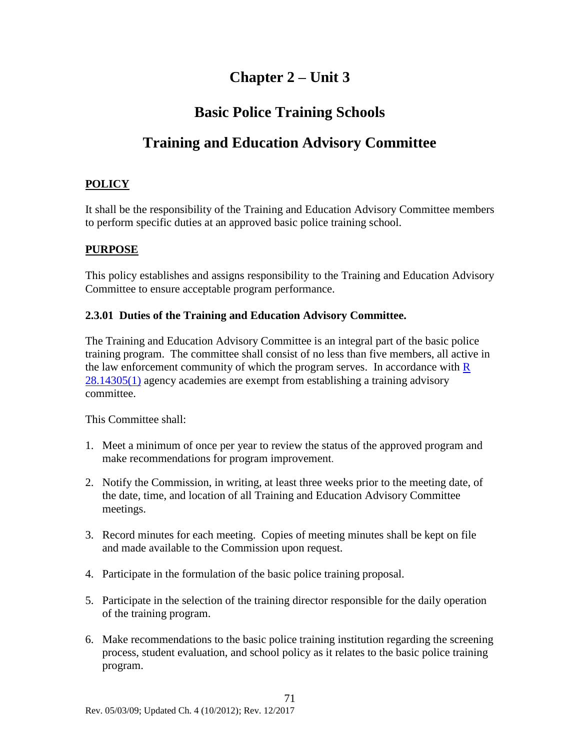# Chapter 2 – Unit 3

# Basic Police Training Schools

# Training and Education Advisory Committee

**POLICY**

It shall be the responsibility of the Training and Education Advisory Committee members to perform specific duties at an approved basic police training school.

**PURPOSE**

This policy establishes and assigns responsibility to the Training and Education Advisory Committee to ensure acceptable program performance.

### 2.3.01 Duties of the Training and Education Advisory Committee.

The Training and Education Advisory Committee is an integral part of the basic police training program. The committee shall consist of no less than five members, all active in the law enforcement community of which the program serves. In accordance with R 28.14305(1) agency academies are exempt from establishing a training advisory committee.

This Committee shall:

1. Meet a minimum of once per year to review the status of the approved program and make recommendations for program improvement.

2. Notify the Commission, in writing, at least three weeks prior to the meeting date, of the date, time, and location of all Training and Education Advisory Committee meetings.

3. Record minutes for each meeting. Copies of meeting minutes shall be kept on file and made available to the Commission upon request.

4. Participate in the formulation of the basic police training proposal.

5. Participate in the selection of the training director responsible for the daily operation of the training program.

6. Make recommendations to the basic police training institution regarding the screening process, student evaluation, and school policy as it relates to the basic police training program.

Rev. 05/03/09; Updated Ch. 4 (10/2012); Rev. 12/2017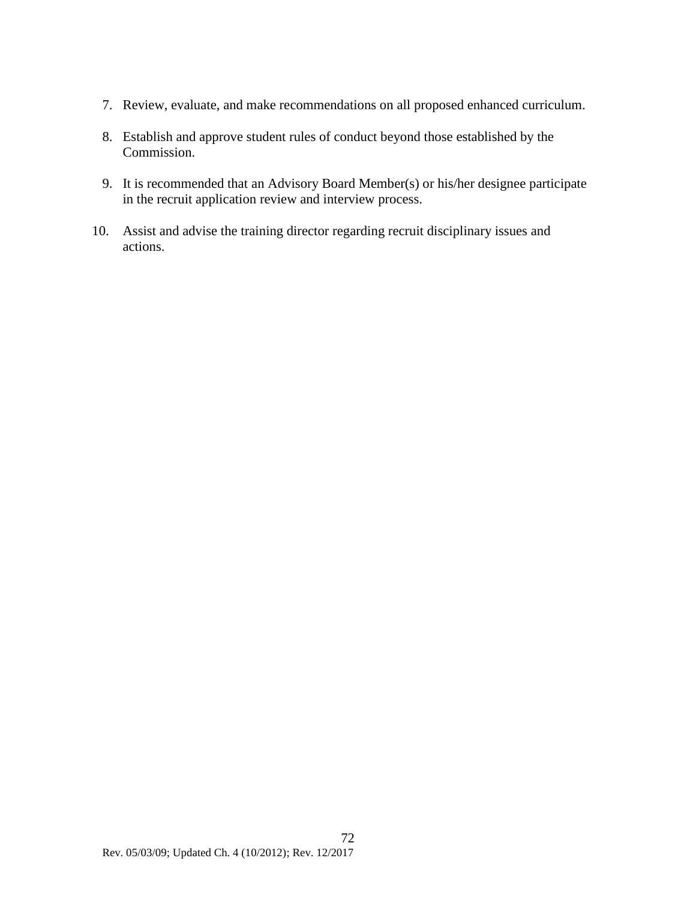7. Review, evaluate, and make recommendations on all proposed enhanced curriculum.

8. Establish and approve student rules of conduct beyond those established by the Commission.

9. It is recommended that an Advisory Board Member(s) or his/her designee participate in the recruit application review and interview process.

10. Assist and advise the training director regarding recruit disciplinary issues and actions.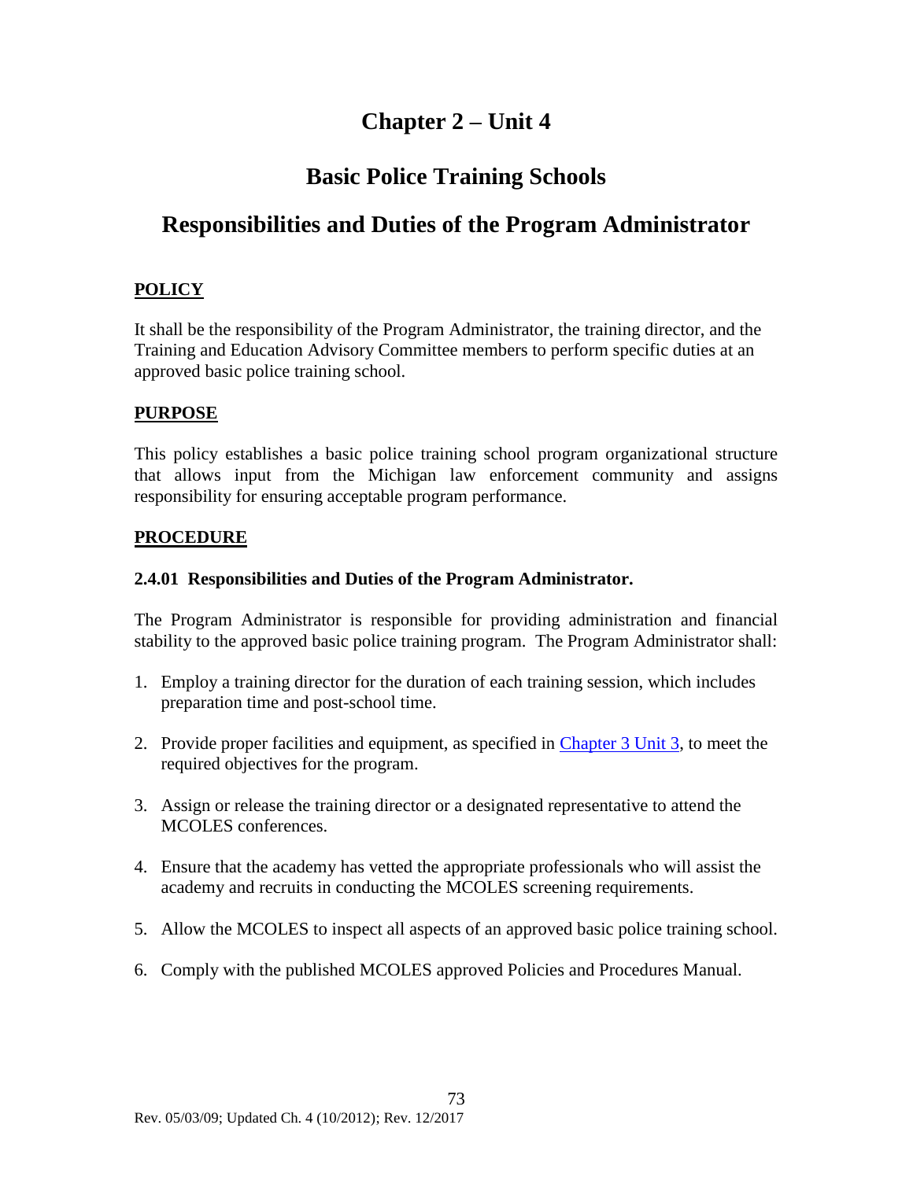# Chapter 2 – Unit 4

# Basic Police Training Schools

# Responsibilities and Duties of the Program Administrator

## POLICY

It shall be the responsibility of the Program Administrator, the training director, and the Training and Education Advisory Committee members to perform specific duties at an approved basic police training school.

## PURPOSE

This policy establishes a basic police training school program organizational structure that allows input from the Michigan law enforcement community and assigns responsibility for ensuring acceptable program performance.

## PROCEDURE

### 2.4.01 Responsibilities and Duties of the Program Administrator.

The Program Administrator is responsible for providing administration and financial stability to the approved basic police training program. The Program Administrator shall:

1. Employ a training director for the duration of each training session, which includes preparation time and post-school time.
2. Provide proper facilities and equipment, as specified in Chapter 3 Unit 3, to meet the required objectives for the program.
3. Assign or release the training director or a designated representative to attend the MCOLES conferences.
4. Ensure that the academy has vetted the appropriate professionals who will assist the academy and recruits in conducting the MCOLES screening requirements.
5. Allow the MCOLES to inspect all aspects of an approved basic police training school.
6. Comply with the published MCOLES approved Policies and Procedures Manual.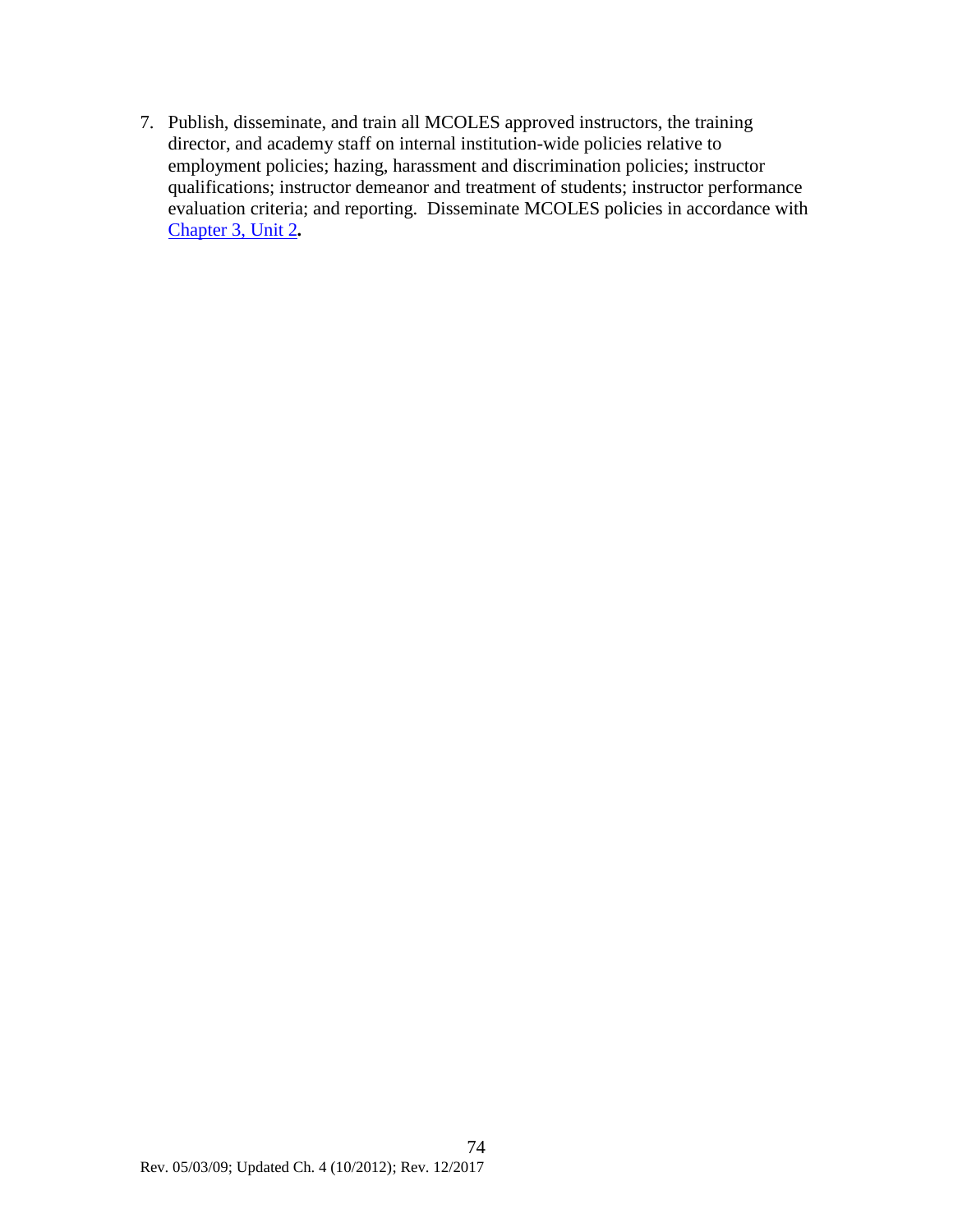7. Publish, disseminate, and train all MCOLES approved instructors, the training director, and academy staff on internal institution-wide policies relative to employment policies; hazing, harassment and discrimination policies; instructor qualifications; instructor demeanor and treatment of students; instructor performance evaluation criteria; and reporting. Disseminate MCOLES policies in accordance with Chapter 3, Unit 2**.**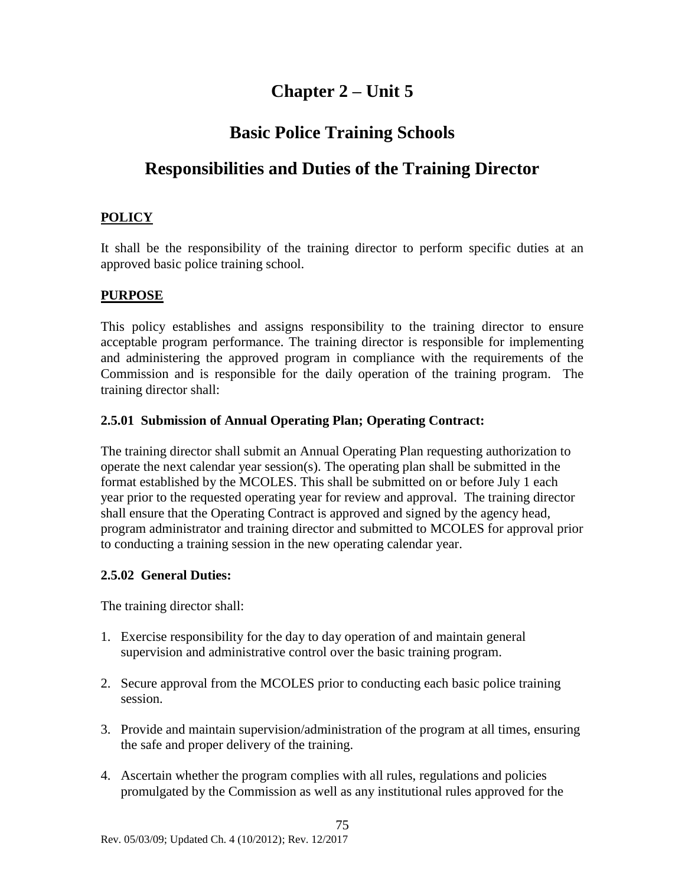# Chapter 2 – Unit 5

# Basic Police Training Schools

# Responsibilities and Duties of the Training Director

## POLICY

It shall be the responsibility of the training director to perform specific duties at an approved basic police training school.

## PURPOSE

This policy establishes and assigns responsibility to the training director to ensure acceptable program performance. The training director is responsible for implementing and administering the approved program in compliance with the requirements of the Commission and is responsible for the daily operation of the training program. The training director shall:

### 2.5.01 Submission of Annual Operating Plan; Operating Contract:

The training director shall submit an Annual Operating Plan requesting authorization to operate the next calendar year session(s). The operating plan shall be submitted in the format established by the MCOLES. This shall be submitted on or before July 1 each year prior to the requested operating year for review and approval. The training director shall ensure that the Operating Contract is approved and signed by the agency head, program administrator and training director and submitted to MCOLES for approval prior to conducting a training session in the new operating calendar year.

### 2.5.02 General Duties:

The training director shall:

1. Exercise responsibility for the day to day operation of and maintain general supervision and administrative control over the basic training program.

2. Secure approval from the MCOLES prior to conducting each basic police training session.

3. Provide and maintain supervision/administration of the program at all times, ensuring the safe and proper delivery of the training.

4. Ascertain whether the program complies with all rules, regulations and policies promulgated by the Commission as well as any institutional rules approved for the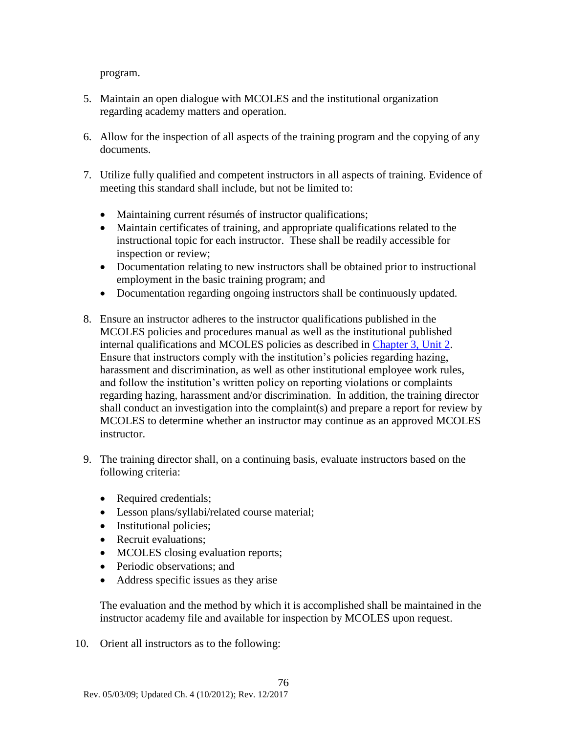program.

5. Maintain an open dialogue with MCOLES and the institutional organization regarding academy matters and operation.

6. Allow for the inspection of all aspects of the training program and the copying of any documents.

7. Utilize fully qualified and competent instructors in all aspects of training. Evidence of meeting this standard shall include, but not be limited to:

   - Maintaining current résumés of instructor qualifications;
   - Maintain certificates of training, and appropriate qualifications related to the instructional topic for each instructor. These shall be readily accessible for inspection or review;
   - Documentation relating to new instructors shall be obtained prior to instructional employment in the basic training program; and
   - Documentation regarding ongoing instructors shall be continuously updated.

8. Ensure an instructor adheres to the instructor qualifications published in the MCOLES policies and procedures manual as well as the institutional published internal qualifications and MCOLES policies as described in [Chapter 3, Unit 2](). Ensure that instructors comply with the institution's policies regarding hazing, harassment and discrimination, as well as other institutional employee work rules, and follow the institution's written policy on reporting violations or complaints regarding hazing, harassment and/or discrimination. In addition, the training director shall conduct an investigation into the complaint(s) and prepare a report for review by MCOLES to determine whether an instructor may continue as an approved MCOLES instructor.

9. The training director shall, on a continuing basis, evaluate instructors based on the following criteria:

   - Required credentials;
   - Lesson plans/syllabi/related course material;
   - Institutional policies;
   - Recruit evaluations;
   - MCOLES closing evaluation reports;
   - Periodic observations; and
   - Address specific issues as they arise

   The evaluation and the method by which it is accomplished shall be maintained in the instructor academy file and available for inspection by MCOLES upon request.

10. Orient all instructors as to the following: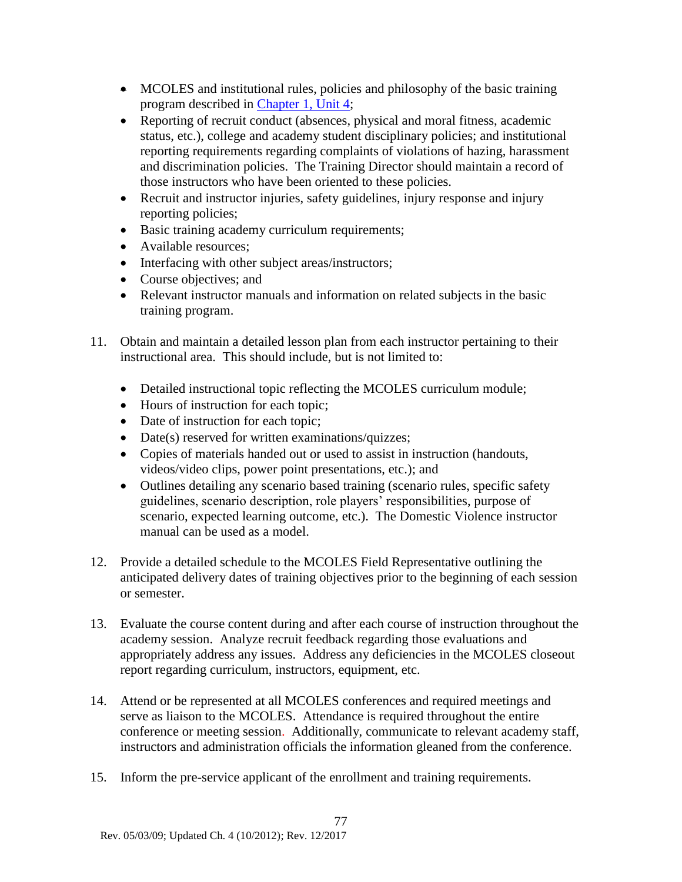- MCOLES and institutional rules, policies and philosophy of the basic training program described in Chapter 1, Unit 4;
- Reporting of recruit conduct (absences, physical and moral fitness, academic status, etc.), college and academy student disciplinary policies; and institutional reporting requirements regarding complaints of violations of hazing, harassment and discrimination policies. The Training Director should maintain a record of those instructors who have been oriented to these policies.
- Recruit and instructor injuries, safety guidelines, injury response and injury reporting policies;
- Basic training academy curriculum requirements;
- Available resources;
- Interfacing with other subject areas/instructors;
- Course objectives; and
- Relevant instructor manuals and information on related subjects in the basic training program.

11. Obtain and maintain a detailed lesson plan from each instructor pertaining to their instructional area. This should include, but is not limited to:

    - Detailed instructional topic reflecting the MCOLES curriculum module;
    - Hours of instruction for each topic;
    - Date of instruction for each topic;
    - Date(s) reserved for written examinations/quizzes;
    - Copies of materials handed out or used to assist in instruction (handouts, videos/video clips, power point presentations, etc.); and
    - Outlines detailing any scenario based training (scenario rules, specific safety guidelines, scenario description, role players' responsibilities, purpose of scenario, expected learning outcome, etc.). The Domestic Violence instructor manual can be used as a model.

12. Provide a detailed schedule to the MCOLES Field Representative outlining the anticipated delivery dates of training objectives prior to the beginning of each session or semester.

13. Evaluate the course content during and after each course of instruction throughout the academy session. Analyze recruit feedback regarding those evaluations and appropriately address any issues. Address any deficiencies in the MCOLES closeout report regarding curriculum, instructors, equipment, etc.

14. Attend or be represented at all MCOLES conferences and required meetings and serve as liaison to the MCOLES. Attendance is required throughout the entire conference or meeting session. Additionally, communicate to relevant academy staff, instructors and administration officials the information gleaned from the conference.

15. Inform the pre-service applicant of the enrollment and training requirements.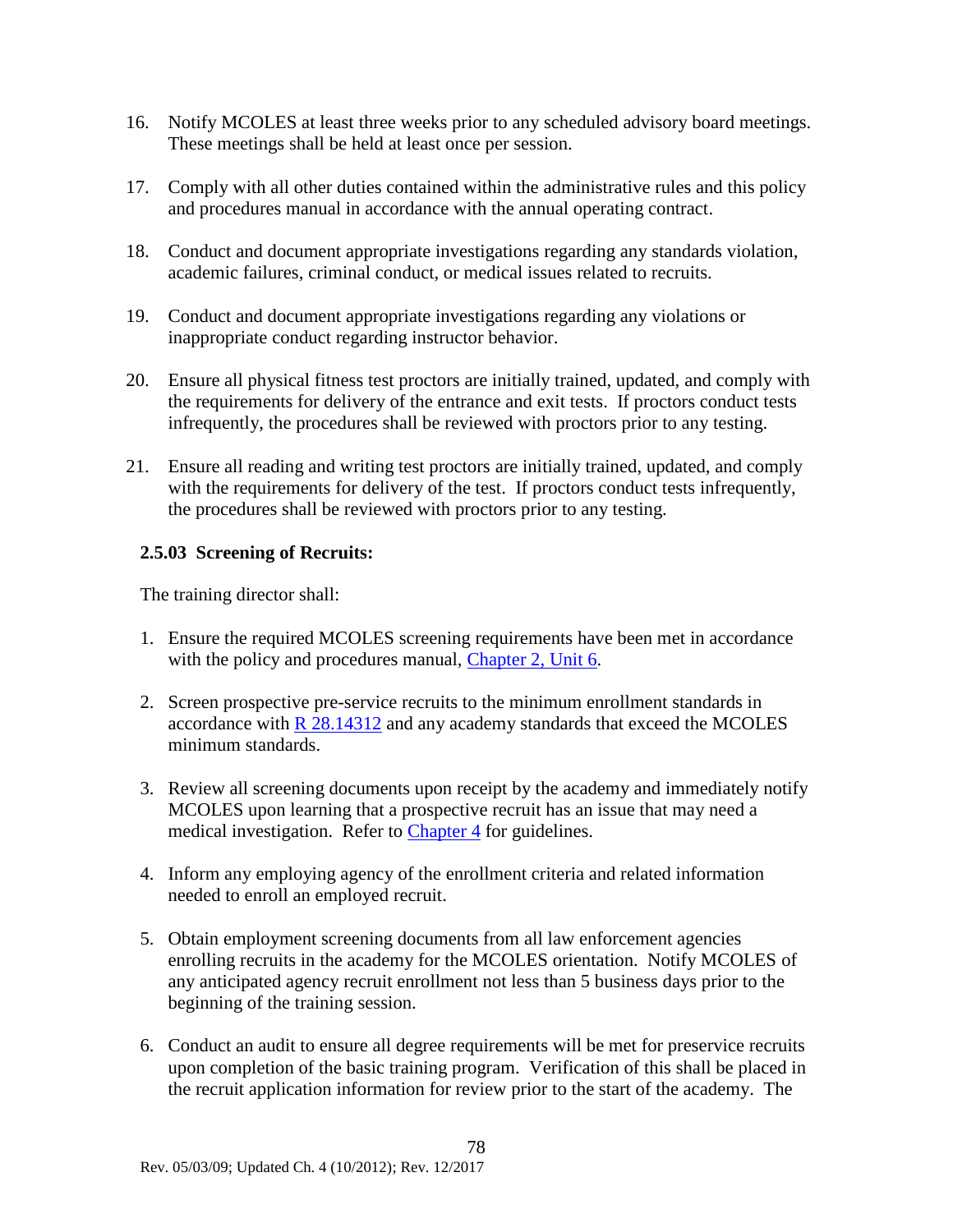16. Notify MCOLES at least three weeks prior to any scheduled advisory board meetings. These meetings shall be held at least once per session.

17. Comply with all other duties contained within the administrative rules and this policy and procedures manual in accordance with the annual operating contract.

18. Conduct and document appropriate investigations regarding any standards violation, academic failures, criminal conduct, or medical issues related to recruits.

19. Conduct and document appropriate investigations regarding any violations or inappropriate conduct regarding instructor behavior.

20. Ensure all physical fitness test proctors are initially trained, updated, and comply with the requirements for delivery of the entrance and exit tests. If proctors conduct tests infrequently, the procedures shall be reviewed with proctors prior to any testing.

21. Ensure all reading and writing test proctors are initially trained, updated, and comply with the requirements for delivery of the test. If proctors conduct tests infrequently, the procedures shall be reviewed with proctors prior to any testing.

### 2.5.03 Screening of Recruits:

The training director shall:

1. Ensure the required MCOLES screening requirements have been met in accordance with the policy and procedures manual, [Chapter 2, Unit 6](#).

2. Screen prospective pre-service recruits to the minimum enrollment standards in accordance with [R 28.14312](#) and any academy standards that exceed the MCOLES minimum standards.

3. Review all screening documents upon receipt by the academy and immediately notify MCOLES upon learning that a prospective recruit has an issue that may need a medical investigation. Refer to [Chapter 4](#) for guidelines.

4. Inform any employing agency of the enrollment criteria and related information needed to enroll an employed recruit.

5. Obtain employment screening documents from all law enforcement agencies enrolling recruits in the academy for the MCOLES orientation. Notify MCOLES of any anticipated agency recruit enrollment not less than 5 business days prior to the beginning of the training session.

6. Conduct an audit to ensure all degree requirements will be met for preservice recruits upon completion of the basic training program. Verification of this shall be placed in the recruit application information for review prior to the start of the academy. The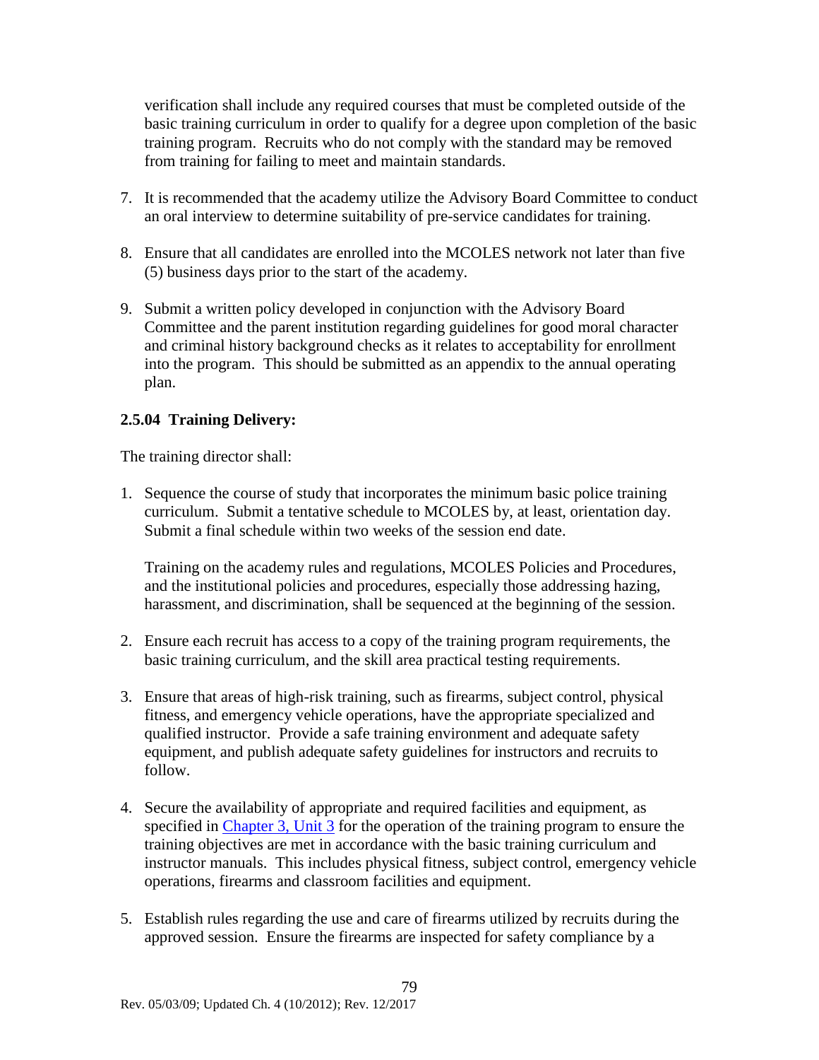verification shall include any required courses that must be completed outside of the basic training curriculum in order to qualify for a degree upon completion of the basic training program. Recruits who do not comply with the standard may be removed from training for failing to meet and maintain standards.

7. It is recommended that the academy utilize the Advisory Board Committee to conduct an oral interview to determine suitability of pre-service candidates for training.

8. Ensure that all candidates are enrolled into the MCOLES network not later than five (5) business days prior to the start of the academy.

9. Submit a written policy developed in conjunction with the Advisory Board Committee and the parent institution regarding guidelines for good moral character and criminal history background checks as it relates to acceptability for enrollment into the program. This should be submitted as an appendix to the annual operating plan.

### 2.5.04 Training Delivery:

The training director shall:

1. Sequence the course of study that incorporates the minimum basic police training curriculum. Submit a tentative schedule to MCOLES by, at least, orientation day. Submit a final schedule within two weeks of the session end date.

   Training on the academy rules and regulations, MCOLES Policies and Procedures, and the institutional policies and procedures, especially those addressing hazing, harassment, and discrimination, shall be sequenced at the beginning of the session.

2. Ensure each recruit has access to a copy of the training program requirements, the basic training curriculum, and the skill area practical testing requirements.

3. Ensure that areas of high-risk training, such as firearms, subject control, physical fitness, and emergency vehicle operations, have the appropriate specialized and qualified instructor. Provide a safe training environment and adequate safety equipment, and publish adequate safety guidelines for instructors and recruits to follow.

4. Secure the availability of appropriate and required facilities and equipment, as specified in Chapter 3, Unit 3 for the operation of the training program to ensure the training objectives are met in accordance with the basic training curriculum and instructor manuals. This includes physical fitness, subject control, emergency vehicle operations, firearms and classroom facilities and equipment.

5. Establish rules regarding the use and care of firearms utilized by recruits during the approved session. Ensure the firearms are inspected for safety compliance by a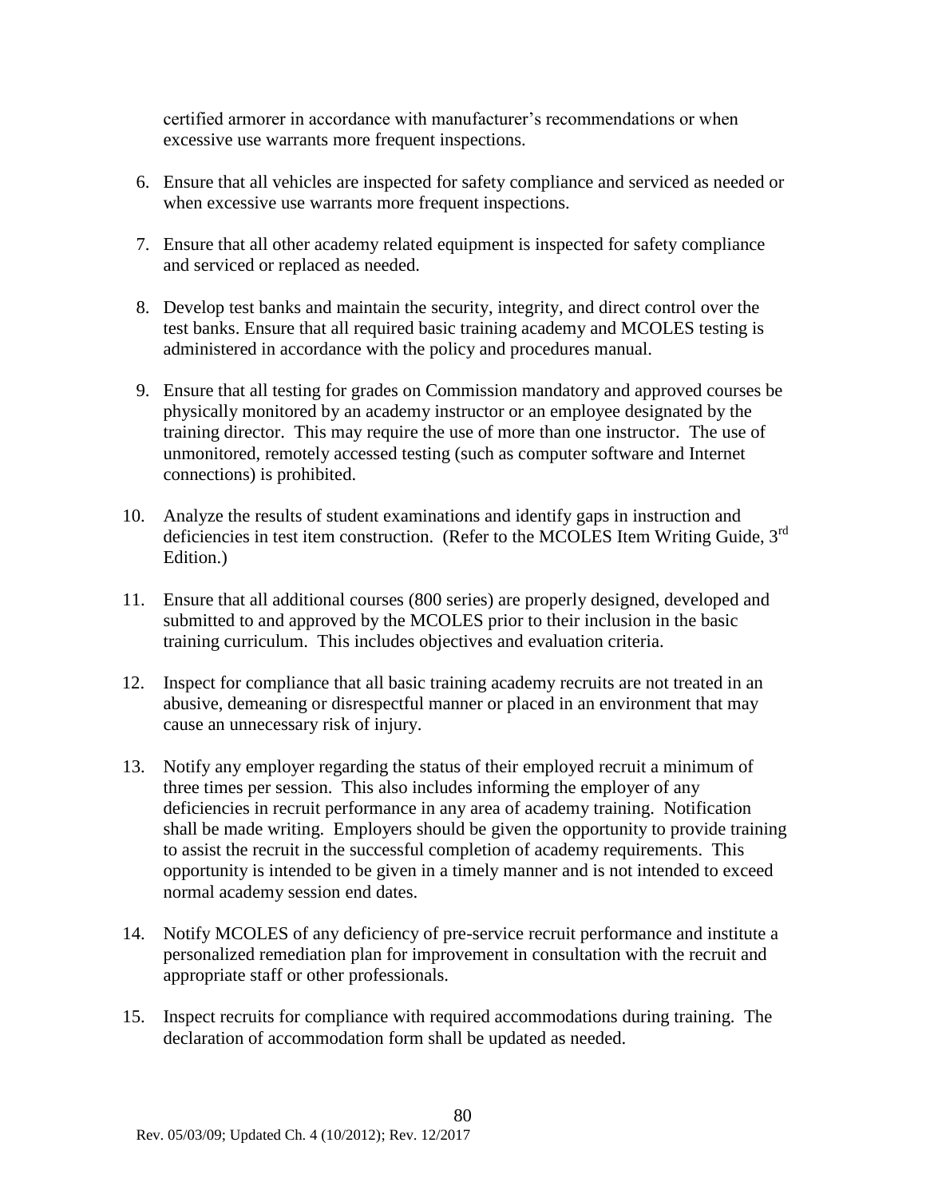certified armorer in accordance with manufacturer's recommendations or when excessive use warrants more frequent inspections.

6. Ensure that all vehicles are inspected for safety compliance and serviced as needed or when excessive use warrants more frequent inspections.

7. Ensure that all other academy related equipment is inspected for safety compliance and serviced or replaced as needed.

8. Develop test banks and maintain the security, integrity, and direct control over the test banks. Ensure that all required basic training academy and MCOLES testing is administered in accordance with the policy and procedures manual.

9. Ensure that all testing for grades on Commission mandatory and approved courses be physically monitored by an academy instructor or an employee designated by the training director. This may require the use of more than one instructor. The use of unmonitored, remotely accessed testing (such as computer software and Internet connections) is prohibited.

10. Analyze the results of student examinations and identify gaps in instruction and deficiencies in test item construction. (Refer to the MCOLES Item Writing Guide, 3rd Edition.)

11. Ensure that all additional courses (800 series) are properly designed, developed and submitted to and approved by the MCOLES prior to their inclusion in the basic training curriculum. This includes objectives and evaluation criteria.

12. Inspect for compliance that all basic training academy recruits are not treated in an abusive, demeaning or disrespectful manner or placed in an environment that may cause an unnecessary risk of injury.

13. Notify any employer regarding the status of their employed recruit a minimum of three times per session. This also includes informing the employer of any deficiencies in recruit performance in any area of academy training. Notification shall be made writing. Employers should be given the opportunity to provide training to assist the recruit in the successful completion of academy requirements. This opportunity is intended to be given in a timely manner and is not intended to exceed normal academy session end dates.

14. Notify MCOLES of any deficiency of pre-service recruit performance and institute a personalized remediation plan for improvement in consultation with the recruit and appropriate staff or other professionals.

15. Inspect recruits for compliance with required accommodations during training. The declaration of accommodation form shall be updated as needed.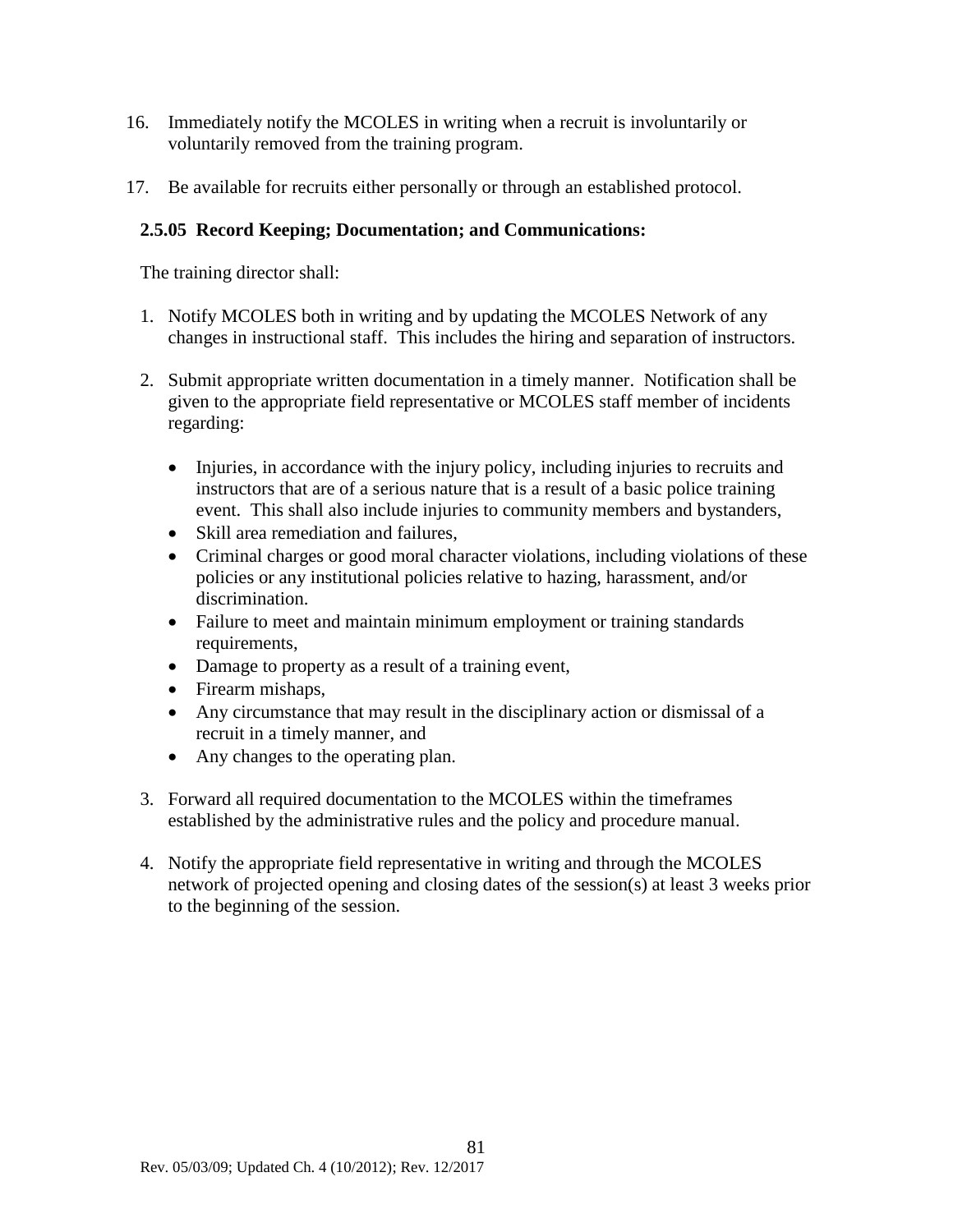16. Immediately notify the MCOLES in writing when a recruit is involuntarily or voluntarily removed from the training program.

17. Be available for recruits either personally or through an established protocol.

**2.5.05 Record Keeping; Documentation; and Communications:**

The training director shall:

1. Notify MCOLES both in writing and by updating the MCOLES Network of any changes in instructional staff. This includes the hiring and separation of instructors.

2. Submit appropriate written documentation in a timely manner. Notification shall be given to the appropriate field representative or MCOLES staff member of incidents regarding:

   - Injuries, in accordance with the injury policy, including injuries to recruits and instructors that are of a serious nature that is a result of a basic police training event. This shall also include injuries to community members and bystanders,
   - Skill area remediation and failures,
   - Criminal charges or good moral character violations, including violations of these policies or any institutional policies relative to hazing, harassment, and/or discrimination.
   - Failure to meet and maintain minimum employment or training standards requirements,
   - Damage to property as a result of a training event,
   - Firearm mishaps,
   - Any circumstance that may result in the disciplinary action or dismissal of a recruit in a timely manner, and
   - Any changes to the operating plan.

3. Forward all required documentation to the MCOLES within the timeframes established by the administrative rules and the policy and procedure manual.

4. Notify the appropriate field representative in writing and through the MCOLES network of projected opening and closing dates of the session(s) at least 3 weeks prior to the beginning of the session.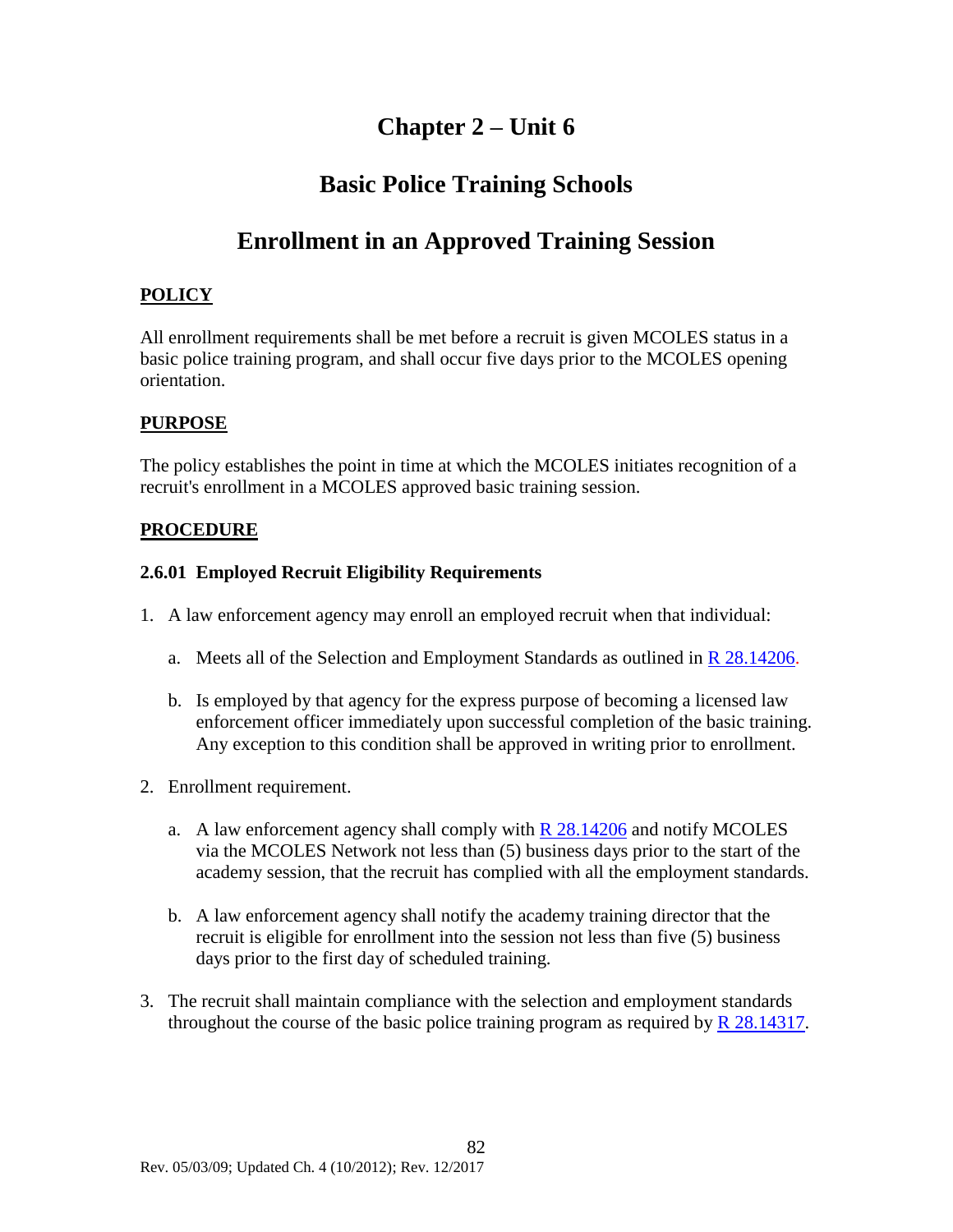# Chapter 2 – Unit 6

# Basic Police Training Schools

# Enrollment in an Approved Training Session

## POLICY

All enrollment requirements shall be met before a recruit is given MCOLES status in a basic police training program, and shall occur five days prior to the MCOLES opening orientation.

## PURPOSE

The policy establishes the point in time at which the MCOLES initiates recognition of a recruit's enrollment in a MCOLES approved basic training session.

## PROCEDURE

### 2.6.01 Employed Recruit Eligibility Requirements

1. A law enforcement agency may enroll an employed recruit when that individual:
   a. Meets all of the Selection and Employment Standards as outlined in R 28.14206.
   b. Is employed by that agency for the express purpose of becoming a licensed law enforcement officer immediately upon successful completion of the basic training. Any exception to this condition shall be approved in writing prior to enrollment.
2. Enrollment requirement.
   a. A law enforcement agency shall comply with R 28.14206 and notify MCOLES via the MCOLES Network not less than (5) business days prior to the start of the academy session, that the recruit has complied with all the employment standards.
   b. A law enforcement agency shall notify the academy training director that the recruit is eligible for enrollment into the session not less than five (5) business days prior to the first day of scheduled training.
3. The recruit shall maintain compliance with the selection and employment standards throughout the course of the basic police training program as required by R 28.14317.

Rev. 05/03/09; Updated Ch. 4 (10/2012); Rev. 12/2017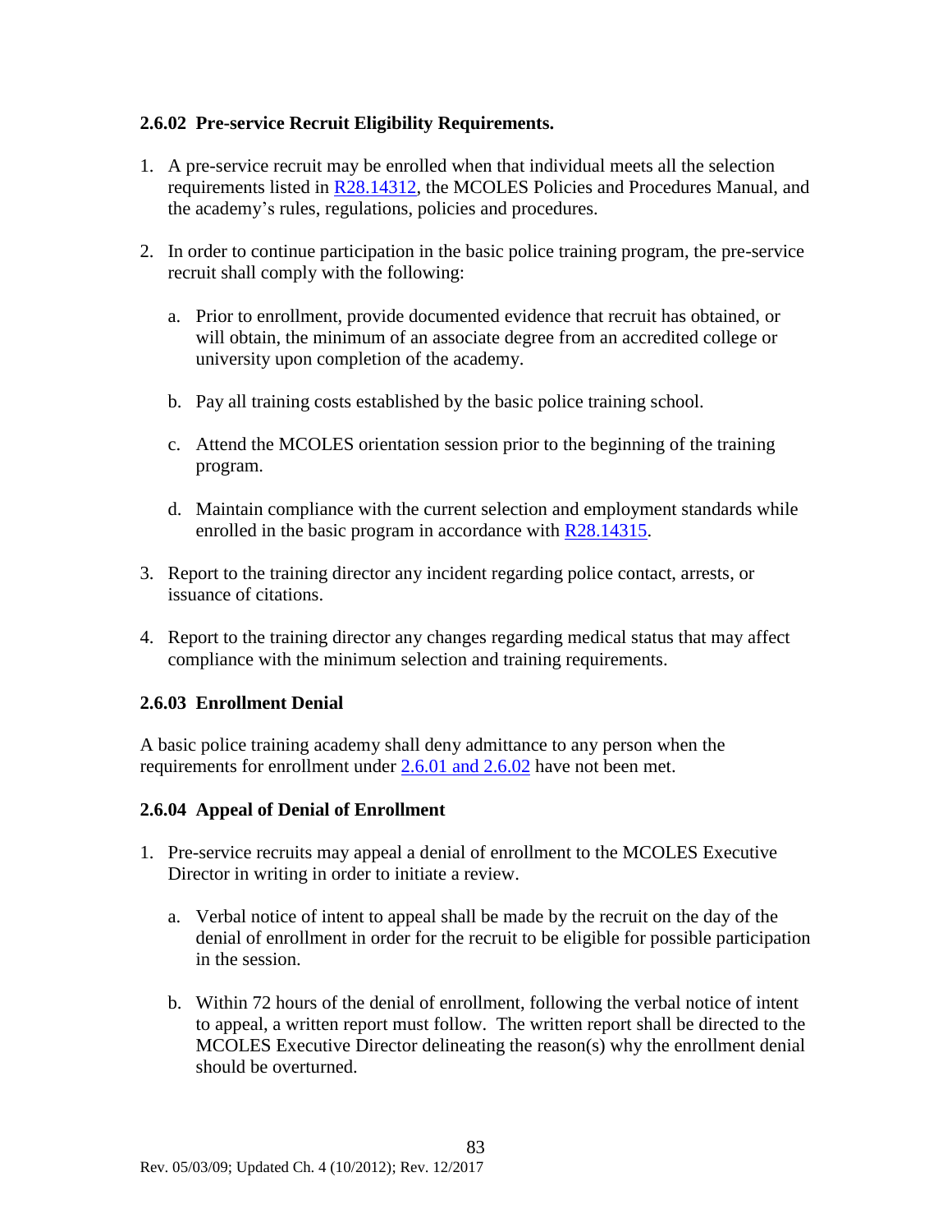### 2.6.02 Pre-service Recruit Eligibility Requirements.

1. A pre-service recruit may be enrolled when that individual meets all the selection requirements listed in R28.14312, the MCOLES Policies and Procedures Manual, and the academy's rules, regulations, policies and procedures.

2. In order to continue participation in the basic police training program, the pre-service recruit shall comply with the following:

   a. Prior to enrollment, provide documented evidence that recruit has obtained, or will obtain, the minimum of an associate degree from an accredited college or university upon completion of the academy.

   b. Pay all training costs established by the basic police training school.

   c. Attend the MCOLES orientation session prior to the beginning of the training program.

   d. Maintain compliance with the current selection and employment standards while enrolled in the basic program in accordance with R28.14315.

3. Report to the training director any incident regarding police contact, arrests, or issuance of citations.

4. Report to the training director any changes regarding medical status that may affect compliance with the minimum selection and training requirements.

### 2.6.03 Enrollment Denial

A basic police training academy shall deny admittance to any person when the requirements for enrollment under 2.6.01 and 2.6.02 have not been met.

### 2.6.04 Appeal of Denial of Enrollment

1. Pre-service recruits may appeal a denial of enrollment to the MCOLES Executive Director in writing in order to initiate a review.

   a. Verbal notice of intent to appeal shall be made by the recruit on the day of the denial of enrollment in order for the recruit to be eligible for possible participation in the session.

   b. Within 72 hours of the denial of enrollment, following the verbal notice of intent to appeal, a written report must follow. The written report shall be directed to the MCOLES Executive Director delineating the reason(s) why the enrollment denial should be overturned.

Rev. 05/03/09; Updated Ch. 4 (10/2012); Rev. 12/2017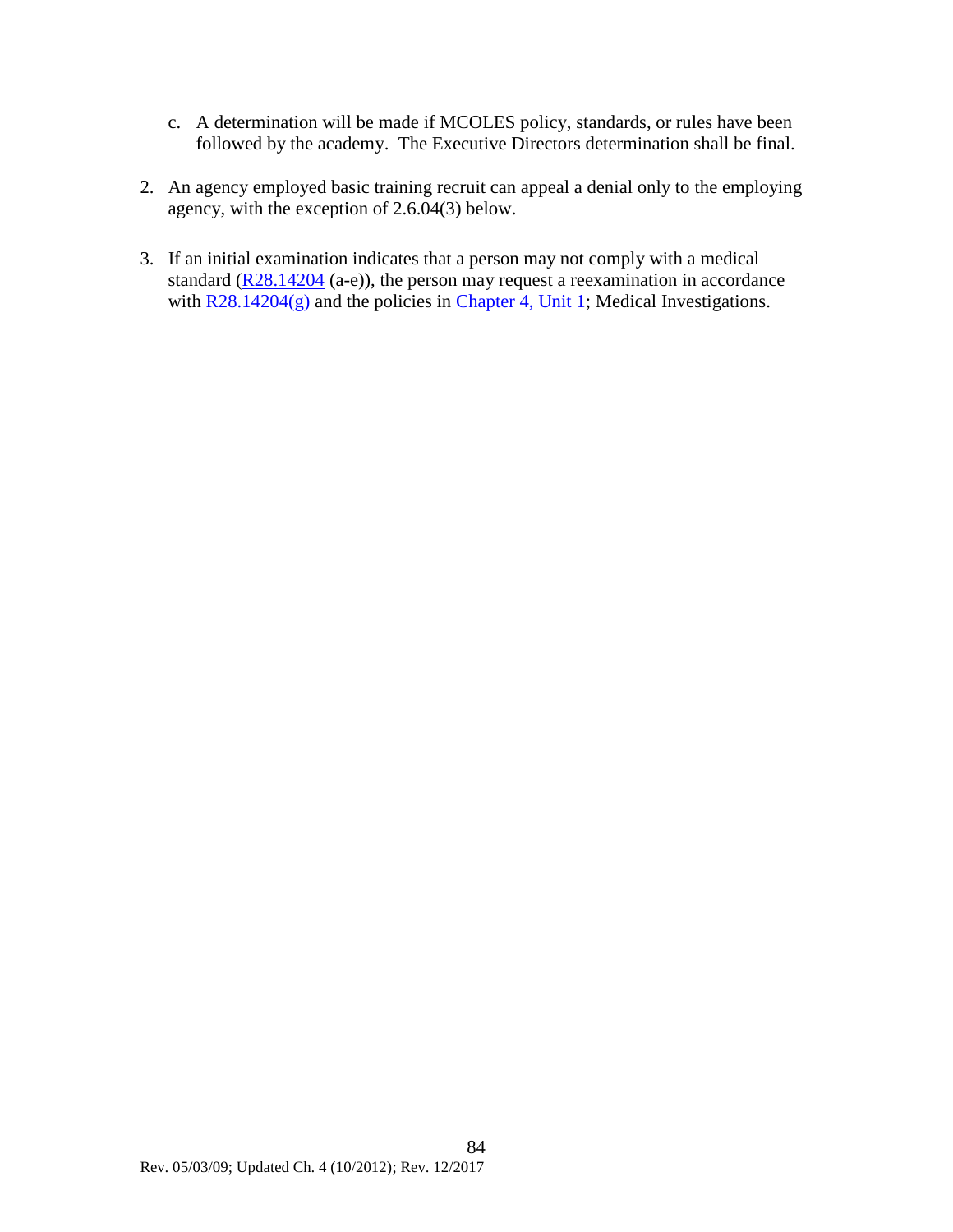c. A determination will be made if MCOLES policy, standards, or rules have been followed by the academy. The Executive Directors determination shall be final.

2. An agency employed basic training recruit can appeal a denial only to the employing agency, with the exception of 2.6.04(3) below.

3. If an initial examination indicates that a person may not comply with a medical standard (R28.14204 (a-e)), the person may request a reexamination in accordance with R28.14204(g) and the policies in Chapter 4, Unit 1; Medical Investigations.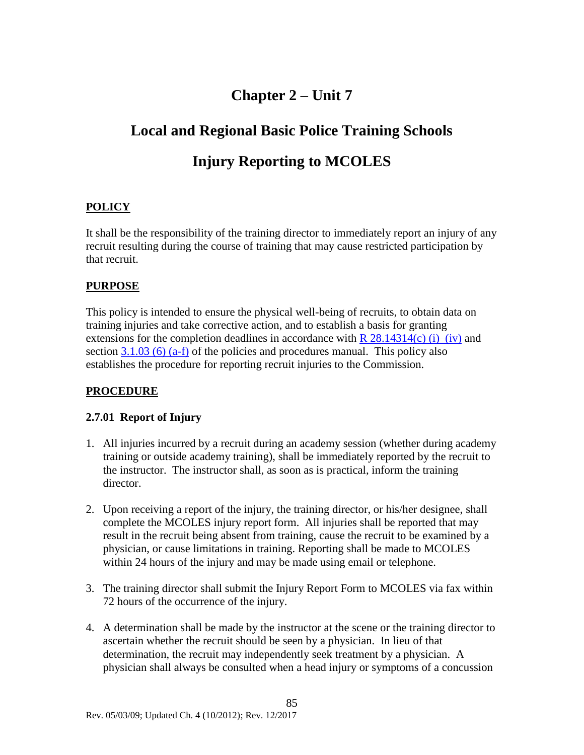# Chapter 2 – Unit 7

# Local and Regional Basic Police Training Schools

# Injury Reporting to MCOLES

## POLICY

It shall be the responsibility of the training director to immediately report an injury of any recruit resulting during the course of training that may cause restricted participation by that recruit.

## PURPOSE

This policy is intended to ensure the physical well-being of recruits, to obtain data on training injuries and take corrective action, and to establish a basis for granting extensions for the completion deadlines in accordance with R 28.14314(c) (i)–(iv) and section 3.1.03 (6) (a-f) of the policies and procedures manual. This policy also establishes the procedure for reporting recruit injuries to the Commission.

## PROCEDURE

### 2.7.01 Report of Injury

1. All injuries incurred by a recruit during an academy session (whether during academy training or outside academy training), shall be immediately reported by the recruit to the instructor. The instructor shall, as soon as is practical, inform the training director.

2. Upon receiving a report of the injury, the training director, or his/her designee, shall complete the MCOLES injury report form. All injuries shall be reported that may result in the recruit being absent from training, cause the recruit to be examined by a physician, or cause limitations in training. Reporting shall be made to MCOLES within 24 hours of the injury and may be made using email or telephone.

3. The training director shall submit the Injury Report Form to MCOLES via fax within 72 hours of the occurrence of the injury.

4. A determination shall be made by the instructor at the scene or the training director to ascertain whether the recruit should be seen by a physician. In lieu of that determination, the recruit may independently seek treatment by a physician. A physician shall always be consulted when a head injury or symptoms of a concussion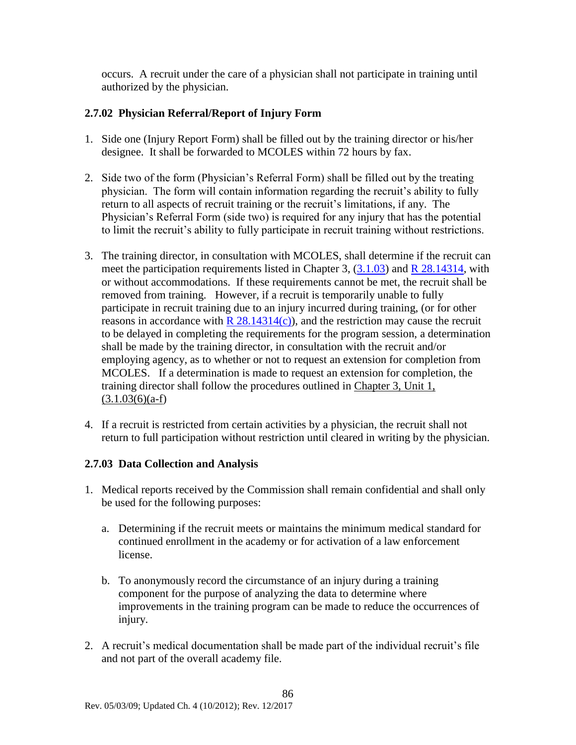occurs. A recruit under the care of a physician shall not participate in training until authorized by the physician.

### 2.7.02 Physician Referral/Report of Injury Form

1. Side one (Injury Report Form) shall be filled out by the training director or his/her designee. It shall be forwarded to MCOLES within 72 hours by fax.

2. Side two of the form (Physician's Referral Form) shall be filled out by the treating physician. The form will contain information regarding the recruit's ability to fully return to all aspects of recruit training or the recruit's limitations, if any. The Physician's Referral Form (side two) is required for any injury that has the potential to limit the recruit's ability to fully participate in recruit training without restrictions.

3. The training director, in consultation with MCOLES, shall determine if the recruit can meet the participation requirements listed in Chapter 3, (3.1.03) and R 28.14314, with or without accommodations. If these requirements cannot be met, the recruit shall be removed from training. However, if a recruit is temporarily unable to fully participate in recruit training due to an injury incurred during training, (or for other reasons in accordance with R 28.14314(c)), and the restriction may cause the recruit to be delayed in completing the requirements for the program session, a determination shall be made by the training director, in consultation with the recruit and/or employing agency, as to whether or not to request an extension for completion from MCOLES. If a determination is made to request an extension for completion, the training director shall follow the procedures outlined in Chapter 3, Unit 1, (3.1.03(6)(a-f)

4. If a recruit is restricted from certain activities by a physician, the recruit shall not return to full participation without restriction until cleared in writing by the physician.

### 2.7.03 Data Collection and Analysis

1. Medical reports received by the Commission shall remain confidential and shall only be used for the following purposes:

   a. Determining if the recruit meets or maintains the minimum medical standard for continued enrollment in the academy or for activation of a law enforcement license.

   b. To anonymously record the circumstance of an injury during a training component for the purpose of analyzing the data to determine where improvements in the training program can be made to reduce the occurrences of injury.

2. A recruit's medical documentation shall be made part of the individual recruit's file and not part of the overall academy file.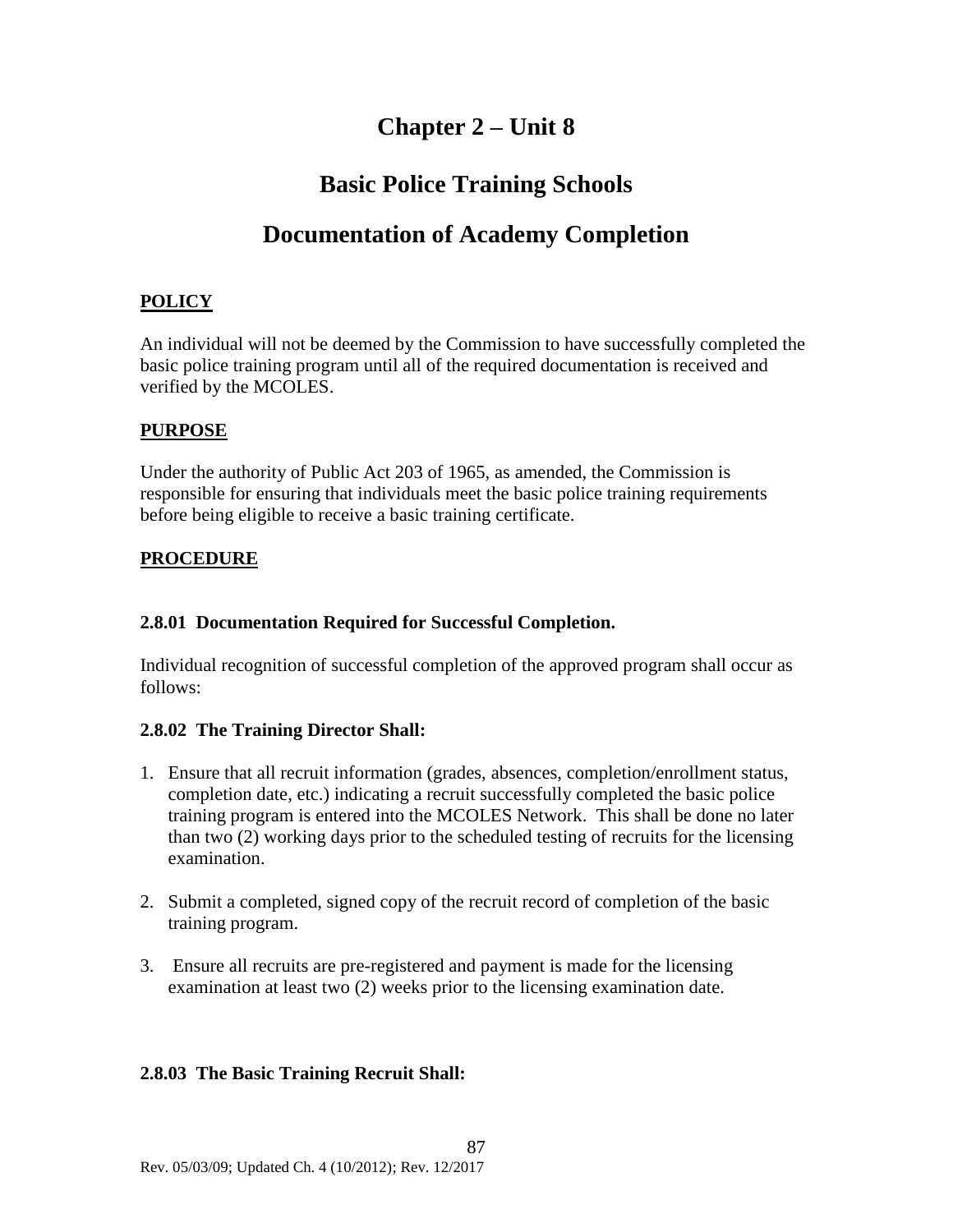# Chapter 2 – Unit 8

# Basic Police Training Schools

# Documentation of Academy Completion

## POLICY

An individual will not be deemed by the Commission to have successfully completed the basic police training program until all of the required documentation is received and verified by the MCOLES.

## PURPOSE

Under the authority of Public Act 203 of 1965, as amended, the Commission is responsible for ensuring that individuals meet the basic police training requirements before being eligible to receive a basic training certificate.

## PROCEDURE

### 2.8.01 Documentation Required for Successful Completion.

Individual recognition of successful completion of the approved program shall occur as follows:

### 2.8.02 The Training Director Shall:

1. Ensure that all recruit information (grades, absences, completion/enrollment status, completion date, etc.) indicating a recruit successfully completed the basic police training program is entered into the MCOLES Network. This shall be done no later than two (2) working days prior to the scheduled testing of recruits for the licensing examination.

2. Submit a completed, signed copy of the recruit record of completion of the basic training program.

3. Ensure all recruits are pre-registered and payment is made for the licensing examination at least two (2) weeks prior to the licensing examination date.

### 2.8.03 The Basic Training Recruit Shall:

Rev. 05/03/09; Updated Ch. 4 (10/2012); Rev. 12/2017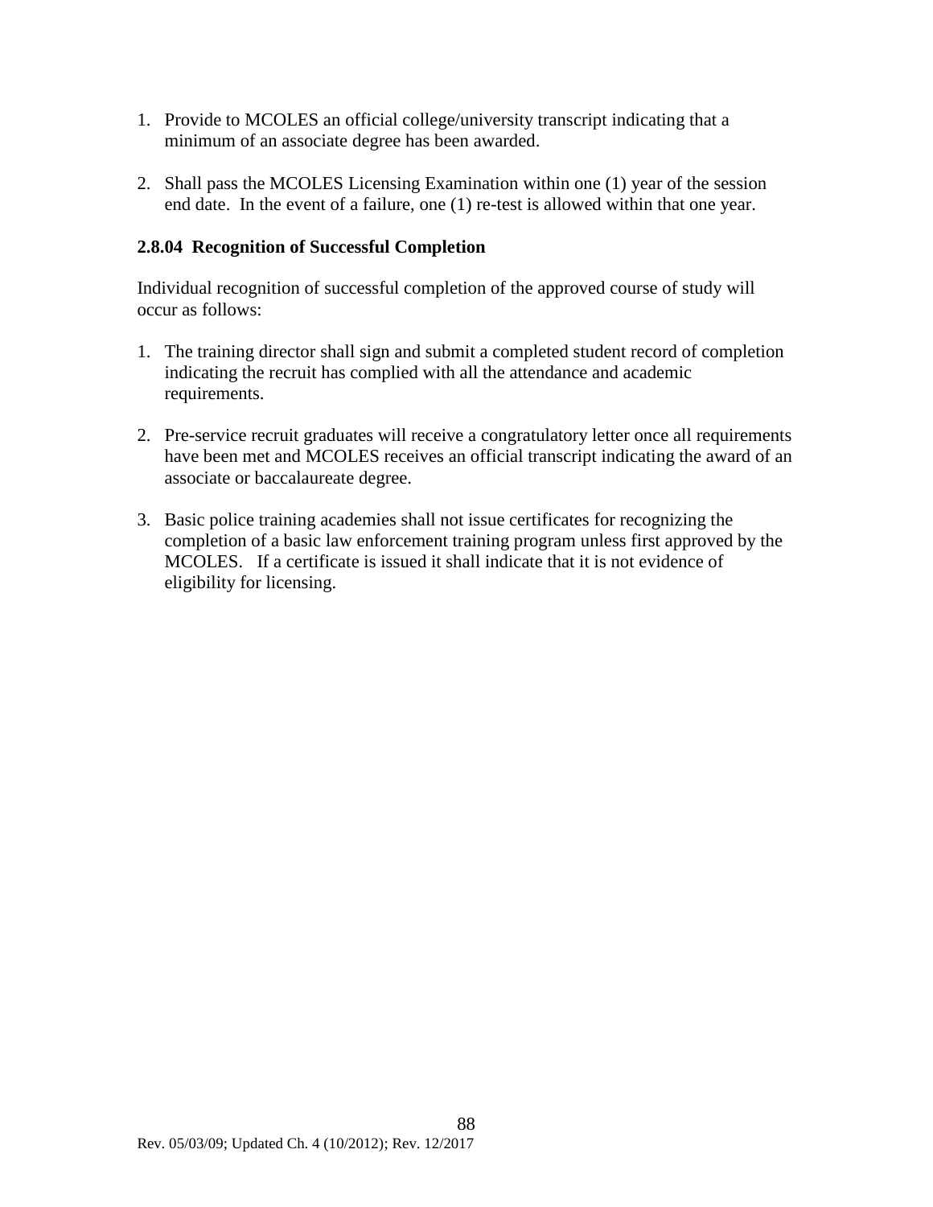1. Provide to MCOLES an official college/university transcript indicating that a minimum of an associate degree has been awarded.

2. Shall pass the MCOLES Licensing Examination within one (1) year of the session end date. In the event of a failure, one (1) re-test is allowed within that one year.

### 2.8.04 Recognition of Successful Completion

Individual recognition of successful completion of the approved course of study will occur as follows:

1. The training director shall sign and submit a completed student record of completion indicating the recruit has complied with all the attendance and academic requirements.

2. Pre-service recruit graduates will receive a congratulatory letter once all requirements have been met and MCOLES receives an official transcript indicating the award of an associate or baccalaureate degree.

3. Basic police training academies shall not issue certificates for recognizing the completion of a basic law enforcement training program unless first approved by the MCOLES. If a certificate is issued it shall indicate that it is not evidence of eligibility for licensing.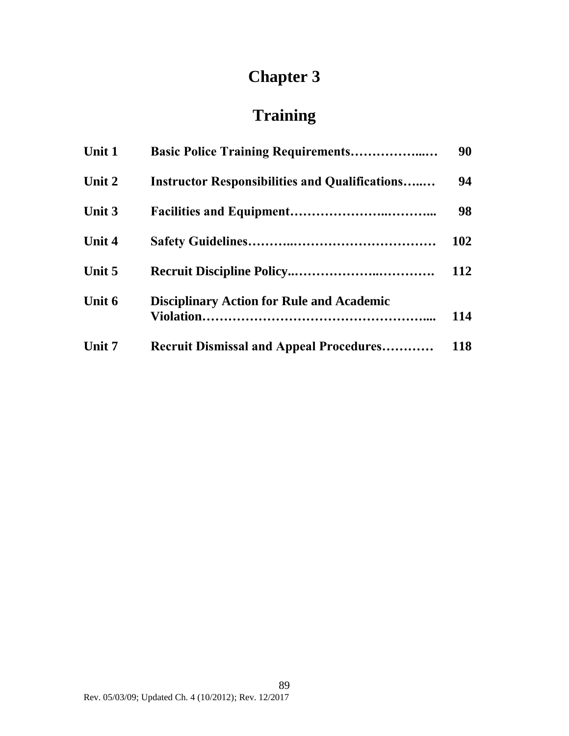# Chapter 3

# Training

| | | |
|---|---|---|
| **Unit 1** | **Basic Police Training Requirements……………...…** | **90** |
| **Unit 2** | **Instructor Responsibilities and Qualifications…..…** | **94** |
| **Unit 3** | **Facilities and Equipment………………..………...** | **98** |
| **Unit 4** | **Safety Guidelines………..……………………………** | **102** |
| **Unit 5** | **Recruit Discipline Policy..……………...…………** | **112** |
| **Unit 6** | **Disciplinary Action for Rule and Academic Violation…………………………………………....** | **114** |
| **Unit 7** | **Recruit Dismissal and Appeal Procedures…………** | **118** |

Rev. 05/03/09; Updated Ch. 4 (10/2012); Rev. 12/2017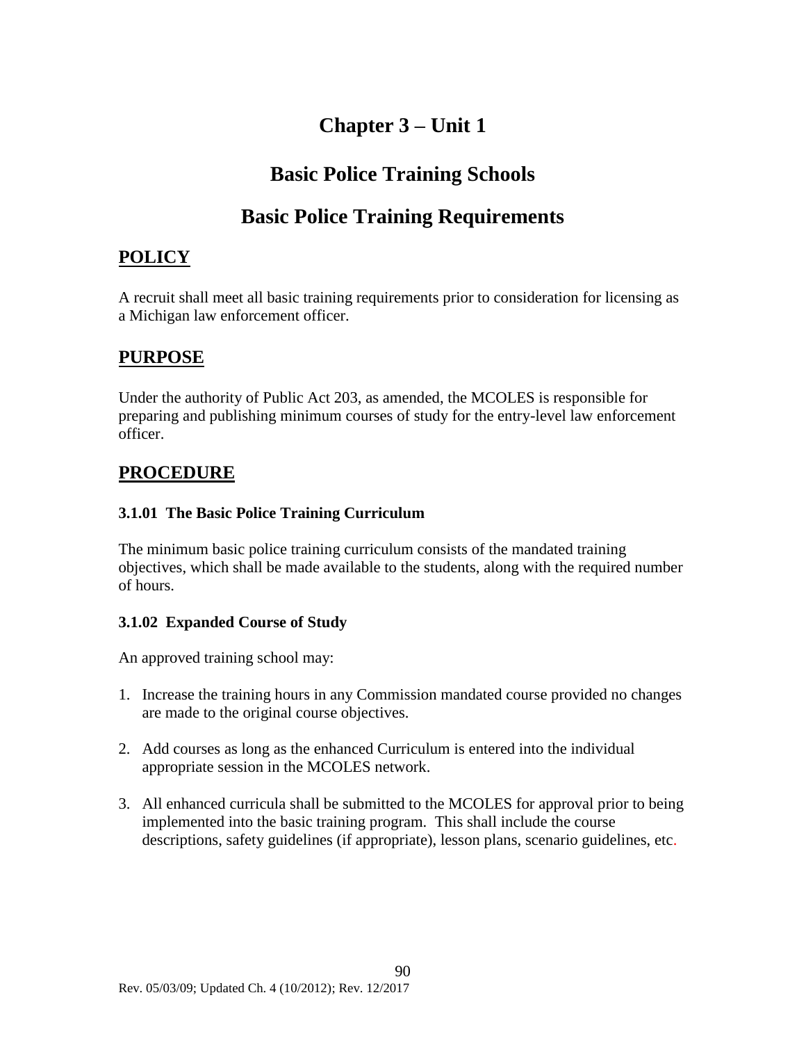# Chapter 3 – Unit 1

# Basic Police Training Schools

# Basic Police Training Requirements

## POLICY

A recruit shall meet all basic training requirements prior to consideration for licensing as a Michigan law enforcement officer.

## PURPOSE

Under the authority of Public Act 203, as amended, the MCOLES is responsible for preparing and publishing minimum courses of study for the entry-level law enforcement officer.

## PROCEDURE

### 3.1.01 The Basic Police Training Curriculum

The minimum basic police training curriculum consists of the mandated training objectives, which shall be made available to the students, along with the required number of hours.

### 3.1.02 Expanded Course of Study

An approved training school may:

1. Increase the training hours in any Commission mandated course provided no changes are made to the original course objectives.

2. Add courses as long as the enhanced Curriculum is entered into the individual appropriate session in the MCOLES network.

3. All enhanced curricula shall be submitted to the MCOLES for approval prior to being implemented into the basic training program. This shall include the course descriptions, safety guidelines (if appropriate), lesson plans, scenario guidelines, etc.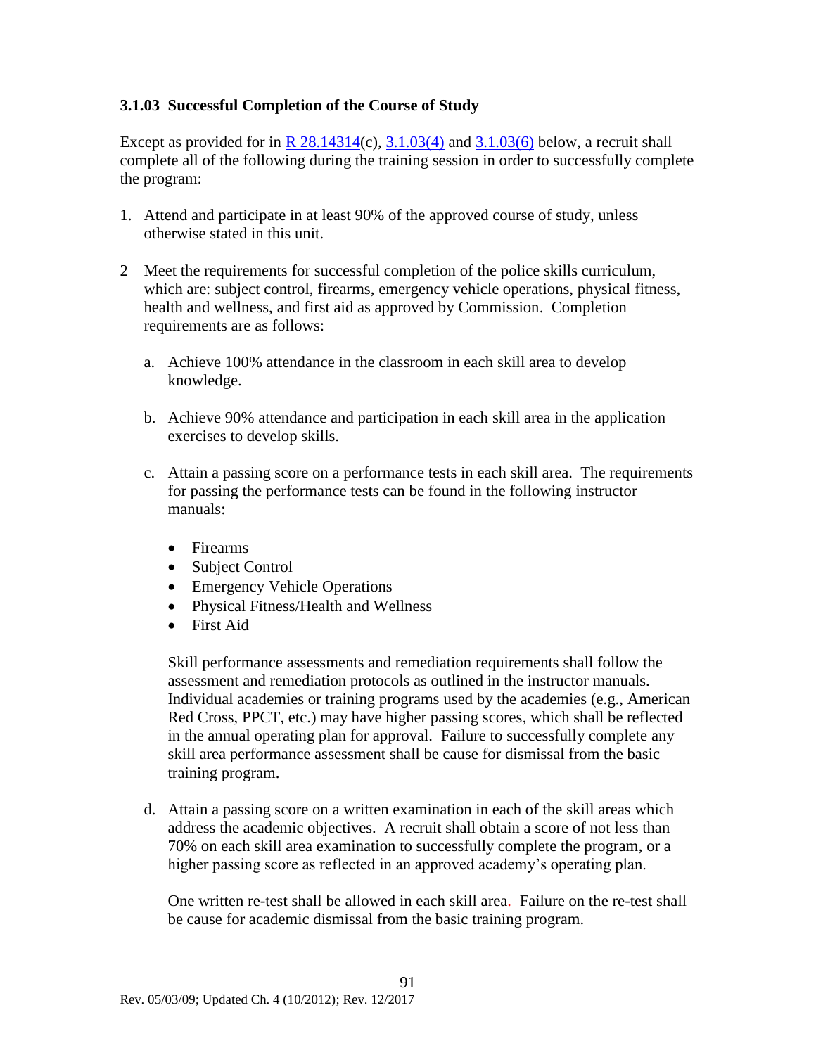### 3.1.03 Successful Completion of the Course of Study

Except as provided for in R 28.14314(c), 3.1.03(4) and 3.1.03(6) below, a recruit shall complete all of the following during the training session in order to successfully complete the program:

1. Attend and participate in at least 90% of the approved course of study, unless otherwise stated in this unit.

2 Meet the requirements for successful completion of the police skills curriculum, which are: subject control, firearms, emergency vehicle operations, physical fitness, health and wellness, and first aid as approved by Commission. Completion requirements are as follows:

   a. Achieve 100% attendance in the classroom in each skill area to develop knowledge.

   b. Achieve 90% attendance and participation in each skill area in the application exercises to develop skills.

   c. Attain a passing score on a performance tests in each skill area. The requirements for passing the performance tests can be found in the following instructor manuals:

      - Firearms
      - Subject Control
      - Emergency Vehicle Operations
      - Physical Fitness/Health and Wellness
      - First Aid

      Skill performance assessments and remediation requirements shall follow the assessment and remediation protocols as outlined in the instructor manuals. Individual academies or training programs used by the academies (e.g., American Red Cross, PPCT, etc.) may have higher passing scores, which shall be reflected in the annual operating plan for approval. Failure to successfully complete any skill area performance assessment shall be cause for dismissal from the basic training program.

   d. Attain a passing score on a written examination in each of the skill areas which address the academic objectives. A recruit shall obtain a score of not less than 70% on each skill area examination to successfully complete the program, or a higher passing score as reflected in an approved academy's operating plan.

      One written re-test shall be allowed in each skill area. Failure on the re-test shall be cause for academic dismissal from the basic training program.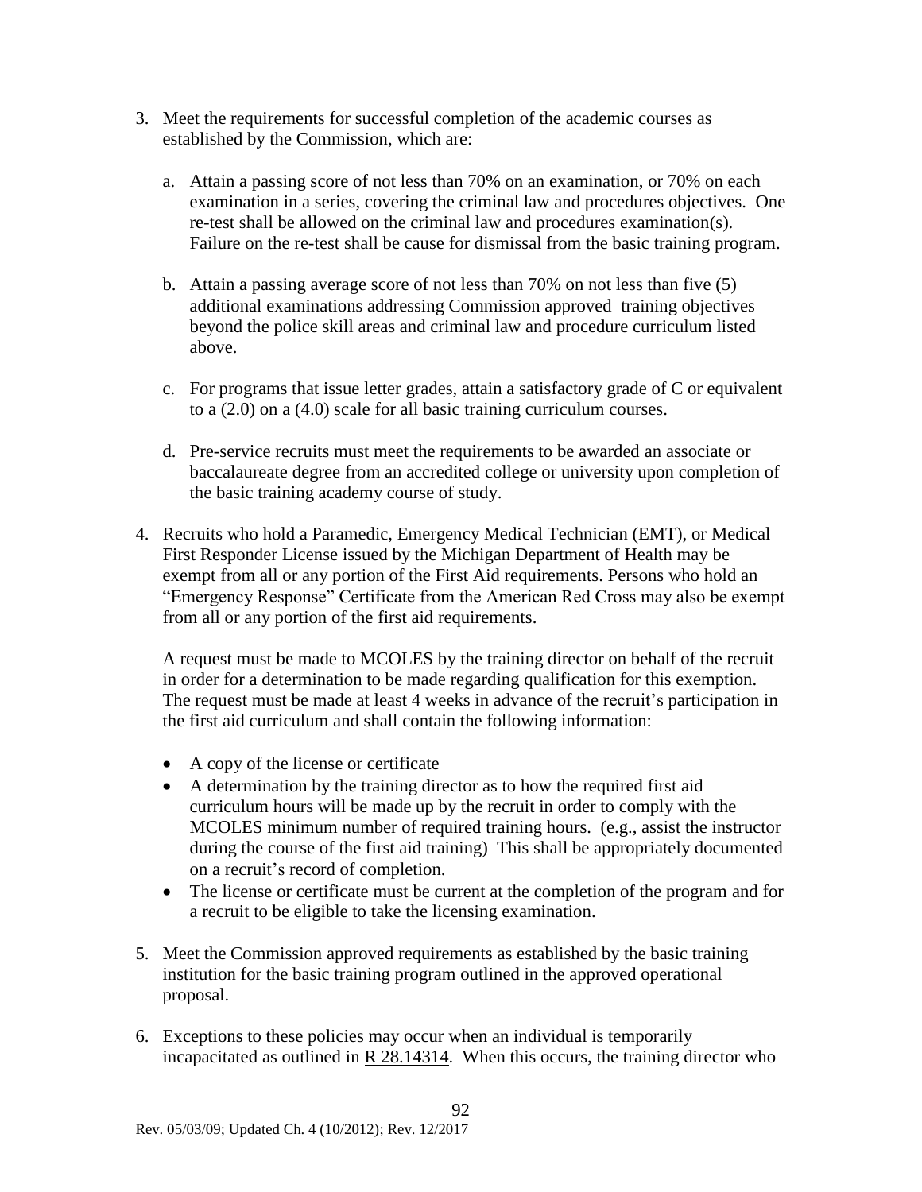3. Meet the requirements for successful completion of the academic courses as established by the Commission, which are:

   a. Attain a passing score of not less than 70% on an examination, or 70% on each examination in a series, covering the criminal law and procedures objectives. One re-test shall be allowed on the criminal law and procedures examination(s). Failure on the re-test shall be cause for dismissal from the basic training program.

   b. Attain a passing average score of not less than 70% on not less than five (5) additional examinations addressing Commission approved training objectives beyond the police skill areas and criminal law and procedure curriculum listed above.

   c. For programs that issue letter grades, attain a satisfactory grade of C or equivalent to a (2.0) on a (4.0) scale for all basic training curriculum courses.

   d. Pre-service recruits must meet the requirements to be awarded an associate or baccalaureate degree from an accredited college or university upon completion of the basic training academy course of study.

4. Recruits who hold a Paramedic, Emergency Medical Technician (EMT), or Medical First Responder License issued by the Michigan Department of Health may be exempt from all or any portion of the First Aid requirements. Persons who hold an "Emergency Response" Certificate from the American Red Cross may also be exempt from all or any portion of the first aid requirements.

   A request must be made to MCOLES by the training director on behalf of the recruit in order for a determination to be made regarding qualification for this exemption. The request must be made at least 4 weeks in advance of the recruit's participation in the first aid curriculum and shall contain the following information:

   - A copy of the license or certificate
   - A determination by the training director as to how the required first aid curriculum hours will be made up by the recruit in order to comply with the MCOLES minimum number of required training hours. (e.g., assist the instructor during the course of the first aid training) This shall be appropriately documented on a recruit's record of completion.
   - The license or certificate must be current at the completion of the program and for a recruit to be eligible to take the licensing examination.

5. Meet the Commission approved requirements as established by the basic training institution for the basic training program outlined in the approved operational proposal.

6. Exceptions to these policies may occur when an individual is temporarily incapacitated as outlined in R 28.14314. When this occurs, the training director who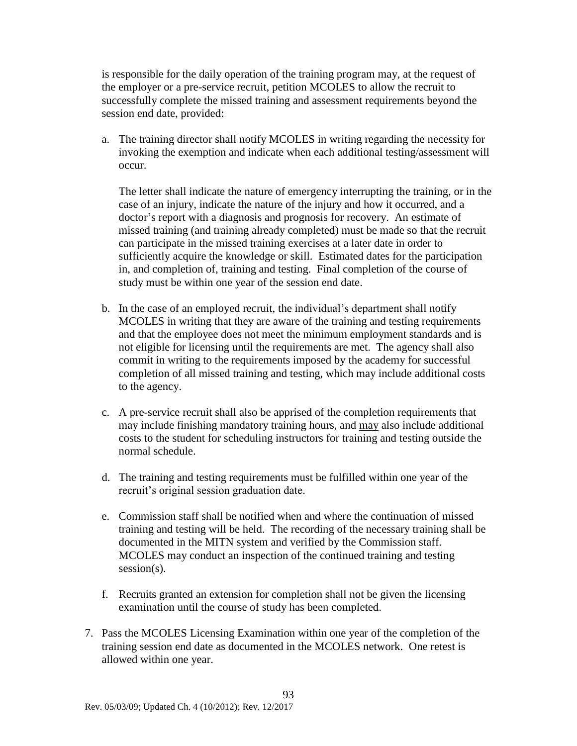is responsible for the daily operation of the training program may, at the request of the employer or a pre-service recruit, petition MCOLES to allow the recruit to successfully complete the missed training and assessment requirements beyond the session end date, provided:

a. The training director shall notify MCOLES in writing regarding the necessity for invoking the exemption and indicate when each additional testing/assessment will occur.

   The letter shall indicate the nature of emergency interrupting the training, or in the case of an injury, indicate the nature of the injury and how it occurred, and a doctor's report with a diagnosis and prognosis for recovery. An estimate of missed training (and training already completed) must be made so that the recruit can participate in the missed training exercises at a later date in order to sufficiently acquire the knowledge or skill. Estimated dates for the participation in, and completion of, training and testing. Final completion of the course of study must be within one year of the session end date.

b. In the case of an employed recruit, the individual's department shall notify MCOLES in writing that they are aware of the training and testing requirements and that the employee does not meet the minimum employment standards and is not eligible for licensing until the requirements are met. The agency shall also commit in writing to the requirements imposed by the academy for successful completion of all missed training and testing, which may include additional costs to the agency.

c. A pre-service recruit shall also be apprised of the completion requirements that may include finishing mandatory training hours, and <u>may</u> also include additional costs to the student for scheduling instructors for training and testing outside the normal schedule.

d. The training and testing requirements must be fulfilled within one year of the recruit's original session graduation date.

e. Commission staff shall be notified when and where the continuation of missed training and testing will be held. The recording of the necessary training shall be documented in the MITN system and verified by the Commission staff. MCOLES may conduct an inspection of the continued training and testing session(s).

f. Recruits granted an extension for completion shall not be given the licensing examination until the course of study has been completed.

7. Pass the MCOLES Licensing Examination within one year of the completion of the training session end date as documented in the MCOLES network. One retest is allowed within one year.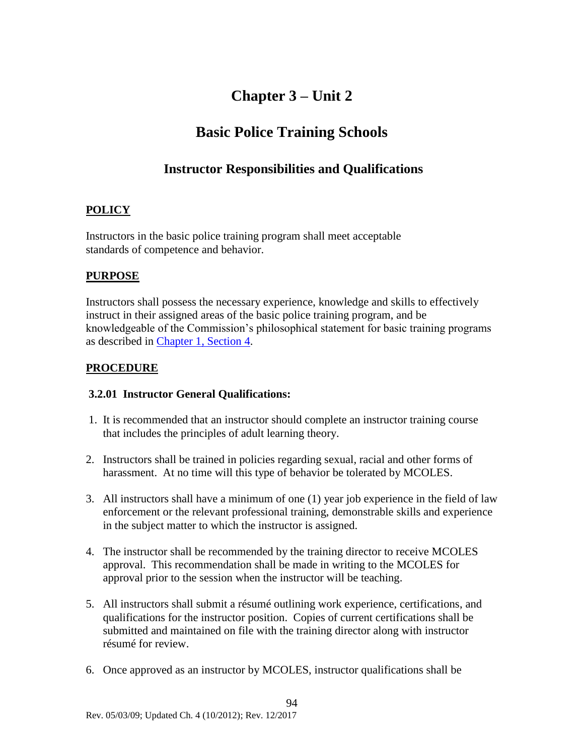# Chapter 3 – Unit 2

# Basic Police Training Schools

## Instructor Responsibilities and Qualifications

### POLICY

Instructors in the basic police training program shall meet acceptable standards of competence and behavior.

### PURPOSE

Instructors shall possess the necessary experience, knowledge and skills to effectively instruct in their assigned areas of the basic police training program, and be knowledgeable of the Commission's philosophical statement for basic training programs as described in Chapter 1, Section 4.

### PROCEDURE

**3.2.01 Instructor General Qualifications:**

1. It is recommended that an instructor should complete an instructor training course that includes the principles of adult learning theory.

2. Instructors shall be trained in policies regarding sexual, racial and other forms of harassment. At no time will this type of behavior be tolerated by MCOLES.

3. All instructors shall have a minimum of one (1) year job experience in the field of law enforcement or the relevant professional training, demonstrable skills and experience in the subject matter to which the instructor is assigned.

4. The instructor shall be recommended by the training director to receive MCOLES approval. This recommendation shall be made in writing to the MCOLES for approval prior to the session when the instructor will be teaching.

5. All instructors shall submit a résumé outlining work experience, certifications, and qualifications for the instructor position. Copies of current certifications shall be submitted and maintained on file with the training director along with instructor résumé for review.

6. Once approved as an instructor by MCOLES, instructor qualifications shall be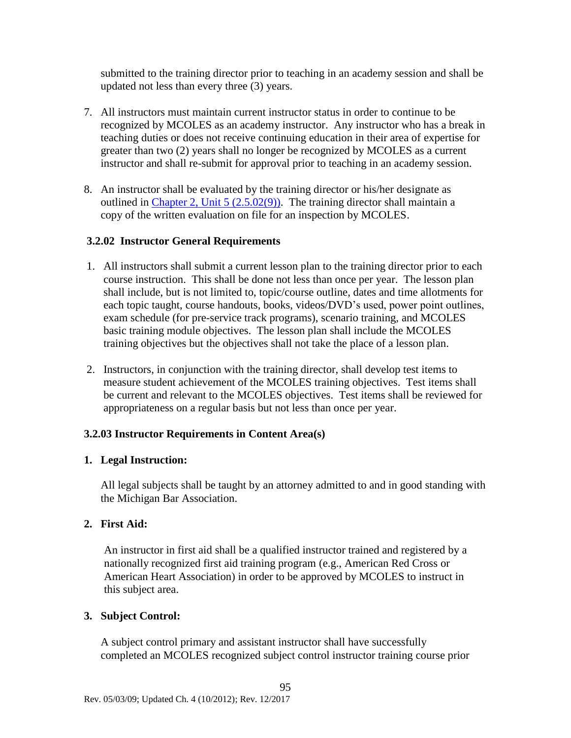submitted to the training director prior to teaching in an academy session and shall be updated not less than every three (3) years.

7. All instructors must maintain current instructor status in order to continue to be recognized by MCOLES as an academy instructor. Any instructor who has a break in teaching duties or does not receive continuing education in their area of expertise for greater than two (2) years shall no longer be recognized by MCOLES as a current instructor and shall re-submit for approval prior to teaching in an academy session.

8. An instructor shall be evaluated by the training director or his/her designate as outlined in Chapter 2, Unit 5 (2.5.02(9)). The training director shall maintain a copy of the written evaluation on file for an inspection by MCOLES.

### 3.2.02 Instructor General Requirements

1. All instructors shall submit a current lesson plan to the training director prior to each course instruction. This shall be done not less than once per year. The lesson plan shall include, but is not limited to, topic/course outline, dates and time allotments for each topic taught, course handouts, books, videos/DVD's used, power point outlines, exam schedule (for pre-service track programs), scenario training, and MCOLES basic training module objectives. The lesson plan shall include the MCOLES training objectives but the objectives shall not take the place of a lesson plan.

2. Instructors, in conjunction with the training director, shall develop test items to measure student achievement of the MCOLES training objectives. Test items shall be current and relevant to the MCOLES objectives. Test items shall be reviewed for appropriateness on a regular basis but not less than once per year.

### 3.2.03 Instructor Requirements in Content Area(s)

**1. Legal Instruction:**

All legal subjects shall be taught by an attorney admitted to and in good standing with the Michigan Bar Association.

**2. First Aid:**

An instructor in first aid shall be a qualified instructor trained and registered by a nationally recognized first aid training program (e.g., American Red Cross or American Heart Association) in order to be approved by MCOLES to instruct in this subject area.

**3. Subject Control:**

A subject control primary and assistant instructor shall have successfully completed an MCOLES recognized subject control instructor training course prior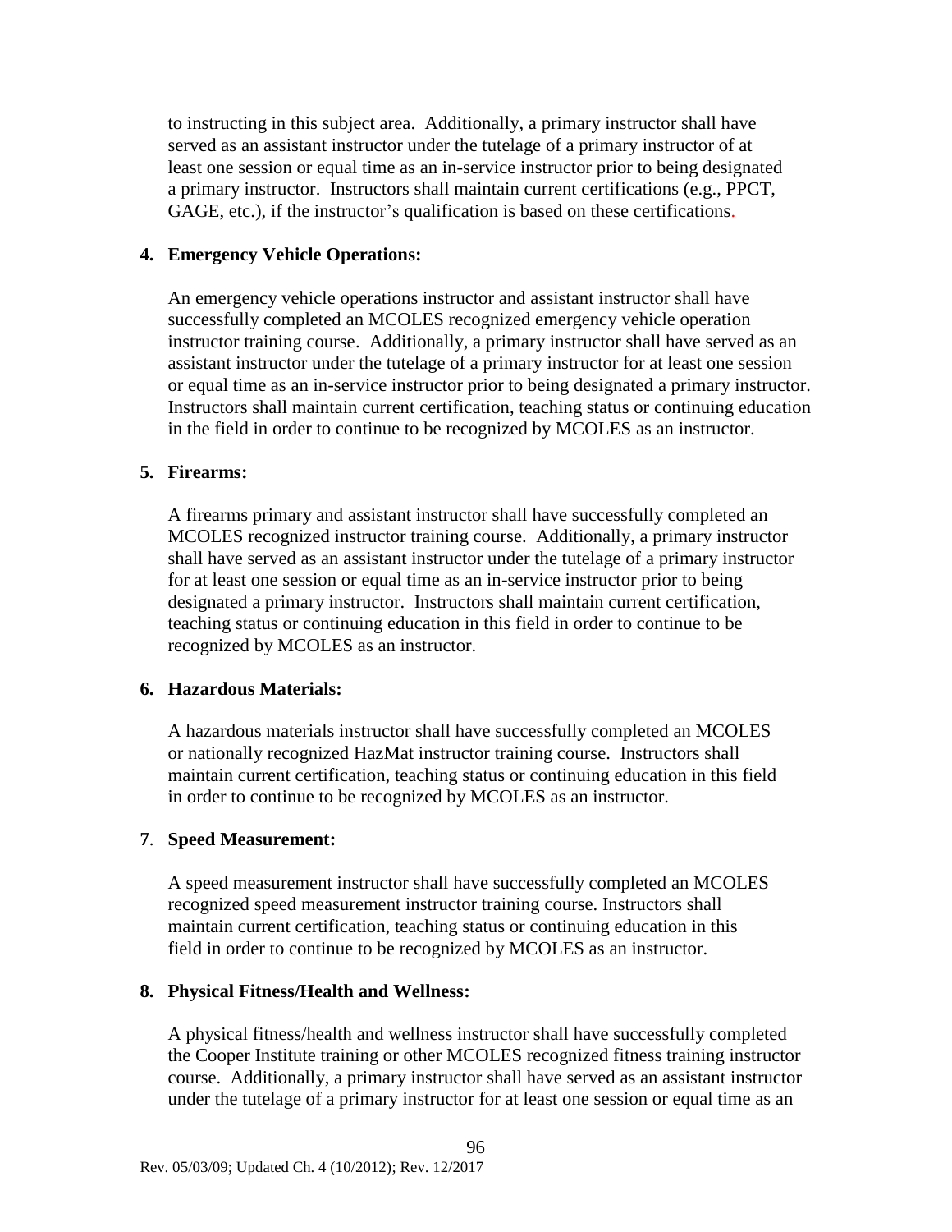to instructing in this subject area. Additionally, a primary instructor shall have served as an assistant instructor under the tutelage of a primary instructor of at least one session or equal time as an in-service instructor prior to being designated a primary instructor. Instructors shall maintain current certifications (e.g., PPCT, GAGE, etc.), if the instructor's qualification is based on these certifications.

**4. Emergency Vehicle Operations:**

An emergency vehicle operations instructor and assistant instructor shall have successfully completed an MCOLES recognized emergency vehicle operation instructor training course. Additionally, a primary instructor shall have served as an assistant instructor under the tutelage of a primary instructor for at least one session or equal time as an in-service instructor prior to being designated a primary instructor. Instructors shall maintain current certification, teaching status or continuing education in the field in order to continue to be recognized by MCOLES as an instructor.

**5. Firearms:**

A firearms primary and assistant instructor shall have successfully completed an MCOLES recognized instructor training course. Additionally, a primary instructor shall have served as an assistant instructor under the tutelage of a primary instructor for at least one session or equal time as an in-service instructor prior to being designated a primary instructor. Instructors shall maintain current certification, teaching status or continuing education in this field in order to continue to be recognized by MCOLES as an instructor.

**6. Hazardous Materials:**

A hazardous materials instructor shall have successfully completed an MCOLES or nationally recognized HazMat instructor training course. Instructors shall maintain current certification, teaching status or continuing education in this field in order to continue to be recognized by MCOLES as an instructor.

**7. Speed Measurement:**

A speed measurement instructor shall have successfully completed an MCOLES recognized speed measurement instructor training course. Instructors shall maintain current certification, teaching status or continuing education in this field in order to continue to be recognized by MCOLES as an instructor.

**8. Physical Fitness/Health and Wellness:**

A physical fitness/health and wellness instructor shall have successfully completed the Cooper Institute training or other MCOLES recognized fitness training instructor course. Additionally, a primary instructor shall have served as an assistant instructor under the tutelage of a primary instructor for at least one session or equal time as an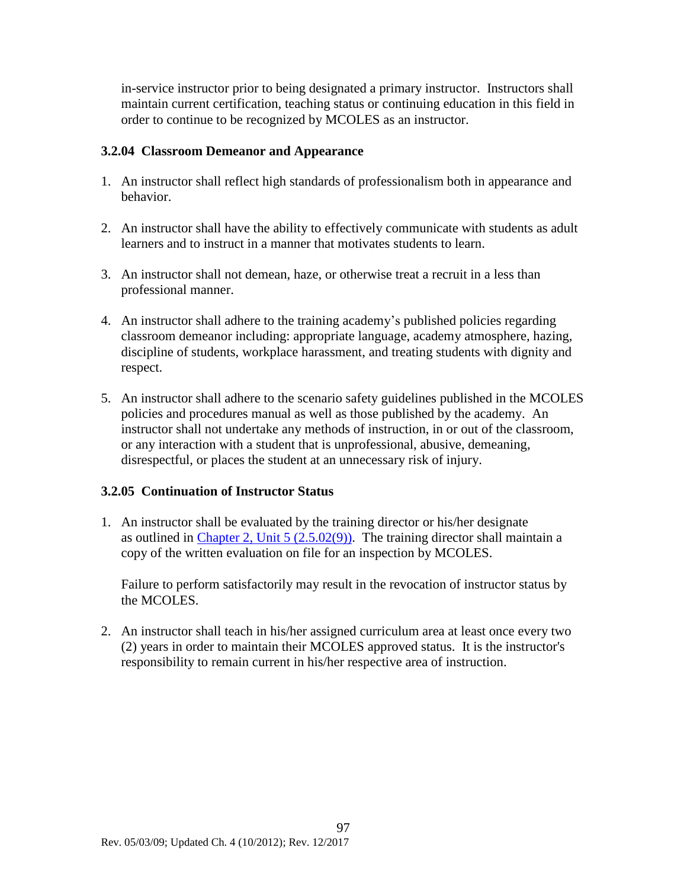in-service instructor prior to being designated a primary instructor. Instructors shall maintain current certification, teaching status or continuing education in this field in order to continue to be recognized by MCOLES as an instructor.

### 3.2.04 Classroom Demeanor and Appearance

1. An instructor shall reflect high standards of professionalism both in appearance and behavior.

2. An instructor shall have the ability to effectively communicate with students as adult learners and to instruct in a manner that motivates students to learn.

3. An instructor shall not demean, haze, or otherwise treat a recruit in a less than professional manner.

4. An instructor shall adhere to the training academy's published policies regarding classroom demeanor including: appropriate language, academy atmosphere, hazing, discipline of students, workplace harassment, and treating students with dignity and respect.

5. An instructor shall adhere to the scenario safety guidelines published in the MCOLES policies and procedures manual as well as those published by the academy. An instructor shall not undertake any methods of instruction, in or out of the classroom, or any interaction with a student that is unprofessional, abusive, demeaning, disrespectful, or places the student at an unnecessary risk of injury.

### 3.2.05 Continuation of Instructor Status

1. An instructor shall be evaluated by the training director or his/her designate as outlined in Chapter 2, Unit 5 (2.5.02(9)). The training director shall maintain a copy of the written evaluation on file for an inspection by MCOLES.

   Failure to perform satisfactorily may result in the revocation of instructor status by the MCOLES.

2. An instructor shall teach in his/her assigned curriculum area at least once every two (2) years in order to maintain their MCOLES approved status. It is the instructor's responsibility to remain current in his/her respective area of instruction.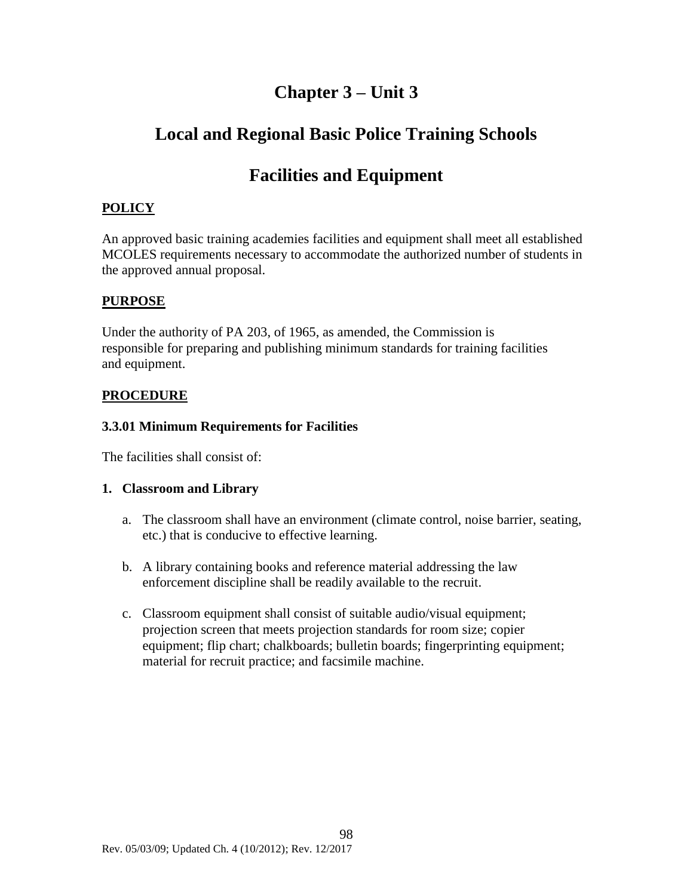# Chapter 3 – Unit 3

# Local and Regional Basic Police Training Schools

# Facilities and Equipment

**POLICY**

An approved basic training academies facilities and equipment shall meet all established MCOLES requirements necessary to accommodate the authorized number of students in the approved annual proposal.

**PURPOSE**

Under the authority of PA 203, of 1965, as amended, the Commission is responsible for preparing and publishing minimum standards for training facilities and equipment.

**PROCEDURE**

### 3.3.01 Minimum Requirements for Facilities

The facilities shall consist of:

**1. Classroom and Library**

a. The classroom shall have an environment (climate control, noise barrier, seating, etc.) that is conducive to effective learning.

b. A library containing books and reference material addressing the law enforcement discipline shall be readily available to the recruit.

c. Classroom equipment shall consist of suitable audio/visual equipment; projection screen that meets projection standards for room size; copier equipment; flip chart; chalkboards; bulletin boards; fingerprinting equipment; material for recruit practice; and facsimile machine.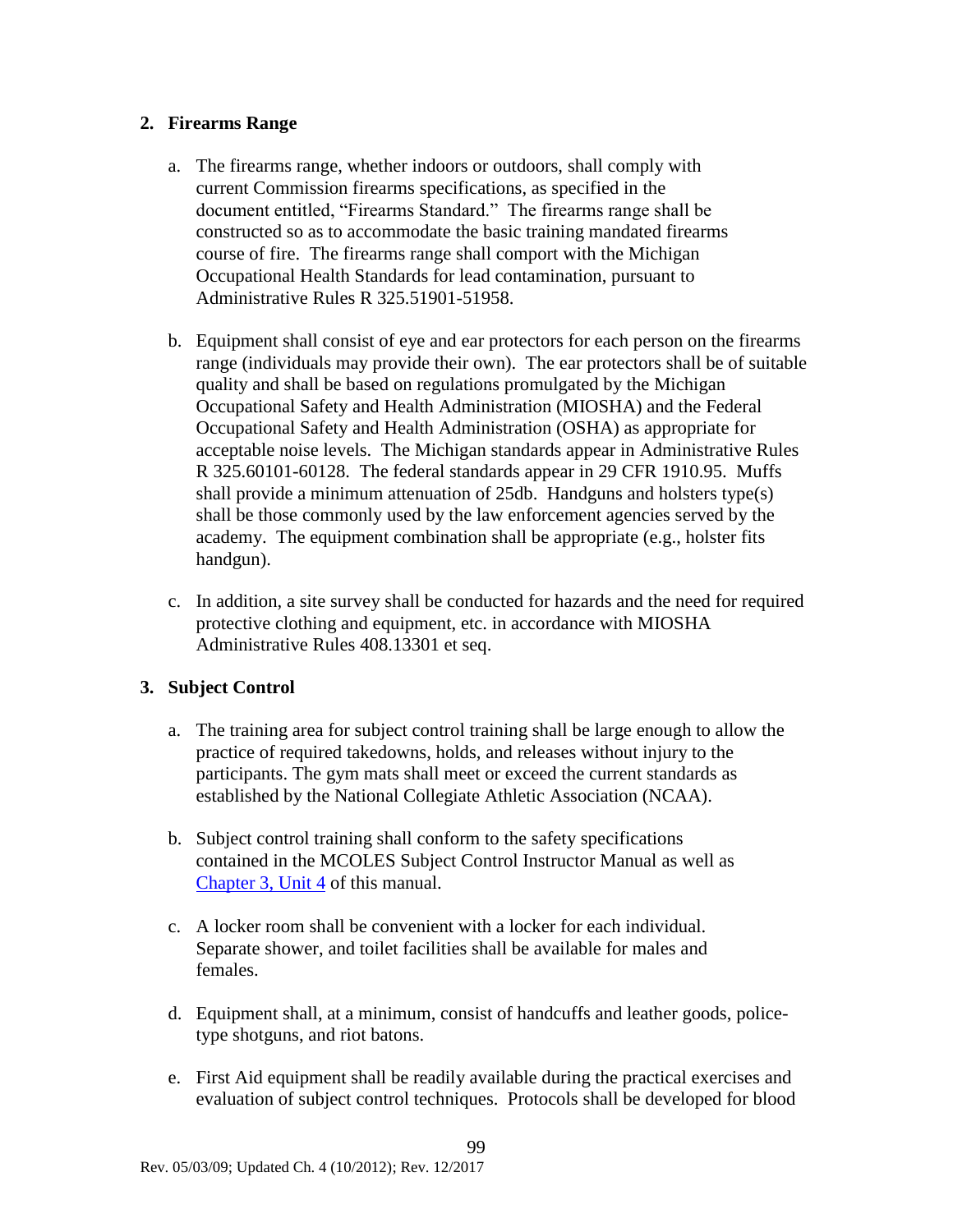## 2. Firearms Range

a. The firearms range, whether indoors or outdoors, shall comply with current Commission firearms specifications, as specified in the document entitled, "Firearms Standard." The firearms range shall be constructed so as to accommodate the basic training mandated firearms course of fire. The firearms range shall comport with the Michigan Occupational Health Standards for lead contamination, pursuant to Administrative Rules R 325.51901-51958.

b. Equipment shall consist of eye and ear protectors for each person on the firearms range (individuals may provide their own). The ear protectors shall be of suitable quality and shall be based on regulations promulgated by the Michigan Occupational Safety and Health Administration (MIOSHA) and the Federal Occupational Safety and Health Administration (OSHA) as appropriate for acceptable noise levels. The Michigan standards appear in Administrative Rules R 325.60101-60128. The federal standards appear in 29 CFR 1910.95. Muffs shall provide a minimum attenuation of 25db. Handguns and holsters type(s) shall be those commonly used by the law enforcement agencies served by the academy. The equipment combination shall be appropriate (e.g., holster fits handgun).

c. In addition, a site survey shall be conducted for hazards and the need for required protective clothing and equipment, etc. in accordance with MIOSHA Administrative Rules 408.13301 et seq.

## 3. Subject Control

a. The training area for subject control training shall be large enough to allow the practice of required takedowns, holds, and releases without injury to the participants. The gym mats shall meet or exceed the current standards as established by the National Collegiate Athletic Association (NCAA).

b. Subject control training shall conform to the safety specifications contained in the MCOLES Subject Control Instructor Manual as well as Chapter 3, Unit 4 of this manual.

c. A locker room shall be convenient with a locker for each individual. Separate shower, and toilet facilities shall be available for males and females.

d. Equipment shall, at a minimum, consist of handcuffs and leather goods, police-type shotguns, and riot batons.

e. First Aid equipment shall be readily available during the practical exercises and evaluation of subject control techniques. Protocols shall be developed for blood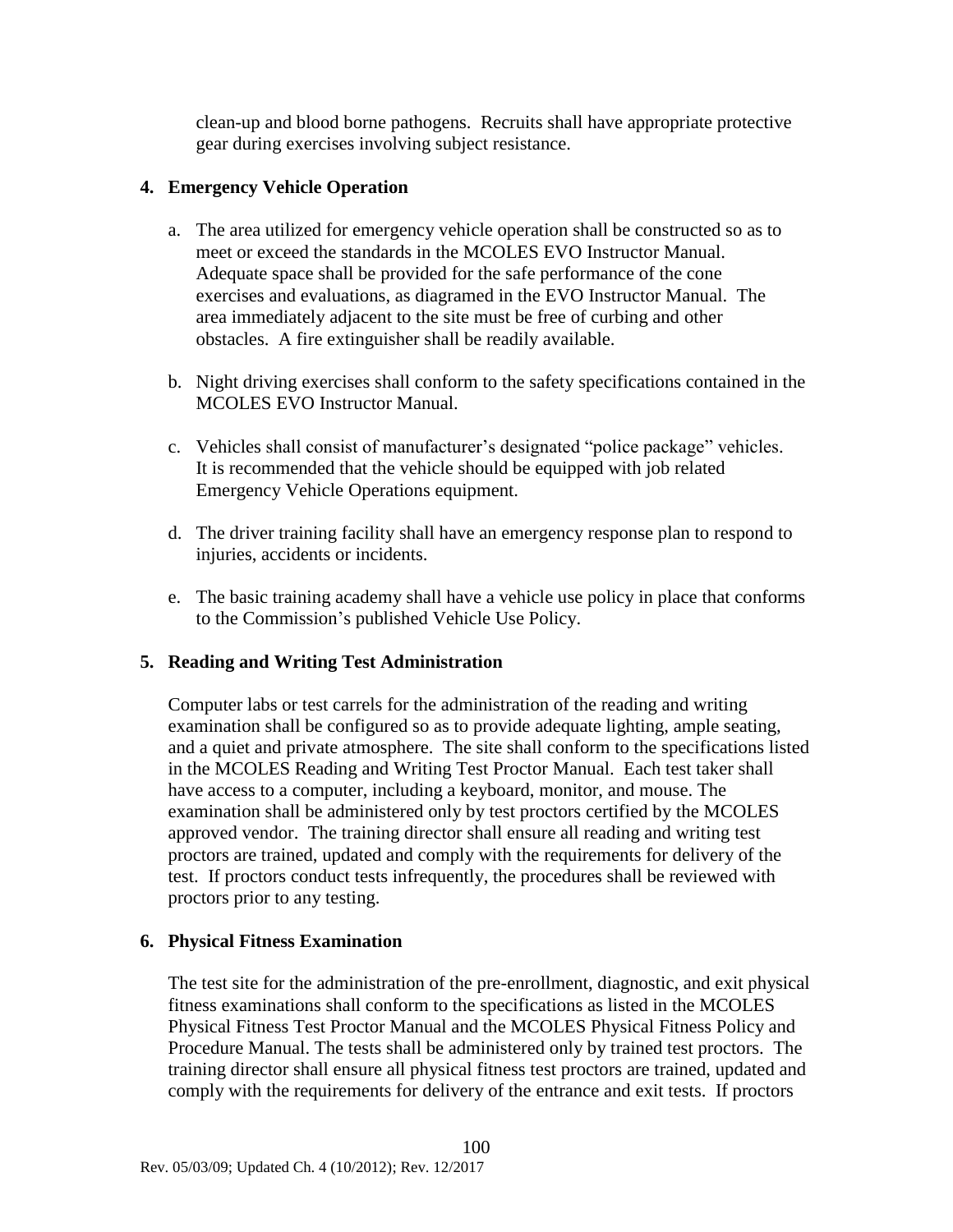clean-up and blood borne pathogens. Recruits shall have appropriate protective gear during exercises involving subject resistance.

**4. Emergency Vehicle Operation**

a. The area utilized for emergency vehicle operation shall be constructed so as to meet or exceed the standards in the MCOLES EVO Instructor Manual. Adequate space shall be provided for the safe performance of the cone exercises and evaluations, as diagramed in the EVO Instructor Manual. The area immediately adjacent to the site must be free of curbing and other obstacles. A fire extinguisher shall be readily available.

b. Night driving exercises shall conform to the safety specifications contained in the MCOLES EVO Instructor Manual.

c. Vehicles shall consist of manufacturer's designated "police package" vehicles. It is recommended that the vehicle should be equipped with job related Emergency Vehicle Operations equipment.

d. The driver training facility shall have an emergency response plan to respond to injuries, accidents or incidents.

e. The basic training academy shall have a vehicle use policy in place that conforms to the Commission's published Vehicle Use Policy.

**5. Reading and Writing Test Administration**

Computer labs or test carrels for the administration of the reading and writing examination shall be configured so as to provide adequate lighting, ample seating, and a quiet and private atmosphere. The site shall conform to the specifications listed in the MCOLES Reading and Writing Test Proctor Manual. Each test taker shall have access to a computer, including a keyboard, monitor, and mouse. The examination shall be administered only by test proctors certified by the MCOLES approved vendor. The training director shall ensure all reading and writing test proctors are trained, updated and comply with the requirements for delivery of the test. If proctors conduct tests infrequently, the procedures shall be reviewed with proctors prior to any testing.

**6. Physical Fitness Examination**

The test site for the administration of the pre-enrollment, diagnostic, and exit physical fitness examinations shall conform to the specifications as listed in the MCOLES Physical Fitness Test Proctor Manual and the MCOLES Physical Fitness Policy and Procedure Manual. The tests shall be administered only by trained test proctors. The training director shall ensure all physical fitness test proctors are trained, updated and comply with the requirements for delivery of the entrance and exit tests. If proctors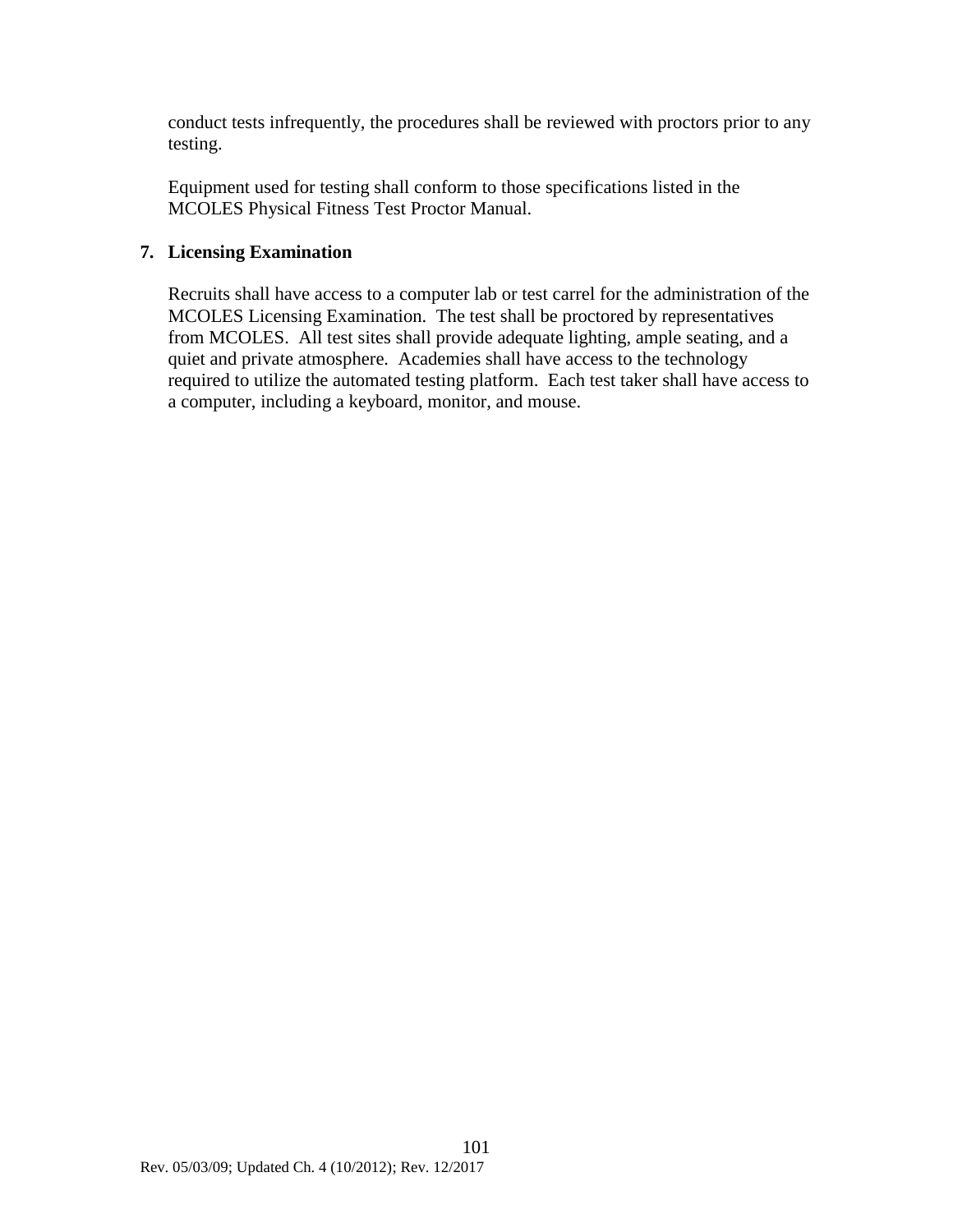conduct tests infrequently, the procedures shall be reviewed with proctors prior to any testing.

Equipment used for testing shall conform to those specifications listed in the MCOLES Physical Fitness Test Proctor Manual.

**7. Licensing Examination**

Recruits shall have access to a computer lab or test carrel for the administration of the MCOLES Licensing Examination. The test shall be proctored by representatives from MCOLES. All test sites shall provide adequate lighting, ample seating, and a quiet and private atmosphere. Academies shall have access to the technology required to utilize the automated testing platform. Each test taker shall have access to a computer, including a keyboard, monitor, and mouse.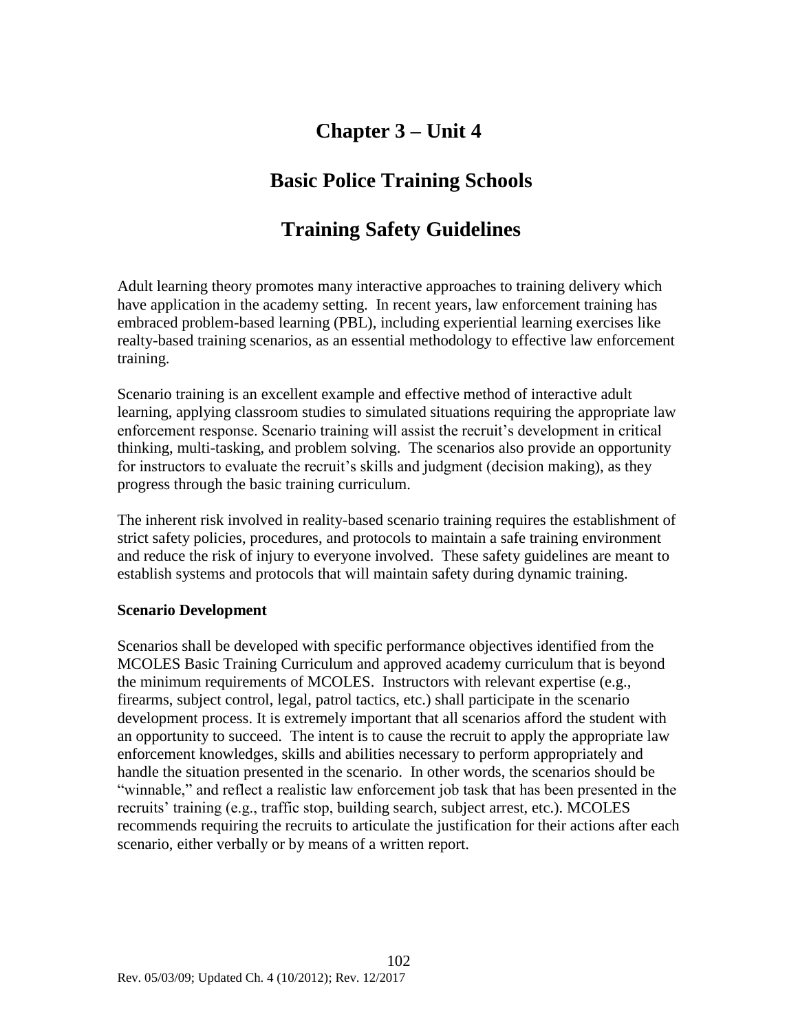# Chapter 3 – Unit 4

# Basic Police Training Schools

# Training Safety Guidelines

Adult learning theory promotes many interactive approaches to training delivery which have application in the academy setting. In recent years, law enforcement training has embraced problem-based learning (PBL), including experiential learning exercises like realty-based training scenarios, as an essential methodology to effective law enforcement training.

Scenario training is an excellent example and effective method of interactive adult learning, applying classroom studies to simulated situations requiring the appropriate law enforcement response. Scenario training will assist the recruit's development in critical thinking, multi-tasking, and problem solving. The scenarios also provide an opportunity for instructors to evaluate the recruit's skills and judgment (decision making), as they progress through the basic training curriculum.

The inherent risk involved in reality-based scenario training requires the establishment of strict safety policies, procedures, and protocols to maintain a safe training environment and reduce the risk of injury to everyone involved. These safety guidelines are meant to establish systems and protocols that will maintain safety during dynamic training.

**Scenario Development**

Scenarios shall be developed with specific performance objectives identified from the MCOLES Basic Training Curriculum and approved academy curriculum that is beyond the minimum requirements of MCOLES. Instructors with relevant expertise (e.g., firearms, subject control, legal, patrol tactics, etc.) shall participate in the scenario development process. It is extremely important that all scenarios afford the student with an opportunity to succeed. The intent is to cause the recruit to apply the appropriate law enforcement knowledges, skills and abilities necessary to perform appropriately and handle the situation presented in the scenario. In other words, the scenarios should be "winnable," and reflect a realistic law enforcement job task that has been presented in the recruits' training (e.g., traffic stop, building search, subject arrest, etc.). MCOLES recommends requiring the recruits to articulate the justification for their actions after each scenario, either verbally or by means of a written report.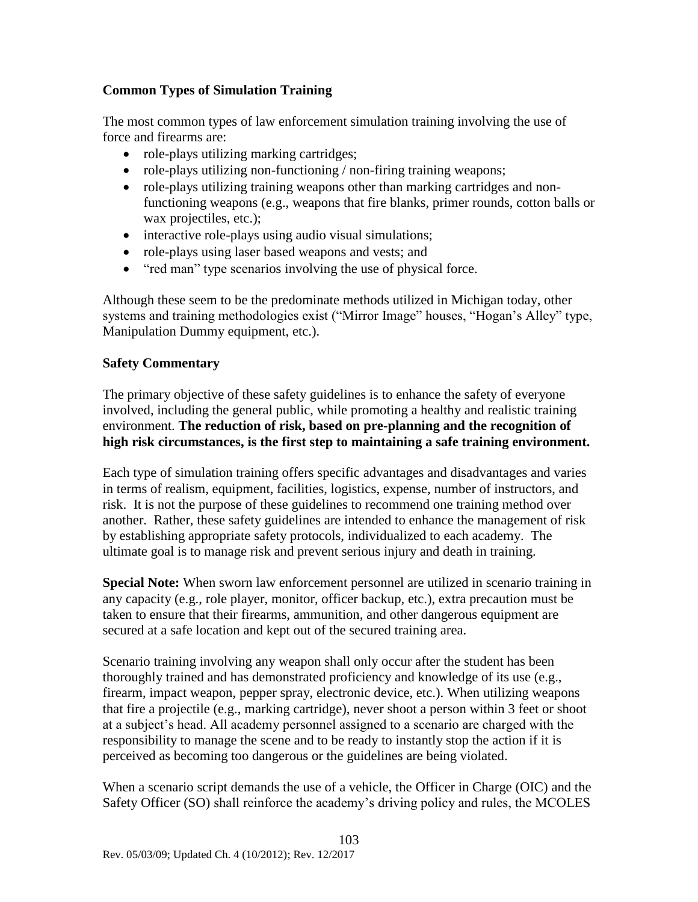**Common Types of Simulation Training**

The most common types of law enforcement simulation training involving the use of force and firearms are:

- role-plays utilizing marking cartridges;
- role-plays utilizing non-functioning / non-firing training weapons;
- role-plays utilizing training weapons other than marking cartridges and non-functioning weapons (e.g., weapons that fire blanks, primer rounds, cotton balls or wax projectiles, etc.);
- interactive role-plays using audio visual simulations;
- role-plays using laser based weapons and vests; and
- "red man" type scenarios involving the use of physical force.

Although these seem to be the predominate methods utilized in Michigan today, other systems and training methodologies exist ("Mirror Image" houses, "Hogan's Alley" type, Manipulation Dummy equipment, etc.).

**Safety Commentary**

The primary objective of these safety guidelines is to enhance the safety of everyone involved, including the general public, while promoting a healthy and realistic training environment. **The reduction of risk, based on pre-planning and the recognition of high risk circumstances, is the first step to maintaining a safe training environment.**

Each type of simulation training offers specific advantages and disadvantages and varies in terms of realism, equipment, facilities, logistics, expense, number of instructors, and risk. It is not the purpose of these guidelines to recommend one training method over another. Rather, these safety guidelines are intended to enhance the management of risk by establishing appropriate safety protocols, individualized to each academy. The ultimate goal is to manage risk and prevent serious injury and death in training.

**Special Note:** When sworn law enforcement personnel are utilized in scenario training in any capacity (e.g., role player, monitor, officer backup, etc.), extra precaution must be taken to ensure that their firearms, ammunition, and other dangerous equipment are secured at a safe location and kept out of the secured training area.

Scenario training involving any weapon shall only occur after the student has been thoroughly trained and has demonstrated proficiency and knowledge of its use (e.g., firearm, impact weapon, pepper spray, electronic device, etc.). When utilizing weapons that fire a projectile (e.g., marking cartridge), never shoot a person within 3 feet or shoot at a subject's head. All academy personnel assigned to a scenario are charged with the responsibility to manage the scene and to be ready to instantly stop the action if it is perceived as becoming too dangerous or the guidelines are being violated.

When a scenario script demands the use of a vehicle, the Officer in Charge (OIC) and the Safety Officer (SO) shall reinforce the academy's driving policy and rules, the MCOLES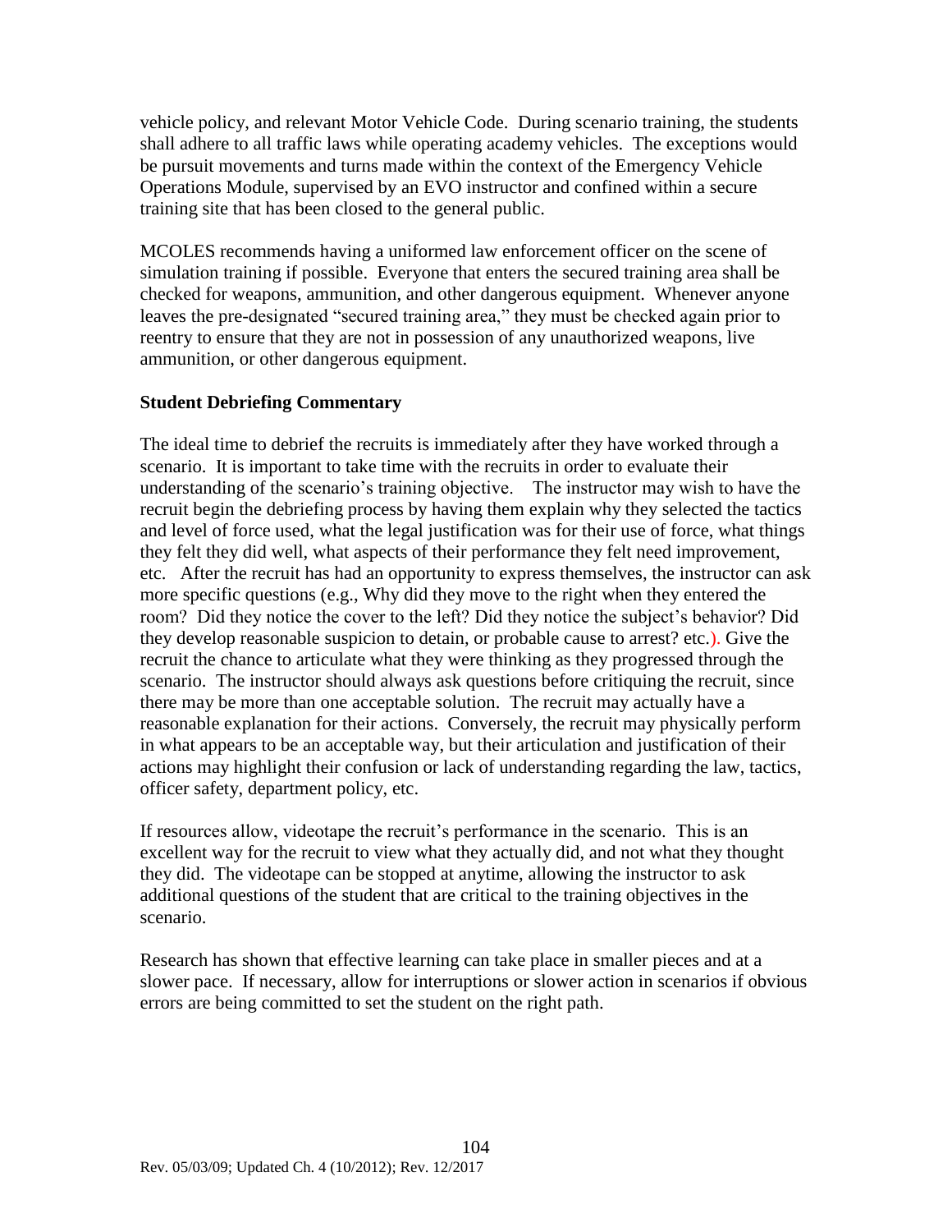vehicle policy, and relevant Motor Vehicle Code. During scenario training, the students shall adhere to all traffic laws while operating academy vehicles. The exceptions would be pursuit movements and turns made within the context of the Emergency Vehicle Operations Module, supervised by an EVO instructor and confined within a secure training site that has been closed to the general public.

MCOLES recommends having a uniformed law enforcement officer on the scene of simulation training if possible. Everyone that enters the secured training area shall be checked for weapons, ammunition, and other dangerous equipment. Whenever anyone leaves the pre-designated "secured training area," they must be checked again prior to reentry to ensure that they are not in possession of any unauthorized weapons, live ammunition, or other dangerous equipment.

**Student Debriefing Commentary**

The ideal time to debrief the recruits is immediately after they have worked through a scenario. It is important to take time with the recruits in order to evaluate their understanding of the scenario's training objective. The instructor may wish to have the recruit begin the debriefing process by having them explain why they selected the tactics and level of force used, what the legal justification was for their use of force, what things they felt they did well, what aspects of their performance they felt need improvement, etc. After the recruit has had an opportunity to express themselves, the instructor can ask more specific questions (e.g., Why did they move to the right when they entered the room? Did they notice the cover to the left? Did they notice the subject's behavior? Did they develop reasonable suspicion to detain, or probable cause to arrest? etc.). Give the recruit the chance to articulate what they were thinking as they progressed through the scenario. The instructor should always ask questions before critiquing the recruit, since there may be more than one acceptable solution. The recruit may actually have a reasonable explanation for their actions. Conversely, the recruit may physically perform in what appears to be an acceptable way, but their articulation and justification of their actions may highlight their confusion or lack of understanding regarding the law, tactics, officer safety, department policy, etc.

If resources allow, videotape the recruit's performance in the scenario. This is an excellent way for the recruit to view what they actually did, and not what they thought they did. The videotape can be stopped at anytime, allowing the instructor to ask additional questions of the student that are critical to the training objectives in the scenario.

Research has shown that effective learning can take place in smaller pieces and at a slower pace. If necessary, allow for interruptions or slower action in scenarios if obvious errors are being committed to set the student on the right path.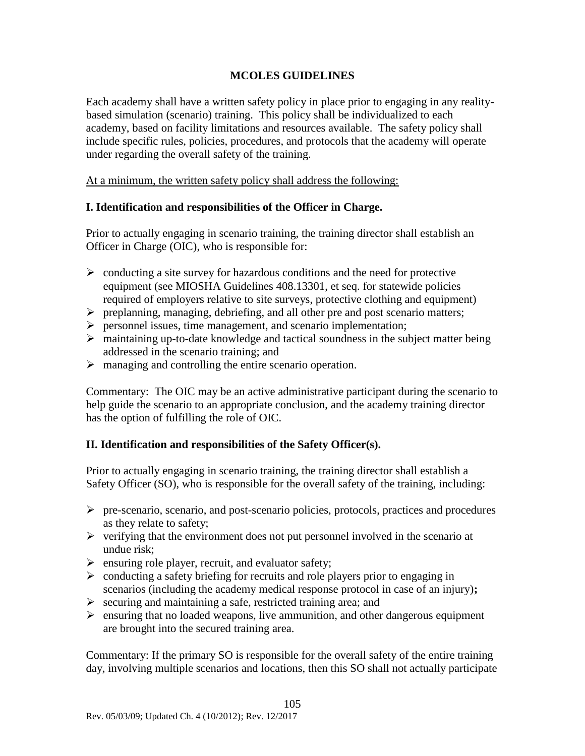**MCOLES GUIDELINES**

Each academy shall have a written safety policy in place prior to engaging in any reality-based simulation (scenario) training. This policy shall be individualized to each academy, based on facility limitations and resources available. The safety policy shall include specific rules, policies, procedures, and protocols that the academy will operate under regarding the overall safety of the training.

<u>At a minimum, the written safety policy shall address the following:</u>

**I. Identification and responsibilities of the Officer in Charge.**

Prior to actually engaging in scenario training, the training director shall establish an Officer in Charge (OIC), who is responsible for:

- conducting a site survey for hazardous conditions and the need for protective equipment (see MIOSHA Guidelines 408.13301, et seq. for statewide policies required of employers relative to site surveys, protective clothing and equipment)
- preplanning, managing, debriefing, and all other pre and post scenario matters;
- personnel issues, time management, and scenario implementation;
- maintaining up-to-date knowledge and tactical soundness in the subject matter being addressed in the scenario training; and
- managing and controlling the entire scenario operation.

Commentary: The OIC may be an active administrative participant during the scenario to help guide the scenario to an appropriate conclusion, and the academy training director has the option of fulfilling the role of OIC.

**II. Identification and responsibilities of the Safety Officer(s).**

Prior to actually engaging in scenario training, the training director shall establish a Safety Officer (SO), who is responsible for the overall safety of the training, including:

- pre-scenario, scenario, and post-scenario policies, protocols, practices and procedures as they relate to safety;
- verifying that the environment does not put personnel involved in the scenario at undue risk;
- ensuring role player, recruit, and evaluator safety;
- conducting a safety briefing for recruits and role players prior to engaging in scenarios (including the academy medical response protocol in case of an injury)**;**
- securing and maintaining a safe, restricted training area; and
- ensuring that no loaded weapons, live ammunition, and other dangerous equipment are brought into the secured training area.

Commentary: If the primary SO is responsible for the overall safety of the entire training day, involving multiple scenarios and locations, then this SO shall not actually participate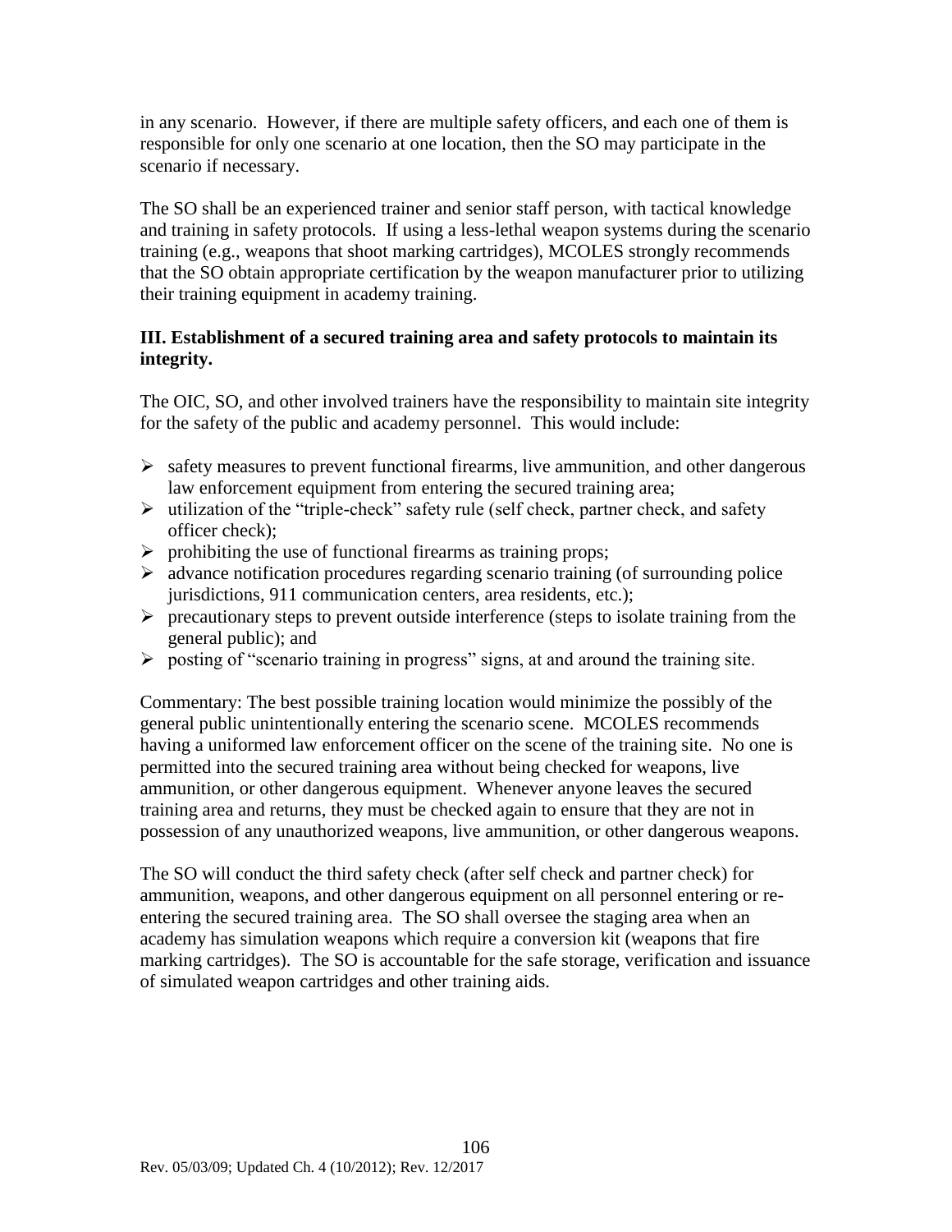in any scenario. However, if there are multiple safety officers, and each one of them is responsible for only one scenario at one location, then the SO may participate in the scenario if necessary.

The SO shall be an experienced trainer and senior staff person, with tactical knowledge and training in safety protocols. If using a less-lethal weapon systems during the scenario training (e.g., weapons that shoot marking cartridges), MCOLES strongly recommends that the SO obtain appropriate certification by the weapon manufacturer prior to utilizing their training equipment in academy training.

**III. Establishment of a secured training area and safety protocols to maintain its integrity.**

The OIC, SO, and other involved trainers have the responsibility to maintain site integrity for the safety of the public and academy personnel. This would include:

- safety measures to prevent functional firearms, live ammunition, and other dangerous law enforcement equipment from entering the secured training area;
- utilization of the "triple-check" safety rule (self check, partner check, and safety officer check);
- prohibiting the use of functional firearms as training props;
- advance notification procedures regarding scenario training (of surrounding police jurisdictions, 911 communication centers, area residents, etc.);
- precautionary steps to prevent outside interference (steps to isolate training from the general public); and
- posting of "scenario training in progress" signs, at and around the training site.

Commentary: The best possible training location would minimize the possibly of the general public unintentionally entering the scenario scene. MCOLES recommends having a uniformed law enforcement officer on the scene of the training site. No one is permitted into the secured training area without being checked for weapons, live ammunition, or other dangerous equipment. Whenever anyone leaves the secured training area and returns, they must be checked again to ensure that they are not in possession of any unauthorized weapons, live ammunition, or other dangerous weapons.

The SO will conduct the third safety check (after self check and partner check) for ammunition, weapons, and other dangerous equipment on all personnel entering or re-entering the secured training area. The SO shall oversee the staging area when an academy has simulation weapons which require a conversion kit (weapons that fire marking cartridges). The SO is accountable for the safe storage, verification and issuance of simulated weapon cartridges and other training aids.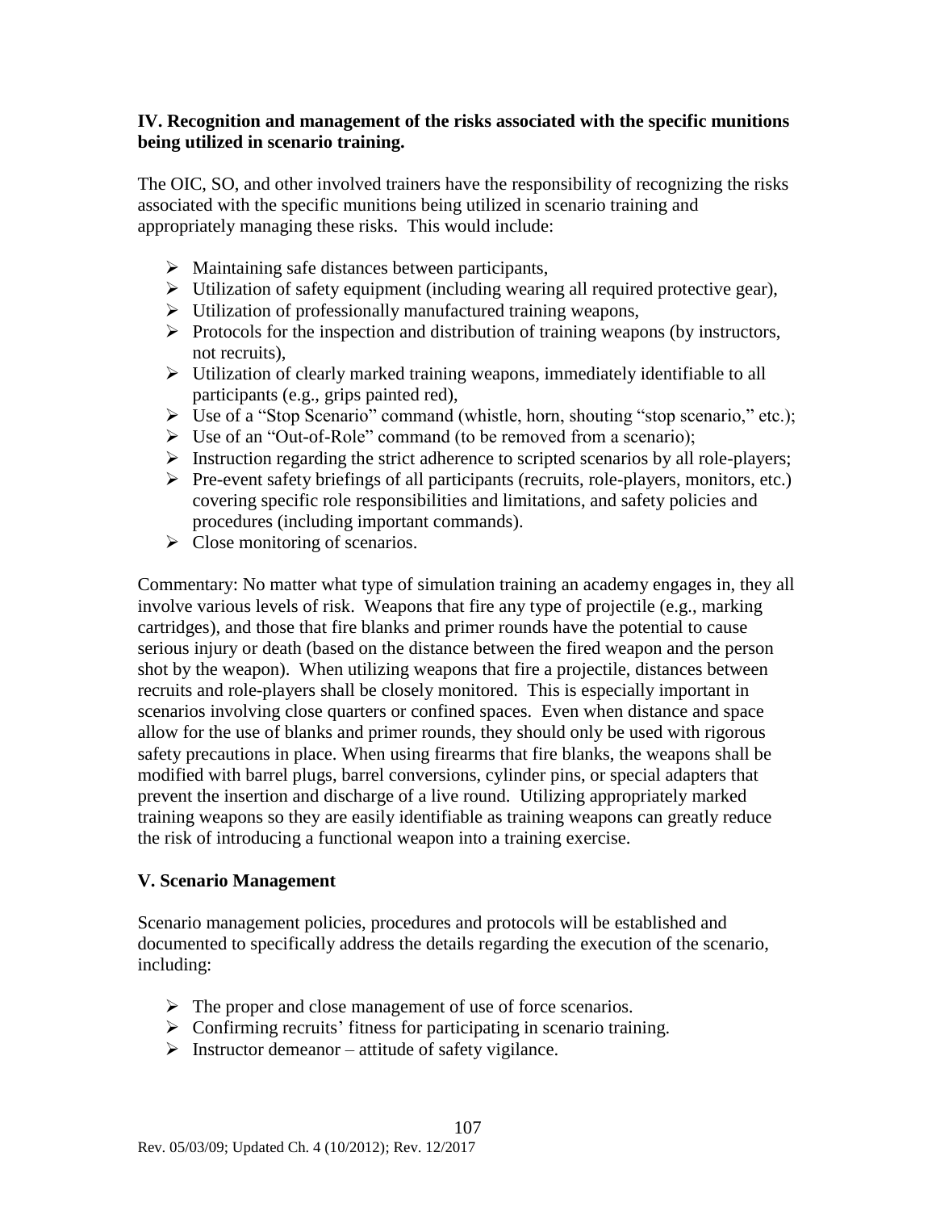### IV. Recognition and management of the risks associated with the specific munitions being utilized in scenario training.

The OIC, SO, and other involved trainers have the responsibility of recognizing the risks associated with the specific munitions being utilized in scenario training and appropriately managing these risks. This would include:

- Maintaining safe distances between participants,
- Utilization of safety equipment (including wearing all required protective gear),
- Utilization of professionally manufactured training weapons,
- Protocols for the inspection and distribution of training weapons (by instructors, not recruits),
- Utilization of clearly marked training weapons, immediately identifiable to all participants (e.g., grips painted red),
- Use of a "Stop Scenario" command (whistle, horn, shouting "stop scenario," etc.);
- Use of an "Out-of-Role" command (to be removed from a scenario);
- Instruction regarding the strict adherence to scripted scenarios by all role-players;
- Pre-event safety briefings of all participants (recruits, role-players, monitors, etc.) covering specific role responsibilities and limitations, and safety policies and procedures (including important commands).
- Close monitoring of scenarios.

Commentary: No matter what type of simulation training an academy engages in, they all involve various levels of risk. Weapons that fire any type of projectile (e.g., marking cartridges), and those that fire blanks and primer rounds have the potential to cause serious injury or death (based on the distance between the fired weapon and the person shot by the weapon). When utilizing weapons that fire a projectile, distances between recruits and role-players shall be closely monitored. This is especially important in scenarios involving close quarters or confined spaces. Even when distance and space allow for the use of blanks and primer rounds, they should only be used with rigorous safety precautions in place. When using firearms that fire blanks, the weapons shall be modified with barrel plugs, barrel conversions, cylinder pins, or special adapters that prevent the insertion and discharge of a live round. Utilizing appropriately marked training weapons so they are easily identifiable as training weapons can greatly reduce the risk of introducing a functional weapon into a training exercise.

### V. Scenario Management

Scenario management policies, procedures and protocols will be established and documented to specifically address the details regarding the execution of the scenario, including:

- The proper and close management of use of force scenarios.
- Confirming recruits' fitness for participating in scenario training.
- Instructor demeanor – attitude of safety vigilance.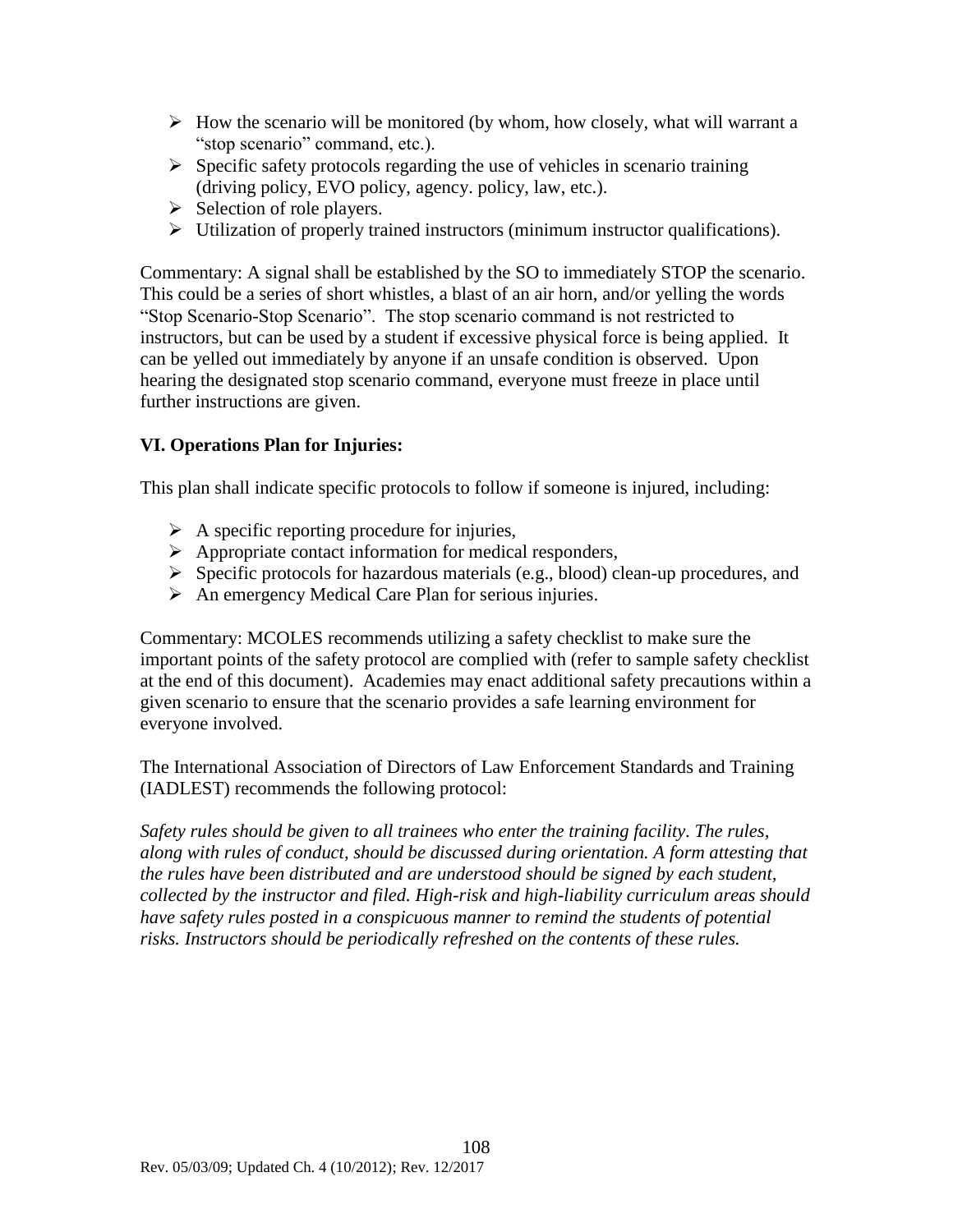- How the scenario will be monitored (by whom, how closely, what will warrant a "stop scenario" command, etc.).
- Specific safety protocols regarding the use of vehicles in scenario training (driving policy, EVO policy, agency. policy, law, etc.).
- Selection of role players.
- Utilization of properly trained instructors (minimum instructor qualifications).

Commentary: A signal shall be established by the SO to immediately STOP the scenario. This could be a series of short whistles, a blast of an air horn, and/or yelling the words "Stop Scenario-Stop Scenario". The stop scenario command is not restricted to instructors, but can be used by a student if excessive physical force is being applied. It can be yelled out immediately by anyone if an unsafe condition is observed. Upon hearing the designated stop scenario command, everyone must freeze in place until further instructions are given.

### VI. Operations Plan for Injuries:

This plan shall indicate specific protocols to follow if someone is injured, including:

- A specific reporting procedure for injuries,
- Appropriate contact information for medical responders,
- Specific protocols for hazardous materials (e.g., blood) clean-up procedures, and
- An emergency Medical Care Plan for serious injuries.

Commentary: MCOLES recommends utilizing a safety checklist to make sure the important points of the safety protocol are complied with (refer to sample safety checklist at the end of this document). Academies may enact additional safety precautions within a given scenario to ensure that the scenario provides a safe learning environment for everyone involved.

The International Association of Directors of Law Enforcement Standards and Training (IADLEST) recommends the following protocol:

*Safety rules should be given to all trainees who enter the training facility. The rules, along with rules of conduct, should be discussed during orientation. A form attesting that the rules have been distributed and are understood should be signed by each student, collected by the instructor and filed. High-risk and high-liability curriculum areas should have safety rules posted in a conspicuous manner to remind the students of potential risks. Instructors should be periodically refreshed on the contents of these rules.*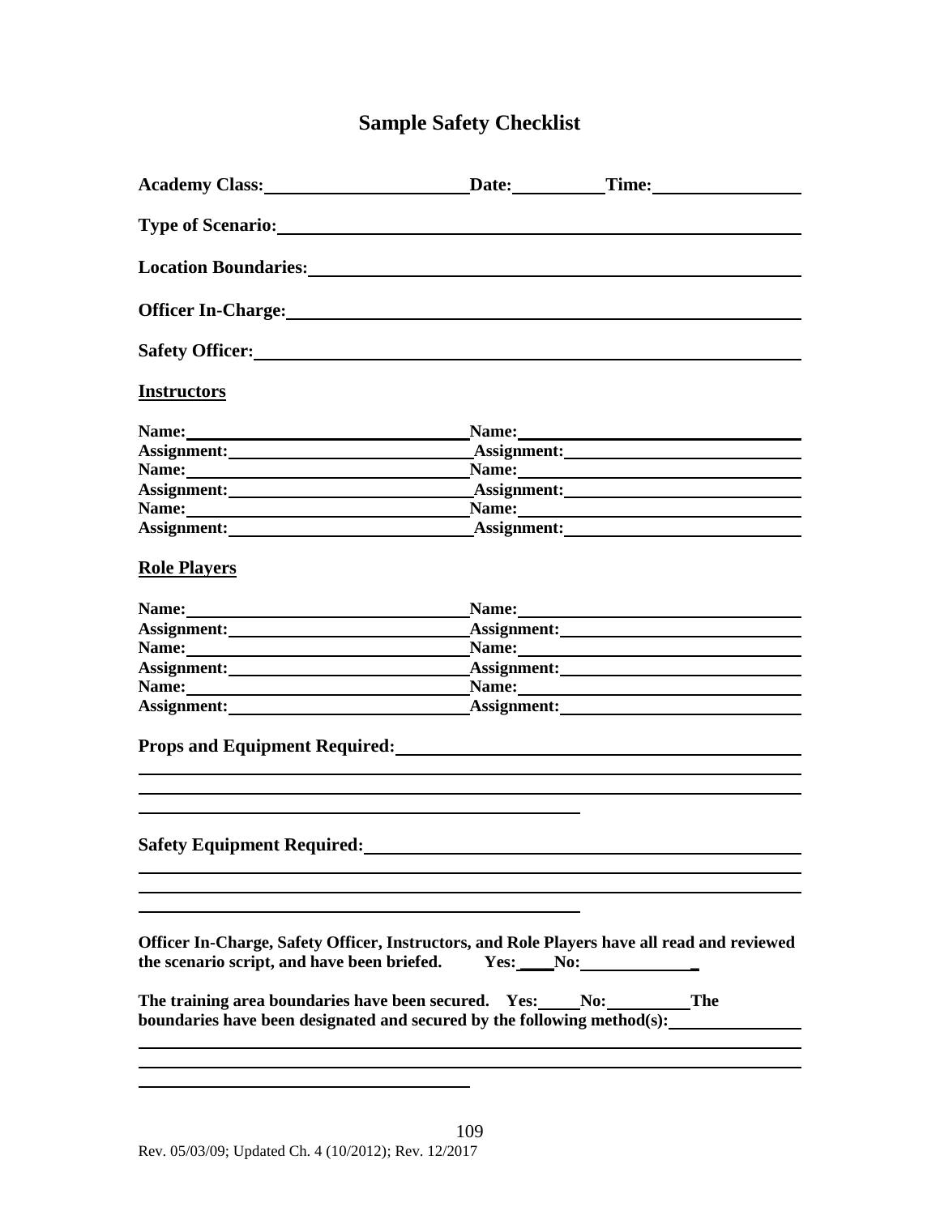# Sample Safety Checklist

**Academy Class:**\_\_\_\_\_\_\_\_\_\_\_\_\_\_\_\_\_\_\_\_ **Date:**\_\_\_\_\_\_\_\_\_\_ **Time:**\_\_\_\_\_\_\_\_\_\_\_\_\_\_\_

**Type of Scenario:**\_\_\_\_\_\_\_\_\_\_\_\_\_\_\_\_\_\_\_\_\_\_\_\_\_\_\_\_\_\_\_\_\_\_\_\_\_\_\_\_\_\_\_\_\_\_\_\_\_\_

**Location Boundaries:**\_\_\_\_\_\_\_\_\_\_\_\_\_\_\_\_\_\_\_\_\_\_\_\_\_\_\_\_\_\_\_\_\_\_\_\_\_\_\_\_\_\_\_\_\_\_\_\_

**Officer In-Charge:**\_\_\_\_\_\_\_\_\_\_\_\_\_\_\_\_\_\_\_\_\_\_\_\_\_\_\_\_\_\_\_\_\_\_\_\_\_\_\_\_\_\_\_\_\_\_\_\_\_\_

**Safety Officer:**\_\_\_\_\_\_\_\_\_\_\_\_\_\_\_\_\_\_\_\_\_\_\_\_\_\_\_\_\_\_\_\_\_\_\_\_\_\_\_\_\_\_\_\_\_\_\_\_\_\_\_\_\_

**Instructors**

**Name:**\_\_\_\_\_\_\_\_\_\_\_\_\_\_\_\_\_\_\_\_\_\_\_\_\_\_\_ **Name:**\_\_\_\_\_\_\_\_\_\_\_\_\_\_\_\_\_\_\_\_\_\_\_\_\_\_\_
**Assignment:**\_\_\_\_\_\_\_\_\_\_\_\_\_\_\_\_\_\_\_\_\_\_\_ **Assignment:**\_\_\_\_\_\_\_\_\_\_\_\_\_\_\_\_\_\_\_\_\_\_\_
**Name:**\_\_\_\_\_\_\_\_\_\_\_\_\_\_\_\_\_\_\_\_\_\_\_\_\_\_\_ **Name:**\_\_\_\_\_\_\_\_\_\_\_\_\_\_\_\_\_\_\_\_\_\_\_\_\_\_\_
**Assignment:**\_\_\_\_\_\_\_\_\_\_\_\_\_\_\_\_\_\_\_\_\_\_\_ **Assignment:**\_\_\_\_\_\_\_\_\_\_\_\_\_\_\_\_\_\_\_\_\_\_\_
**Name:**\_\_\_\_\_\_\_\_\_\_\_\_\_\_\_\_\_\_\_\_\_\_\_\_\_\_\_ **Name:**\_\_\_\_\_\_\_\_\_\_\_\_\_\_\_\_\_\_\_\_\_\_\_\_\_\_\_
**Assignment:**\_\_\_\_\_\_\_\_\_\_\_\_\_\_\_\_\_\_\_\_\_\_\_ **Assignment:**\_\_\_\_\_\_\_\_\_\_\_\_\_\_\_\_\_\_\_\_\_\_\_

**Role Players**

**Name:**\_\_\_\_\_\_\_\_\_\_\_\_\_\_\_\_\_\_\_\_\_\_\_\_\_\_\_ **Name:**\_\_\_\_\_\_\_\_\_\_\_\_\_\_\_\_\_\_\_\_\_\_\_\_\_\_\_
**Assignment:**\_\_\_\_\_\_\_\_\_\_\_\_\_\_\_\_\_\_\_\_\_\_\_ **Assignment:**\_\_\_\_\_\_\_\_\_\_\_\_\_\_\_\_\_\_\_\_\_\_\_
**Name:**\_\_\_\_\_\_\_\_\_\_\_\_\_\_\_\_\_\_\_\_\_\_\_\_\_\_\_ **Name:**\_\_\_\_\_\_\_\_\_\_\_\_\_\_\_\_\_\_\_\_\_\_\_\_\_\_\_
**Assignment:**\_\_\_\_\_\_\_\_\_\_\_\_\_\_\_\_\_\_\_\_\_\_\_ **Assignment:**\_\_\_\_\_\_\_\_\_\_\_\_\_\_\_\_\_\_\_\_\_\_\_
**Name:**\_\_\_\_\_\_\_\_\_\_\_\_\_\_\_\_\_\_\_\_\_\_\_\_\_\_\_ **Name:**\_\_\_\_\_\_\_\_\_\_\_\_\_\_\_\_\_\_\_\_\_\_\_\_\_\_\_
**Assignment:**\_\_\_\_\_\_\_\_\_\_\_\_\_\_\_\_\_\_\_\_\_\_\_ **Assignment:**\_\_\_\_\_\_\_\_\_\_\_\_\_\_\_\_\_\_\_\_\_\_\_

**Props and Equipment Required:**\_\_\_\_\_\_\_\_\_\_\_\_\_\_\_\_\_\_\_\_\_\_\_\_\_\_\_\_\_\_\_\_\_\_\_\_\_\_\_\_
\_\_\_\_\_\_\_\_\_\_\_\_\_\_\_\_\_\_\_\_\_\_\_\_\_\_\_\_\_\_\_\_\_\_\_\_\_\_\_\_\_\_\_\_\_\_\_\_\_\_\_\_\_\_\_\_\_\_\_\_\_\_\_\_\_\_\_\_\_\_
\_\_\_\_\_\_\_\_\_\_\_\_\_\_\_\_\_\_\_\_\_\_\_\_\_\_\_\_\_\_\_\_\_\_\_\_\_\_\_\_\_\_\_\_\_\_\_\_\_\_\_\_\_\_\_\_\_\_\_\_\_\_\_\_\_\_\_\_\_\_
\_\_\_\_\_\_\_\_\_\_\_\_\_\_\_\_\_\_\_\_\_\_\_\_\_\_\_\_\_\_\_\_\_\_\_\_\_\_\_\_\_\_\_\_

**Safety Equipment Required:**\_\_\_\_\_\_\_\_\_\_\_\_\_\_\_\_\_\_\_\_\_\_\_\_\_\_\_\_\_\_\_\_\_\_\_\_\_\_\_\_\_\_\_
\_\_\_\_\_\_\_\_\_\_\_\_\_\_\_\_\_\_\_\_\_\_\_\_\_\_\_\_\_\_\_\_\_\_\_\_\_\_\_\_\_\_\_\_\_\_\_\_\_\_\_\_\_\_\_\_\_\_\_\_\_\_\_\_\_\_\_\_\_\_
\_\_\_\_\_\_\_\_\_\_\_\_\_\_\_\_\_\_\_\_\_\_\_\_\_\_\_\_\_\_\_\_\_\_\_\_\_\_\_\_\_\_\_\_\_\_\_\_\_\_\_\_\_\_\_\_\_\_\_\_\_\_\_\_\_\_\_\_\_\_
\_\_\_\_\_\_\_\_\_\_\_\_\_\_\_\_\_\_\_\_\_\_\_\_\_\_\_\_\_\_\_\_\_\_\_\_\_\_\_\_\_\_\_\_

**Officer In-Charge, Safety Officer, Instructors, and Role Players have all read and reviewed the scenario script, and have been briefed. Yes:**\_\_\_\_**No:**\_\_\_\_\_\_\_\_\_\_\_\_

**The training area boundaries have been secured. Yes:**\_\_\_\_\_**No:**\_\_\_\_\_\_\_\_\_\_**The boundaries have been designated and secured by the following method(s):**\_\_\_\_\_\_\_\_\_\_\_\_\_\_\_
\_\_\_\_\_\_\_\_\_\_\_\_\_\_\_\_\_\_\_\_\_\_\_\_\_\_\_\_\_\_\_\_\_\_\_\_\_\_\_\_\_\_\_\_\_\_\_\_\_\_\_\_\_\_\_\_\_\_\_\_\_\_\_\_\_\_\_\_\_\_
\_\_\_\_\_\_\_\_\_\_\_\_\_\_\_\_\_\_\_\_\_\_\_\_\_\_\_\_\_\_\_\_\_\_\_\_\_\_\_\_\_\_\_\_\_\_\_\_\_\_\_\_\_\_\_\_\_\_\_\_\_\_\_\_\_\_\_\_\_\_
\_\_\_\_\_\_\_\_\_\_\_\_\_\_\_\_\_\_\_\_\_\_\_\_\_\_\_\_\_\_\_\_

Rev. 05/03/09; Updated Ch. 4 (10/2012); Rev. 12/2017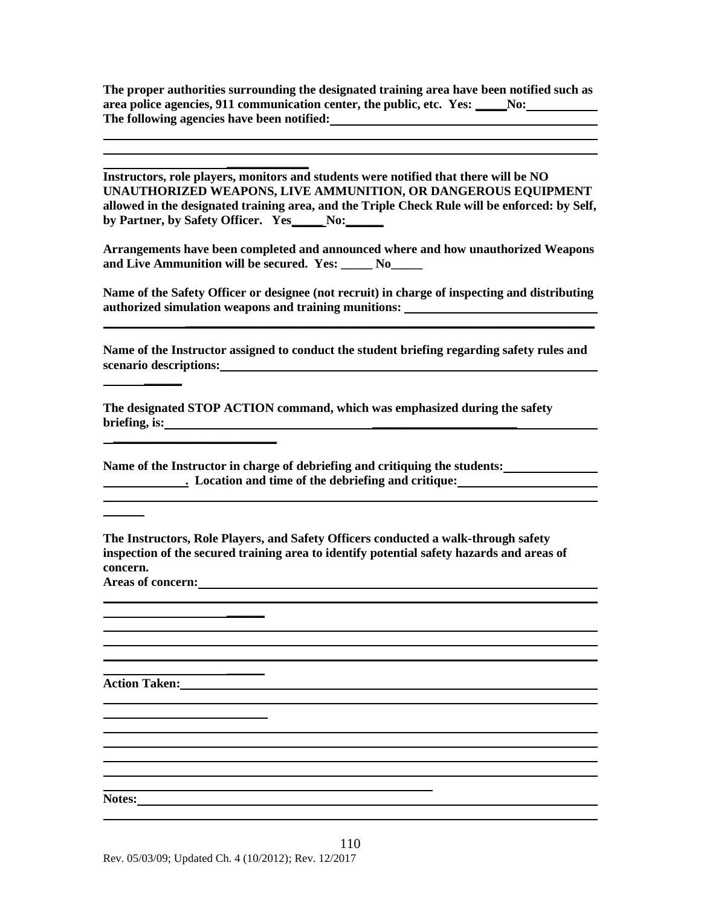**The proper authorities surrounding the designated training area have been notified such as area police agencies, 911 communication center, the public, etc. Yes: _____ No: __________**
**The following agencies have been notified: ________________________________________**

________________________________________________________________________________

________________________________________________________________________________

________________________________

**Instructors, role players, monitors and students were notified that there will be NO UNAUTHORIZED WEAPONS, LIVE AMMUNITION, OR DANGEROUS EQUIPMENT allowed in the designated training area, and the Triple Check Rule will be enforced: by Self, by Partner, by Safety Officer. Yes_____ No:_____**

**Arrangements have been completed and announced where and how unauthorized Weapons and Live Ammunition will be secured. Yes: _____ No_____**

**Name of the Safety Officer or designee (not recruit) in charge of inspecting and distributing authorized simulation weapons and training munitions: ____________________________**

________________________________________________________________________________

**Name of the Instructor assigned to conduct the student briefing regarding safety rules and scenario descriptions: ________________________________________________________**

____________

**The designated STOP ACTION command, which was emphasized during the safety briefing, is: ________________________________________________________________**

________________________

**Name of the Instructor in charge of debriefing and critiquing the students: ______________**
**____________. Location and time of the debriefing and critique: ______________________**

________________________________________________________________________________

______

**The Instructors, Role Players, and Safety Officers conducted a walk-through safety inspection of the secured training area to identify potential safety hazards and areas of concern.**
**Areas of concern: ______________________________________________________________**

________________________________________________________________________________

________________________

________________________________________________________________________________

________________________________________________________________________________

________________________________________________________________________________

________________________

**Action Taken: _________________________________________________________________**

________________________________________________________________________________

________________________

________________________________________________________________________________

________________________________________________________________________________

________________________________________________________________________________

________________________________________________________________________________

__________________________________________________

**Notes: ________________________________________________________________________**

________________________________________________________________________________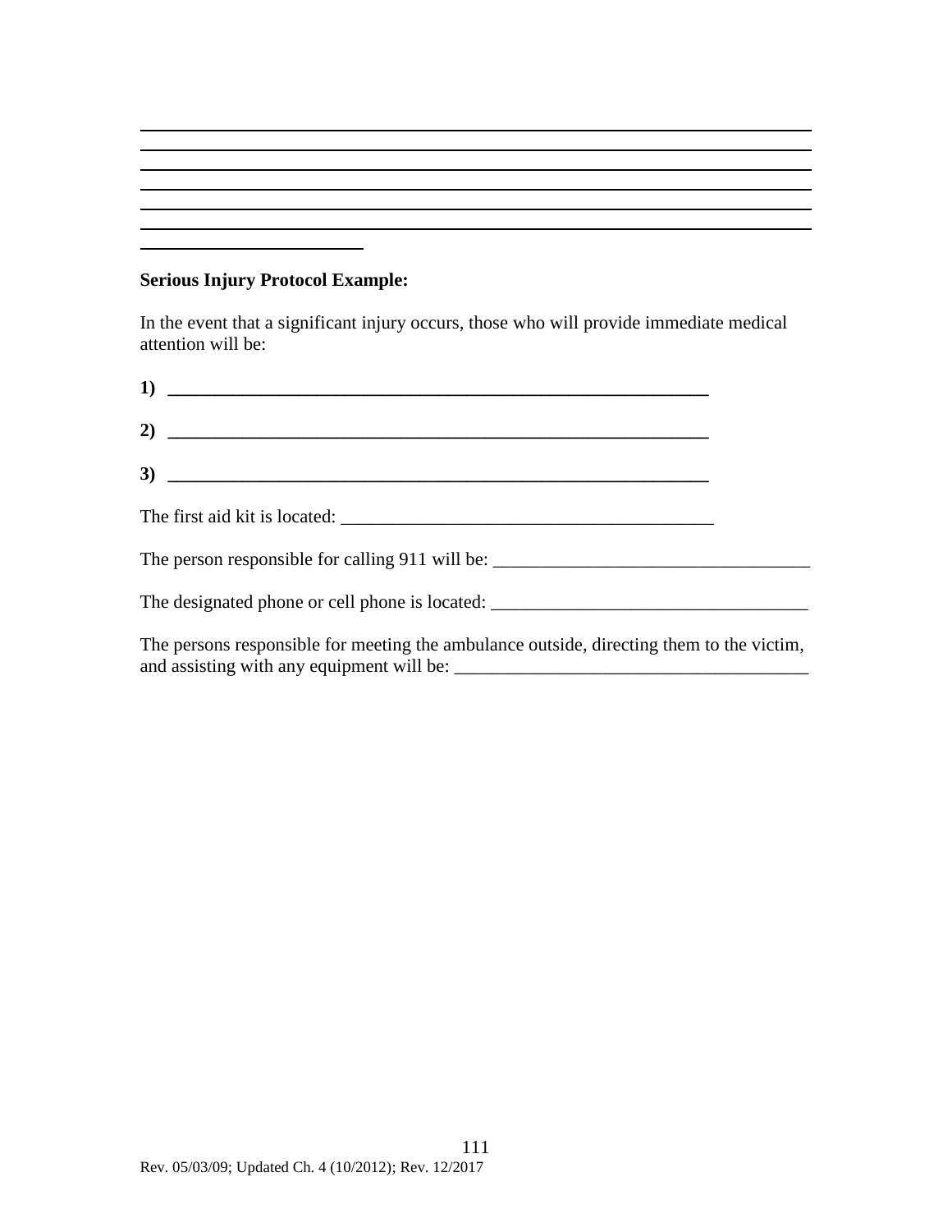______________________________________________________________________________
______________________________________________________________________________
______________________________________________________________________________
______________________________________________________________________________
______________________________________________________________________________
______________________________________________________________________________
_________________________

**Serious Injury Protocol Example:**

In the event that a significant injury occurs, those who will provide immediate medical attention will be:

**1) ____________________________________________________________**

**2) ____________________________________________________________**

**3) ____________________________________________________________**

The first aid kit is located: _________________________________________

The person responsible for calling 911 will be: __________________________________

The designated phone or cell phone is located: __________________________________

The persons responsible for meeting the ambulance outside, directing them to the victim, and assisting with any equipment will be: ______________________________________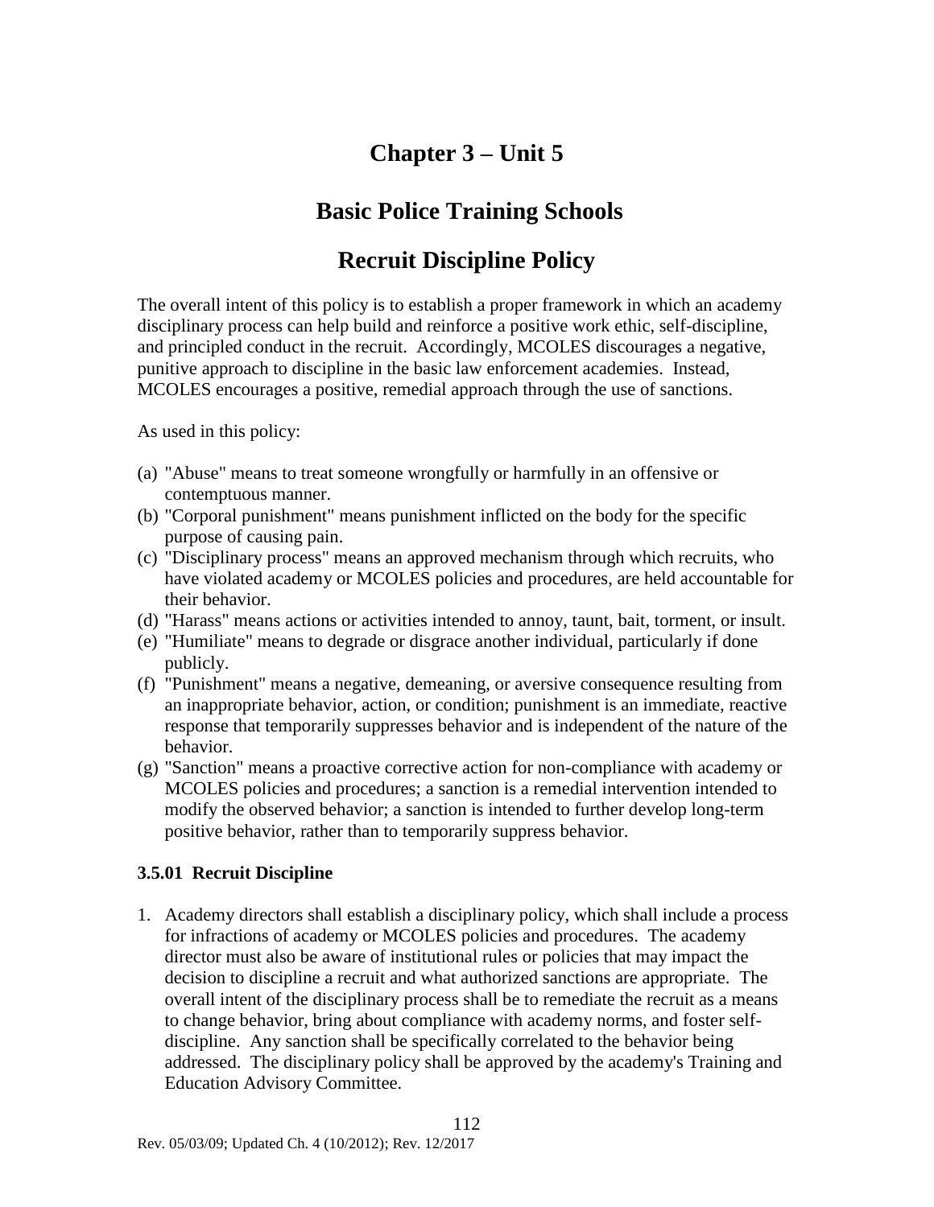# Chapter 3 – Unit 5

# Basic Police Training Schools

# Recruit Discipline Policy

The overall intent of this policy is to establish a proper framework in which an academy disciplinary process can help build and reinforce a positive work ethic, self-discipline, and principled conduct in the recruit. Accordingly, MCOLES discourages a negative, punitive approach to discipline in the basic law enforcement academies. Instead, MCOLES encourages a positive, remedial approach through the use of sanctions.

As used in this policy:

(a) "Abuse" means to treat someone wrongfully or harmfully in an offensive or contemptuous manner.
(b) "Corporal punishment" means punishment inflicted on the body for the specific purpose of causing pain.
(c) "Disciplinary process" means an approved mechanism through which recruits, who have violated academy or MCOLES policies and procedures, are held accountable for their behavior.
(d) "Harass" means actions or activities intended to annoy, taunt, bait, torment, or insult.
(e) "Humiliate" means to degrade or disgrace another individual, particularly if done publicly.
(f) "Punishment" means a negative, demeaning, or aversive consequence resulting from an inappropriate behavior, action, or condition; punishment is an immediate, reactive response that temporarily suppresses behavior and is independent of the nature of the behavior.
(g) "Sanction" means a proactive corrective action for non-compliance with academy or MCOLES policies and procedures; a sanction is a remedial intervention intended to modify the observed behavior; a sanction is intended to further develop long-term positive behavior, rather than to temporarily suppress behavior.

### 3.5.01 Recruit Discipline

1. Academy directors shall establish a disciplinary policy, which shall include a process for infractions of academy or MCOLES policies and procedures. The academy director must also be aware of institutional rules or policies that may impact the decision to discipline a recruit and what authorized sanctions are appropriate. The overall intent of the disciplinary process shall be to remediate the recruit as a means to change behavior, bring about compliance with academy norms, and foster self-discipline. Any sanction shall be specifically correlated to the behavior being addressed. The disciplinary policy shall be approved by the academy's Training and Education Advisory Committee.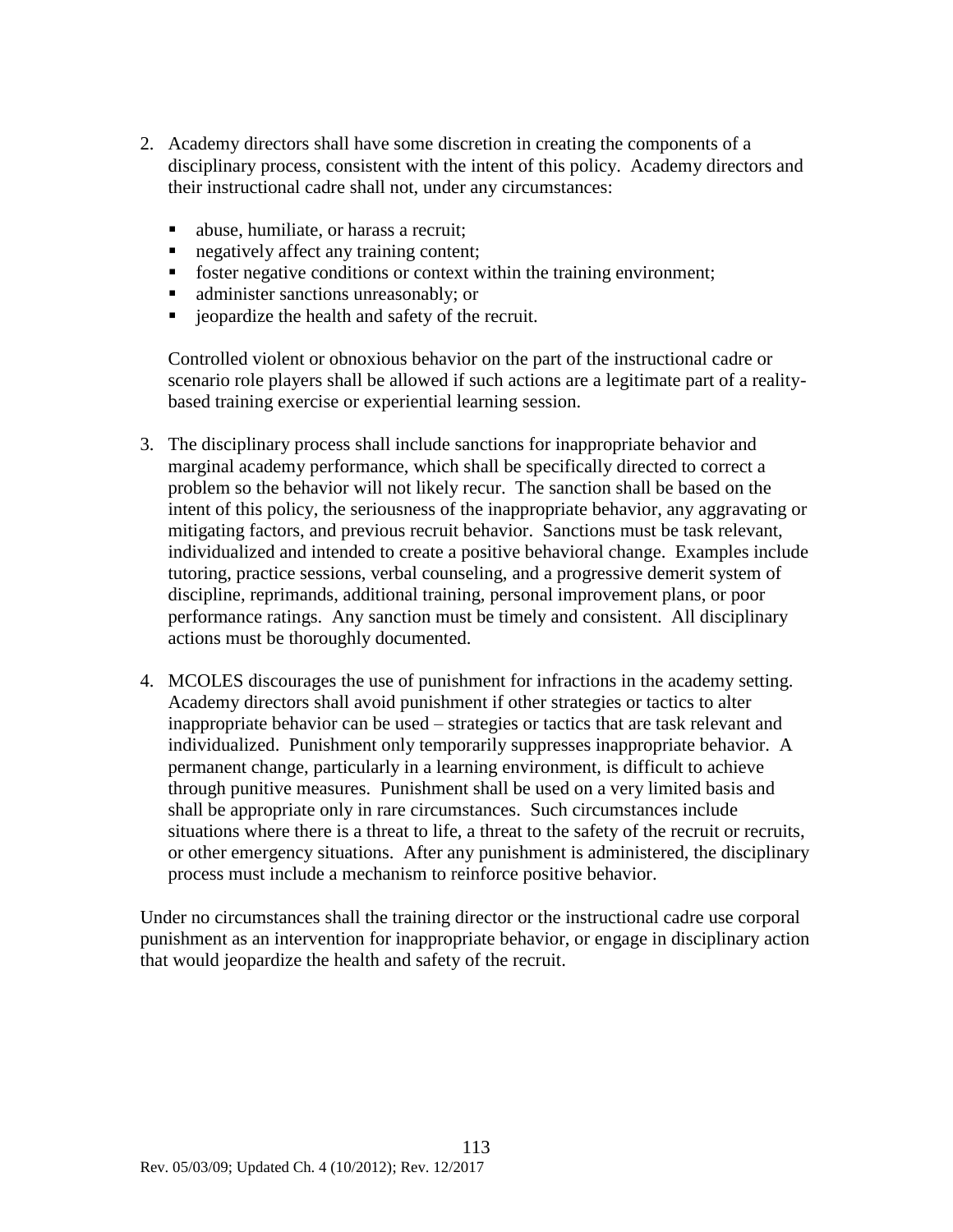2. Academy directors shall have some discretion in creating the components of a disciplinary process, consistent with the intent of this policy. Academy directors and their instructional cadre shall not, under any circumstances:

   - abuse, humiliate, or harass a recruit;
   - negatively affect any training content;
   - foster negative conditions or context within the training environment;
   - administer sanctions unreasonably; or
   - jeopardize the health and safety of the recruit.

   Controlled violent or obnoxious behavior on the part of the instructional cadre or scenario role players shall be allowed if such actions are a legitimate part of a reality-based training exercise or experiential learning session.

3. The disciplinary process shall include sanctions for inappropriate behavior and marginal academy performance, which shall be specifically directed to correct a problem so the behavior will not likely recur. The sanction shall be based on the intent of this policy, the seriousness of the inappropriate behavior, any aggravating or mitigating factors, and previous recruit behavior. Sanctions must be task relevant, individualized and intended to create a positive behavioral change. Examples include tutoring, practice sessions, verbal counseling, and a progressive demerit system of discipline, reprimands, additional training, personal improvement plans, or poor performance ratings. Any sanction must be timely and consistent. All disciplinary actions must be thoroughly documented.

4. MCOLES discourages the use of punishment for infractions in the academy setting. Academy directors shall avoid punishment if other strategies or tactics to alter inappropriate behavior can be used – strategies or tactics that are task relevant and individualized. Punishment only temporarily suppresses inappropriate behavior. A permanent change, particularly in a learning environment, is difficult to achieve through punitive measures. Punishment shall be used on a very limited basis and shall be appropriate only in rare circumstances. Such circumstances include situations where there is a threat to life, a threat to the safety of the recruit or recruits, or other emergency situations. After any punishment is administered, the disciplinary process must include a mechanism to reinforce positive behavior.

Under no circumstances shall the training director or the instructional cadre use corporal punishment as an intervention for inappropriate behavior, or engage in disciplinary action that would jeopardize the health and safety of the recruit.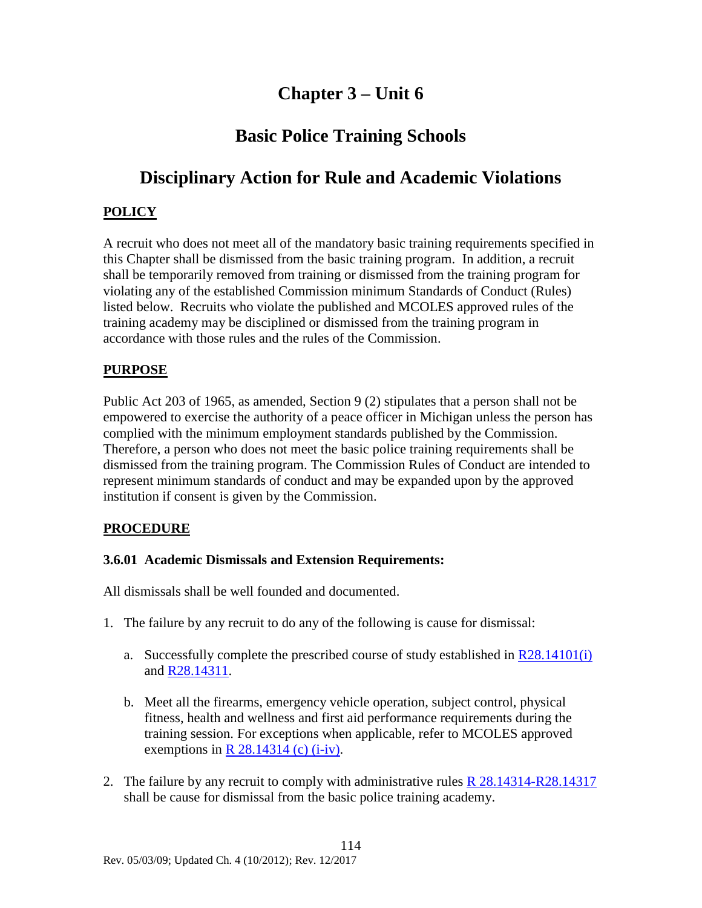# Chapter 3 – Unit 6

## Basic Police Training Schools

## Disciplinary Action for Rule and Academic Violations

**POLICY**

A recruit who does not meet all of the mandatory basic training requirements specified in this Chapter shall be dismissed from the basic training program. In addition, a recruit shall be temporarily removed from training or dismissed from the training program for violating any of the established Commission minimum Standards of Conduct (Rules) listed below. Recruits who violate the published and MCOLES approved rules of the training academy may be disciplined or dismissed from the training program in accordance with those rules and the rules of the Commission.

**PURPOSE**

Public Act 203 of 1965, as amended, Section 9 (2) stipulates that a person shall not be empowered to exercise the authority of a peace officer in Michigan unless the person has complied with the minimum employment standards published by the Commission. Therefore, a person who does not meet the basic police training requirements shall be dismissed from the training program. The Commission Rules of Conduct are intended to represent minimum standards of conduct and may be expanded upon by the approved institution if consent is given by the Commission.

**PROCEDURE**

**3.6.01 Academic Dismissals and Extension Requirements:**

All dismissals shall be well founded and documented.

1. The failure by any recruit to do any of the following is cause for dismissal:

   a. Successfully complete the prescribed course of study established in R28.14101(i) and R28.14311.

   b. Meet all the firearms, emergency vehicle operation, subject control, physical fitness, health and wellness and first aid performance requirements during the training session. For exceptions when applicable, refer to MCOLES approved exemptions in R 28.14314 (c) (i-iv).

2. The failure by any recruit to comply with administrative rules R 28.14314-R28.14317 shall be cause for dismissal from the basic police training academy.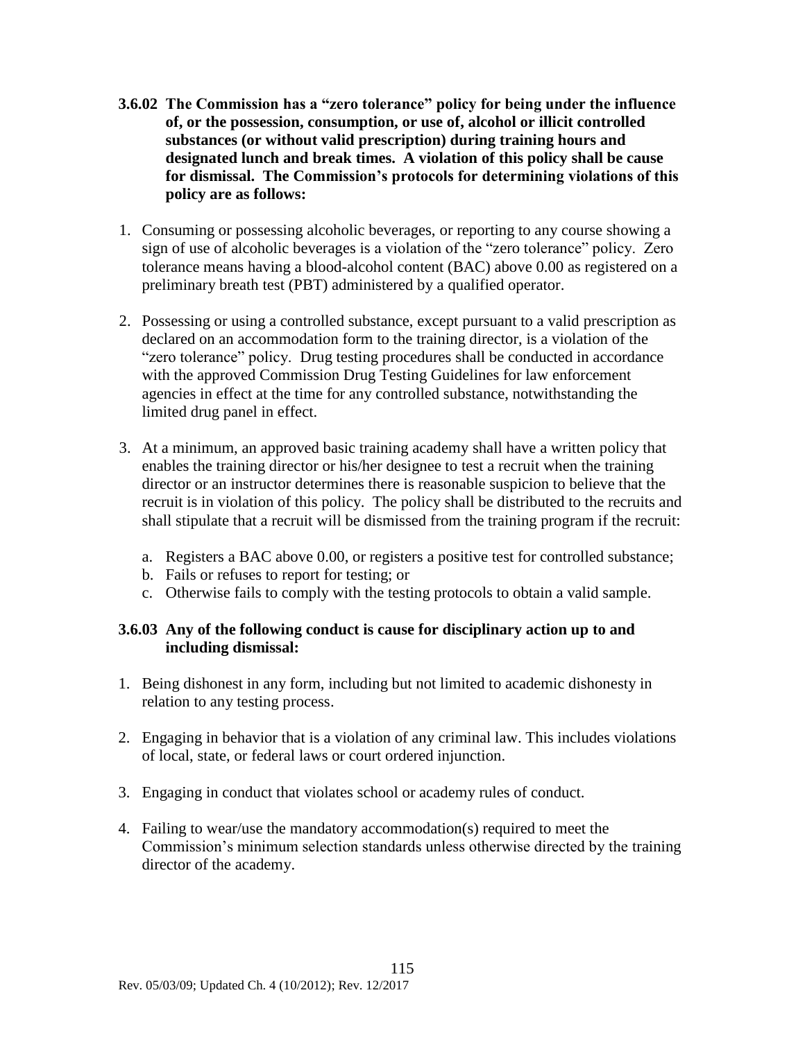**3.6.02 The Commission has a "zero tolerance" policy for being under the influence of, or the possession, consumption, or use of, alcohol or illicit controlled substances (or without valid prescription) during training hours and designated lunch and break times. A violation of this policy shall be cause for dismissal. The Commission's protocols for determining violations of this policy are as follows:**

1. Consuming or possessing alcoholic beverages, or reporting to any course showing a sign of use of alcoholic beverages is a violation of the "zero tolerance" policy. Zero tolerance means having a blood-alcohol content (BAC) above 0.00 as registered on a preliminary breath test (PBT) administered by a qualified operator.

2. Possessing or using a controlled substance, except pursuant to a valid prescription as declared on an accommodation form to the training director, is a violation of the "zero tolerance" policy. Drug testing procedures shall be conducted in accordance with the approved Commission Drug Testing Guidelines for law enforcement agencies in effect at the time for any controlled substance, notwithstanding the limited drug panel in effect.

3. At a minimum, an approved basic training academy shall have a written policy that enables the training director or his/her designee to test a recruit when the training director or an instructor determines there is reasonable suspicion to believe that the recruit is in violation of this policy. The policy shall be distributed to the recruits and shall stipulate that a recruit will be dismissed from the training program if the recruit:

   a. Registers a BAC above 0.00, or registers a positive test for controlled substance;
   b. Fails or refuses to report for testing; or
   c. Otherwise fails to comply with the testing protocols to obtain a valid sample.

**3.6.03 Any of the following conduct is cause for disciplinary action up to and including dismissal:**

1. Being dishonest in any form, including but not limited to academic dishonesty in relation to any testing process.

2. Engaging in behavior that is a violation of any criminal law. This includes violations of local, state, or federal laws or court ordered injunction.

3. Engaging in conduct that violates school or academy rules of conduct.

4. Failing to wear/use the mandatory accommodation(s) required to meet the Commission's minimum selection standards unless otherwise directed by the training director of the academy.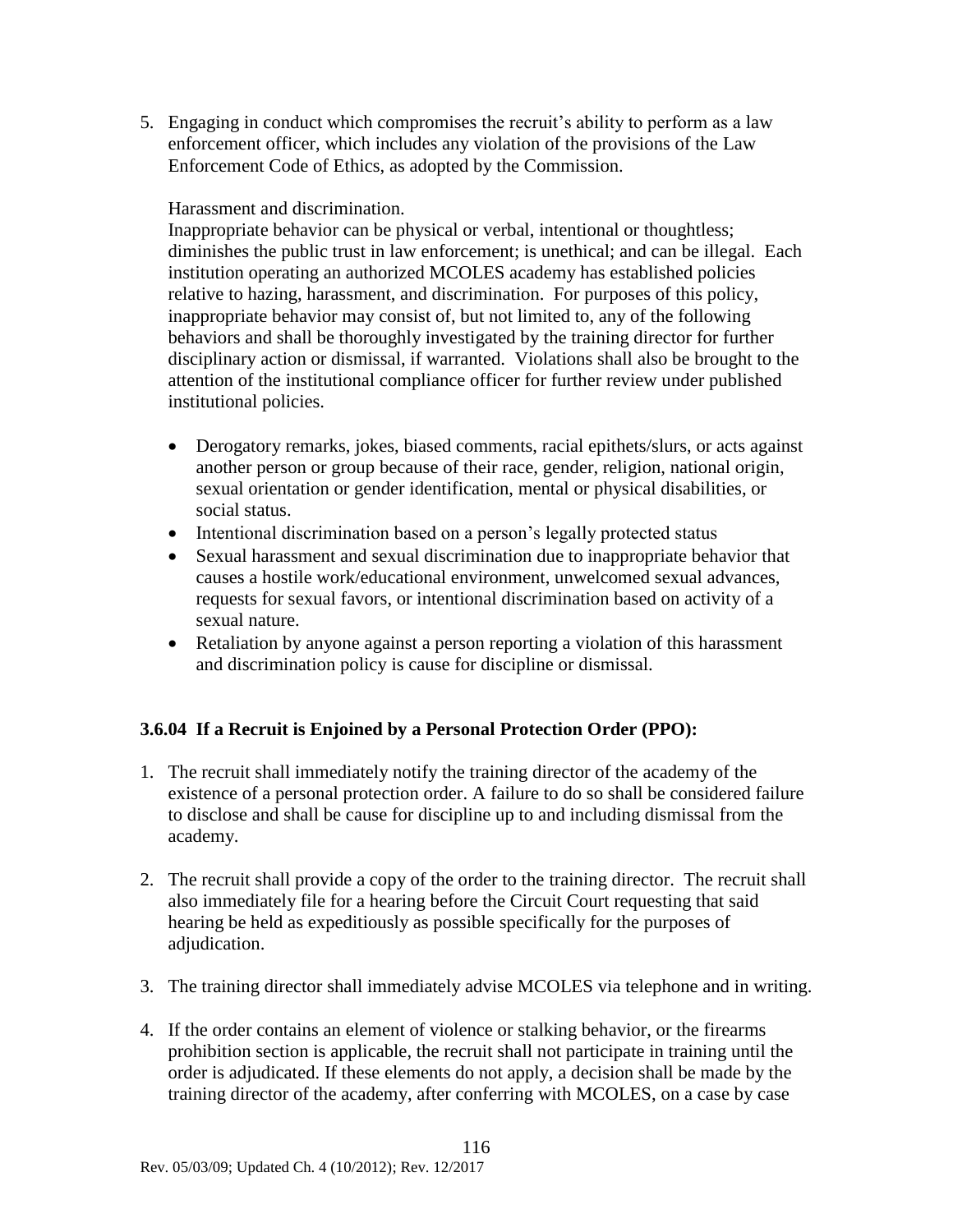5. Engaging in conduct which compromises the recruit's ability to perform as a law enforcement officer, which includes any violation of the provisions of the Law Enforcement Code of Ethics, as adopted by the Commission.

   Harassment and discrimination.
   Inappropriate behavior can be physical or verbal, intentional or thoughtless; diminishes the public trust in law enforcement; is unethical; and can be illegal. Each institution operating an authorized MCOLES academy has established policies relative to hazing, harassment, and discrimination. For purposes of this policy, inappropriate behavior may consist of, but not limited to, any of the following behaviors and shall be thoroughly investigated by the training director for further disciplinary action or dismissal, if warranted. Violations shall also be brought to the attention of the institutional compliance officer for further review under published institutional policies.

   - Derogatory remarks, jokes, biased comments, racial epithets/slurs, or acts against another person or group because of their race, gender, religion, national origin, sexual orientation or gender identification, mental or physical disabilities, or social status.
   - Intentional discrimination based on a person's legally protected status
   - Sexual harassment and sexual discrimination due to inappropriate behavior that causes a hostile work/educational environment, unwelcomed sexual advances, requests for sexual favors, or intentional discrimination based on activity of a sexual nature.
   - Retaliation by anyone against a person reporting a violation of this harassment and discrimination policy is cause for discipline or dismissal.

### 3.6.04 If a Recruit is Enjoined by a Personal Protection Order (PPO):

1. The recruit shall immediately notify the training director of the academy of the existence of a personal protection order. A failure to do so shall be considered failure to disclose and shall be cause for discipline up to and including dismissal from the academy.

2. The recruit shall provide a copy of the order to the training director. The recruit shall also immediately file for a hearing before the Circuit Court requesting that said hearing be held as expeditiously as possible specifically for the purposes of adjudication.

3. The training director shall immediately advise MCOLES via telephone and in writing.

4. If the order contains an element of violence or stalking behavior, or the firearms prohibition section is applicable, the recruit shall not participate in training until the order is adjudicated. If these elements do not apply, a decision shall be made by the training director of the academy, after conferring with MCOLES, on a case by case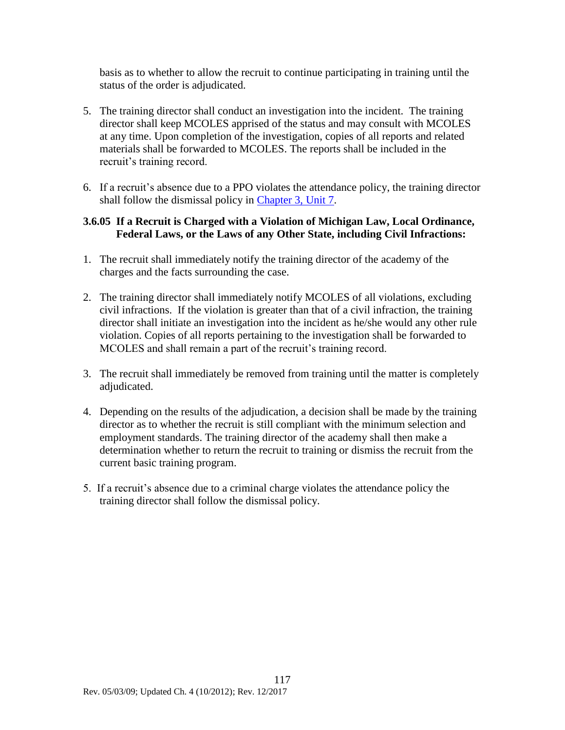basis as to whether to allow the recruit to continue participating in training until the status of the order is adjudicated.

5. The training director shall conduct an investigation into the incident. The training director shall keep MCOLES apprised of the status and may consult with MCOLES at any time. Upon completion of the investigation, copies of all reports and related materials shall be forwarded to MCOLES. The reports shall be included in the recruit's training record.

6. If a recruit's absence due to a PPO violates the attendance policy, the training director shall follow the dismissal policy in Chapter 3, Unit 7.

### 3.6.05 If a Recruit is Charged with a Violation of Michigan Law, Local Ordinance, Federal Laws, or the Laws of any Other State, including Civil Infractions:

1. The recruit shall immediately notify the training director of the academy of the charges and the facts surrounding the case.

2. The training director shall immediately notify MCOLES of all violations, excluding civil infractions. If the violation is greater than that of a civil infraction, the training director shall initiate an investigation into the incident as he/she would any other rule violation. Copies of all reports pertaining to the investigation shall be forwarded to MCOLES and shall remain a part of the recruit's training record.

3. The recruit shall immediately be removed from training until the matter is completely adjudicated.

4. Depending on the results of the adjudication, a decision shall be made by the training director as to whether the recruit is still compliant with the minimum selection and employment standards. The training director of the academy shall then make a determination whether to return the recruit to training or dismiss the recruit from the current basic training program.

5. If a recruit's absence due to a criminal charge violates the attendance policy the training director shall follow the dismissal policy.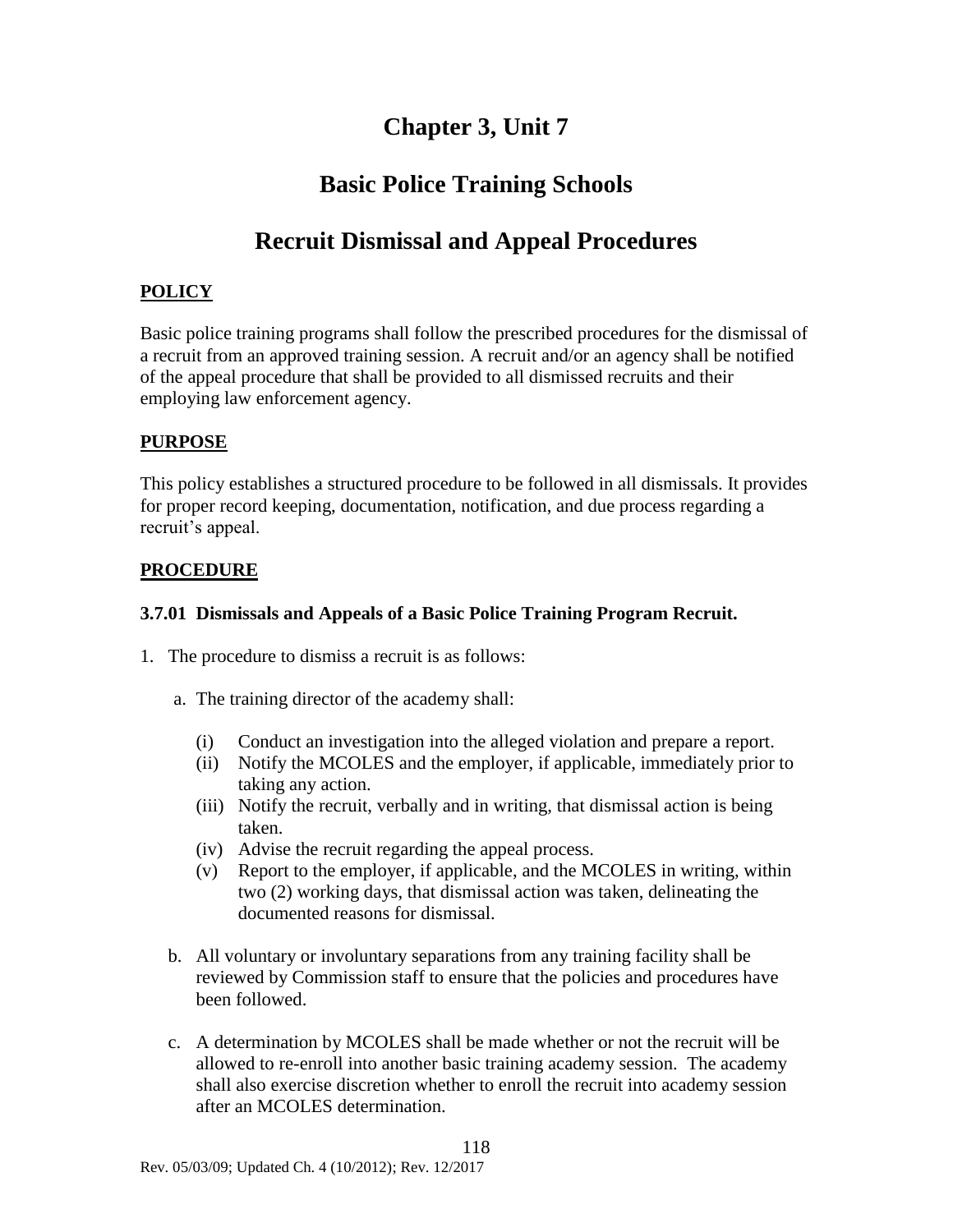# Chapter 3, Unit 7

# Basic Police Training Schools

# Recruit Dismissal and Appeal Procedures

## POLICY

Basic police training programs shall follow the prescribed procedures for the dismissal of a recruit from an approved training session. A recruit and/or an agency shall be notified of the appeal procedure that shall be provided to all dismissed recruits and their employing law enforcement agency.

## PURPOSE

This policy establishes a structured procedure to be followed in all dismissals. It provides for proper record keeping, documentation, notification, and due process regarding a recruit's appeal.

## PROCEDURE

### 3.7.01 Dismissals and Appeals of a Basic Police Training Program Recruit.

1. The procedure to dismiss a recruit is as follows:

   a. The training director of the academy shall:

      (i) Conduct an investigation into the alleged violation and prepare a report.
      (ii) Notify the MCOLES and the employer, if applicable, immediately prior to taking any action.
      (iii) Notify the recruit, verbally and in writing, that dismissal action is being taken.
      (iv) Advise the recruit regarding the appeal process.
      (v) Report to the employer, if applicable, and the MCOLES in writing, within two (2) working days, that dismissal action was taken, delineating the documented reasons for dismissal.

   b. All voluntary or involuntary separations from any training facility shall be reviewed by Commission staff to ensure that the policies and procedures have been followed.

   c. A determination by MCOLES shall be made whether or not the recruit will be allowed to re-enroll into another basic training academy session. The academy shall also exercise discretion whether to enroll the recruit into academy session after an MCOLES determination.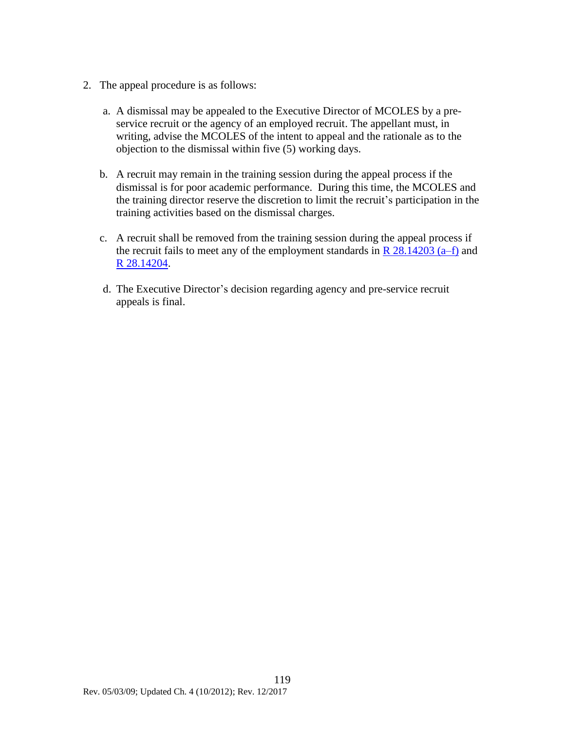2. The appeal procedure is as follows:

   a. A dismissal may be appealed to the Executive Director of MCOLES by a pre-service recruit or the agency of an employed recruit. The appellant must, in writing, advise the MCOLES of the intent to appeal and the rationale as to the objection to the dismissal within five (5) working days.

   b. A recruit may remain in the training session during the appeal process if the dismissal is for poor academic performance. During this time, the MCOLES and the training director reserve the discretion to limit the recruit's participation in the training activities based on the dismissal charges.

   c. A recruit shall be removed from the training session during the appeal process if the recruit fails to meet any of the employment standards in R 28.14203 (a–f) and R 28.14204.

   d. The Executive Director's decision regarding agency and pre-service recruit appeals is final.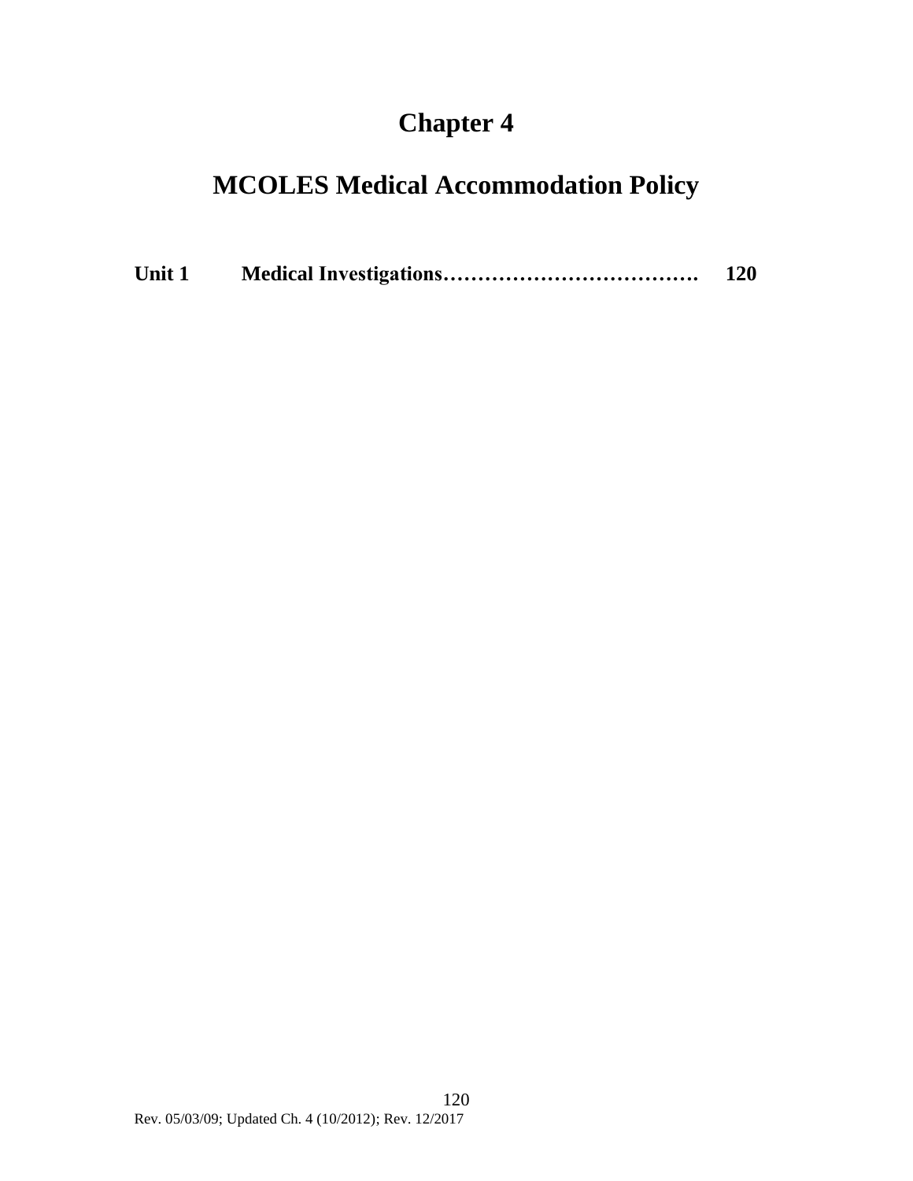# Chapter 4

# MCOLES Medical Accommodation Policy

**Unit 1 Medical Investigations………………………………. 120**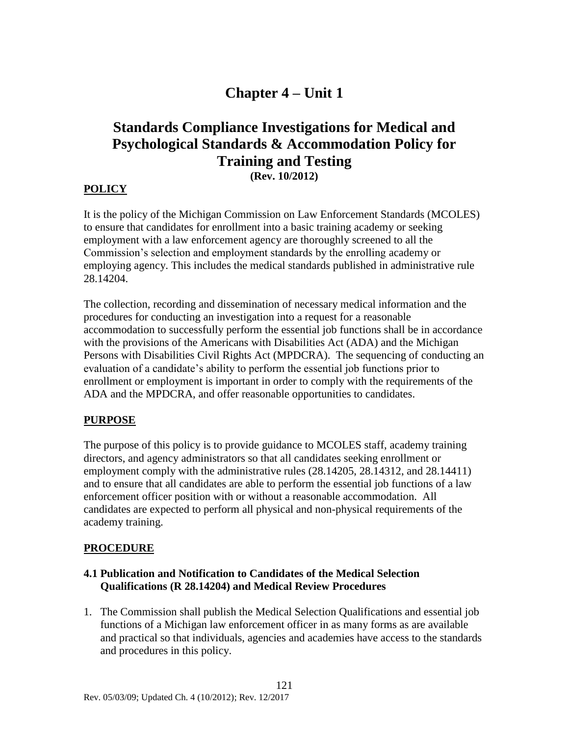# Chapter 4 – Unit 1

## Standards Compliance Investigations for Medical and Psychological Standards & Accommodation Policy for Training and Testing

**(Rev. 10/2012)**

### POLICY

It is the policy of the Michigan Commission on Law Enforcement Standards (MCOLES) to ensure that candidates for enrollment into a basic training academy or seeking employment with a law enforcement agency are thoroughly screened to all the Commission's selection and employment standards by the enrolling academy or employing agency. This includes the medical standards published in administrative rule 28.14204.

The collection, recording and dissemination of necessary medical information and the procedures for conducting an investigation into a request for a reasonable accommodation to successfully perform the essential job functions shall be in accordance with the provisions of the Americans with Disabilities Act (ADA) and the Michigan Persons with Disabilities Civil Rights Act (MPDCRA). The sequencing of conducting an evaluation of a candidate's ability to perform the essential job functions prior to enrollment or employment is important in order to comply with the requirements of the ADA and the MPDCRA, and offer reasonable opportunities to candidates.

### PURPOSE

The purpose of this policy is to provide guidance to MCOLES staff, academy training directors, and agency administrators so that all candidates seeking enrollment or employment comply with the administrative rules (28.14205, 28.14312, and 28.14411) and to ensure that all candidates are able to perform the essential job functions of a law enforcement officer position with or without a reasonable accommodation. All candidates are expected to perform all physical and non-physical requirements of the academy training.

### PROCEDURE

#### 4.1 Publication and Notification to Candidates of the Medical Selection Qualifications (R 28.14204) and Medical Review Procedures

1. The Commission shall publish the Medical Selection Qualifications and essential job functions of a Michigan law enforcement officer in as many forms as are available and practical so that individuals, agencies and academies have access to the standards and procedures in this policy.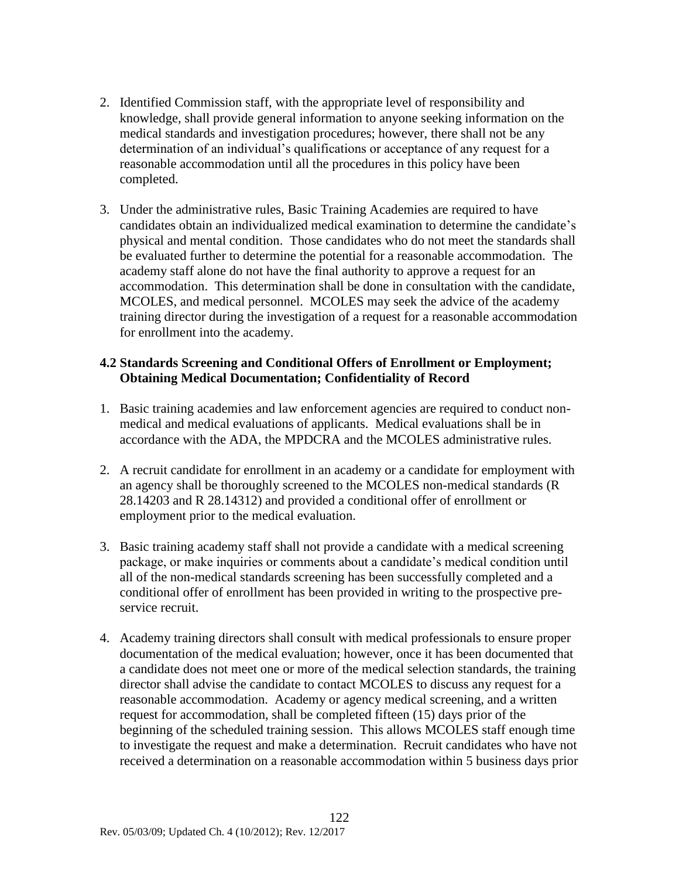2. Identified Commission staff, with the appropriate level of responsibility and knowledge, shall provide general information to anyone seeking information on the medical standards and investigation procedures; however, there shall not be any determination of an individual's qualifications or acceptance of any request for a reasonable accommodation until all the procedures in this policy have been completed.

3. Under the administrative rules, Basic Training Academies are required to have candidates obtain an individualized medical examination to determine the candidate's physical and mental condition. Those candidates who do not meet the standards shall be evaluated further to determine the potential for a reasonable accommodation. The academy staff alone do not have the final authority to approve a request for an accommodation. This determination shall be done in consultation with the candidate, MCOLES, and medical personnel. MCOLES may seek the advice of the academy training director during the investigation of a request for a reasonable accommodation for enrollment into the academy.

### 4.2 Standards Screening and Conditional Offers of Enrollment or Employment; Obtaining Medical Documentation; Confidentiality of Record

1. Basic training academies and law enforcement agencies are required to conduct non-medical and medical evaluations of applicants. Medical evaluations shall be in accordance with the ADA, the MPDCRA and the MCOLES administrative rules.

2. A recruit candidate for enrollment in an academy or a candidate for employment with an agency shall be thoroughly screened to the MCOLES non-medical standards (R 28.14203 and R 28.14312) and provided a conditional offer of enrollment or employment prior to the medical evaluation.

3. Basic training academy staff shall not provide a candidate with a medical screening package, or make inquiries or comments about a candidate's medical condition until all of the non-medical standards screening has been successfully completed and a conditional offer of enrollment has been provided in writing to the prospective pre-service recruit.

4. Academy training directors shall consult with medical professionals to ensure proper documentation of the medical evaluation; however, once it has been documented that a candidate does not meet one or more of the medical selection standards, the training director shall advise the candidate to contact MCOLES to discuss any request for a reasonable accommodation. Academy or agency medical screening, and a written request for accommodation, shall be completed fifteen (15) days prior of the beginning of the scheduled training session. This allows MCOLES staff enough time to investigate the request and make a determination. Recruit candidates who have not received a determination on a reasonable accommodation within 5 business days prior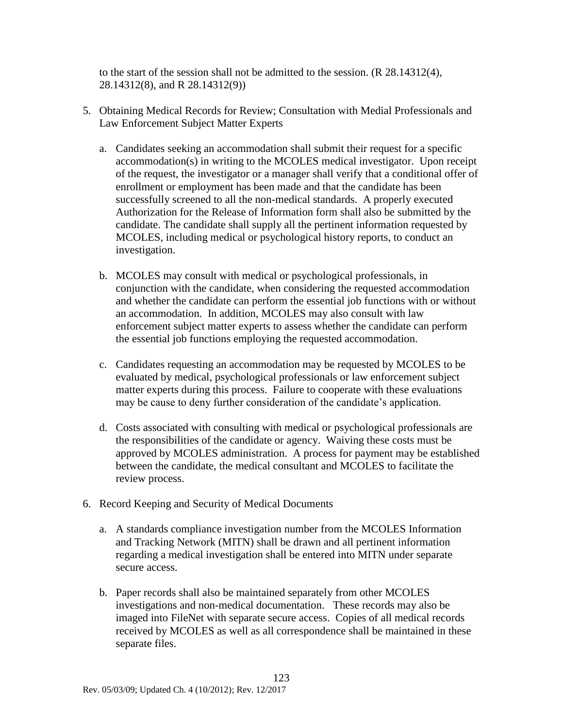to the start of the session shall not be admitted to the session. (R 28.14312(4), 28.14312(8), and R 28.14312(9))

5. Obtaining Medical Records for Review; Consultation with Medial Professionals and Law Enforcement Subject Matter Experts

   a. Candidates seeking an accommodation shall submit their request for a specific accommodation(s) in writing to the MCOLES medical investigator. Upon receipt of the request, the investigator or a manager shall verify that a conditional offer of enrollment or employment has been made and that the candidate has been successfully screened to all the non-medical standards. A properly executed Authorization for the Release of Information form shall also be submitted by the candidate. The candidate shall supply all the pertinent information requested by MCOLES, including medical or psychological history reports, to conduct an investigation.

   b. MCOLES may consult with medical or psychological professionals, in conjunction with the candidate, when considering the requested accommodation and whether the candidate can perform the essential job functions with or without an accommodation. In addition, MCOLES may also consult with law enforcement subject matter experts to assess whether the candidate can perform the essential job functions employing the requested accommodation.

   c. Candidates requesting an accommodation may be requested by MCOLES to be evaluated by medical, psychological professionals or law enforcement subject matter experts during this process. Failure to cooperate with these evaluations may be cause to deny further consideration of the candidate's application.

   d. Costs associated with consulting with medical or psychological professionals are the responsibilities of the candidate or agency. Waiving these costs must be approved by MCOLES administration. A process for payment may be established between the candidate, the medical consultant and MCOLES to facilitate the review process.

6. Record Keeping and Security of Medical Documents

   a. A standards compliance investigation number from the MCOLES Information and Tracking Network (MITN) shall be drawn and all pertinent information regarding a medical investigation shall be entered into MITN under separate secure access.

   b. Paper records shall also be maintained separately from other MCOLES investigations and non-medical documentation. These records may also be imaged into FileNet with separate secure access. Copies of all medical records received by MCOLES as well as all correspondence shall be maintained in these separate files.

Rev. 05/03/09; Updated Ch. 4 (10/2012); Rev. 12/2017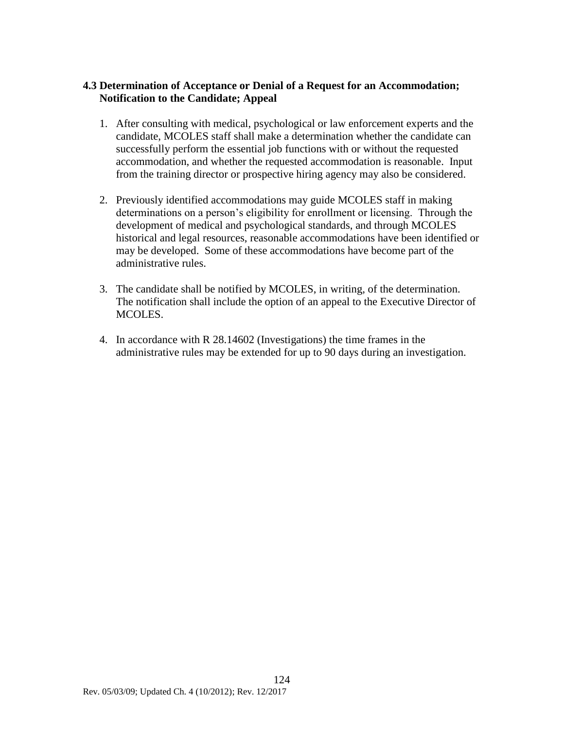### 4.3 Determination of Acceptance or Denial of a Request for an Accommodation; Notification to the Candidate; Appeal

1. After consulting with medical, psychological or law enforcement experts and the candidate, MCOLES staff shall make a determination whether the candidate can successfully perform the essential job functions with or without the requested accommodation, and whether the requested accommodation is reasonable. Input from the training director or prospective hiring agency may also be considered.

2. Previously identified accommodations may guide MCOLES staff in making determinations on a person's eligibility for enrollment or licensing. Through the development of medical and psychological standards, and through MCOLES historical and legal resources, reasonable accommodations have been identified or may be developed. Some of these accommodations have become part of the administrative rules.

3. The candidate shall be notified by MCOLES, in writing, of the determination. The notification shall include the option of an appeal to the Executive Director of MCOLES.

4. In accordance with R 28.14602 (Investigations) the time frames in the administrative rules may be extended for up to 90 days during an investigation.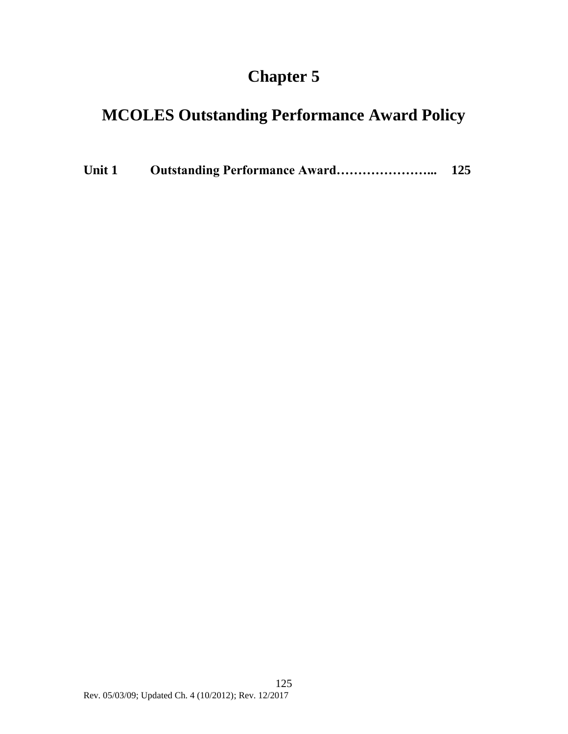# Chapter 5

# MCOLES Outstanding Performance Award Policy

**Unit 1 Outstanding Performance Award………………….... 125**

Rev. 05/03/09; Updated Ch. 4 (10/2012); Rev. 12/2017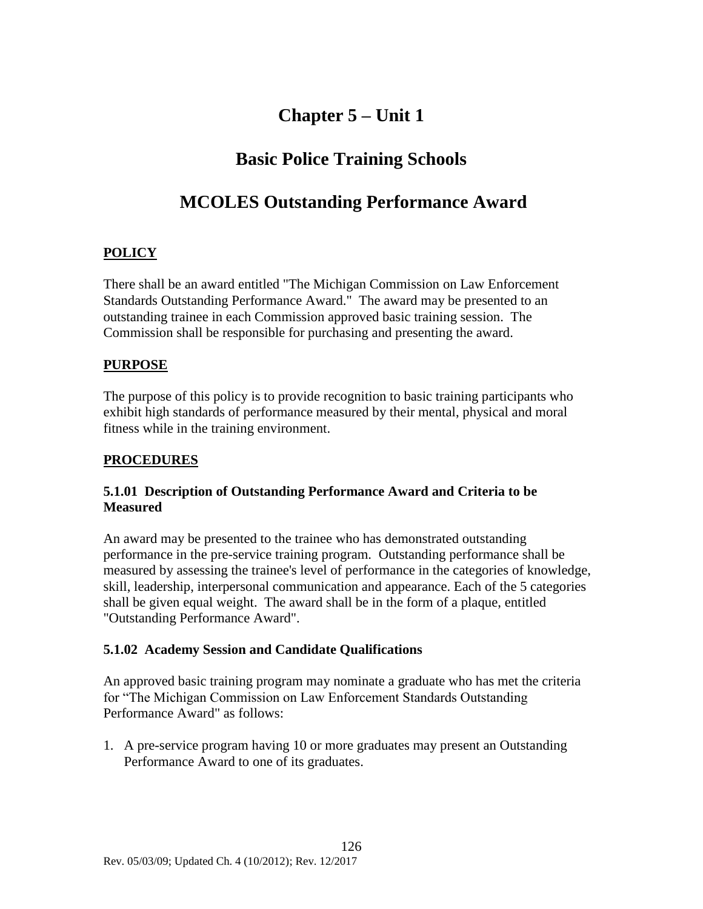# Chapter 5 – Unit 1

# Basic Police Training Schools

# MCOLES Outstanding Performance Award

## POLICY

There shall be an award entitled "The Michigan Commission on Law Enforcement Standards Outstanding Performance Award." The award may be presented to an outstanding trainee in each Commission approved basic training session. The Commission shall be responsible for purchasing and presenting the award.

## PURPOSE

The purpose of this policy is to provide recognition to basic training participants who exhibit high standards of performance measured by their mental, physical and moral fitness while in the training environment.

## PROCEDURES

### 5.1.01 Description of Outstanding Performance Award and Criteria to be Measured

An award may be presented to the trainee who has demonstrated outstanding performance in the pre-service training program. Outstanding performance shall be measured by assessing the trainee's level of performance in the categories of knowledge, skill, leadership, interpersonal communication and appearance. Each of the 5 categories shall be given equal weight. The award shall be in the form of a plaque, entitled "Outstanding Performance Award".

### 5.1.02 Academy Session and Candidate Qualifications

An approved basic training program may nominate a graduate who has met the criteria for "The Michigan Commission on Law Enforcement Standards Outstanding Performance Award" as follows:

1. A pre-service program having 10 or more graduates may present an Outstanding Performance Award to one of its graduates.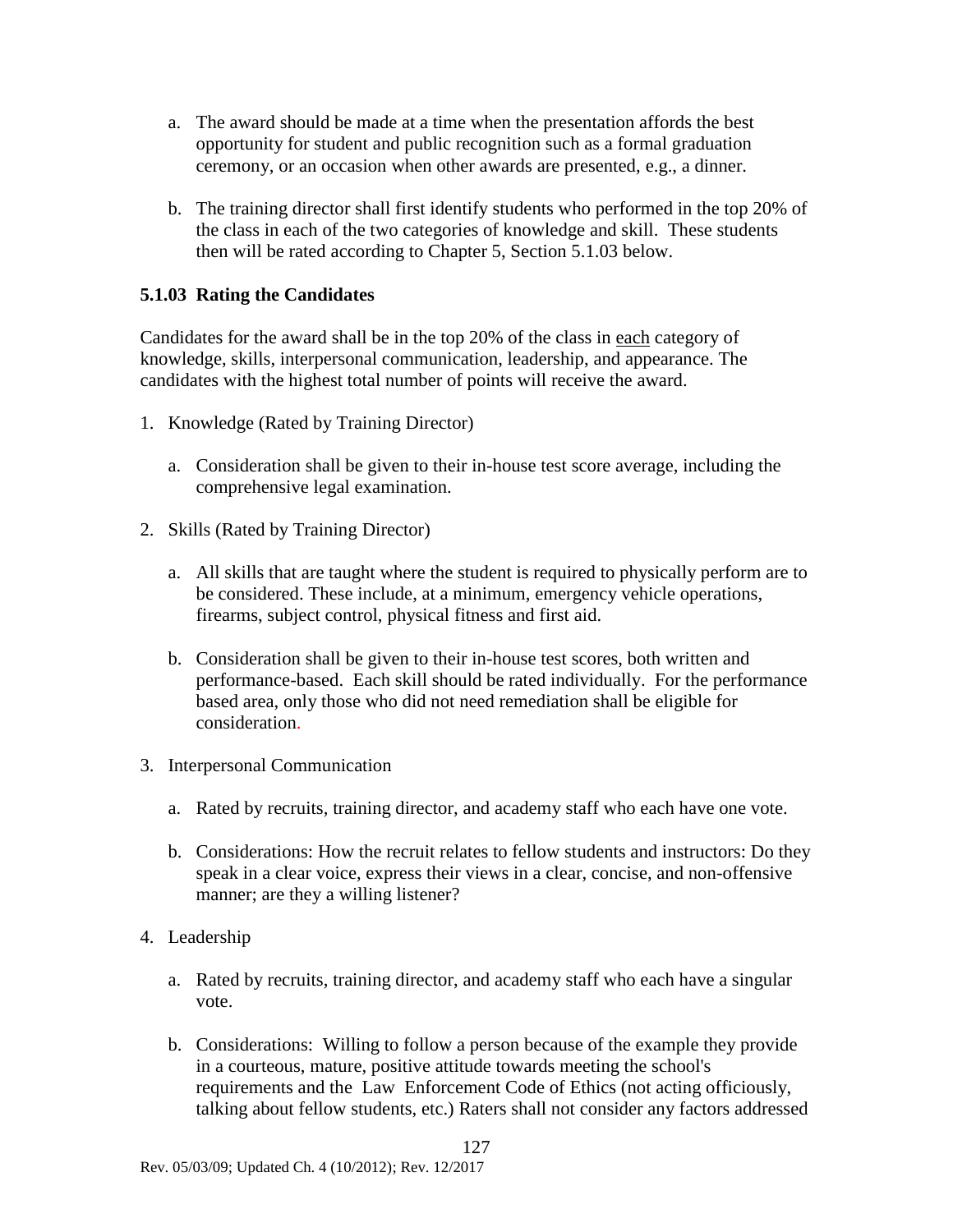a. The award should be made at a time when the presentation affords the best opportunity for student and public recognition such as a formal graduation ceremony, or an occasion when other awards are presented, e.g., a dinner.

b. The training director shall first identify students who performed in the top 20% of the class in each of the two categories of knowledge and skill. These students then will be rated according to Chapter 5, Section 5.1.03 below.

### 5.1.03 Rating the Candidates

Candidates for the award shall be in the top 20% of the class in each category of knowledge, skills, interpersonal communication, leadership, and appearance. The candidates with the highest total number of points will receive the award.

1. Knowledge (Rated by Training Director)

   a. Consideration shall be given to their in-house test score average, including the comprehensive legal examination.

2. Skills (Rated by Training Director)

   a. All skills that are taught where the student is required to physically perform are to be considered. These include, at a minimum, emergency vehicle operations, firearms, subject control, physical fitness and first aid.

   b. Consideration shall be given to their in-house test scores, both written and performance-based. Each skill should be rated individually. For the performance based area, only those who did not need remediation shall be eligible for consideration.

3. Interpersonal Communication

   a. Rated by recruits, training director, and academy staff who each have one vote.

   b. Considerations: How the recruit relates to fellow students and instructors: Do they speak in a clear voice, express their views in a clear, concise, and non-offensive manner; are they a willing listener?

4. Leadership

   a. Rated by recruits, training director, and academy staff who each have a singular vote.

   b. Considerations: Willing to follow a person because of the example they provide in a courteous, mature, positive attitude towards meeting the school's requirements and the Law Enforcement Code of Ethics (not acting officiously, talking about fellow students, etc.) Raters shall not consider any factors addressed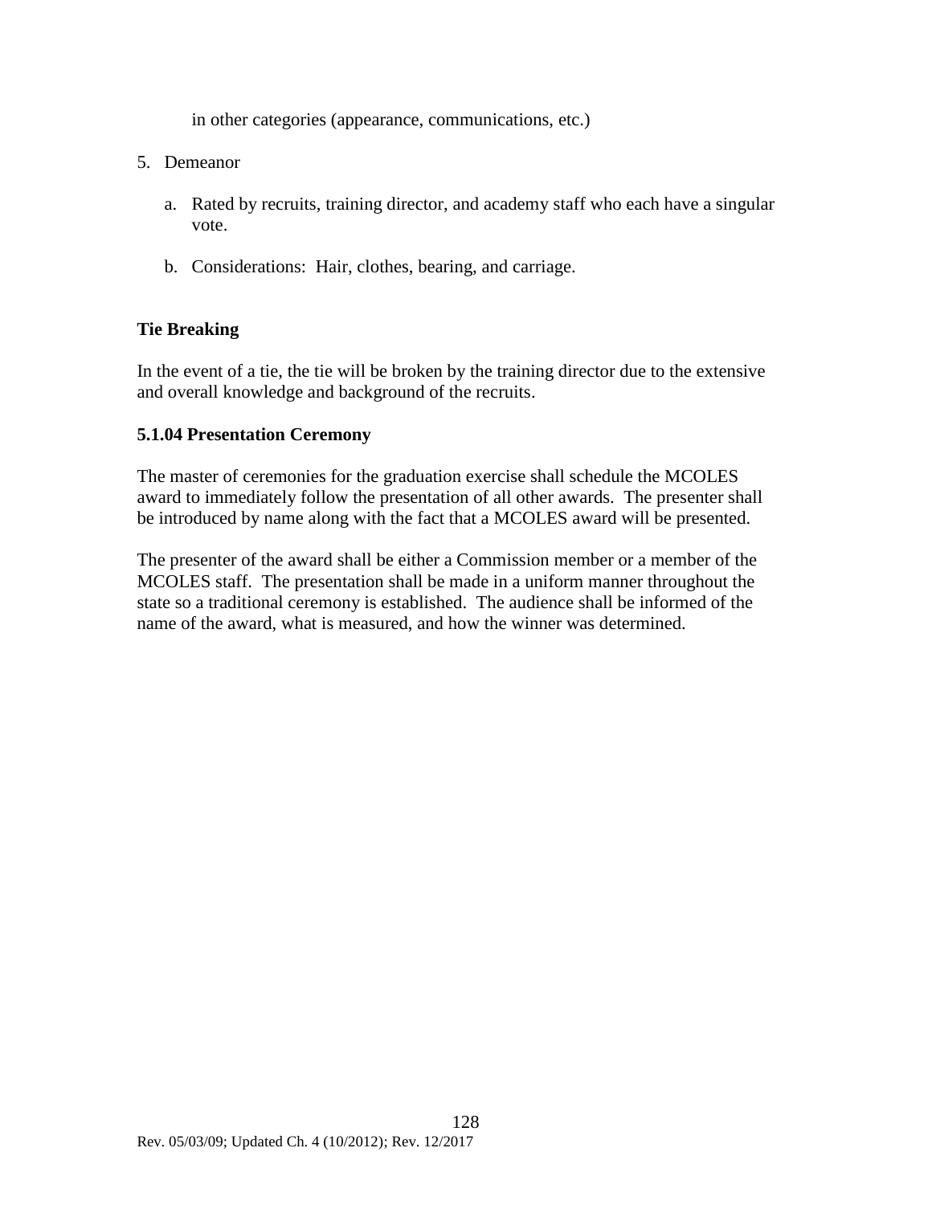in other categories (appearance, communications, etc.)

5. Demeanor

   a. Rated by recruits, training director, and academy staff who each have a singular vote.

   b. Considerations: Hair, clothes, bearing, and carriage.

**Tie Breaking**

In the event of a tie, the tie will be broken by the training director due to the extensive and overall knowledge and background of the recruits.

**5.1.04 Presentation Ceremony**

The master of ceremonies for the graduation exercise shall schedule the MCOLES award to immediately follow the presentation of all other awards. The presenter shall be introduced by name along with the fact that a MCOLES award will be presented.

The presenter of the award shall be either a Commission member or a member of the MCOLES staff. The presentation shall be made in a uniform manner throughout the state so a traditional ceremony is established. The audience shall be informed of the name of the award, what is measured, and how the winner was determined.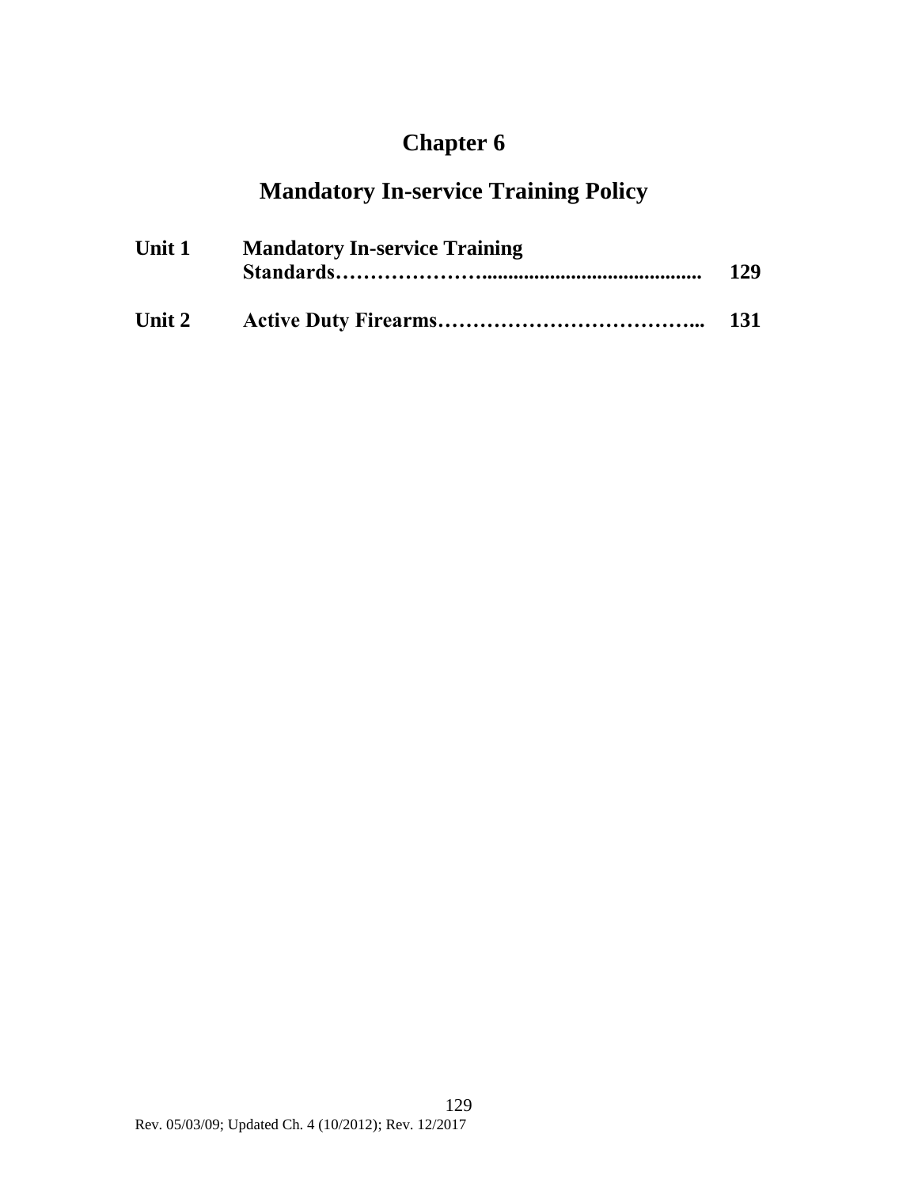# Chapter 6

## Mandatory In-service Training Policy

| | | |
|---|---|---|
| **Unit 1** | **Mandatory In-service Training Standards…………………..........................................** | **129** |
| **Unit 2** | **Active Duty Firearms………………………………...** | **131** |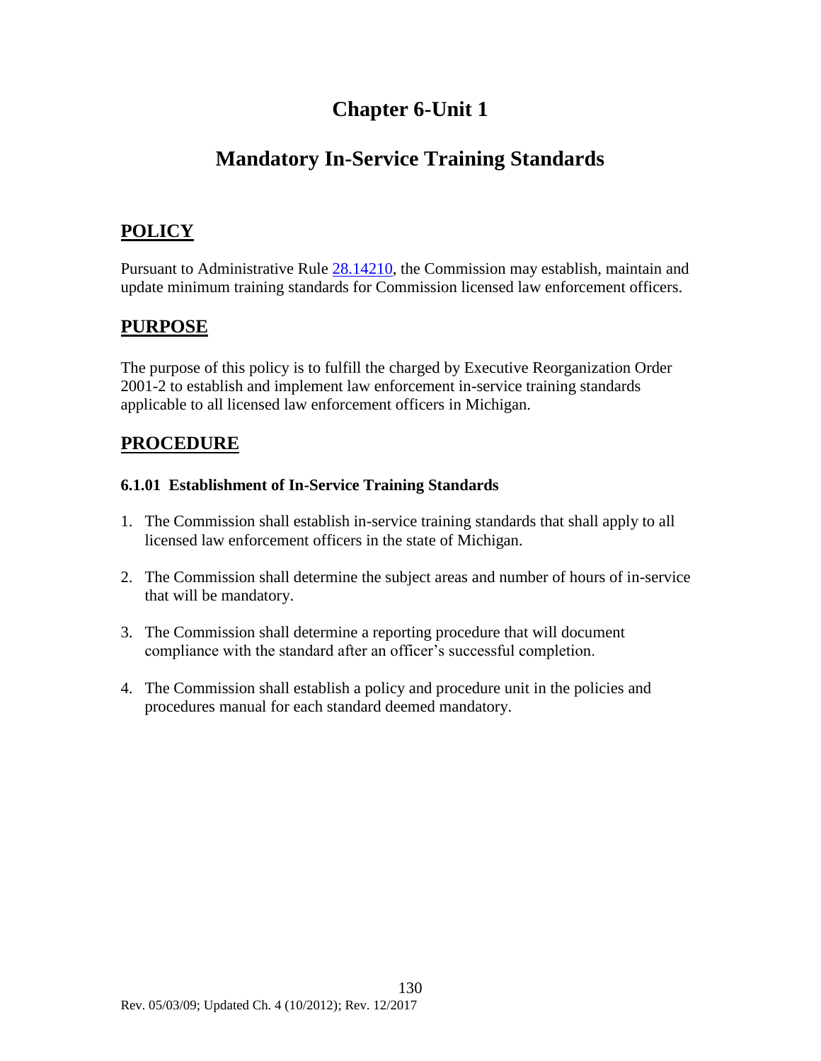# Chapter 6-Unit 1

# Mandatory In-Service Training Standards

## POLICY

Pursuant to Administrative Rule 28.14210, the Commission may establish, maintain and update minimum training standards for Commission licensed law enforcement officers.

## PURPOSE

The purpose of this policy is to fulfill the charged by Executive Reorganization Order 2001-2 to establish and implement law enforcement in-service training standards applicable to all licensed law enforcement officers in Michigan.

## PROCEDURE

### 6.1.01 Establishment of In-Service Training Standards

1. The Commission shall establish in-service training standards that shall apply to all licensed law enforcement officers in the state of Michigan.

2. The Commission shall determine the subject areas and number of hours of in-service that will be mandatory.

3. The Commission shall determine a reporting procedure that will document compliance with the standard after an officer's successful completion.

4. The Commission shall establish a policy and procedure unit in the policies and procedures manual for each standard deemed mandatory.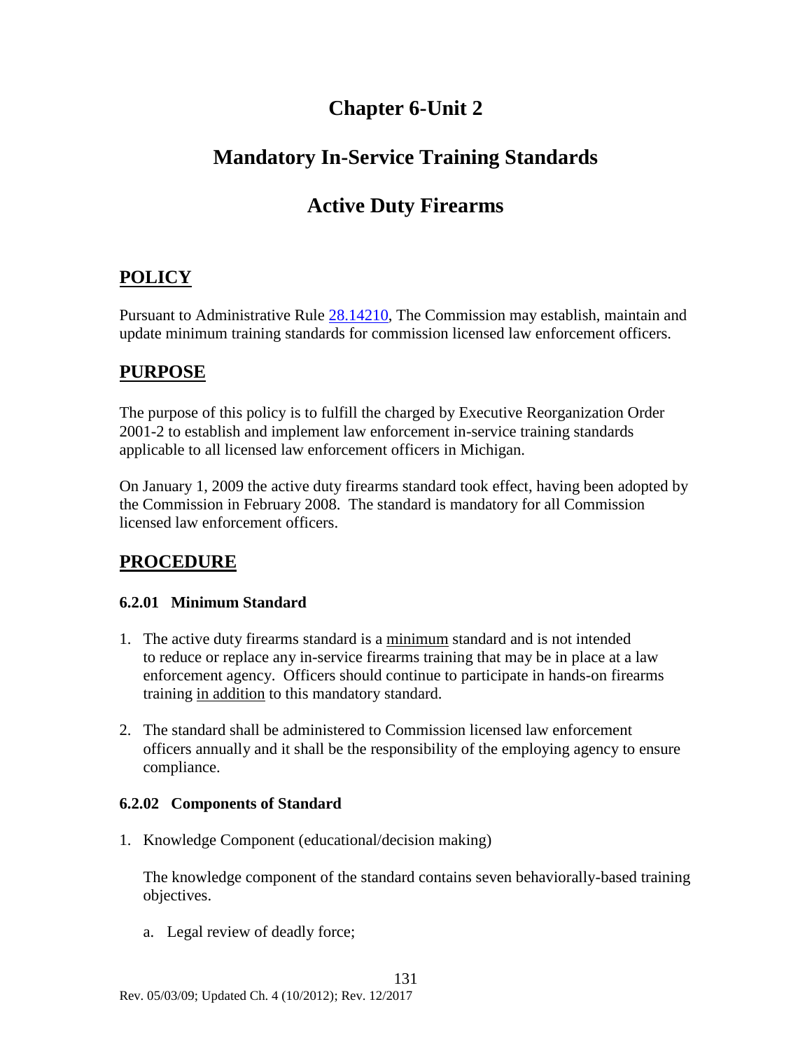# Chapter 6-Unit 2

# Mandatory In-Service Training Standards

# Active Duty Firearms

## POLICY

Pursuant to Administrative Rule [28.14210](28.14210), The Commission may establish, maintain and update minimum training standards for commission licensed law enforcement officers.

## PURPOSE

The purpose of this policy is to fulfill the charged by Executive Reorganization Order 2001-2 to establish and implement law enforcement in-service training standards applicable to all licensed law enforcement officers in Michigan.

On January 1, 2009 the active duty firearms standard took effect, having been adopted by the Commission in February 2008. The standard is mandatory for all Commission licensed law enforcement officers.

## PROCEDURE

### 6.2.01 Minimum Standard

1. The active duty firearms standard is a minimum standard and is not intended to reduce or replace any in-service firearms training that may be in place at a law enforcement agency. Officers should continue to participate in hands-on firearms training in addition to this mandatory standard.

2. The standard shall be administered to Commission licensed law enforcement officers annually and it shall be the responsibility of the employing agency to ensure compliance.

### 6.2.02 Components of Standard

1. Knowledge Component (educational/decision making)

   The knowledge component of the standard contains seven behaviorally-based training objectives.

   a. Legal review of deadly force;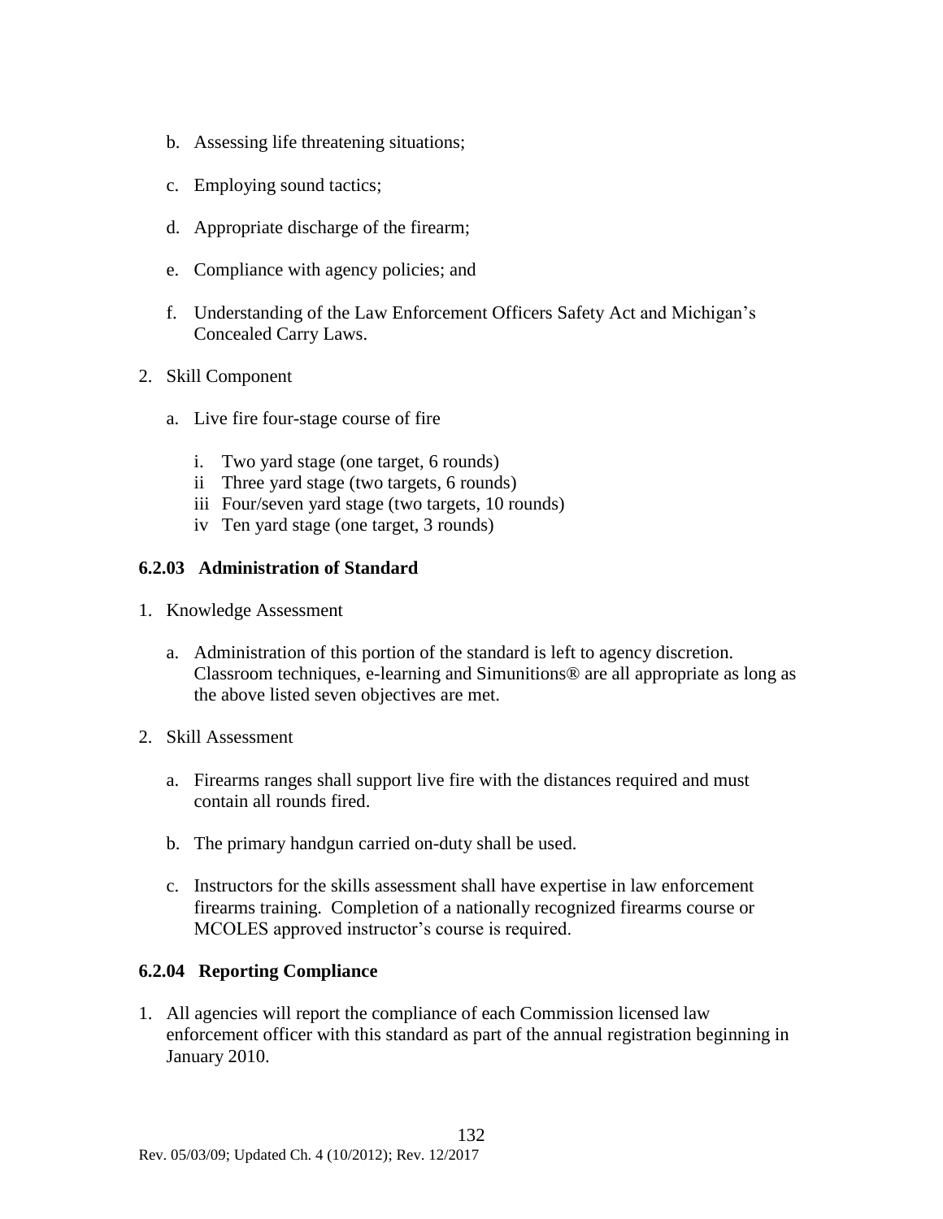b. Assessing life threatening situations;

c. Employing sound tactics;

d. Appropriate discharge of the firearm;

e. Compliance with agency policies; and

f. Understanding of the Law Enforcement Officers Safety Act and Michigan's Concealed Carry Laws.

2. Skill Component

   a. Live fire four-stage course of fire

      i. Two yard stage (one target, 6 rounds)
      ii Three yard stage (two targets, 6 rounds)
      iii Four/seven yard stage (two targets, 10 rounds)
      iv Ten yard stage (one target, 3 rounds)

### 6.2.03 Administration of Standard

1. Knowledge Assessment

   a. Administration of this portion of the standard is left to agency discretion. Classroom techniques, e-learning and Simunitions® are all appropriate as long as the above listed seven objectives are met.

2. Skill Assessment

   a. Firearms ranges shall support live fire with the distances required and must contain all rounds fired.

   b. The primary handgun carried on-duty shall be used.

   c. Instructors for the skills assessment shall have expertise in law enforcement firearms training. Completion of a nationally recognized firearms course or MCOLES approved instructor's course is required.

### 6.2.04 Reporting Compliance

1. All agencies will report the compliance of each Commission licensed law enforcement officer with this standard as part of the annual registration beginning in January 2010.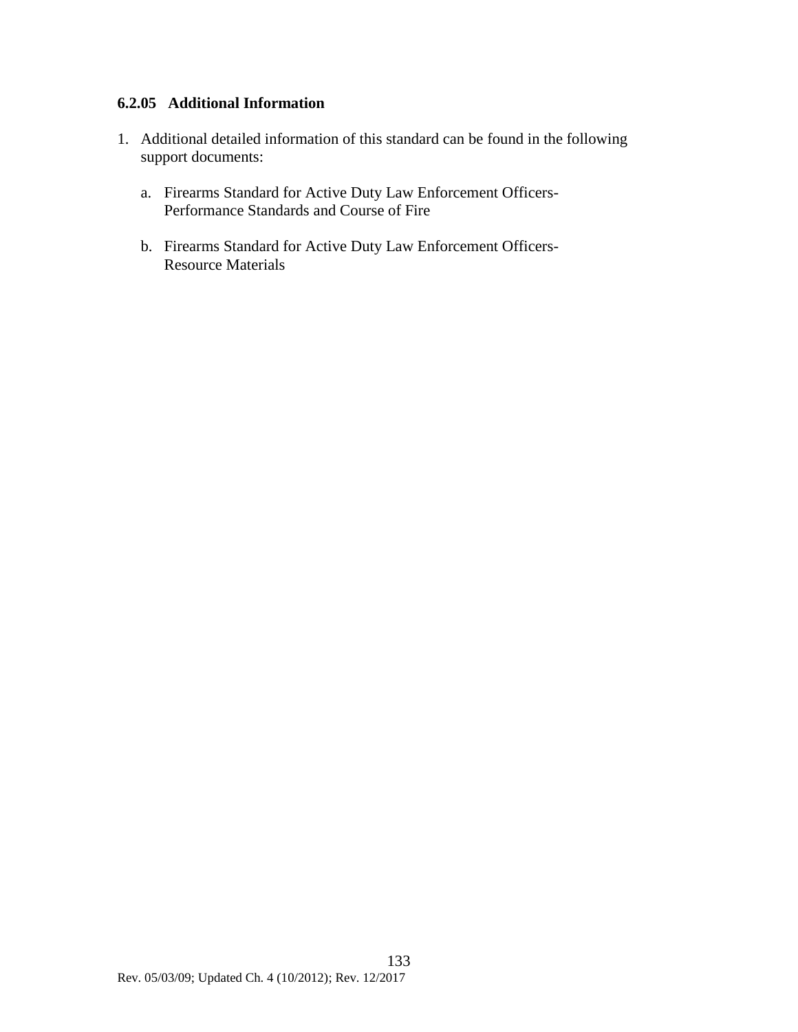### 6.2.05 Additional Information

1. Additional detailed information of this standard can be found in the following support documents:

   a. Firearms Standard for Active Duty Law Enforcement Officers- Performance Standards and Course of Fire

   b. Firearms Standard for Active Duty Law Enforcement Officers- Resource Materials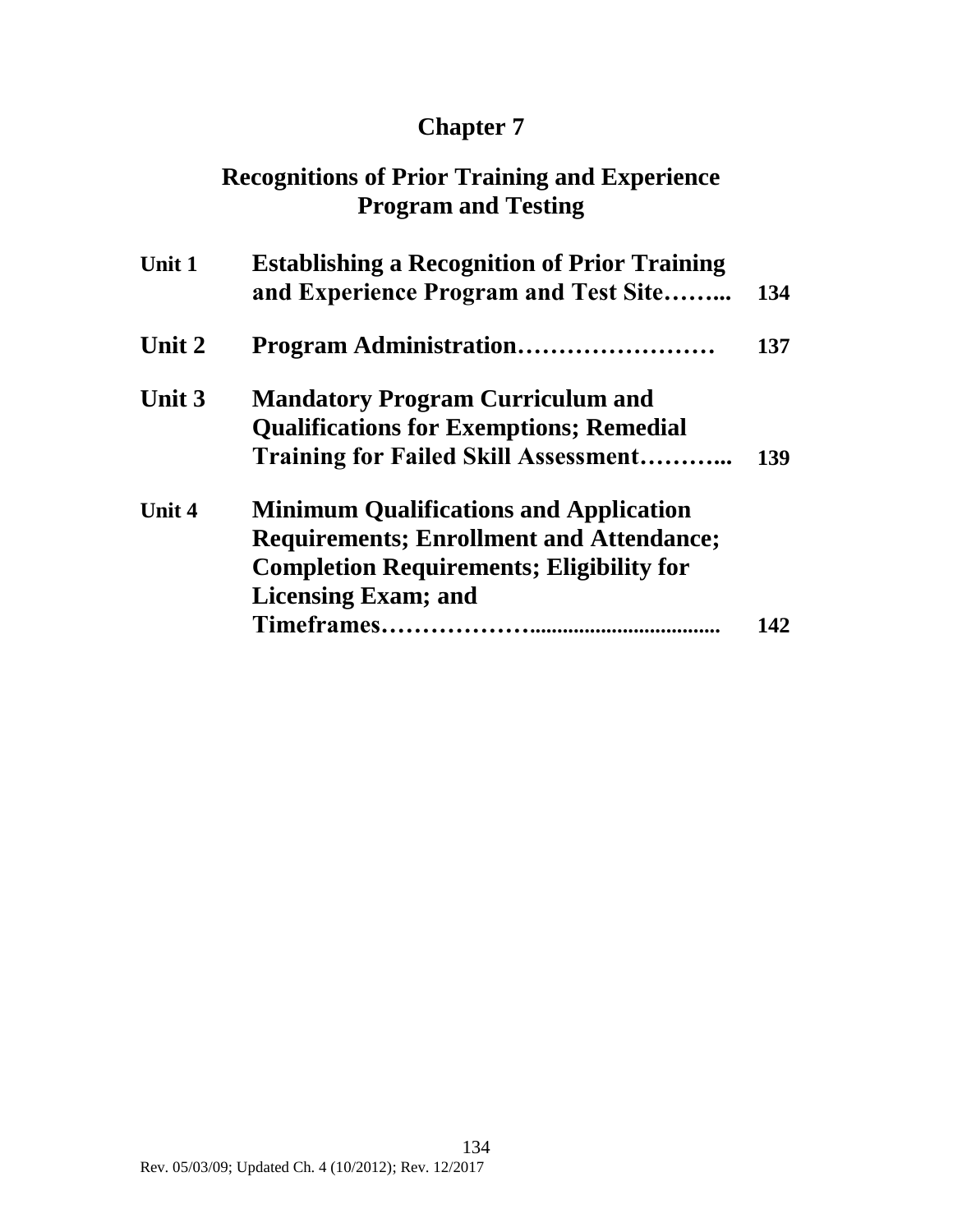# Chapter 7

## Recognitions of Prior Training and Experience Program and Testing

| | | |
|---|---|---|
| **Unit 1** | **Establishing a Recognition of Prior Training and Experience Program and Test Site……...** | **134** |
| **Unit 2** | **Program Administration……………………** | **137** |
| **Unit 3** | **Mandatory Program Curriculum and Qualifications for Exemptions; Remedial Training for Failed Skill Assessment………...** | **139** |
| **Unit 4** | **Minimum Qualifications and Application Requirements; Enrollment and Attendance; Completion Requirements; Eligibility for Licensing Exam; and Timeframes………………..................................** | **142** |

Rev. 05/03/09; Updated Ch. 4 (10/2012); Rev. 12/2017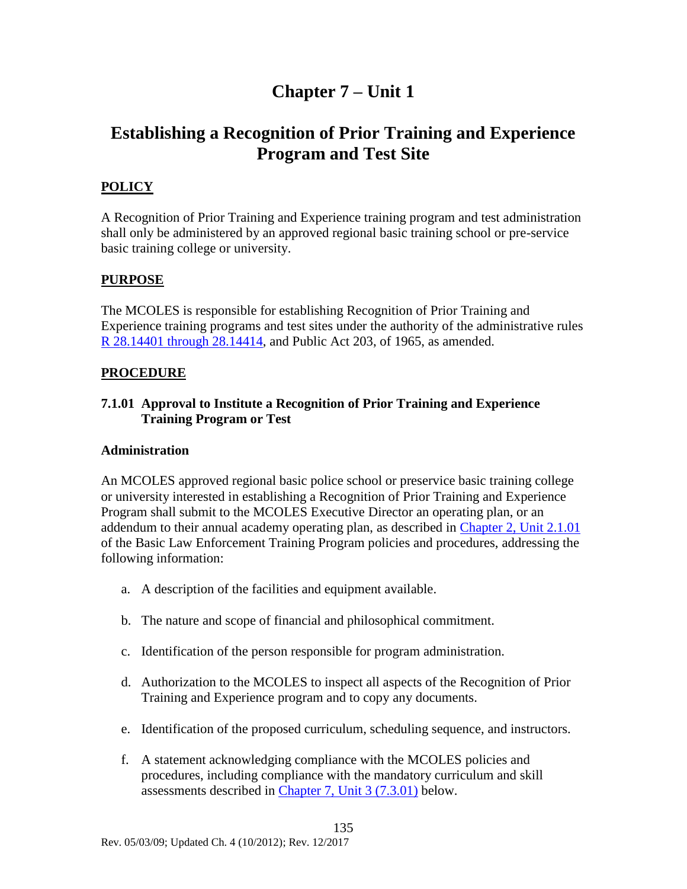# Chapter 7 – Unit 1

# Establishing a Recognition of Prior Training and Experience Program and Test Site

## POLICY

A Recognition of Prior Training and Experience training program and test administration shall only be administered by an approved regional basic training school or pre-service basic training college or university.

## PURPOSE

The MCOLES is responsible for establishing Recognition of Prior Training and Experience training programs and test sites under the authority of the administrative rules R 28.14401 through 28.14414, and Public Act 203, of 1965, as amended.

## PROCEDURE

### 7.1.01 Approval to Institute a Recognition of Prior Training and Experience Training Program or Test

**Administration**

An MCOLES approved regional basic police school or preservice basic training college or university interested in establishing a Recognition of Prior Training and Experience Program shall submit to the MCOLES Executive Director an operating plan, or an addendum to their annual academy operating plan, as described in Chapter 2, Unit 2.1.01 of the Basic Law Enforcement Training Program policies and procedures, addressing the following information:

a. A description of the facilities and equipment available.

b. The nature and scope of financial and philosophical commitment.

c. Identification of the person responsible for program administration.

d. Authorization to the MCOLES to inspect all aspects of the Recognition of Prior Training and Experience program and to copy any documents.

e. Identification of the proposed curriculum, scheduling sequence, and instructors.

f. A statement acknowledging compliance with the MCOLES policies and procedures, including compliance with the mandatory curriculum and skill assessments described in Chapter 7, Unit 3 (7.3.01) below.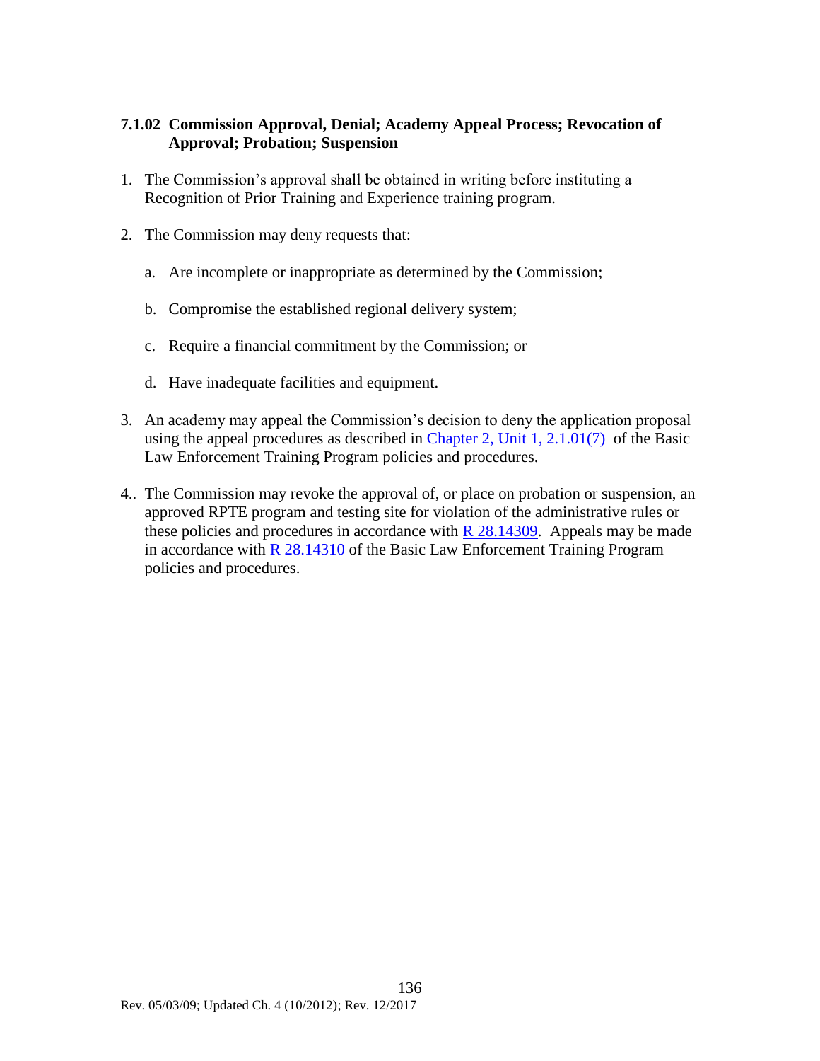### 7.1.02 Commission Approval, Denial; Academy Appeal Process; Revocation of Approval; Probation; Suspension

1. The Commission's approval shall be obtained in writing before instituting a Recognition of Prior Training and Experience training program.

2. The Commission may deny requests that:

   a. Are incomplete or inappropriate as determined by the Commission;

   b. Compromise the established regional delivery system;

   c. Require a financial commitment by the Commission; or

   d. Have inadequate facilities and equipment.

3. An academy may appeal the Commission's decision to deny the application proposal using the appeal procedures as described in Chapter 2, Unit 1, 2.1.01(7) of the Basic Law Enforcement Training Program policies and procedures.

4.. The Commission may revoke the approval of, or place on probation or suspension, an approved RPTE program and testing site for violation of the administrative rules or these policies and procedures in accordance with R 28.14309. Appeals may be made in accordance with R 28.14310 of the Basic Law Enforcement Training Program policies and procedures.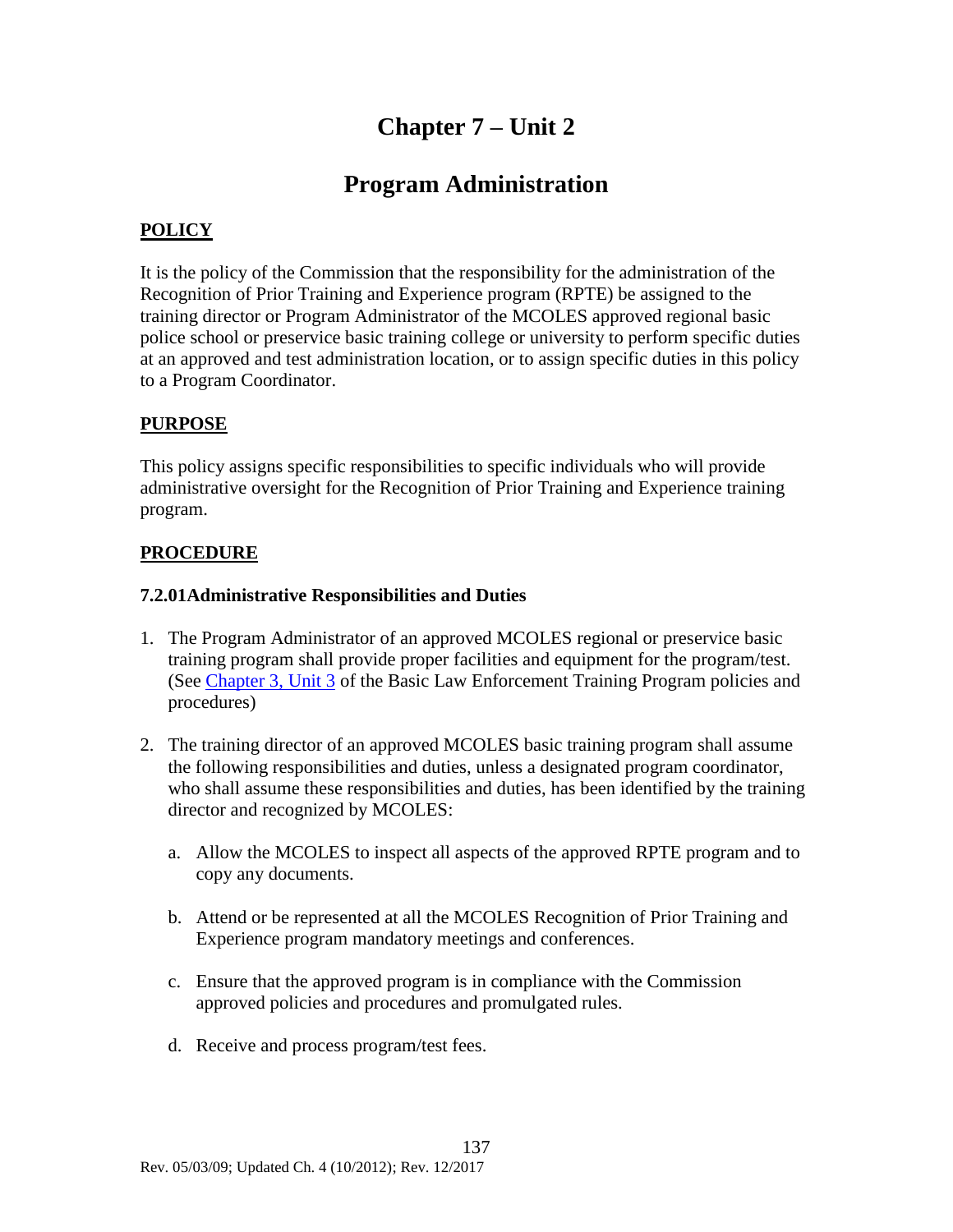# Chapter 7 – Unit 2

# Program Administration

**POLICY**

It is the policy of the Commission that the responsibility for the administration of the Recognition of Prior Training and Experience program (RPTE) be assigned to the training director or Program Administrator of the MCOLES approved regional basic police school or preservice basic training college or university to perform specific duties at an approved and test administration location, or to assign specific duties in this policy to a Program Coordinator.

**PURPOSE**

This policy assigns specific responsibilities to specific individuals who will provide administrative oversight for the Recognition of Prior Training and Experience training program.

**PROCEDURE**

### 7.2.01Administrative Responsibilities and Duties

1. The Program Administrator of an approved MCOLES regional or preservice basic training program shall provide proper facilities and equipment for the program/test. (See Chapter 3, Unit 3 of the Basic Law Enforcement Training Program policies and procedures)

2. The training director of an approved MCOLES basic training program shall assume the following responsibilities and duties, unless a designated program coordinator, who shall assume these responsibilities and duties, has been identified by the training director and recognized by MCOLES:

   a. Allow the MCOLES to inspect all aspects of the approved RPTE program and to copy any documents.

   b. Attend or be represented at all the MCOLES Recognition of Prior Training and Experience program mandatory meetings and conferences.

   c. Ensure that the approved program is in compliance with the Commission approved policies and procedures and promulgated rules.

   d. Receive and process program/test fees.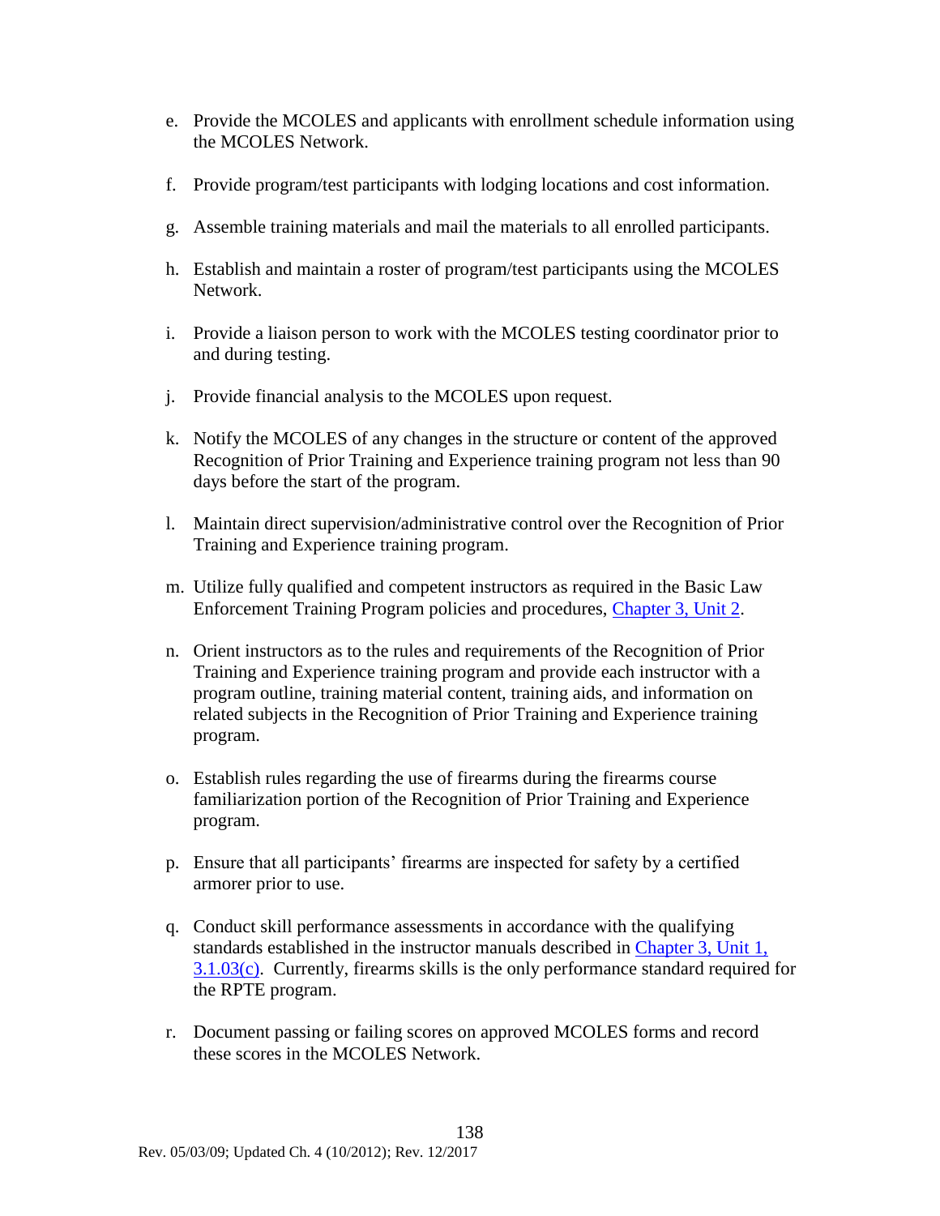e. Provide the MCOLES and applicants with enrollment schedule information using the MCOLES Network.

f. Provide program/test participants with lodging locations and cost information.

g. Assemble training materials and mail the materials to all enrolled participants.

h. Establish and maintain a roster of program/test participants using the MCOLES Network.

i. Provide a liaison person to work with the MCOLES testing coordinator prior to and during testing.

j. Provide financial analysis to the MCOLES upon request.

k. Notify the MCOLES of any changes in the structure or content of the approved Recognition of Prior Training and Experience training program not less than 90 days before the start of the program.

l. Maintain direct supervision/administrative control over the Recognition of Prior Training and Experience training program.

m. Utilize fully qualified and competent instructors as required in the Basic Law Enforcement Training Program policies and procedures, Chapter 3, Unit 2.

n. Orient instructors as to the rules and requirements of the Recognition of Prior Training and Experience training program and provide each instructor with a program outline, training material content, training aids, and information on related subjects in the Recognition of Prior Training and Experience training program.

o. Establish rules regarding the use of firearms during the firearms course familiarization portion of the Recognition of Prior Training and Experience program.

p. Ensure that all participants' firearms are inspected for safety by a certified armorer prior to use.

q. Conduct skill performance assessments in accordance with the qualifying standards established in the instructor manuals described in Chapter 3, Unit 1, 3.1.03(c). Currently, firearms skills is the only performance standard required for the RPTE program.

r. Document passing or failing scores on approved MCOLES forms and record these scores in the MCOLES Network.

Rev. 05/03/09; Updated Ch. 4 (10/2012); Rev. 12/2017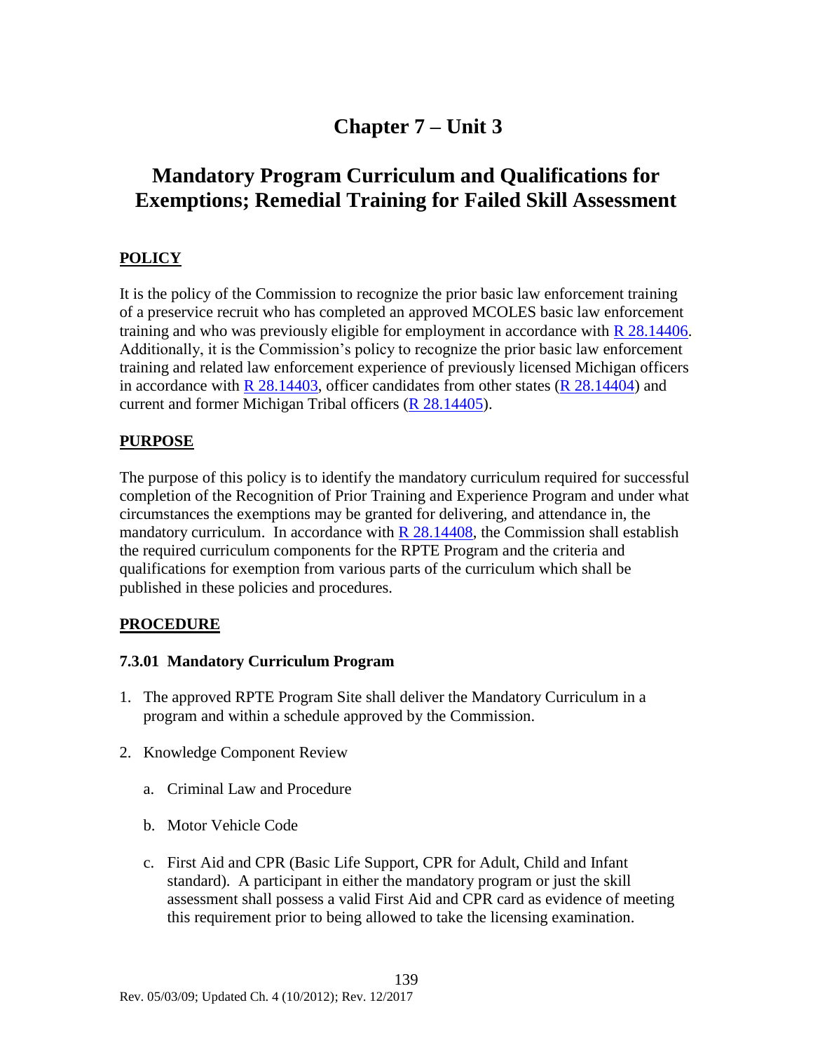# Chapter 7 – Unit 3

## Mandatory Program Curriculum and Qualifications for Exemptions; Remedial Training for Failed Skill Assessment

### POLICY

It is the policy of the Commission to recognize the prior basic law enforcement training of a preservice recruit who has completed an approved MCOLES basic law enforcement training and who was previously eligible for employment in accordance with R 28.14406. Additionally, it is the Commission's policy to recognize the prior basic law enforcement training and related law enforcement experience of previously licensed Michigan officers in accordance with R 28.14403, officer candidates from other states (R 28.14404) and current and former Michigan Tribal officers (R 28.14405).

### PURPOSE

The purpose of this policy is to identify the mandatory curriculum required for successful completion of the Recognition of Prior Training and Experience Program and under what circumstances the exemptions may be granted for delivering, and attendance in, the mandatory curriculum. In accordance with R 28.14408, the Commission shall establish the required curriculum components for the RPTE Program and the criteria and qualifications for exemption from various parts of the curriculum which shall be published in these policies and procedures.

### PROCEDURE

#### 7.3.01 Mandatory Curriculum Program

1. The approved RPTE Program Site shall deliver the Mandatory Curriculum in a program and within a schedule approved by the Commission.

2. Knowledge Component Review

   a. Criminal Law and Procedure

   b. Motor Vehicle Code

   c. First Aid and CPR (Basic Life Support, CPR for Adult, Child and Infant standard). A participant in either the mandatory program or just the skill assessment shall possess a valid First Aid and CPR card as evidence of meeting this requirement prior to being allowed to take the licensing examination.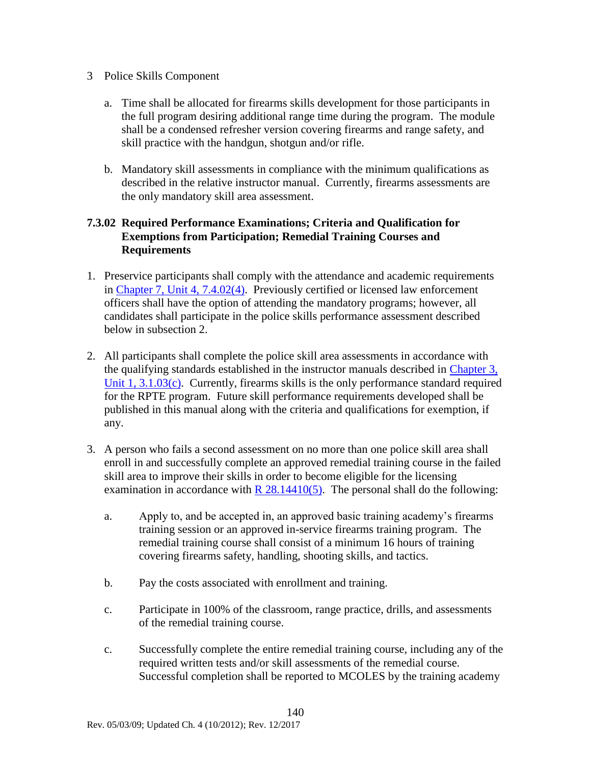3 Police Skills Component

a. Time shall be allocated for firearms skills development for those participants in the full program desiring additional range time during the program. The module shall be a condensed refresher version covering firearms and range safety, and skill practice with the handgun, shotgun and/or rifle.

b. Mandatory skill assessments in compliance with the minimum qualifications as described in the relative instructor manual. Currently, firearms assessments are the only mandatory skill area assessment.

### 7.3.02 Required Performance Examinations; Criteria and Qualification for Exemptions from Participation; Remedial Training Courses and Requirements

1. Preservice participants shall comply with the attendance and academic requirements in Chapter 7, Unit 4, 7.4.02(4). Previously certified or licensed law enforcement officers shall have the option of attending the mandatory programs; however, all candidates shall participate in the police skills performance assessment described below in subsection 2.

2. All participants shall complete the police skill area assessments in accordance with the qualifying standards established in the instructor manuals described in Chapter 3, Unit 1, 3.1.03(c). Currently, firearms skills is the only performance standard required for the RPTE program. Future skill performance requirements developed shall be published in this manual along with the criteria and qualifications for exemption, if any.

3. A person who fails a second assessment on no more than one police skill area shall enroll in and successfully complete an approved remedial training course in the failed skill area to improve their skills in order to become eligible for the licensing examination in accordance with R 28.14410(5). The personal shall do the following:

   a. Apply to, and be accepted in, an approved basic training academy's firearms training session or an approved in-service firearms training program. The remedial training course shall consist of a minimum 16 hours of training covering firearms safety, handling, shooting skills, and tactics.

   b. Pay the costs associated with enrollment and training.

   c. Participate in 100% of the classroom, range practice, drills, and assessments of the remedial training course.

   c. Successfully complete the entire remedial training course, including any of the required written tests and/or skill assessments of the remedial course. Successful completion shall be reported to MCOLES by the training academy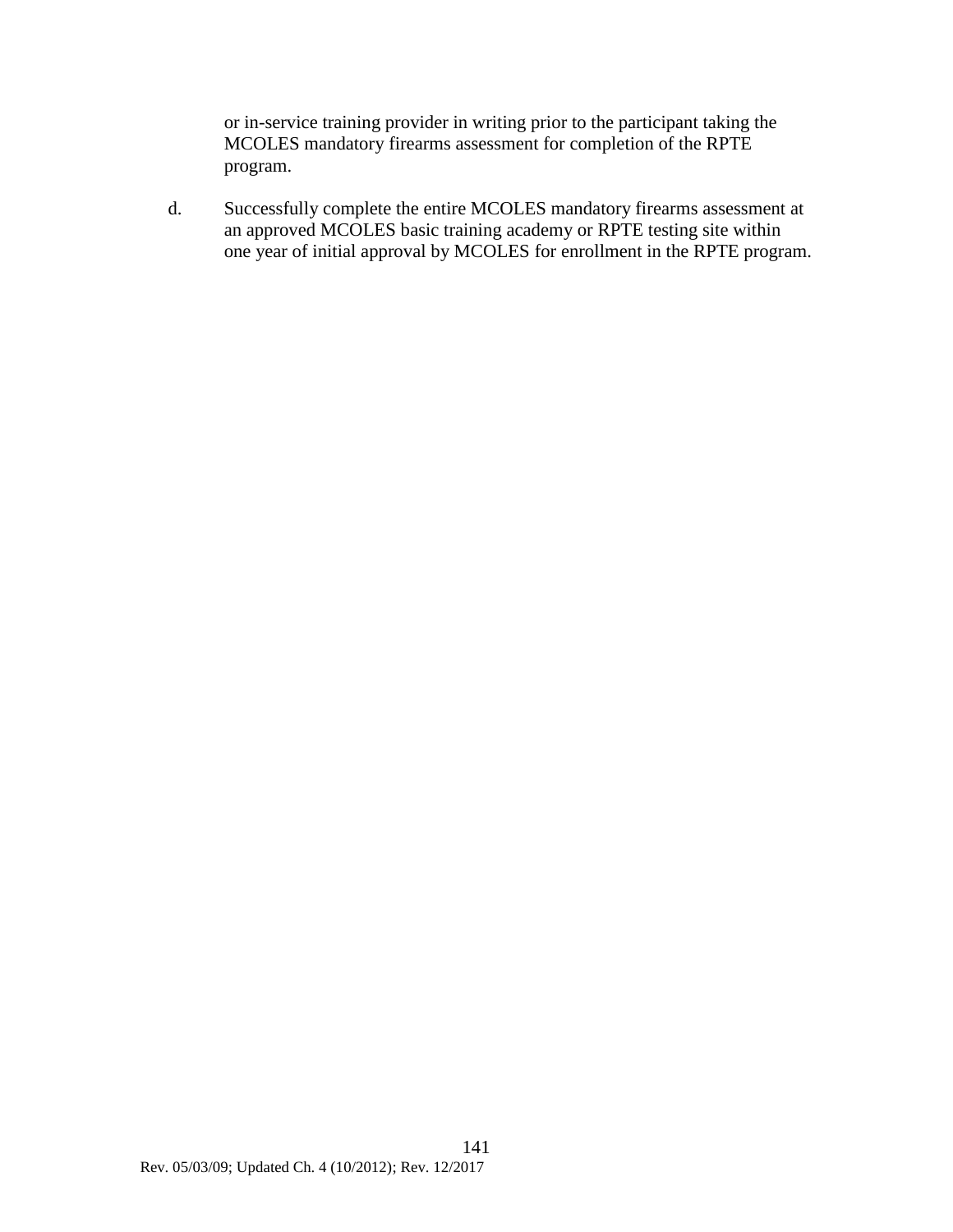or in-service training provider in writing prior to the participant taking the MCOLES mandatory firearms assessment for completion of the RPTE program.

d. Successfully complete the entire MCOLES mandatory firearms assessment at an approved MCOLES basic training academy or RPTE testing site within one year of initial approval by MCOLES for enrollment in the RPTE program.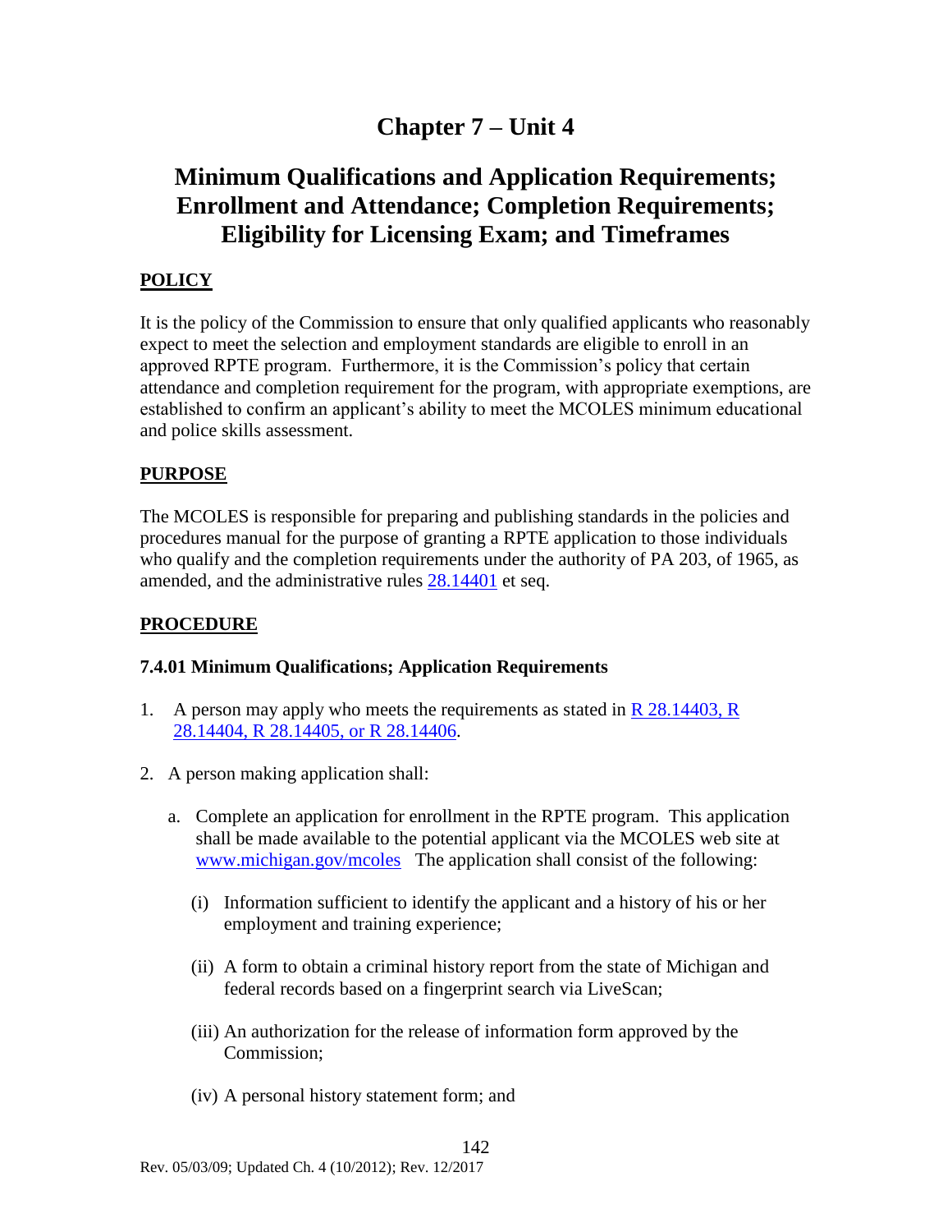# Chapter 7 – Unit 4

# Minimum Qualifications and Application Requirements; Enrollment and Attendance; Completion Requirements; Eligibility for Licensing Exam; and Timeframes

## POLICY

It is the policy of the Commission to ensure that only qualified applicants who reasonably expect to meet the selection and employment standards are eligible to enroll in an approved RPTE program. Furthermore, it is the Commission's policy that certain attendance and completion requirement for the program, with appropriate exemptions, are established to confirm an applicant's ability to meet the MCOLES minimum educational and police skills assessment.

## PURPOSE

The MCOLES is responsible for preparing and publishing standards in the policies and procedures manual for the purpose of granting a RPTE application to those individuals who qualify and the completion requirements under the authority of PA 203, of 1965, as amended, and the administrative rules 28.14401 et seq.

## PROCEDURE

### 7.4.01 Minimum Qualifications; Application Requirements

1. A person may apply who meets the requirements as stated in R 28.14403, R 28.14404, R 28.14405, or R 28.14406.

2. A person making application shall:

   a. Complete an application for enrollment in the RPTE program. This application shall be made available to the potential applicant via the MCOLES web site at www.michigan.gov/mcoles The application shall consist of the following:

      (i) Information sufficient to identify the applicant and a history of his or her employment and training experience;

      (ii) A form to obtain a criminal history report from the state of Michigan and federal records based on a fingerprint search via LiveScan;

      (iii) An authorization for the release of information form approved by the Commission;

      (iv) A personal history statement form; and

Rev. 05/03/09; Updated Ch. 4 (10/2012); Rev. 12/2017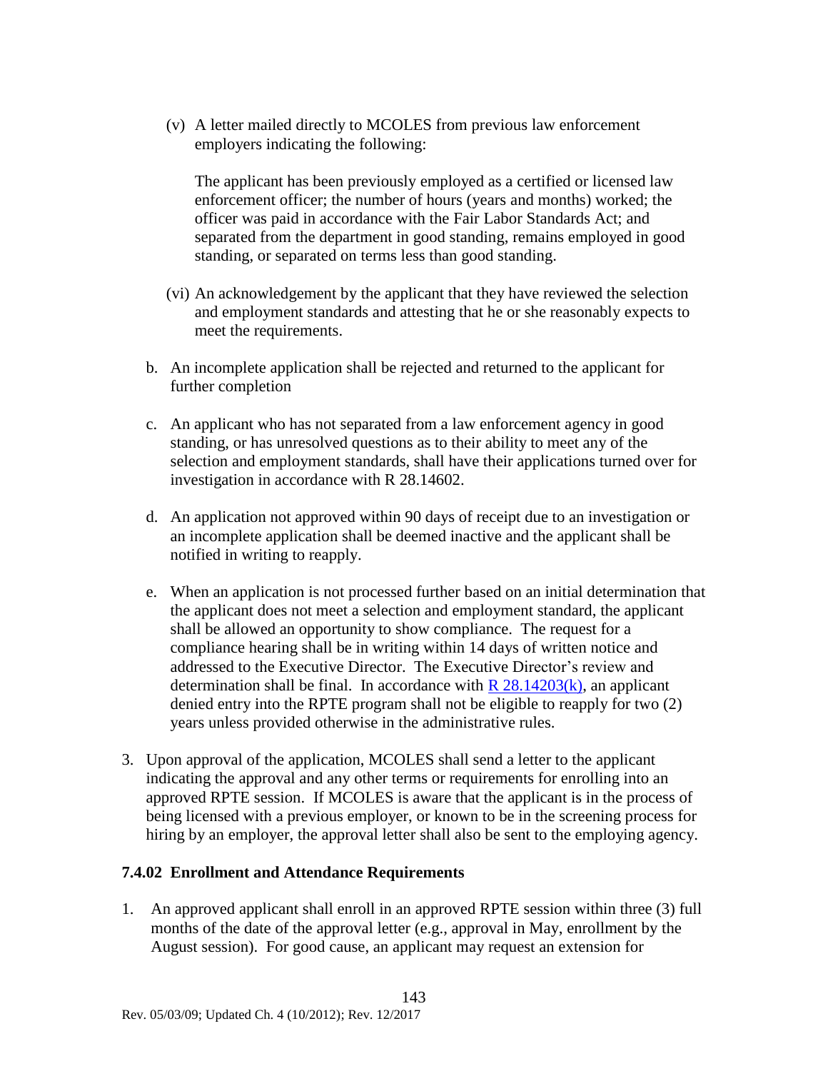(v) A letter mailed directly to MCOLES from previous law enforcement employers indicating the following:

The applicant has been previously employed as a certified or licensed law enforcement officer; the number of hours (years and months) worked; the officer was paid in accordance with the Fair Labor Standards Act; and separated from the department in good standing, remains employed in good standing, or separated on terms less than good standing.

(vi) An acknowledgement by the applicant that they have reviewed the selection and employment standards and attesting that he or she reasonably expects to meet the requirements.

b. An incomplete application shall be rejected and returned to the applicant for further completion

c. An applicant who has not separated from a law enforcement agency in good standing, or has unresolved questions as to their ability to meet any of the selection and employment standards, shall have their applications turned over for investigation in accordance with R 28.14602.

d. An application not approved within 90 days of receipt due to an investigation or an incomplete application shall be deemed inactive and the applicant shall be notified in writing to reapply.

e. When an application is not processed further based on an initial determination that the applicant does not meet a selection and employment standard, the applicant shall be allowed an opportunity to show compliance. The request for a compliance hearing shall be in writing within 14 days of written notice and addressed to the Executive Director. The Executive Director's review and determination shall be final. In accordance with R 28.14203(k), an applicant denied entry into the RPTE program shall not be eligible to reapply for two (2) years unless provided otherwise in the administrative rules.

3. Upon approval of the application, MCOLES shall send a letter to the applicant indicating the approval and any other terms or requirements for enrolling into an approved RPTE session. If MCOLES is aware that the applicant is in the process of being licensed with a previous employer, or known to be in the screening process for hiring by an employer, the approval letter shall also be sent to the employing agency.

### 7.4.02 Enrollment and Attendance Requirements

1. An approved applicant shall enroll in an approved RPTE session within three (3) full months of the date of the approval letter (e.g., approval in May, enrollment by the August session). For good cause, an applicant may request an extension for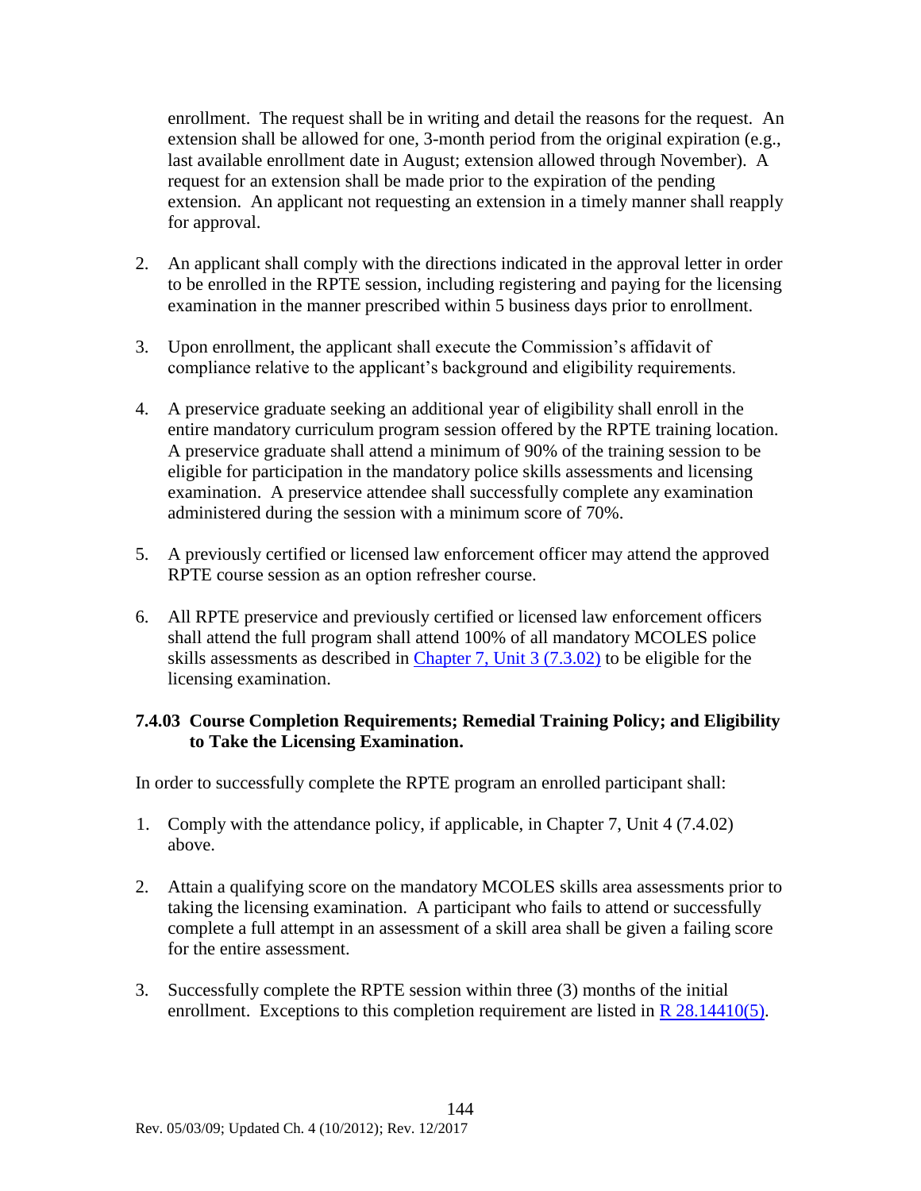enrollment. The request shall be in writing and detail the reasons for the request. An extension shall be allowed for one, 3-month period from the original expiration (e.g., last available enrollment date in August; extension allowed through November). A request for an extension shall be made prior to the expiration of the pending extension. An applicant not requesting an extension in a timely manner shall reapply for approval.

2. An applicant shall comply with the directions indicated in the approval letter in order to be enrolled in the RPTE session, including registering and paying for the licensing examination in the manner prescribed within 5 business days prior to enrollment.

3. Upon enrollment, the applicant shall execute the Commission's affidavit of compliance relative to the applicant's background and eligibility requirements.

4. A preservice graduate seeking an additional year of eligibility shall enroll in the entire mandatory curriculum program session offered by the RPTE training location. A preservice graduate shall attend a minimum of 90% of the training session to be eligible for participation in the mandatory police skills assessments and licensing examination. A preservice attendee shall successfully complete any examination administered during the session with a minimum score of 70%.

5. A previously certified or licensed law enforcement officer may attend the approved RPTE course session as an option refresher course.

6. All RPTE preservice and previously certified or licensed law enforcement officers shall attend the full program shall attend 100% of all mandatory MCOLES police skills assessments as described in [Chapter 7, Unit 3 (7.3.02)] to be eligible for the licensing examination.

### 7.4.03 Course Completion Requirements; Remedial Training Policy; and Eligibility to Take the Licensing Examination.

In order to successfully complete the RPTE program an enrolled participant shall:

1. Comply with the attendance policy, if applicable, in Chapter 7, Unit 4 (7.4.02) above.

2. Attain a qualifying score on the mandatory MCOLES skills area assessments prior to taking the licensing examination. A participant who fails to attend or successfully complete a full attempt in an assessment of a skill area shall be given a failing score for the entire assessment.

3. Successfully complete the RPTE session within three (3) months of the initial enrollment. Exceptions to this completion requirement are listed in [R 28.14410(5)].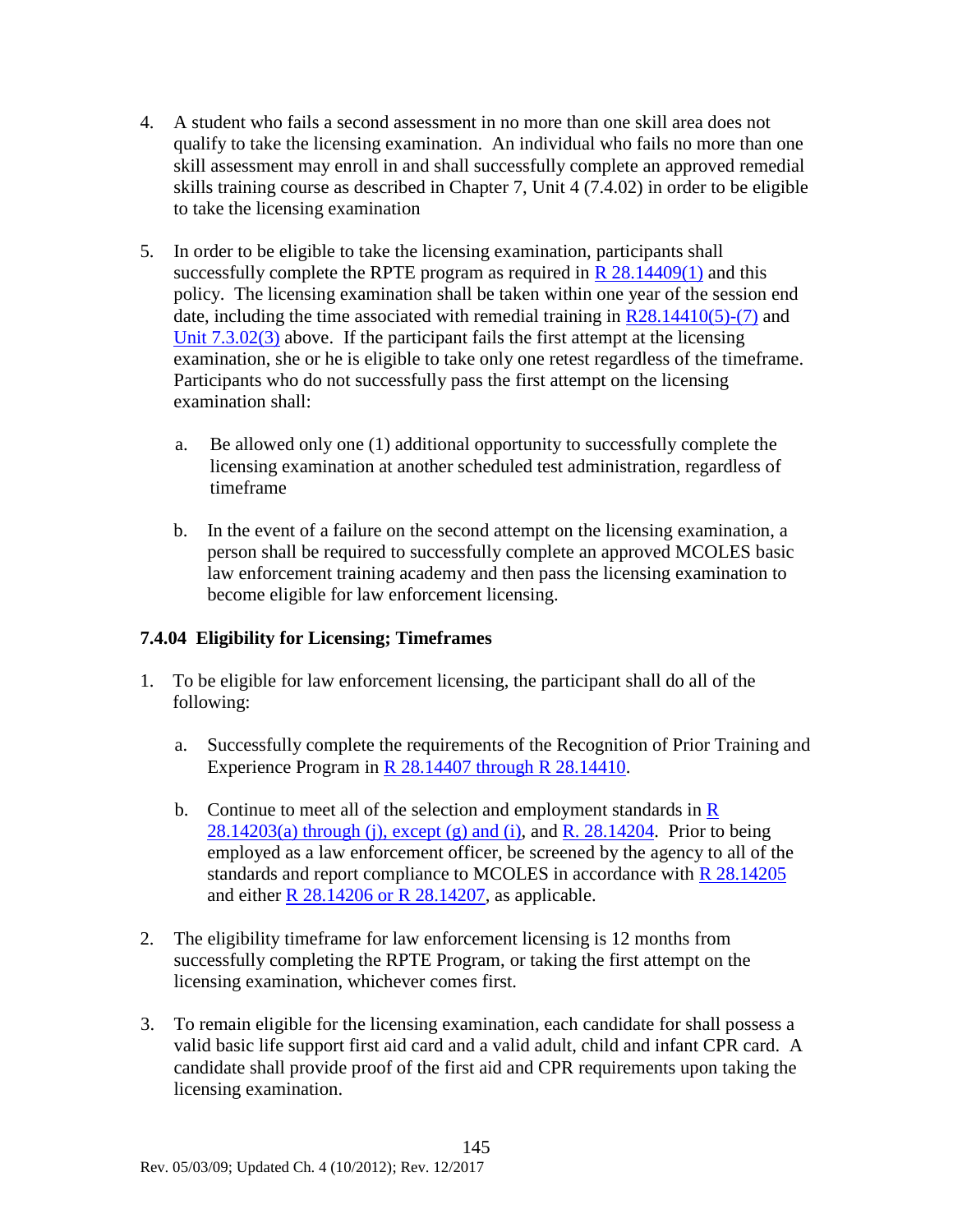4. A student who fails a second assessment in no more than one skill area does not qualify to take the licensing examination. An individual who fails no more than one skill assessment may enroll in and shall successfully complete an approved remedial skills training course as described in Chapter 7, Unit 4 (7.4.02) in order to be eligible to take the licensing examination

5. In order to be eligible to take the licensing examination, participants shall successfully complete the RPTE program as required in R 28.14409(1) and this policy. The licensing examination shall be taken within one year of the session end date, including the time associated with remedial training in R28.14410(5)-(7) and Unit 7.3.02(3) above. If the participant fails the first attempt at the licensing examination, she or he is eligible to take only one retest regardless of the timeframe. Participants who do not successfully pass the first attempt on the licensing examination shall:

   a. Be allowed only one (1) additional opportunity to successfully complete the licensing examination at another scheduled test administration, regardless of timeframe

   b. In the event of a failure on the second attempt on the licensing examination, a person shall be required to successfully complete an approved MCOLES basic law enforcement training academy and then pass the licensing examination to become eligible for law enforcement licensing.

### 7.4.04 Eligibility for Licensing; Timeframes

1. To be eligible for law enforcement licensing, the participant shall do all of the following:

   a. Successfully complete the requirements of the Recognition of Prior Training and Experience Program in R 28.14407 through R 28.14410.

   b. Continue to meet all of the selection and employment standards in R 28.14203(a) through (j), except (g) and (i), and R. 28.14204. Prior to being employed as a law enforcement officer, be screened by the agency to all of the standards and report compliance to MCOLES in accordance with R 28.14205 and either R 28.14206 or R 28.14207, as applicable.

2. The eligibility timeframe for law enforcement licensing is 12 months from successfully completing the RPTE Program, or taking the first attempt on the licensing examination, whichever comes first.

3. To remain eligible for the licensing examination, each candidate for shall possess a valid basic life support first aid card and a valid adult, child and infant CPR card. A candidate shall provide proof of the first aid and CPR requirements upon taking the licensing examination.

Rev. 05/03/09; Updated Ch. 4 (10/2012); Rev. 12/2017